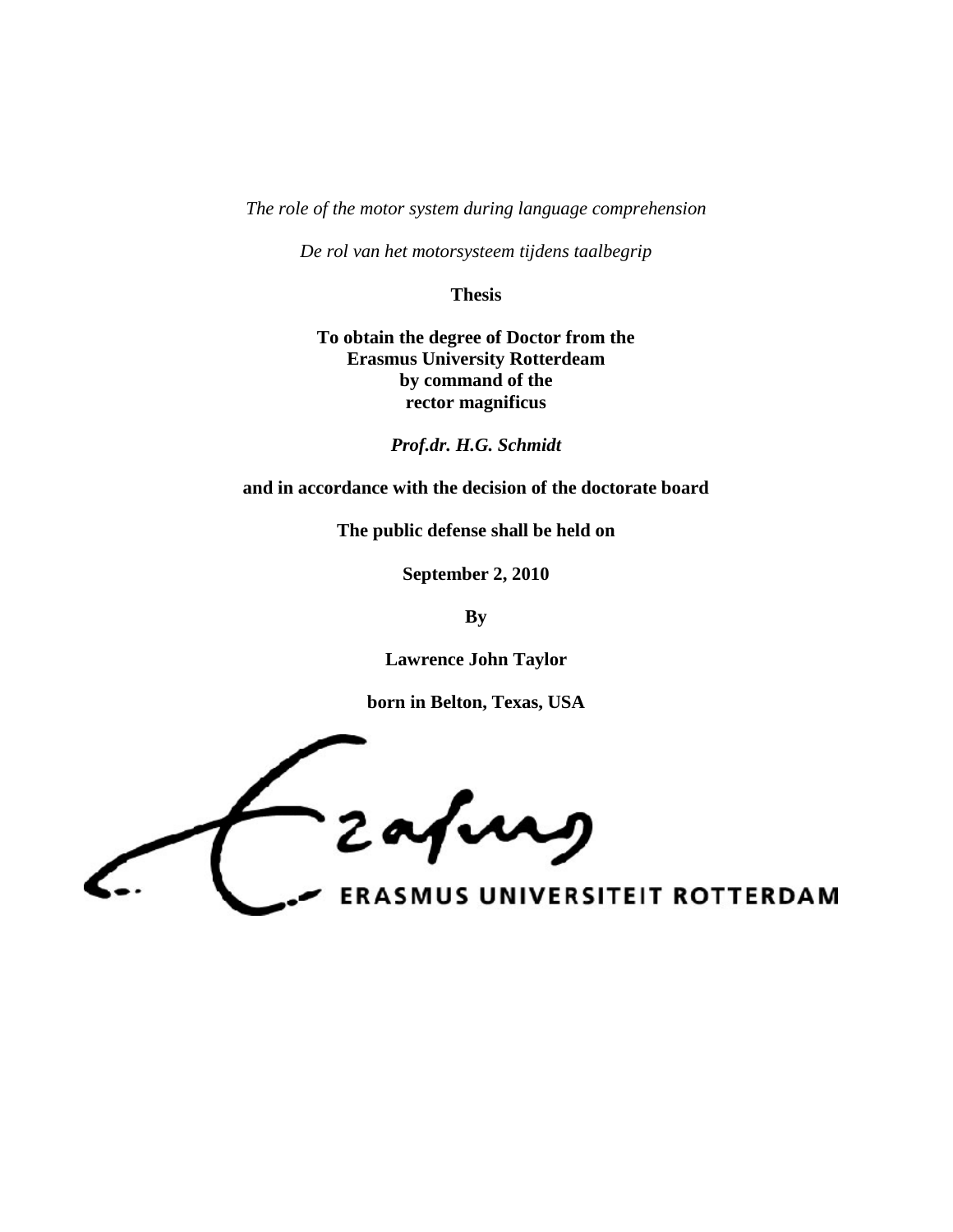*The role of the motor system during language comprehension*

*De rol van het motorsysteem tijdens taalbegrip*

**Thesis**

**To obtain the degree of Doctor from the Erasmus University Rotterdeam by command of the rector magnificus**

***Prof.dr. H.G. Schmidt***

**and in accordance with the decision of the doctorate board**

**The public defense shall be held on**

**September 2, 2010**

**By**

**Lawrence John Taylor**

**born in Belton, Texas, USA**

ERASMUS UNIVERSITEIT ROTTERDAM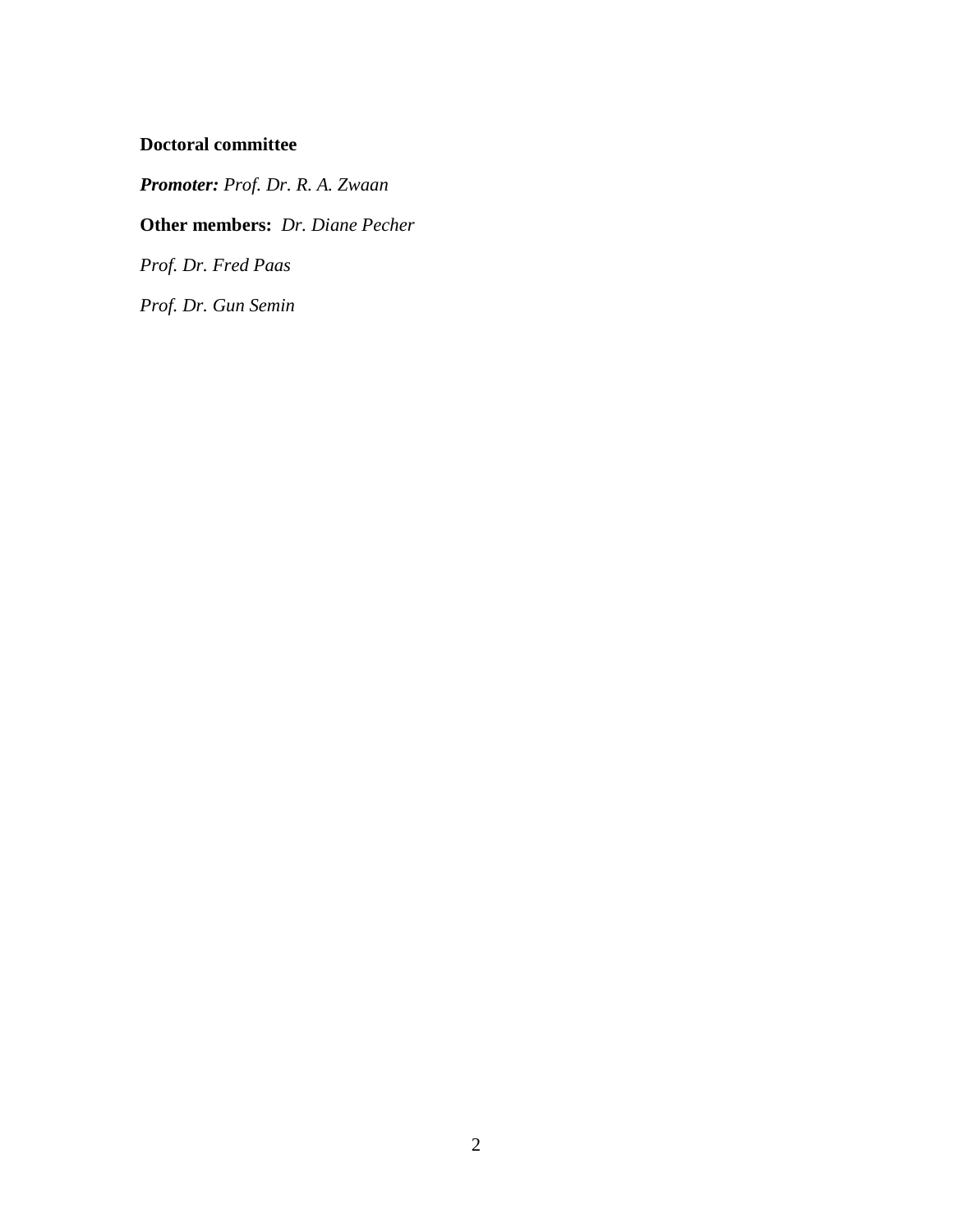**Doctoral committee**

***Promoter:*** *Prof. Dr. R. A. Zwaan*

**Other members:** *Dr. Diane Pecher*

*Prof. Dr. Fred Paas*

*Prof. Dr. Gun Semin*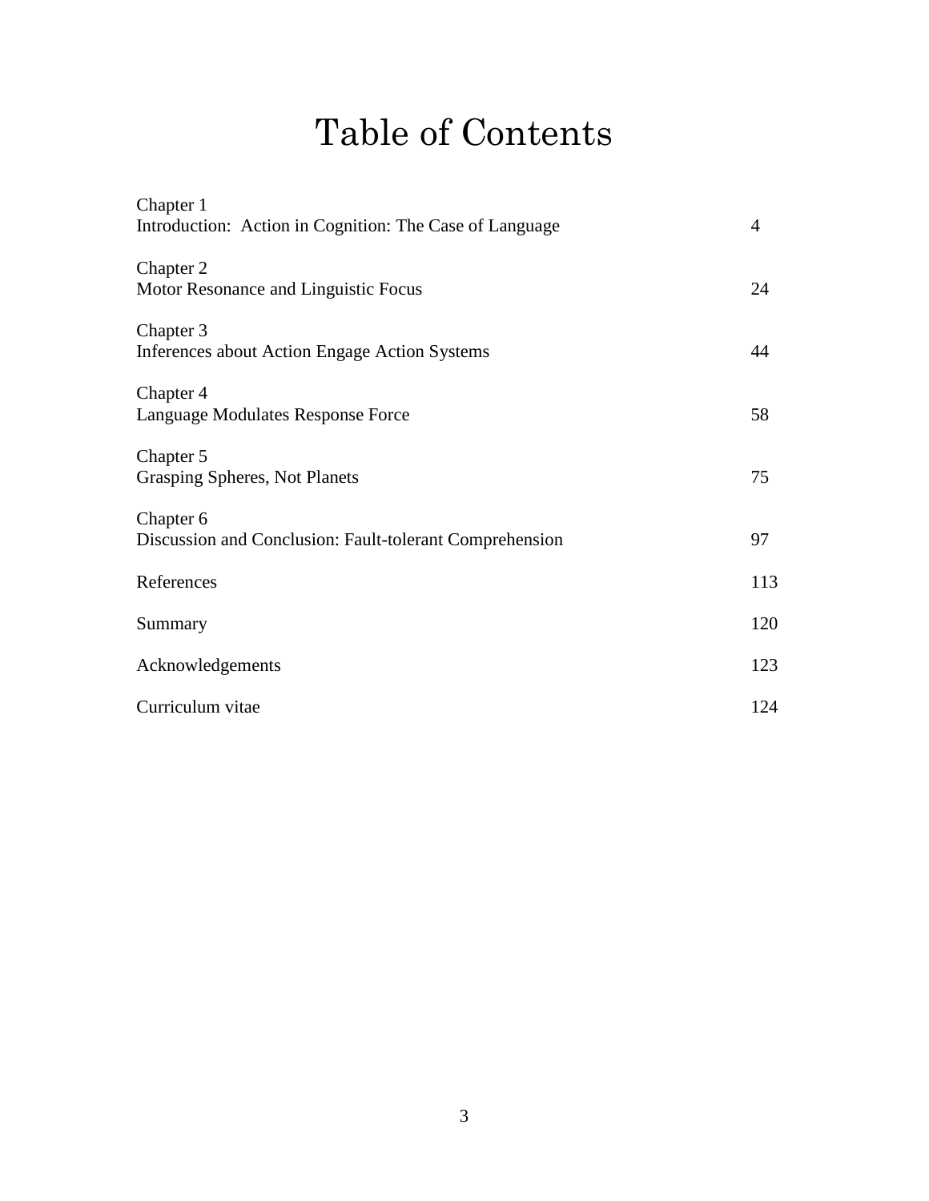# Table of Contents

Chapter 1
Introduction: Action in Cognition: The Case of Language 4

Chapter 2
Motor Resonance and Linguistic Focus 24

Chapter 3
Inferences about Action Engage Action Systems 44

Chapter 4
Language Modulates Response Force 58

Chapter 5
Grasping Spheres, Not Planets 75

Chapter 6
Discussion and Conclusion: Fault-tolerant Comprehension 97

References 113

Summary 120

Acknowledgements 123

Curriculum vitae 124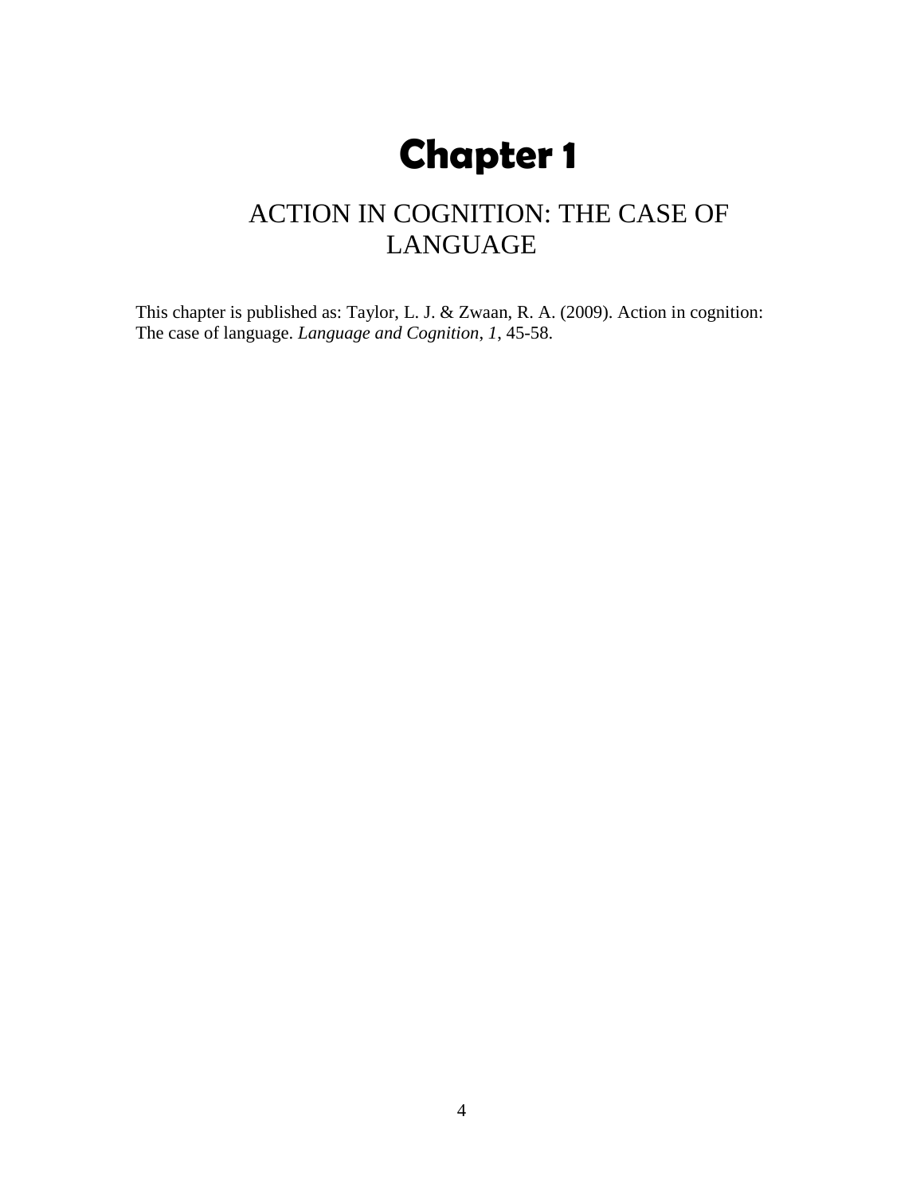# Chapter 1

## ACTION IN COGNITION: THE CASE OF LANGUAGE

This chapter is published as: Taylor, L. J. & Zwaan, R. A. (2009). Action in cognition: The case of language. *Language and Cognition*, *1*, 45-58.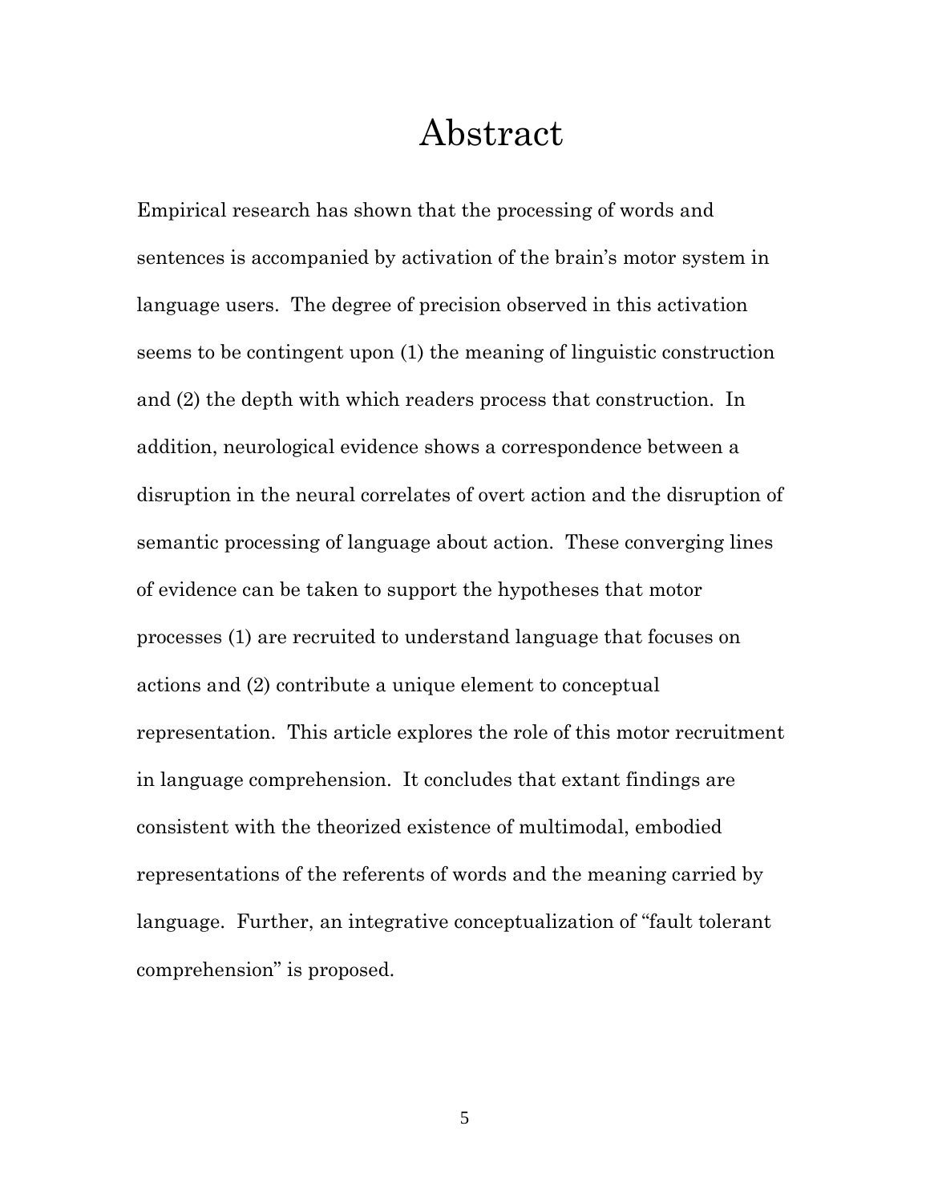# Abstract

Empirical research has shown that the processing of words and sentences is accompanied by activation of the brain's motor system in language users. The degree of precision observed in this activation seems to be contingent upon (1) the meaning of linguistic construction and (2) the depth with which readers process that construction. In addition, neurological evidence shows a correspondence between a disruption in the neural correlates of overt action and the disruption of semantic processing of language about action. These converging lines of evidence can be taken to support the hypotheses that motor processes (1) are recruited to understand language that focuses on actions and (2) contribute a unique element to conceptual representation. This article explores the role of this motor recruitment in language comprehension. It concludes that extant findings are consistent with the theorized existence of multimodal, embodied representations of the referents of words and the meaning carried by language. Further, an integrative conceptualization of "fault tolerant comprehension" is proposed.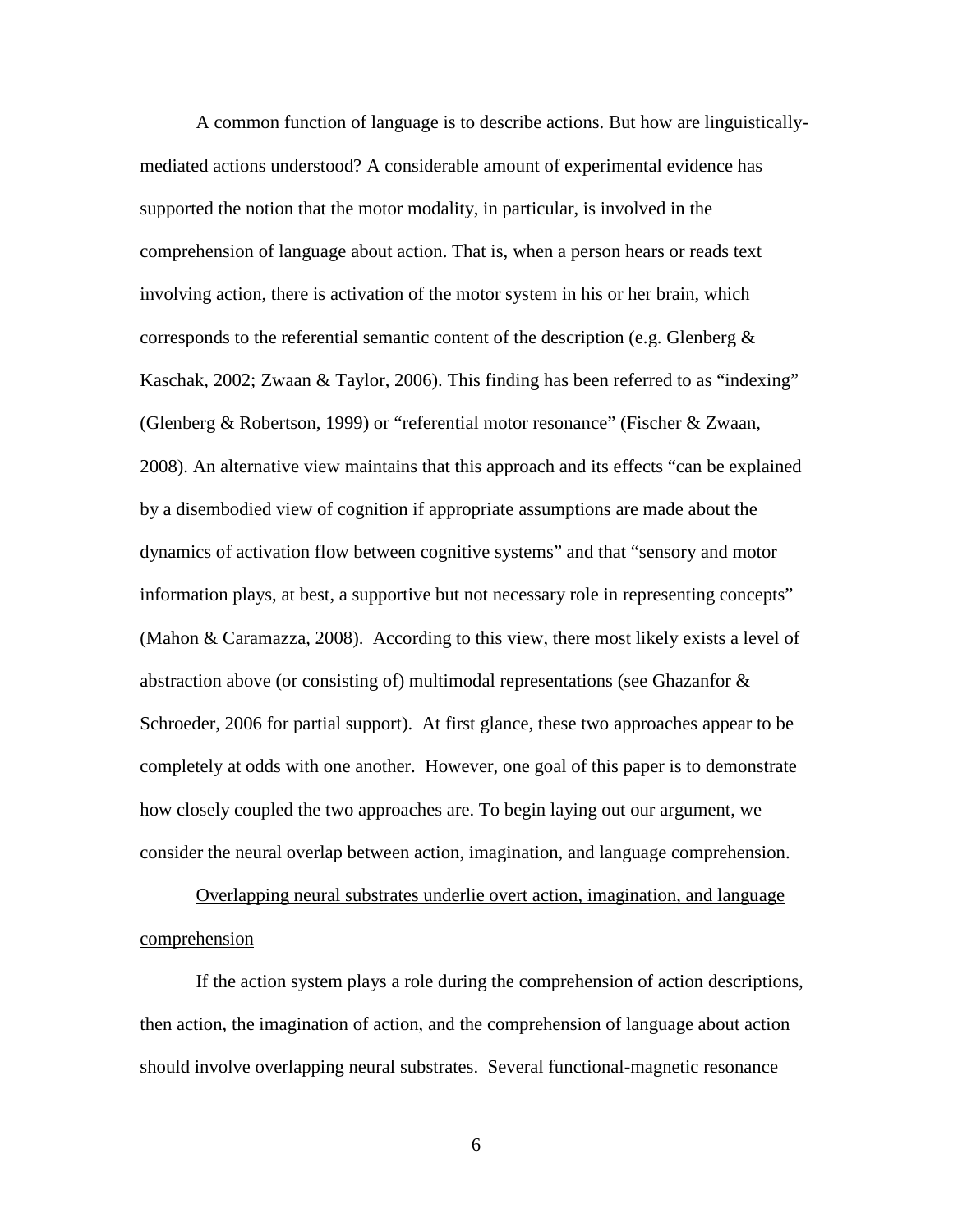A common function of language is to describe actions. But how are linguistically-mediated actions understood? A considerable amount of experimental evidence has supported the notion that the motor modality, in particular, is involved in the comprehension of language about action. That is, when a person hears or reads text involving action, there is activation of the motor system in his or her brain, which corresponds to the referential semantic content of the description (e.g. Glenberg & Kaschak, 2002; Zwaan & Taylor, 2006). This finding has been referred to as "indexing" (Glenberg & Robertson, 1999) or "referential motor resonance" (Fischer & Zwaan, 2008). An alternative view maintains that this approach and its effects "can be explained by a disembodied view of cognition if appropriate assumptions are made about the dynamics of activation flow between cognitive systems" and that "sensory and motor information plays, at best, a supportive but not necessary role in representing concepts" (Mahon & Caramazza, 2008). According to this view, there most likely exists a level of abstraction above (or consisting of) multimodal representations (see Ghazanfor & Schroeder, 2006 for partial support). At first glance, these two approaches appear to be completely at odds with one another. However, one goal of this paper is to demonstrate how closely coupled the two approaches are. To begin laying out our argument, we consider the neural overlap between action, imagination, and language comprehension.

## Overlapping neural substrates underlie overt action, imagination, and language comprehension

If the action system plays a role during the comprehension of action descriptions, then action, the imagination of action, and the comprehension of language about action should involve overlapping neural substrates. Several functional-magnetic resonance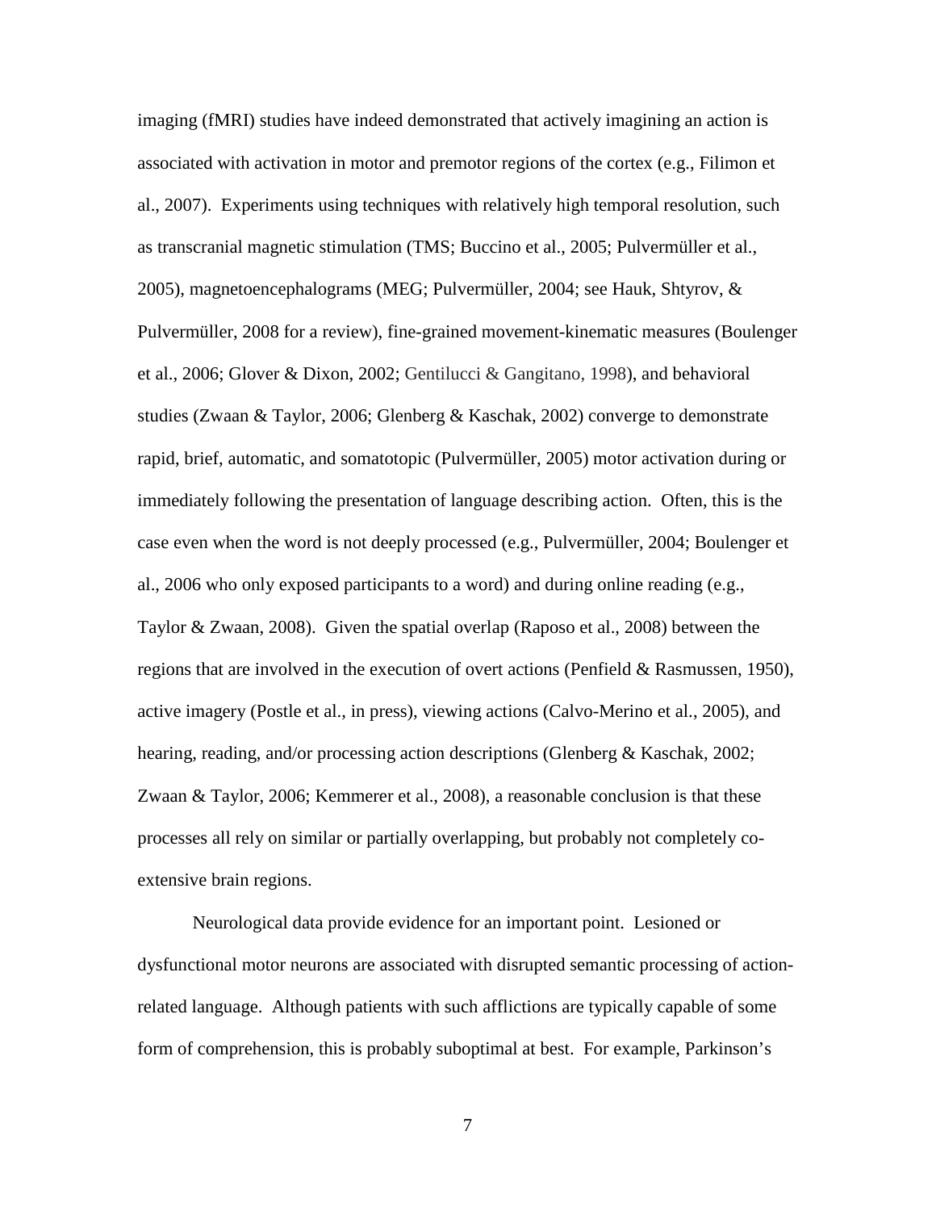imaging (fMRI) studies have indeed demonstrated that actively imagining an action is associated with activation in motor and premotor regions of the cortex (e.g., Filimon et al., 2007). Experiments using techniques with relatively high temporal resolution, such as transcranial magnetic stimulation (TMS; Buccino et al., 2005; Pulvermüller et al., 2005), magnetoencephalograms (MEG; Pulvermüller, 2004; see Hauk, Shtyrov, & Pulvermüller, 2008 for a review), fine-grained movement-kinematic measures (Boulenger et al., 2006; Glover & Dixon, 2002; Gentilucci & Gangitano, 1998), and behavioral studies (Zwaan & Taylor, 2006; Glenberg & Kaschak, 2002) converge to demonstrate rapid, brief, automatic, and somatotopic (Pulvermüller, 2005) motor activation during or immediately following the presentation of language describing action. Often, this is the case even when the word is not deeply processed (e.g., Pulvermüller, 2004; Boulenger et al., 2006 who only exposed participants to a word) and during online reading (e.g., Taylor & Zwaan, 2008). Given the spatial overlap (Raposo et al., 2008) between the regions that are involved in the execution of overt actions (Penfield & Rasmussen, 1950), active imagery (Postle et al., in press), viewing actions (Calvo-Merino et al., 2005), and hearing, reading, and/or processing action descriptions (Glenberg & Kaschak, 2002; Zwaan & Taylor, 2006; Kemmerer et al., 2008), a reasonable conclusion is that these processes all rely on similar or partially overlapping, but probably not completely co-extensive brain regions.

Neurological data provide evidence for an important point. Lesioned or dysfunctional motor neurons are associated with disrupted semantic processing of action-related language. Although patients with such afflictions are typically capable of some form of comprehension, this is probably suboptimal at best. For example, Parkinson's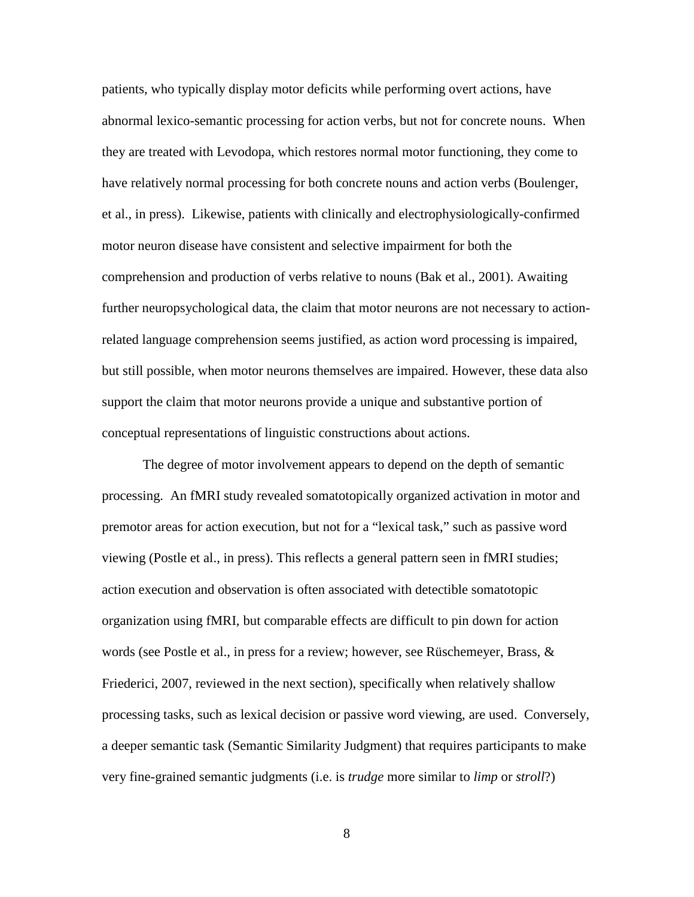patients, who typically display motor deficits while performing overt actions, have abnormal lexico-semantic processing for action verbs, but not for concrete nouns. When they are treated with Levodopa, which restores normal motor functioning, they come to have relatively normal processing for both concrete nouns and action verbs (Boulenger, et al., in press). Likewise, patients with clinically and electrophysiologically-confirmed motor neuron disease have consistent and selective impairment for both the comprehension and production of verbs relative to nouns (Bak et al., 2001). Awaiting further neuropsychological data, the claim that motor neurons are not necessary to action-related language comprehension seems justified, as action word processing is impaired, but still possible, when motor neurons themselves are impaired. However, these data also support the claim that motor neurons provide a unique and substantive portion of conceptual representations of linguistic constructions about actions.

The degree of motor involvement appears to depend on the depth of semantic processing. An fMRI study revealed somatotopically organized activation in motor and premotor areas for action execution, but not for a "lexical task," such as passive word viewing (Postle et al., in press). This reflects a general pattern seen in fMRI studies; action execution and observation is often associated with detectible somatotopic organization using fMRI, but comparable effects are difficult to pin down for action words (see Postle et al., in press for a review; however, see Rüschemeyer, Brass, & Friederici, 2007, reviewed in the next section), specifically when relatively shallow processing tasks, such as lexical decision or passive word viewing, are used. Conversely, a deeper semantic task (Semantic Similarity Judgment) that requires participants to make very fine-grained semantic judgments (i.e. is *trudge* more similar to *limp* or *stroll*?)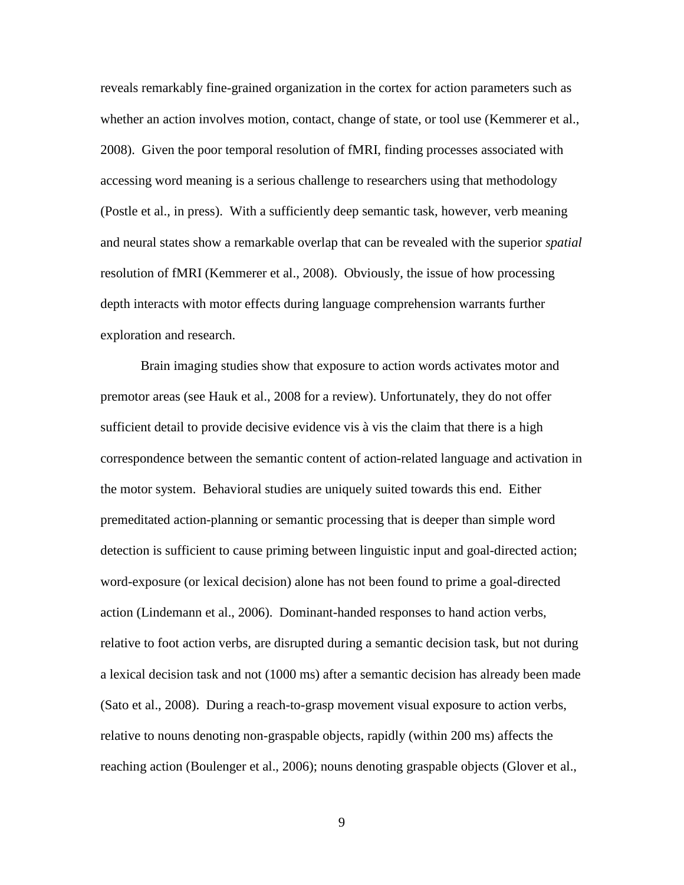reveals remarkably fine-grained organization in the cortex for action parameters such as whether an action involves motion, contact, change of state, or tool use (Kemmerer et al., 2008). Given the poor temporal resolution of fMRI, finding processes associated with accessing word meaning is a serious challenge to researchers using that methodology (Postle et al., in press). With a sufficiently deep semantic task, however, verb meaning and neural states show a remarkable overlap that can be revealed with the superior *spatial* resolution of fMRI (Kemmerer et al., 2008). Obviously, the issue of how processing depth interacts with motor effects during language comprehension warrants further exploration and research.

Brain imaging studies show that exposure to action words activates motor and premotor areas (see Hauk et al., 2008 for a review). Unfortunately, they do not offer sufficient detail to provide decisive evidence vis à vis the claim that there is a high correspondence between the semantic content of action-related language and activation in the motor system. Behavioral studies are uniquely suited towards this end. Either premeditated action-planning or semantic processing that is deeper than simple word detection is sufficient to cause priming between linguistic input and goal-directed action; word-exposure (or lexical decision) alone has not been found to prime a goal-directed action (Lindemann et al., 2006). Dominant-handed responses to hand action verbs, relative to foot action verbs, are disrupted during a semantic decision task, but not during a lexical decision task and not (1000 ms) after a semantic decision has already been made (Sato et al., 2008). During a reach-to-grasp movement visual exposure to action verbs, relative to nouns denoting non-graspable objects, rapidly (within 200 ms) affects the reaching action (Boulenger et al., 2006); nouns denoting graspable objects (Glover et al.,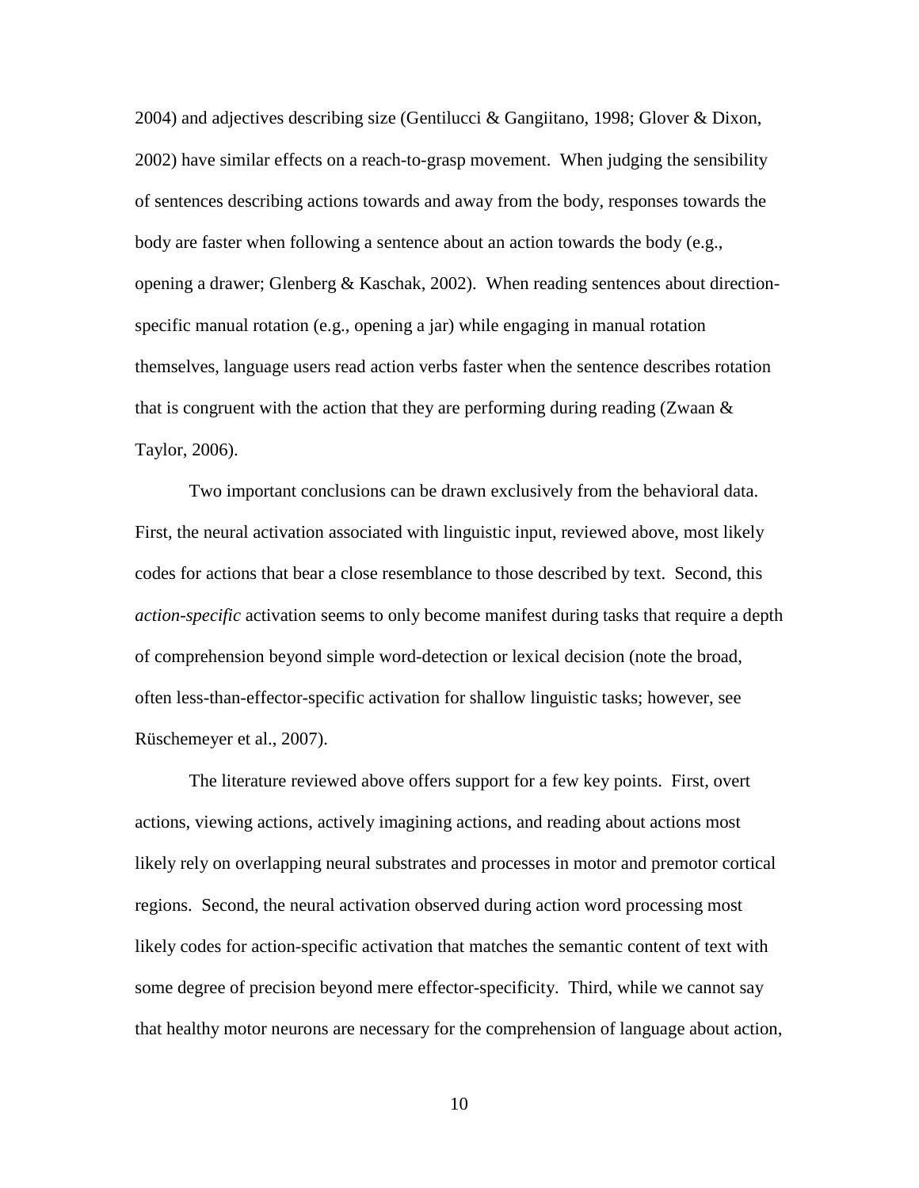2004) and adjectives describing size (Gentilucci & Gangiitano, 1998; Glover & Dixon, 2002) have similar effects on a reach-to-grasp movement. When judging the sensibility of sentences describing actions towards and away from the body, responses towards the body are faster when following a sentence about an action towards the body (e.g., opening a drawer; Glenberg & Kaschak, 2002). When reading sentences about direction-specific manual rotation (e.g., opening a jar) while engaging in manual rotation themselves, language users read action verbs faster when the sentence describes rotation that is congruent with the action that they are performing during reading (Zwaan & Taylor, 2006).

Two important conclusions can be drawn exclusively from the behavioral data. First, the neural activation associated with linguistic input, reviewed above, most likely codes for actions that bear a close resemblance to those described by text. Second, this *action-specific* activation seems to only become manifest during tasks that require a depth of comprehension beyond simple word-detection or lexical decision (note the broad, often less-than-effector-specific activation for shallow linguistic tasks; however, see Rüschemeyer et al., 2007).

The literature reviewed above offers support for a few key points. First, overt actions, viewing actions, actively imagining actions, and reading about actions most likely rely on overlapping neural substrates and processes in motor and premotor cortical regions. Second, the neural activation observed during action word processing most likely codes for action-specific activation that matches the semantic content of text with some degree of precision beyond mere effector-specificity. Third, while we cannot say that healthy motor neurons are necessary for the comprehension of language about action,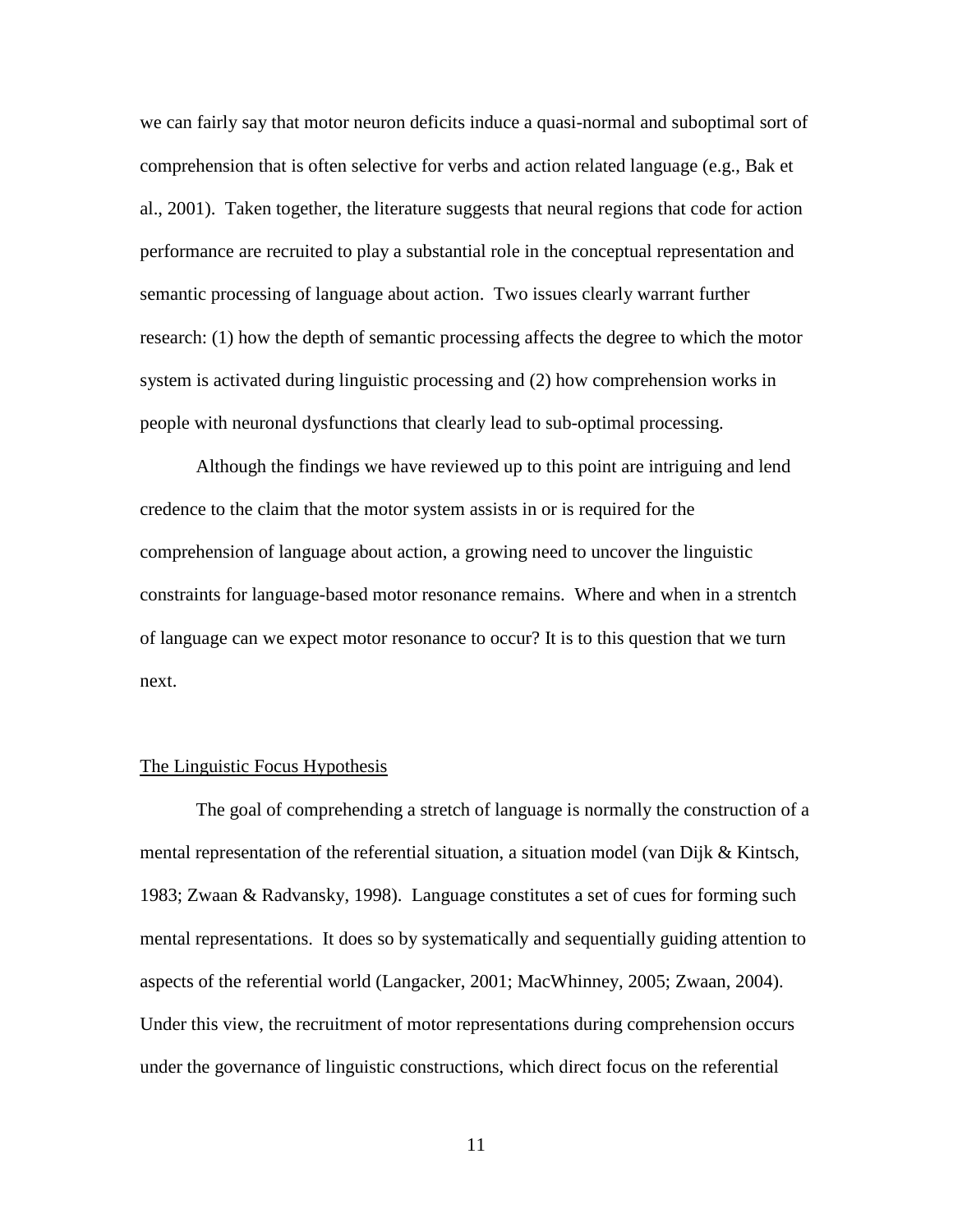we can fairly say that motor neuron deficits induce a quasi-normal and suboptimal sort of comprehension that is often selective for verbs and action related language (e.g., Bak et al., 2001). Taken together, the literature suggests that neural regions that code for action performance are recruited to play a substantial role in the conceptual representation and semantic processing of language about action. Two issues clearly warrant further research: (1) how the depth of semantic processing affects the degree to which the motor system is activated during linguistic processing and (2) how comprehension works in people with neuronal dysfunctions that clearly lead to sub-optimal processing.

Although the findings we have reviewed up to this point are intriguing and lend credence to the claim that the motor system assists in or is required for the comprehension of language about action, a growing need to uncover the linguistic constraints for language-based motor resonance remains. Where and when in a strentch of language can we expect motor resonance to occur? It is to this question that we turn next.

## The Linguistic Focus Hypothesis

The goal of comprehending a stretch of language is normally the construction of a mental representation of the referential situation, a situation model (van Dijk & Kintsch, 1983; Zwaan & Radvansky, 1998). Language constitutes a set of cues for forming such mental representations. It does so by systematically and sequentially guiding attention to aspects of the referential world (Langacker, 2001; MacWhinney, 2005; Zwaan, 2004). Under this view, the recruitment of motor representations during comprehension occurs under the governance of linguistic constructions, which direct focus on the referential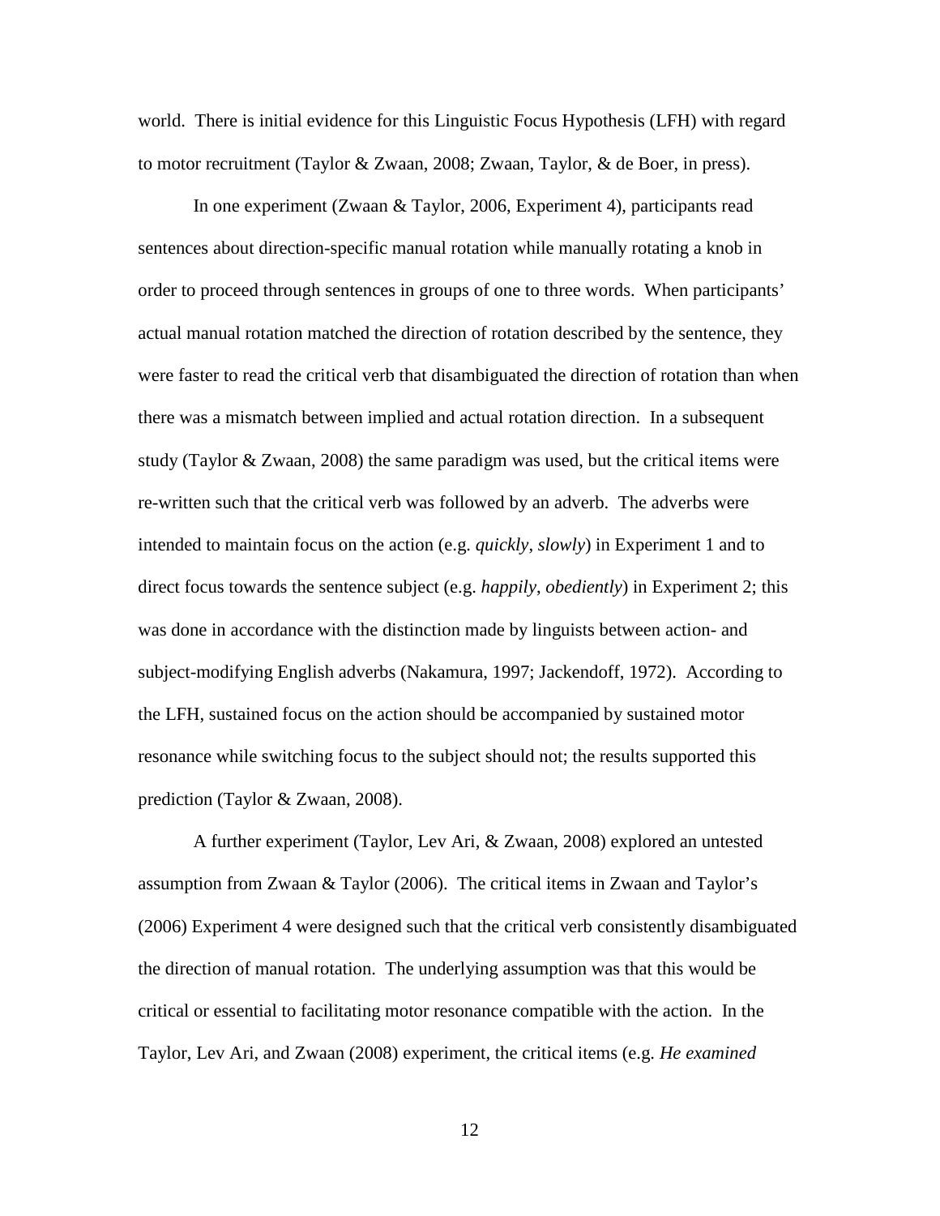world. There is initial evidence for this Linguistic Focus Hypothesis (LFH) with regard to motor recruitment (Taylor & Zwaan, 2008; Zwaan, Taylor, & de Boer, in press).

In one experiment (Zwaan & Taylor, 2006, Experiment 4), participants read sentences about direction-specific manual rotation while manually rotating a knob in order to proceed through sentences in groups of one to three words. When participants' actual manual rotation matched the direction of rotation described by the sentence, they were faster to read the critical verb that disambiguated the direction of rotation than when there was a mismatch between implied and actual rotation direction. In a subsequent study (Taylor & Zwaan, 2008) the same paradigm was used, but the critical items were re-written such that the critical verb was followed by an adverb. The adverbs were intended to maintain focus on the action (e.g. *quickly*, *slowly*) in Experiment 1 and to direct focus towards the sentence subject (e.g. *happily*, *obediently*) in Experiment 2; this was done in accordance with the distinction made by linguists between action- and subject-modifying English adverbs (Nakamura, 1997; Jackendoff, 1972). According to the LFH, sustained focus on the action should be accompanied by sustained motor resonance while switching focus to the subject should not; the results supported this prediction (Taylor & Zwaan, 2008).

A further experiment (Taylor, Lev Ari, & Zwaan, 2008) explored an untested assumption from Zwaan & Taylor (2006). The critical items in Zwaan and Taylor's (2006) Experiment 4 were designed such that the critical verb consistently disambiguated the direction of manual rotation. The underlying assumption was that this would be critical or essential to facilitating motor resonance compatible with the action. In the Taylor, Lev Ari, and Zwaan (2008) experiment, the critical items (e.g. *He examined*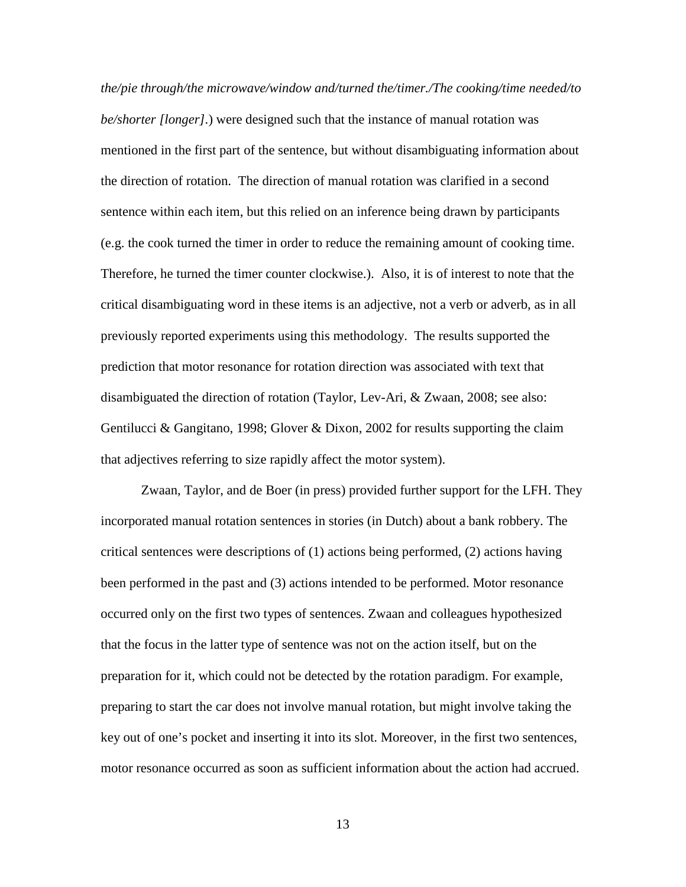*the/pie through/the microwave/window and/turned the/timer./The cooking/time needed/to be/shorter [longer].*) were designed such that the instance of manual rotation was mentioned in the first part of the sentence, but without disambiguating information about the direction of rotation. The direction of manual rotation was clarified in a second sentence within each item, but this relied on an inference being drawn by participants (e.g. the cook turned the timer in order to reduce the remaining amount of cooking time. Therefore, he turned the timer counter clockwise.). Also, it is of interest to note that the critical disambiguating word in these items is an adjective, not a verb or adverb, as in all previously reported experiments using this methodology. The results supported the prediction that motor resonance for rotation direction was associated with text that disambiguated the direction of rotation (Taylor, Lev-Ari, & Zwaan, 2008; see also: Gentilucci & Gangitano, 1998; Glover & Dixon, 2002 for results supporting the claim that adjectives referring to size rapidly affect the motor system).

Zwaan, Taylor, and de Boer (in press) provided further support for the LFH. They incorporated manual rotation sentences in stories (in Dutch) about a bank robbery. The critical sentences were descriptions of (1) actions being performed, (2) actions having been performed in the past and (3) actions intended to be performed. Motor resonance occurred only on the first two types of sentences. Zwaan and colleagues hypothesized that the focus in the latter type of sentence was not on the action itself, but on the preparation for it, which could not be detected by the rotation paradigm. For example, preparing to start the car does not involve manual rotation, but might involve taking the key out of one's pocket and inserting it into its slot. Moreover, in the first two sentences, motor resonance occurred as soon as sufficient information about the action had accrued.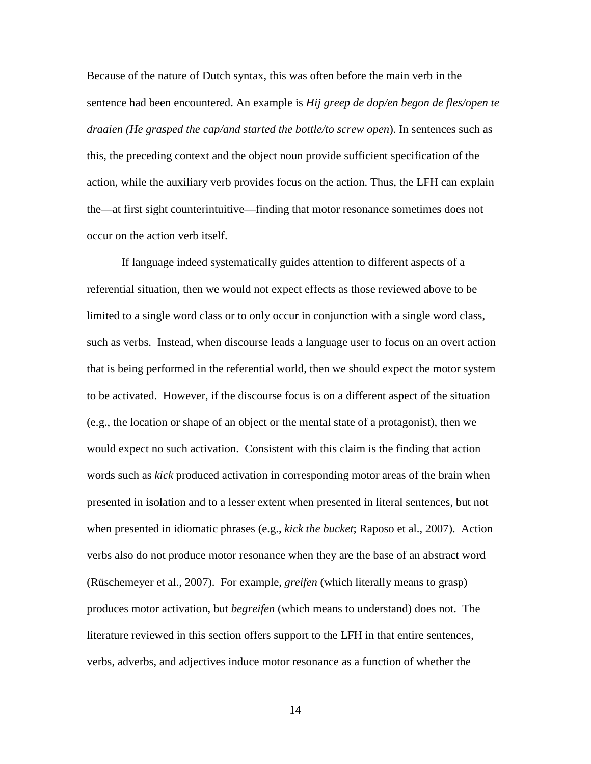Because of the nature of Dutch syntax, this was often before the main verb in the sentence had been encountered. An example is *Hij greep de dop/en begon de fles/open te draaien (He grasped the cap/and started the bottle/to screw open*). In sentences such as this, the preceding context and the object noun provide sufficient specification of the action, while the auxiliary verb provides focus on the action. Thus, the LFH can explain the—at first sight counterintuitive—finding that motor resonance sometimes does not occur on the action verb itself.

If language indeed systematically guides attention to different aspects of a referential situation, then we would not expect effects as those reviewed above to be limited to a single word class or to only occur in conjunction with a single word class, such as verbs. Instead, when discourse leads a language user to focus on an overt action that is being performed in the referential world, then we should expect the motor system to be activated. However, if the discourse focus is on a different aspect of the situation (e.g., the location or shape of an object or the mental state of a protagonist), then we would expect no such activation. Consistent with this claim is the finding that action words such as *kick* produced activation in corresponding motor areas of the brain when presented in isolation and to a lesser extent when presented in literal sentences, but not when presented in idiomatic phrases (e.g., *kick the bucket*; Raposo et al., 2007). Action verbs also do not produce motor resonance when they are the base of an abstract word (Rüschemeyer et al., 2007). For example, *greifen* (which literally means to grasp) produces motor activation, but *begreifen* (which means to understand) does not. The literature reviewed in this section offers support to the LFH in that entire sentences, verbs, adverbs, and adjectives induce motor resonance as a function of whether the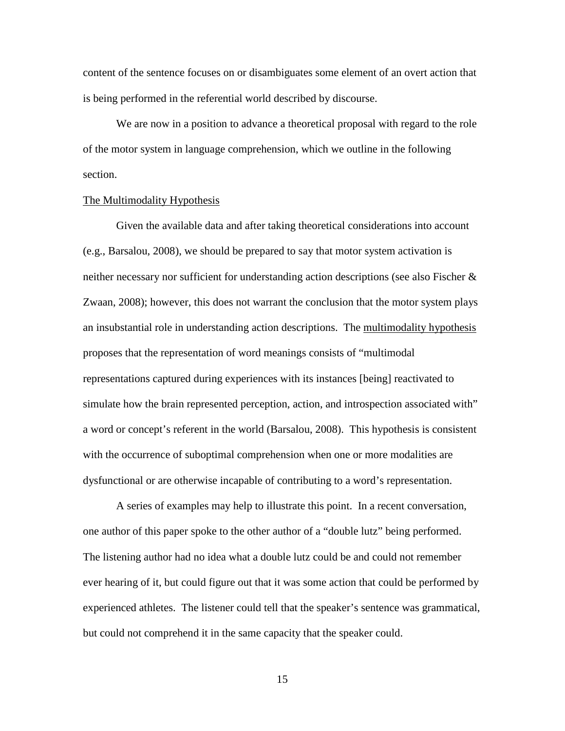content of the sentence focuses on or disambiguates some element of an overt action that is being performed in the referential world described by discourse.

We are now in a position to advance a theoretical proposal with regard to the role of the motor system in language comprehension, which we outline in the following section.

## The Multimodality Hypothesis

Given the available data and after taking theoretical considerations into account (e.g., Barsalou, 2008), we should be prepared to say that motor system activation is neither necessary nor sufficient for understanding action descriptions (see also Fischer & Zwaan, 2008); however, this does not warrant the conclusion that the motor system plays an insubstantial role in understanding action descriptions. The multimodality hypothesis proposes that the representation of word meanings consists of "multimodal representations captured during experiences with its instances [being] reactivated to simulate how the brain represented perception, action, and introspection associated with" a word or concept's referent in the world (Barsalou, 2008). This hypothesis is consistent with the occurrence of suboptimal comprehension when one or more modalities are dysfunctional or are otherwise incapable of contributing to a word's representation.

A series of examples may help to illustrate this point. In a recent conversation, one author of this paper spoke to the other author of a "double lutz" being performed. The listening author had no idea what a double lutz could be and could not remember ever hearing of it, but could figure out that it was some action that could be performed by experienced athletes. The listener could tell that the speaker's sentence was grammatical, but could not comprehend it in the same capacity that the speaker could.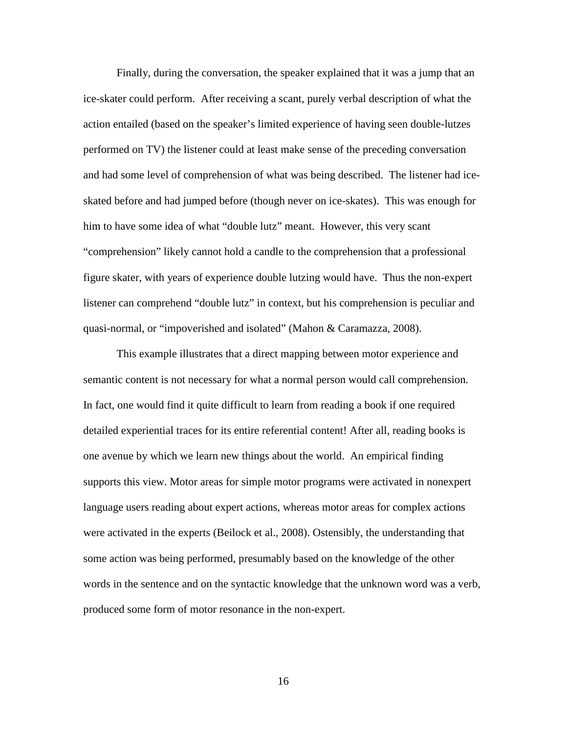Finally, during the conversation, the speaker explained that it was a jump that an ice-skater could perform. After receiving a scant, purely verbal description of what the action entailed (based on the speaker's limited experience of having seen double-lutzes performed on TV) the listener could at least make sense of the preceding conversation and had some level of comprehension of what was being described. The listener had ice-skated before and had jumped before (though never on ice-skates). This was enough for him to have some idea of what "double lutz" meant. However, this very scant "comprehension" likely cannot hold a candle to the comprehension that a professional figure skater, with years of experience double lutzing would have. Thus the non-expert listener can comprehend "double lutz" in context, but his comprehension is peculiar and quasi-normal, or "impoverished and isolated" (Mahon & Caramazza, 2008).

This example illustrates that a direct mapping between motor experience and semantic content is not necessary for what a normal person would call comprehension. In fact, one would find it quite difficult to learn from reading a book if one required detailed experiential traces for its entire referential content! After all, reading books is one avenue by which we learn new things about the world. An empirical finding supports this view. Motor areas for simple motor programs were activated in nonexpert language users reading about expert actions, whereas motor areas for complex actions were activated in the experts (Beilock et al., 2008). Ostensibly, the understanding that some action was being performed, presumably based on the knowledge of the other words in the sentence and on the syntactic knowledge that the unknown word was a verb, produced some form of motor resonance in the non-expert.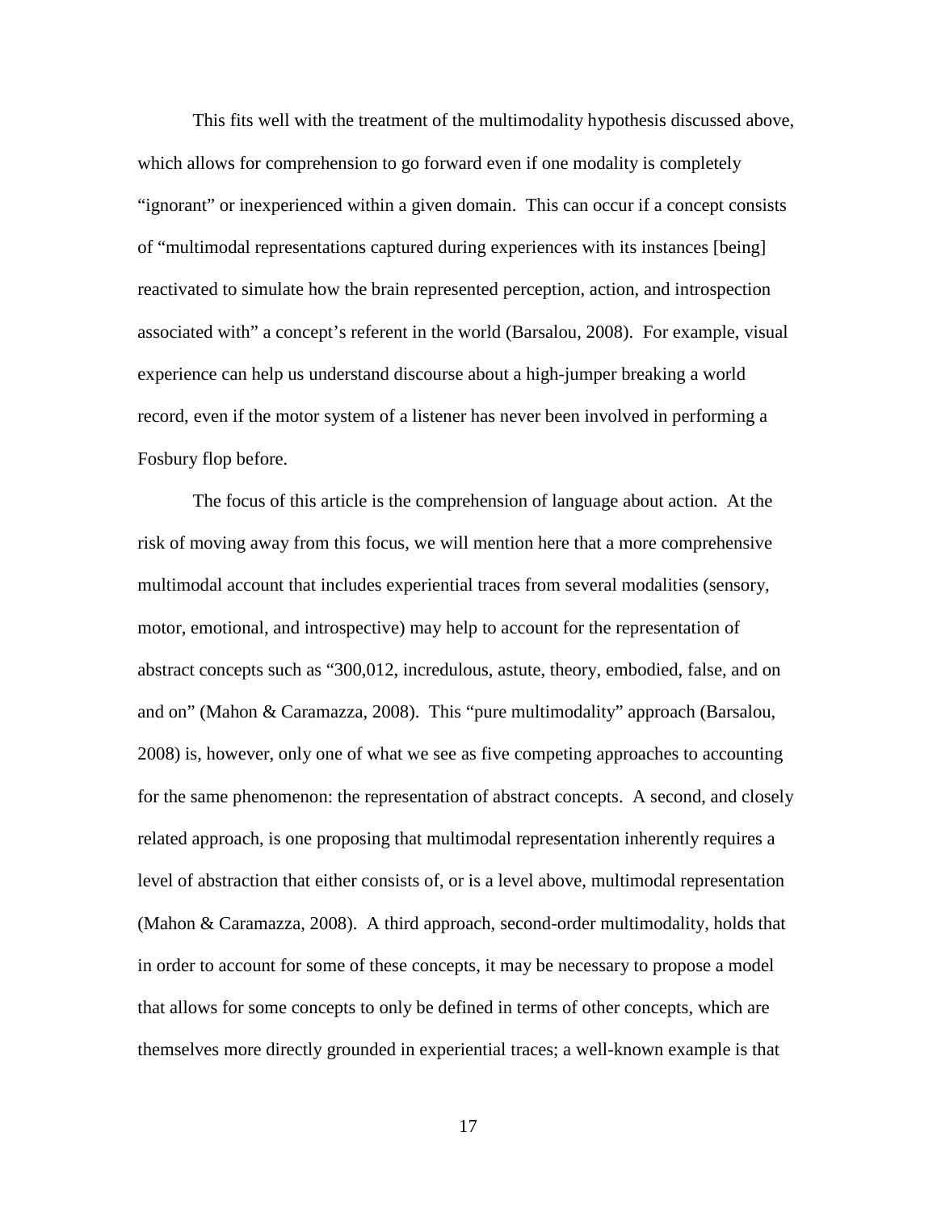This fits well with the treatment of the multimodality hypothesis discussed above, which allows for comprehension to go forward even if one modality is completely "ignorant" or inexperienced within a given domain. This can occur if a concept consists of "multimodal representations captured during experiences with its instances [being] reactivated to simulate how the brain represented perception, action, and introspection associated with" a concept's referent in the world (Barsalou, 2008). For example, visual experience can help us understand discourse about a high-jumper breaking a world record, even if the motor system of a listener has never been involved in performing a Fosbury flop before.

The focus of this article is the comprehension of language about action. At the risk of moving away from this focus, we will mention here that a more comprehensive multimodal account that includes experiential traces from several modalities (sensory, motor, emotional, and introspective) may help to account for the representation of abstract concepts such as "300,012, incredulous, astute, theory, embodied, false, and on and on" (Mahon & Caramazza, 2008). This "pure multimodality" approach (Barsalou, 2008) is, however, only one of what we see as five competing approaches to accounting for the same phenomenon: the representation of abstract concepts. A second, and closely related approach, is one proposing that multimodal representation inherently requires a level of abstraction that either consists of, or is a level above, multimodal representation (Mahon & Caramazza, 2008). A third approach, second-order multimodality, holds that in order to account for some of these concepts, it may be necessary to propose a model that allows for some concepts to only be defined in terms of other concepts, which are themselves more directly grounded in experiential traces; a well-known example is that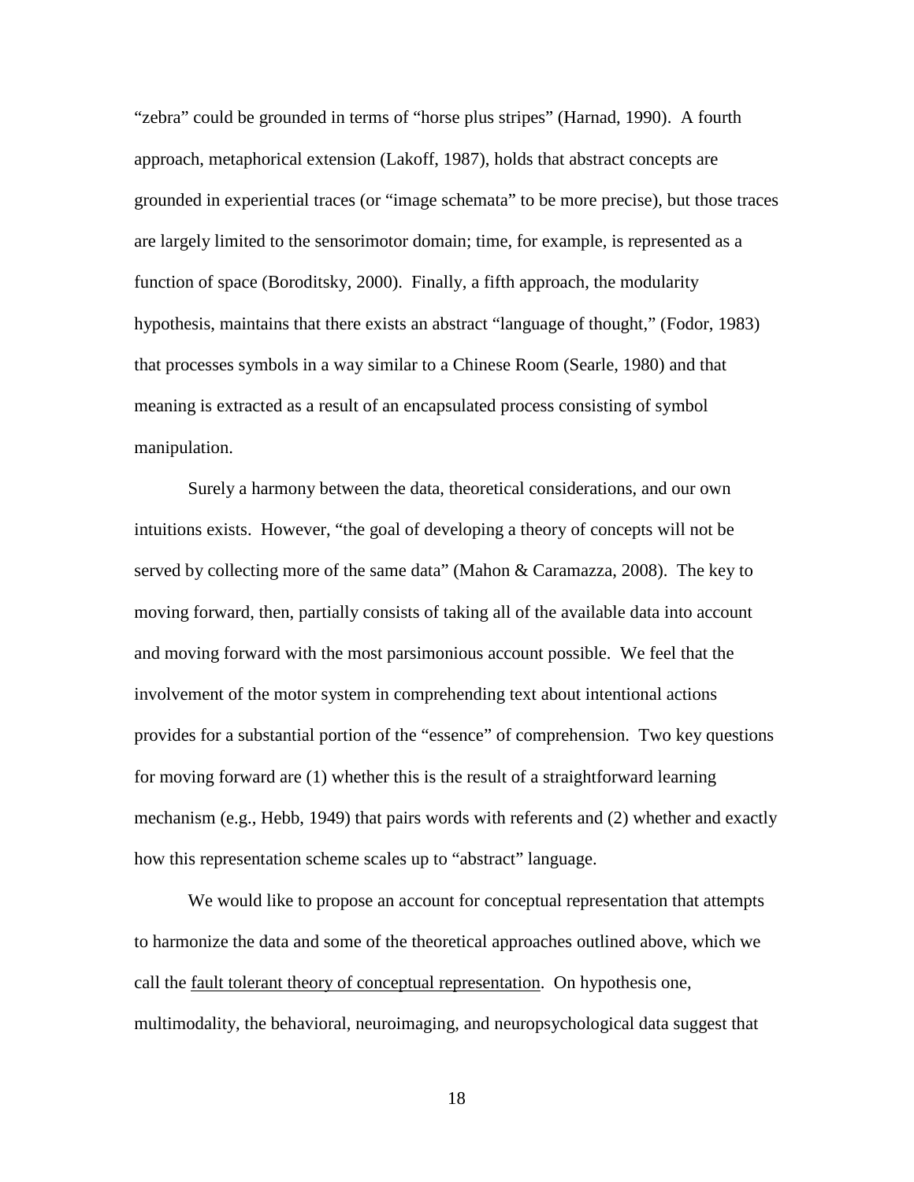"zebra" could be grounded in terms of "horse plus stripes" (Harnad, 1990). A fourth approach, metaphorical extension (Lakoff, 1987), holds that abstract concepts are grounded in experiential traces (or "image schemata" to be more precise), but those traces are largely limited to the sensorimotor domain; time, for example, is represented as a function of space (Boroditsky, 2000). Finally, a fifth approach, the modularity hypothesis, maintains that there exists an abstract "language of thought," (Fodor, 1983) that processes symbols in a way similar to a Chinese Room (Searle, 1980) and that meaning is extracted as a result of an encapsulated process consisting of symbol manipulation.

Surely a harmony between the data, theoretical considerations, and our own intuitions exists. However, "the goal of developing a theory of concepts will not be served by collecting more of the same data" (Mahon & Caramazza, 2008). The key to moving forward, then, partially consists of taking all of the available data into account and moving forward with the most parsimonious account possible. We feel that the involvement of the motor system in comprehending text about intentional actions provides for a substantial portion of the "essence" of comprehension. Two key questions for moving forward are (1) whether this is the result of a straightforward learning mechanism (e.g., Hebb, 1949) that pairs words with referents and (2) whether and exactly how this representation scheme scales up to "abstract" language.

We would like to propose an account for conceptual representation that attempts to harmonize the data and some of the theoretical approaches outlined above, which we call the <u>fault tolerant theory of conceptual representation</u>. On hypothesis one, multimodality, the behavioral, neuroimaging, and neuropsychological data suggest that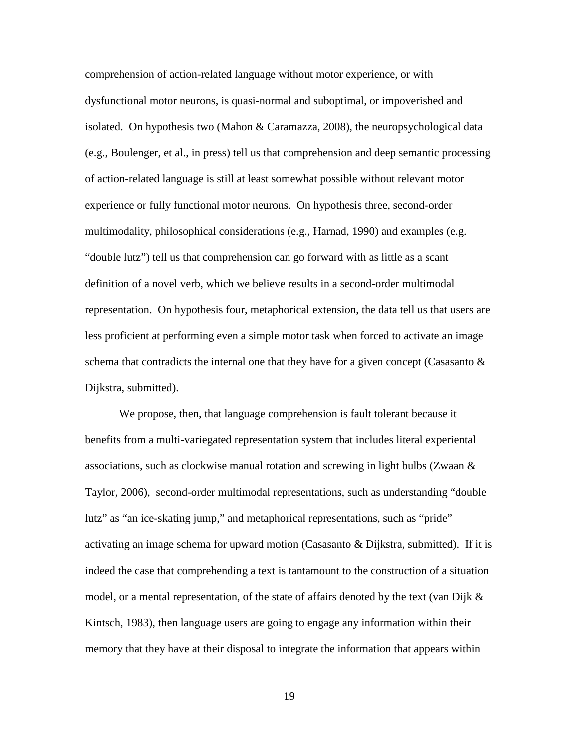comprehension of action-related language without motor experience, or with dysfunctional motor neurons, is quasi-normal and suboptimal, or impoverished and isolated. On hypothesis two (Mahon & Caramazza, 2008), the neuropsychological data (e.g., Boulenger, et al., in press) tell us that comprehension and deep semantic processing of action-related language is still at least somewhat possible without relevant motor experience or fully functional motor neurons. On hypothesis three, second-order multimodality, philosophical considerations (e.g., Harnad, 1990) and examples (e.g. "double lutz") tell us that comprehension can go forward with as little as a scant definition of a novel verb, which we believe results in a second-order multimodal representation. On hypothesis four, metaphorical extension, the data tell us that users are less proficient at performing even a simple motor task when forced to activate an image schema that contradicts the internal one that they have for a given concept (Casasanto & Dijkstra, submitted).

We propose, then, that language comprehension is fault tolerant because it benefits from a multi-variegated representation system that includes literal experiental associations, such as clockwise manual rotation and screwing in light bulbs (Zwaan & Taylor, 2006), second-order multimodal representations, such as understanding "double lutz" as "an ice-skating jump," and metaphorical representations, such as "pride" activating an image schema for upward motion (Casasanto & Dijkstra, submitted). If it is indeed the case that comprehending a text is tantamount to the construction of a situation model, or a mental representation, of the state of affairs denoted by the text (van Dijk & Kintsch, 1983), then language users are going to engage any information within their memory that they have at their disposal to integrate the information that appears within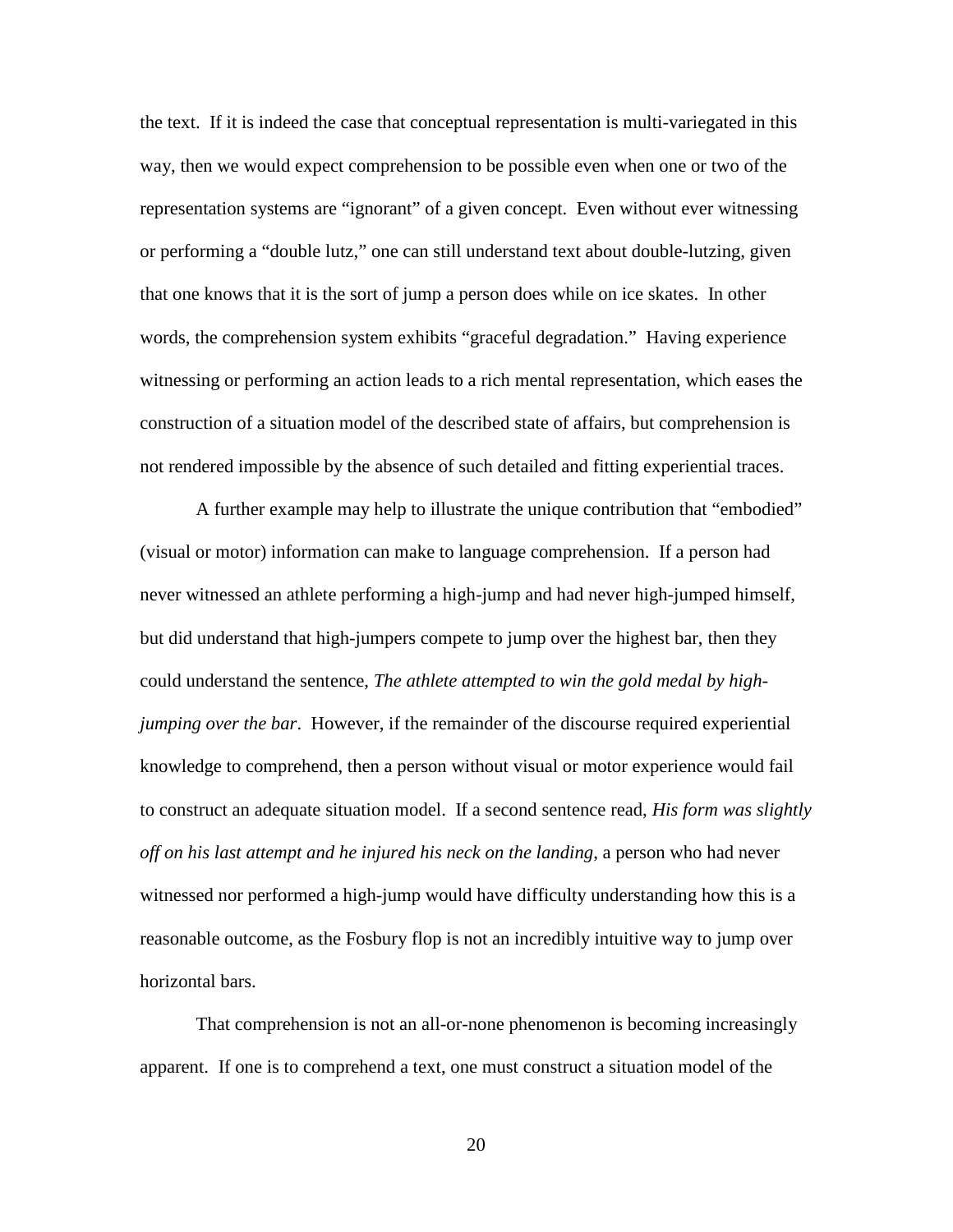the text. If it is indeed the case that conceptual representation is multi-variegated in this way, then we would expect comprehension to be possible even when one or two of the representation systems are "ignorant" of a given concept. Even without ever witnessing or performing a "double lutz," one can still understand text about double-lutzing, given that one knows that it is the sort of jump a person does while on ice skates. In other words, the comprehension system exhibits "graceful degradation." Having experience witnessing or performing an action leads to a rich mental representation, which eases the construction of a situation model of the described state of affairs, but comprehension is not rendered impossible by the absence of such detailed and fitting experiential traces.

A further example may help to illustrate the unique contribution that "embodied" (visual or motor) information can make to language comprehension. If a person had never witnessed an athlete performing a high-jump and had never high-jumped himself, but did understand that high-jumpers compete to jump over the highest bar, then they could understand the sentence, *The athlete attempted to win the gold medal by high-jumping over the bar*. However, if the remainder of the discourse required experiential knowledge to comprehend, then a person without visual or motor experience would fail to construct an adequate situation model. If a second sentence read, *His form was slightly off on his last attempt and he injured his neck on the landing*, a person who had never witnessed nor performed a high-jump would have difficulty understanding how this is a reasonable outcome, as the Fosbury flop is not an incredibly intuitive way to jump over horizontal bars.

That comprehension is not an all-or-none phenomenon is becoming increasingly apparent. If one is to comprehend a text, one must construct a situation model of the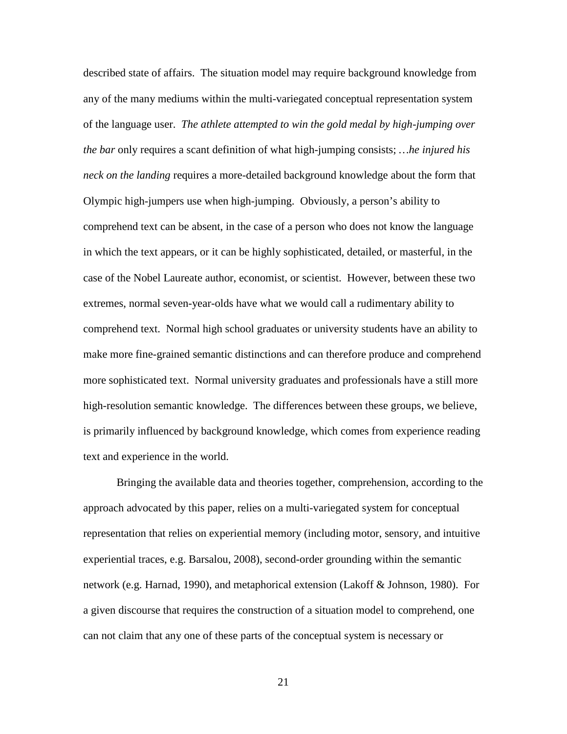described state of affairs. The situation model may require background knowledge from any of the many mediums within the multi-variegated conceptual representation system of the language user. *The athlete attempted to win the gold medal by high-jumping over the bar* only requires a scant definition of what high-jumping consists; *…he injured his neck on the landing* requires a more-detailed background knowledge about the form that Olympic high-jumpers use when high-jumping. Obviously, a person's ability to comprehend text can be absent, in the case of a person who does not know the language in which the text appears, or it can be highly sophisticated, detailed, or masterful, in the case of the Nobel Laureate author, economist, or scientist. However, between these two extremes, normal seven-year-olds have what we would call a rudimentary ability to comprehend text. Normal high school graduates or university students have an ability to make more fine-grained semantic distinctions and can therefore produce and comprehend more sophisticated text. Normal university graduates and professionals have a still more high-resolution semantic knowledge. The differences between these groups, we believe, is primarily influenced by background knowledge, which comes from experience reading text and experience in the world.

Bringing the available data and theories together, comprehension, according to the approach advocated by this paper, relies on a multi-variegated system for conceptual representation that relies on experiential memory (including motor, sensory, and intuitive experiential traces, e.g. Barsalou, 2008), second-order grounding within the semantic network (e.g. Harnad, 1990), and metaphorical extension (Lakoff & Johnson, 1980). For a given discourse that requires the construction of a situation model to comprehend, one can not claim that any one of these parts of the conceptual system is necessary or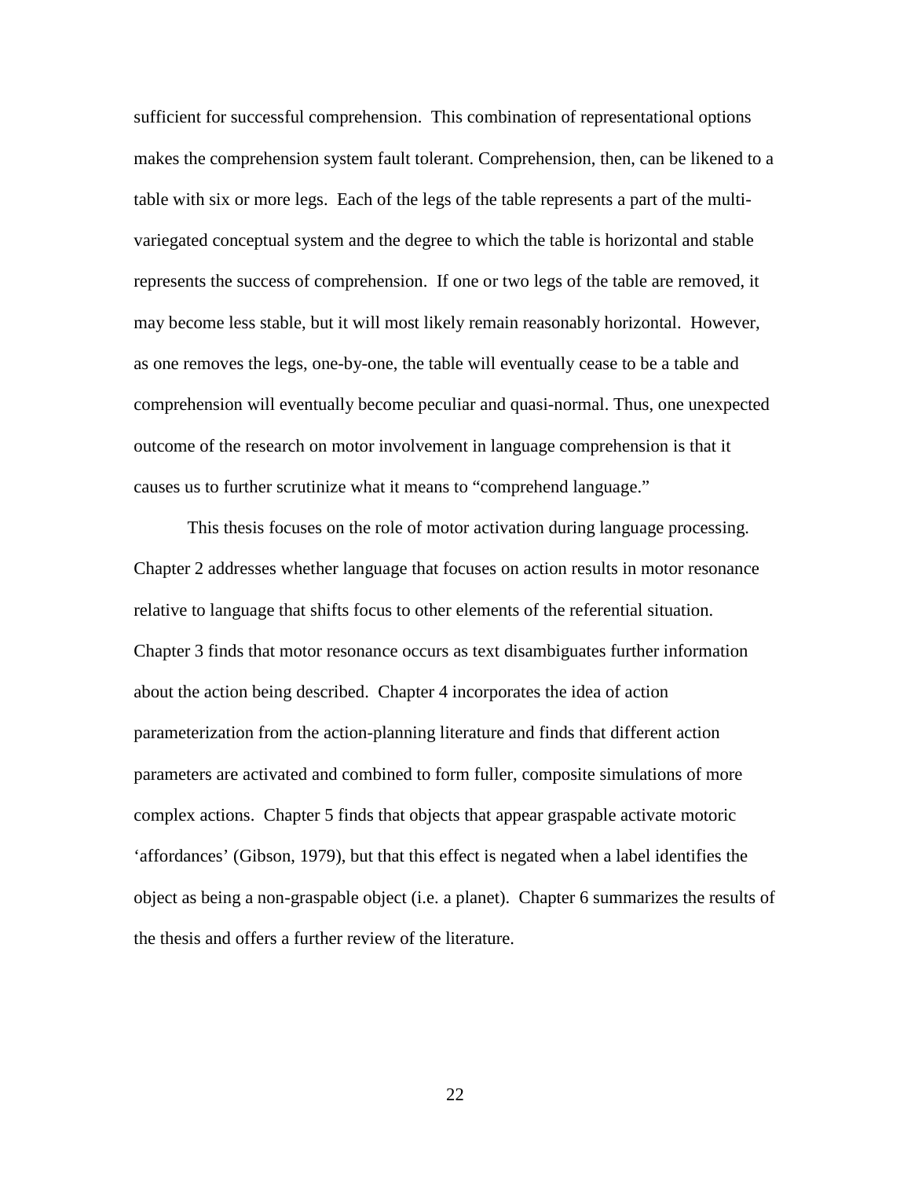sufficient for successful comprehension. This combination of representational options makes the comprehension system fault tolerant. Comprehension, then, can be likened to a table with six or more legs. Each of the legs of the table represents a part of the multi-variegated conceptual system and the degree to which the table is horizontal and stable represents the success of comprehension. If one or two legs of the table are removed, it may become less stable, but it will most likely remain reasonably horizontal. However, as one removes the legs, one-by-one, the table will eventually cease to be a table and comprehension will eventually become peculiar and quasi-normal. Thus, one unexpected outcome of the research on motor involvement in language comprehension is that it causes us to further scrutinize what it means to "comprehend language."

This thesis focuses on the role of motor activation during language processing. Chapter 2 addresses whether language that focuses on action results in motor resonance relative to language that shifts focus to other elements of the referential situation. Chapter 3 finds that motor resonance occurs as text disambiguates further information about the action being described. Chapter 4 incorporates the idea of action parameterization from the action-planning literature and finds that different action parameters are activated and combined to form fuller, composite simulations of more complex actions. Chapter 5 finds that objects that appear graspable activate motoric 'affordances' (Gibson, 1979), but that this effect is negated when a label identifies the object as being a non-graspable object (i.e. a planet). Chapter 6 summarizes the results of the thesis and offers a further review of the literature.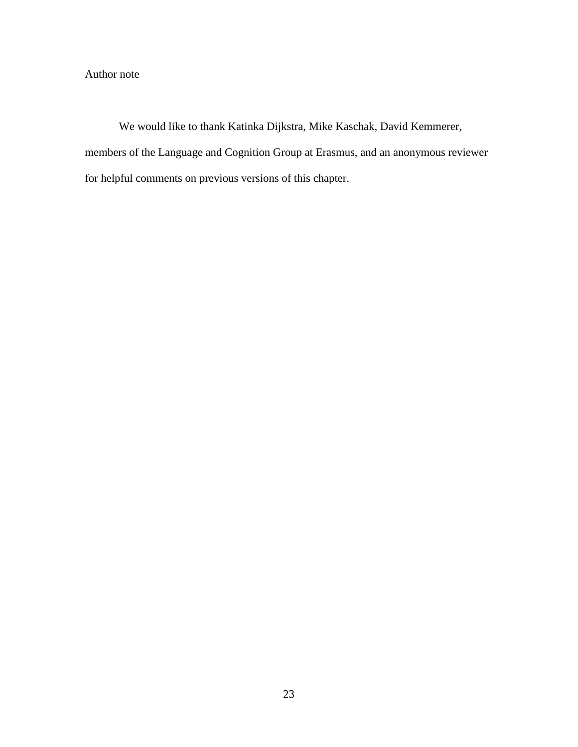Author note

We would like to thank Katinka Dijkstra, Mike Kaschak, David Kemmerer, members of the Language and Cognition Group at Erasmus, and an anonymous reviewer for helpful comments on previous versions of this chapter.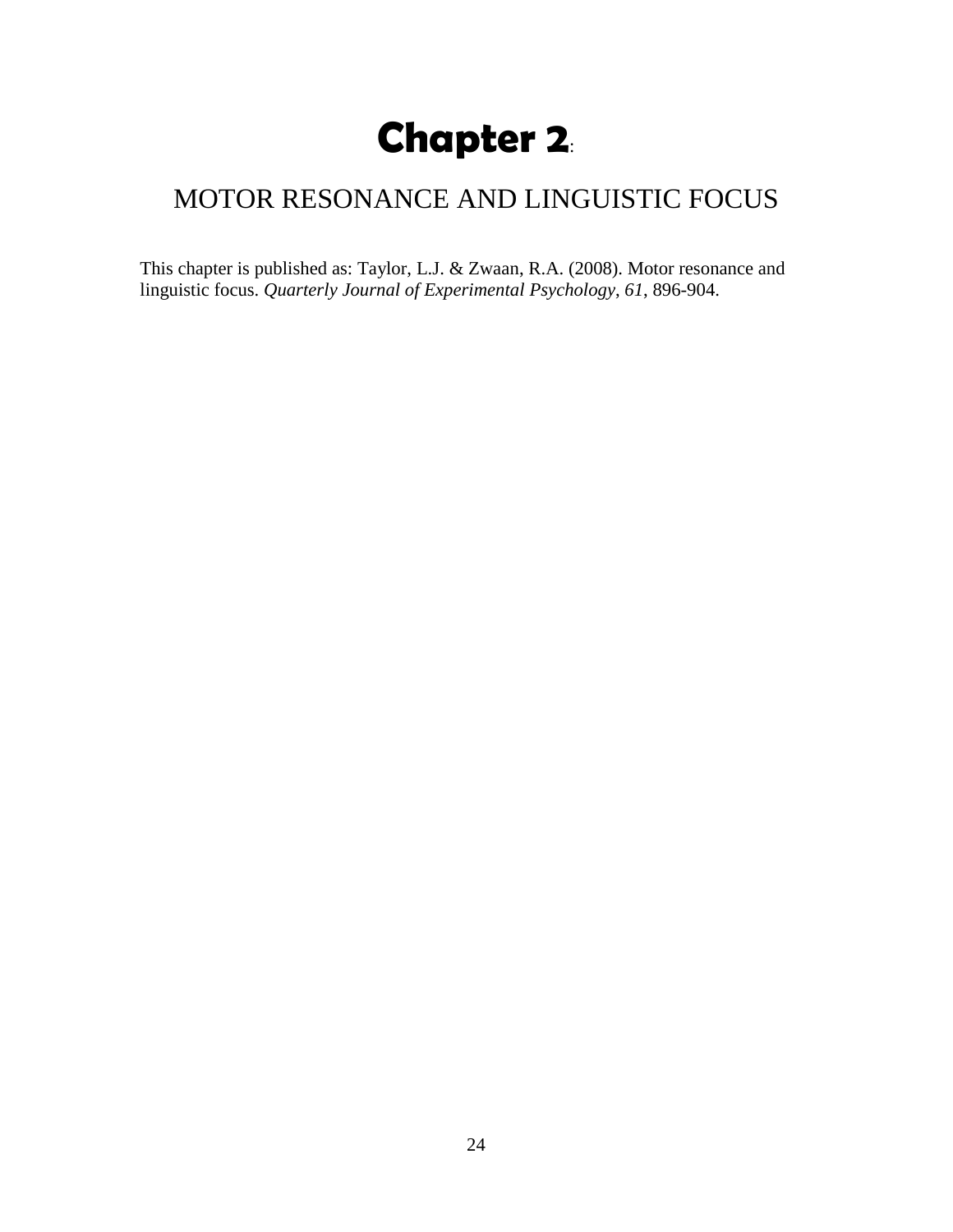# Chapter 2:

## MOTOR RESONANCE AND LINGUISTIC FOCUS

This chapter is published as: Taylor, L.J. & Zwaan, R.A. (2008). Motor resonance and linguistic focus. *Quarterly Journal of Experimental Psychology*, *61*, 896-904.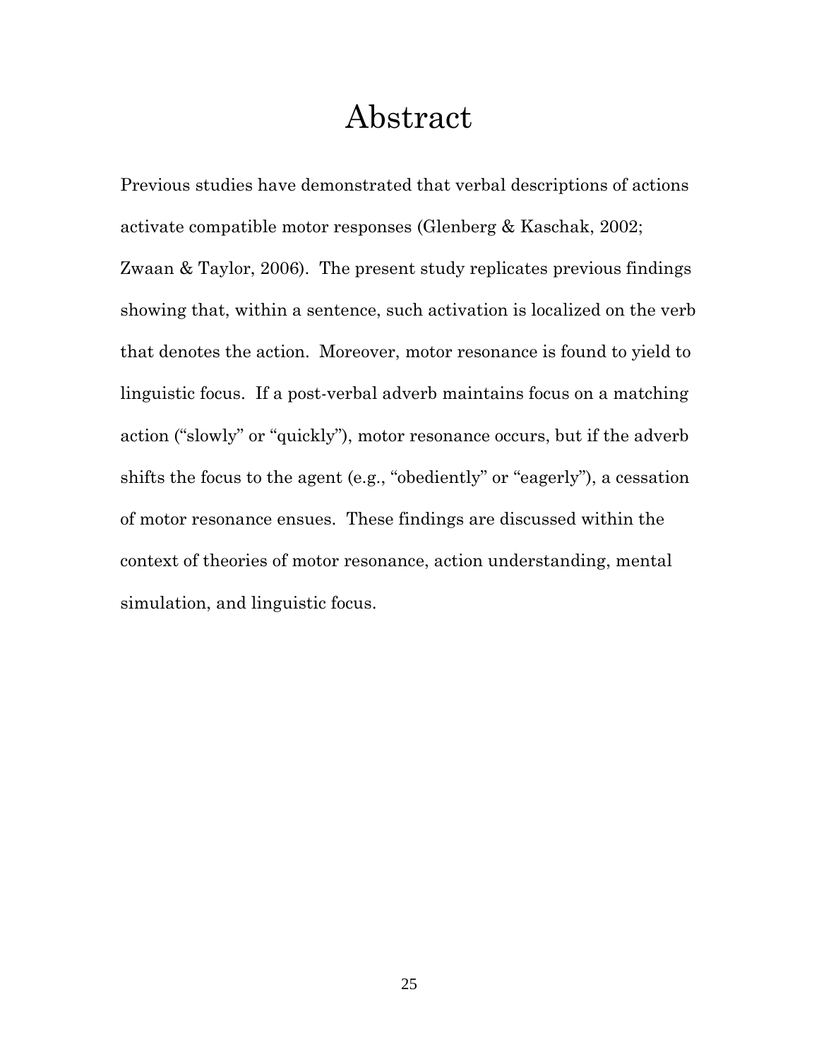# Abstract

Previous studies have demonstrated that verbal descriptions of actions activate compatible motor responses (Glenberg & Kaschak, 2002; Zwaan & Taylor, 2006). The present study replicates previous findings showing that, within a sentence, such activation is localized on the verb that denotes the action. Moreover, motor resonance is found to yield to linguistic focus. If a post-verbal adverb maintains focus on a matching action ("slowly" or "quickly"), motor resonance occurs, but if the adverb shifts the focus to the agent (e.g., "obediently" or "eagerly"), a cessation of motor resonance ensues. These findings are discussed within the context of theories of motor resonance, action understanding, mental simulation, and linguistic focus.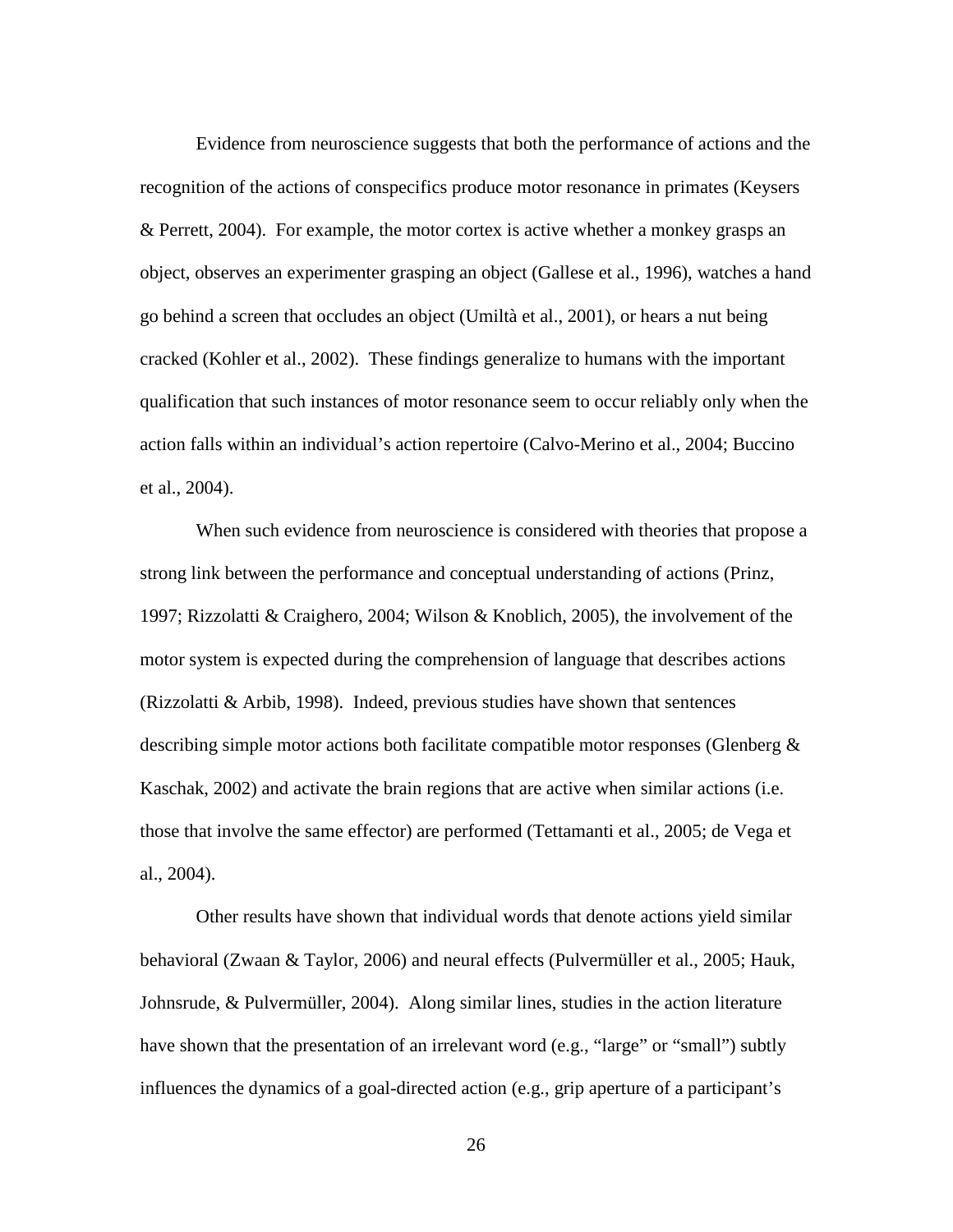Evidence from neuroscience suggests that both the performance of actions and the recognition of the actions of conspecifics produce motor resonance in primates (Keysers & Perrett, 2004). For example, the motor cortex is active whether a monkey grasps an object, observes an experimenter grasping an object (Gallese et al., 1996), watches a hand go behind a screen that occludes an object (Umiltà et al., 2001), or hears a nut being cracked (Kohler et al., 2002). These findings generalize to humans with the important qualification that such instances of motor resonance seem to occur reliably only when the action falls within an individual's action repertoire (Calvo-Merino et al., 2004; Buccino et al., 2004).

When such evidence from neuroscience is considered with theories that propose a strong link between the performance and conceptual understanding of actions (Prinz, 1997; Rizzolatti & Craighero, 2004; Wilson & Knoblich, 2005), the involvement of the motor system is expected during the comprehension of language that describes actions (Rizzolatti & Arbib, 1998). Indeed, previous studies have shown that sentences describing simple motor actions both facilitate compatible motor responses (Glenberg & Kaschak, 2002) and activate the brain regions that are active when similar actions (i.e. those that involve the same effector) are performed (Tettamanti et al., 2005; de Vega et al., 2004).

Other results have shown that individual words that denote actions yield similar behavioral (Zwaan & Taylor, 2006) and neural effects (Pulvermüller et al., 2005; Hauk, Johnsrude, & Pulvermüller, 2004). Along similar lines, studies in the action literature have shown that the presentation of an irrelevant word (e.g., "large" or "small") subtly influences the dynamics of a goal-directed action (e.g., grip aperture of a participant's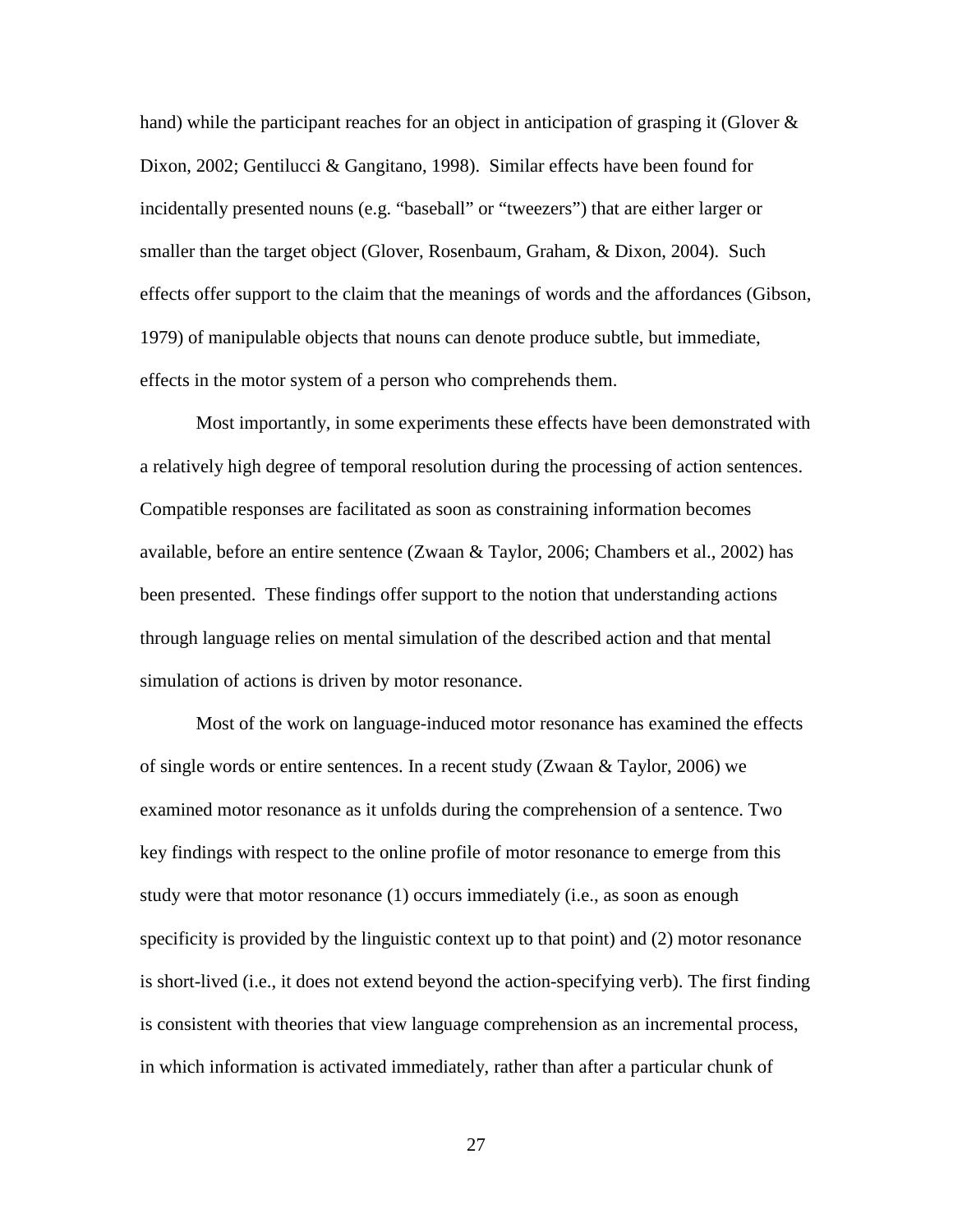hand) while the participant reaches for an object in anticipation of grasping it (Glover & Dixon, 2002; Gentilucci & Gangitano, 1998). Similar effects have been found for incidentally presented nouns (e.g. "baseball" or "tweezers") that are either larger or smaller than the target object (Glover, Rosenbaum, Graham, & Dixon, 2004). Such effects offer support to the claim that the meanings of words and the affordances (Gibson, 1979) of manipulable objects that nouns can denote produce subtle, but immediate, effects in the motor system of a person who comprehends them.

Most importantly, in some experiments these effects have been demonstrated with a relatively high degree of temporal resolution during the processing of action sentences. Compatible responses are facilitated as soon as constraining information becomes available, before an entire sentence (Zwaan & Taylor, 2006; Chambers et al., 2002) has been presented. These findings offer support to the notion that understanding actions through language relies on mental simulation of the described action and that mental simulation of actions is driven by motor resonance.

Most of the work on language-induced motor resonance has examined the effects of single words or entire sentences. In a recent study (Zwaan & Taylor, 2006) we examined motor resonance as it unfolds during the comprehension of a sentence. Two key findings with respect to the online profile of motor resonance to emerge from this study were that motor resonance (1) occurs immediately (i.e., as soon as enough specificity is provided by the linguistic context up to that point) and (2) motor resonance is short-lived (i.e., it does not extend beyond the action-specifying verb). The first finding is consistent with theories that view language comprehension as an incremental process, in which information is activated immediately, rather than after a particular chunk of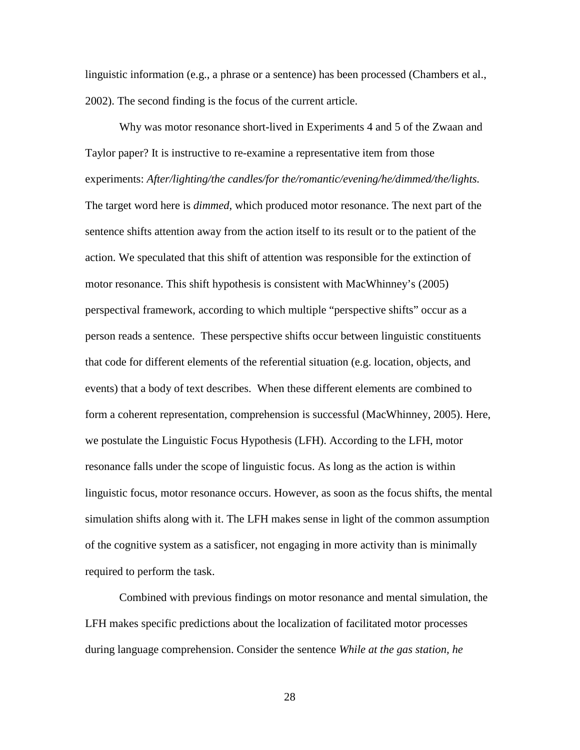linguistic information (e.g., a phrase or a sentence) has been processed (Chambers et al., 2002). The second finding is the focus of the current article.

Why was motor resonance short-lived in Experiments 4 and 5 of the Zwaan and Taylor paper? It is instructive to re-examine a representative item from those experiments: *After/lighting/the candles/for the/romantic/evening/he/dimmed/the/lights.* The target word here is *dimmed*, which produced motor resonance. The next part of the sentence shifts attention away from the action itself to its result or to the patient of the action. We speculated that this shift of attention was responsible for the extinction of motor resonance. This shift hypothesis is consistent with MacWhinney's (2005) perspectival framework, according to which multiple "perspective shifts" occur as a person reads a sentence. These perspective shifts occur between linguistic constituents that code for different elements of the referential situation (e.g. location, objects, and events) that a body of text describes. When these different elements are combined to form a coherent representation, comprehension is successful (MacWhinney, 2005). Here, we postulate the Linguistic Focus Hypothesis (LFH). According to the LFH, motor resonance falls under the scope of linguistic focus. As long as the action is within linguistic focus, motor resonance occurs. However, as soon as the focus shifts, the mental simulation shifts along with it. The LFH makes sense in light of the common assumption of the cognitive system as a satisficer, not engaging in more activity than is minimally required to perform the task.

Combined with previous findings on motor resonance and mental simulation, the LFH makes specific predictions about the localization of facilitated motor processes during language comprehension. Consider the sentence *While at the gas station, he*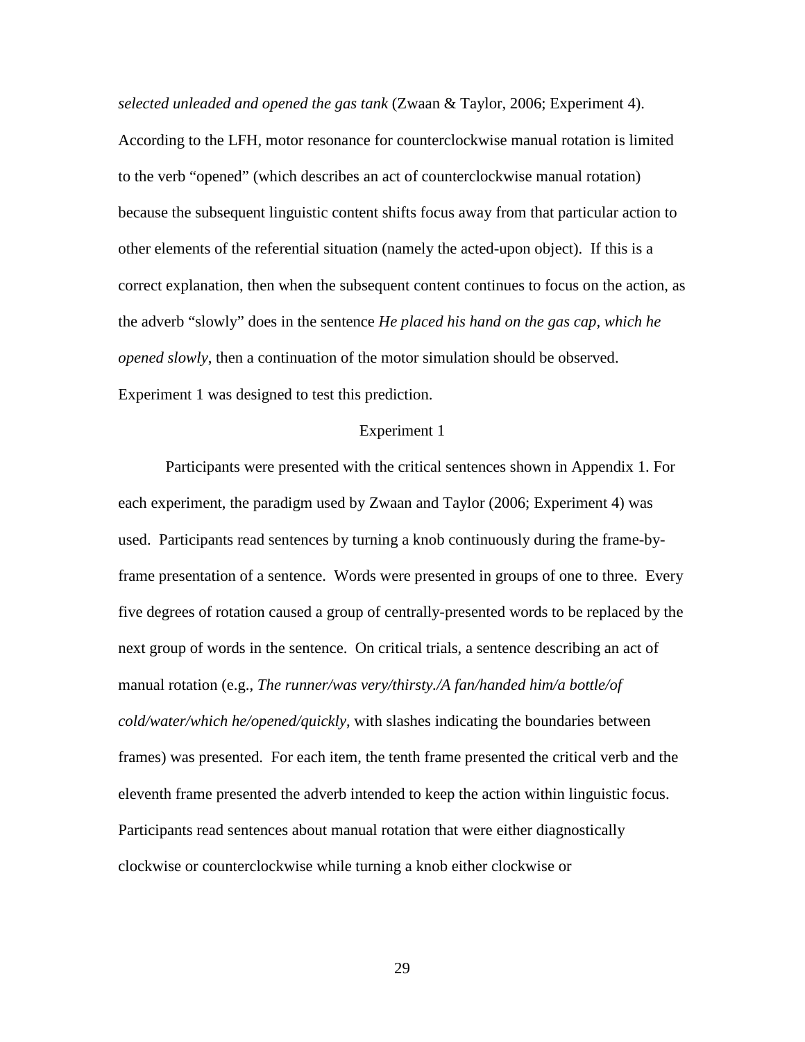*selected unleaded and opened the gas tank* (Zwaan & Taylor, 2006; Experiment 4). According to the LFH, motor resonance for counterclockwise manual rotation is limited to the verb "opened" (which describes an act of counterclockwise manual rotation) because the subsequent linguistic content shifts focus away from that particular action to other elements of the referential situation (namely the acted-upon object). If this is a correct explanation, then when the subsequent content continues to focus on the action, as the adverb "slowly" does in the sentence *He placed his hand on the gas cap, which he opened slowly*, then a continuation of the motor simulation should be observed. Experiment 1 was designed to test this prediction.

## Experiment 1

Participants were presented with the critical sentences shown in Appendix 1. For each experiment, the paradigm used by Zwaan and Taylor (2006; Experiment 4) was used. Participants read sentences by turning a knob continuously during the frame-by-frame presentation of a sentence. Words were presented in groups of one to three. Every five degrees of rotation caused a group of centrally-presented words to be replaced by the next group of words in the sentence. On critical trials, a sentence describing an act of manual rotation (e.g., *The runner/was very/thirsty./A fan/handed him/a bottle/of cold/water/which he/opened/quickly*, with slashes indicating the boundaries between frames) was presented. For each item, the tenth frame presented the critical verb and the eleventh frame presented the adverb intended to keep the action within linguistic focus. Participants read sentences about manual rotation that were either diagnostically clockwise or counterclockwise while turning a knob either clockwise or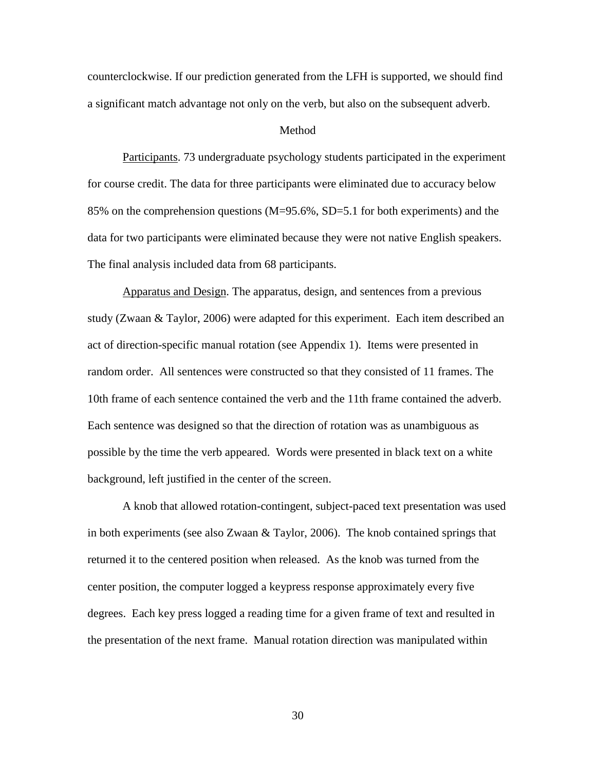counterclockwise. If our prediction generated from the LFH is supported, we should find a significant match advantage not only on the verb, but also on the subsequent adverb.

## Method

Participants. 73 undergraduate psychology students participated in the experiment for course credit. The data for three participants were eliminated due to accuracy below 85% on the comprehension questions (M=95.6%, SD=5.1 for both experiments) and the data for two participants were eliminated because they were not native English speakers. The final analysis included data from 68 participants.

Apparatus and Design. The apparatus, design, and sentences from a previous study (Zwaan & Taylor, 2006) were adapted for this experiment. Each item described an act of direction-specific manual rotation (see Appendix 1). Items were presented in random order. All sentences were constructed so that they consisted of 11 frames. The 10th frame of each sentence contained the verb and the 11th frame contained the adverb. Each sentence was designed so that the direction of rotation was as unambiguous as possible by the time the verb appeared. Words were presented in black text on a white background, left justified in the center of the screen.

A knob that allowed rotation-contingent, subject-paced text presentation was used in both experiments (see also Zwaan & Taylor, 2006). The knob contained springs that returned it to the centered position when released. As the knob was turned from the center position, the computer logged a keypress response approximately every five degrees. Each key press logged a reading time for a given frame of text and resulted in the presentation of the next frame. Manual rotation direction was manipulated within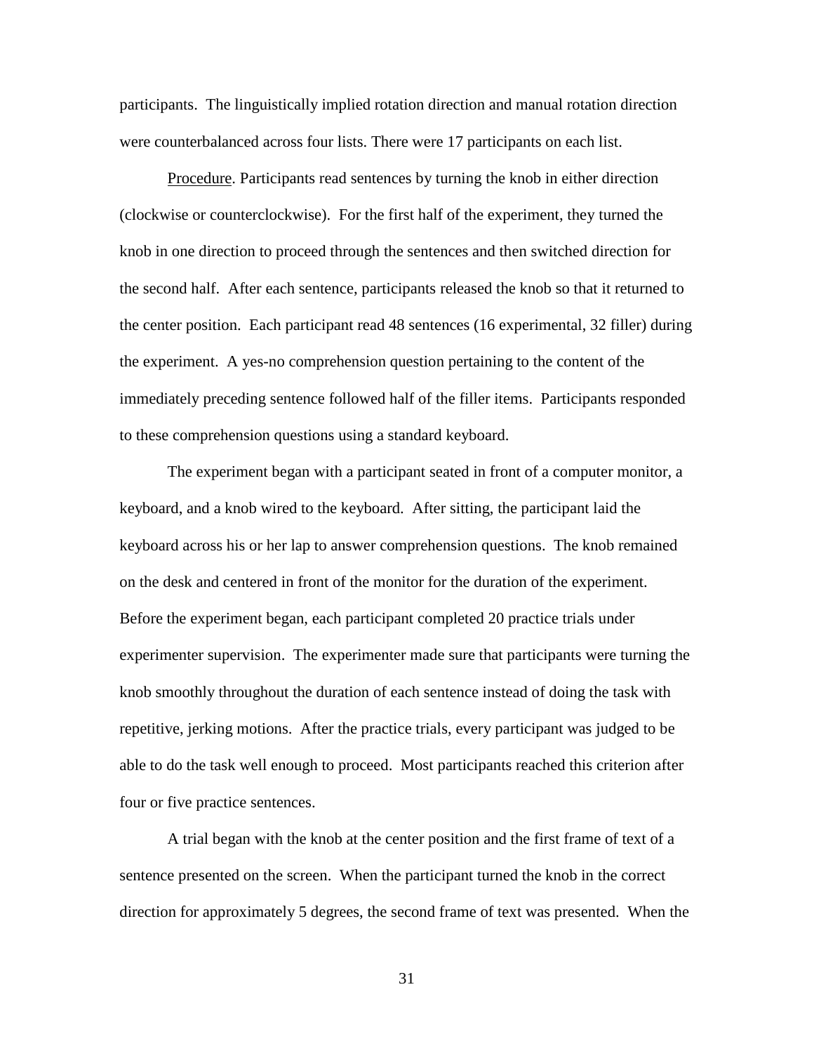participants. The linguistically implied rotation direction and manual rotation direction were counterbalanced across four lists. There were 17 participants on each list.

<u>Procedure</u>. Participants read sentences by turning the knob in either direction (clockwise or counterclockwise). For the first half of the experiment, they turned the knob in one direction to proceed through the sentences and then switched direction for the second half. After each sentence, participants released the knob so that it returned to the center position. Each participant read 48 sentences (16 experimental, 32 filler) during the experiment. A yes-no comprehension question pertaining to the content of the immediately preceding sentence followed half of the filler items. Participants responded to these comprehension questions using a standard keyboard.

The experiment began with a participant seated in front of a computer monitor, a keyboard, and a knob wired to the keyboard. After sitting, the participant laid the keyboard across his or her lap to answer comprehension questions. The knob remained on the desk and centered in front of the monitor for the duration of the experiment. Before the experiment began, each participant completed 20 practice trials under experimenter supervision. The experimenter made sure that participants were turning the knob smoothly throughout the duration of each sentence instead of doing the task with repetitive, jerking motions. After the practice trials, every participant was judged to be able to do the task well enough to proceed. Most participants reached this criterion after four or five practice sentences.

A trial began with the knob at the center position and the first frame of text of a sentence presented on the screen. When the participant turned the knob in the correct direction for approximately 5 degrees, the second frame of text was presented. When the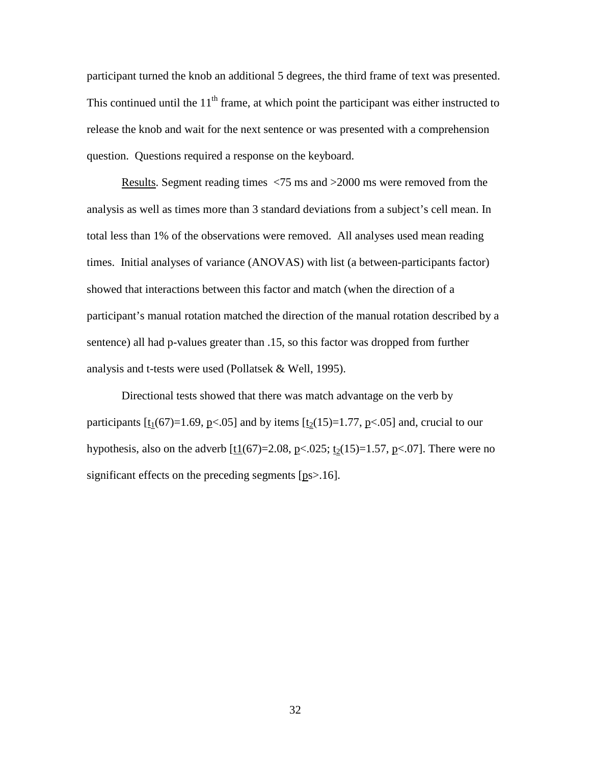participant turned the knob an additional 5 degrees, the third frame of text was presented. This continued until the 11th frame, at which point the participant was either instructed to release the knob and wait for the next sentence or was presented with a comprehension question. Questions required a response on the keyboard.

Results. Segment reading times $<75$ ms and $>2000$ ms were removed from the analysis as well as times more than 3 standard deviations from a subject's cell mean. In total less than 1% of the observations were removed. All analyses used mean reading times. Initial analyses of variance (ANOVAS) with list (a between-participants factor) showed that interactions between this factor and match (when the direction of a participant's manual rotation matched the direction of the manual rotation described by a sentence) all had p-values greater than .15, so this factor was dropped from further analysis and t-tests were used (Pollatsek & Well, 1995).

Directional tests showed that there was match advantage on the verb by participants [$t_1(67)=1.69$, $p<.05$] and by items [$t_2(15)=1.77$, $p<.05$] and, crucial to our hypothesis, also on the adverb [$t1(67)=2.08$, $p<.025$; $t_2(15)=1.57$, $p<.07$]. There were no significant effects on the preceding segments [$ps>.16$].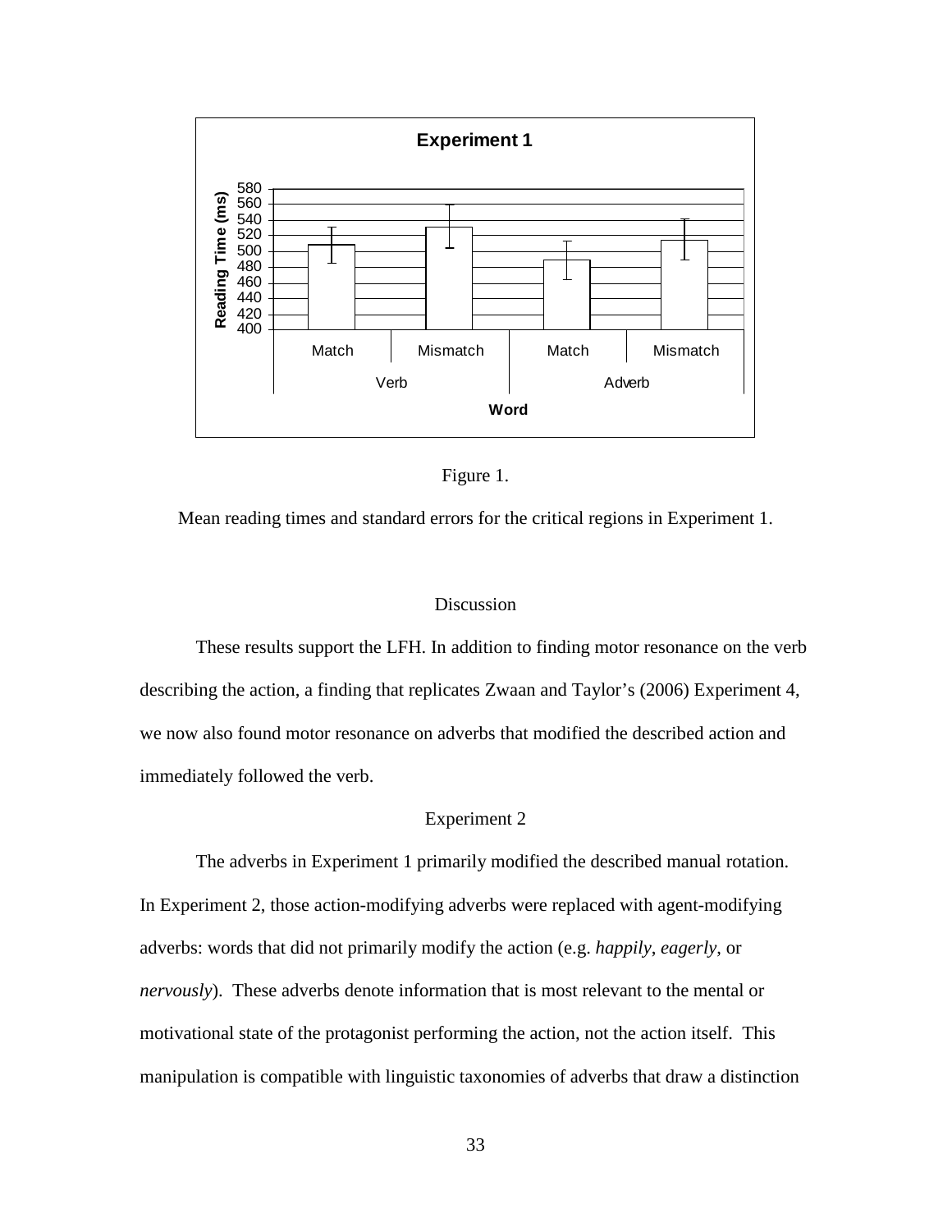Figure 1.

Mean reading times and standard errors for the critical regions in Experiment 1.

## Discussion

These results support the LFH. In addition to finding motor resonance on the verb describing the action, a finding that replicates Zwaan and Taylor's (2006) Experiment 4, we now also found motor resonance on adverbs that modified the described action and immediately followed the verb.

## Experiment 2

The adverbs in Experiment 1 primarily modified the described manual rotation. In Experiment 2, those action-modifying adverbs were replaced with agent-modifying adverbs: words that did not primarily modify the action (e.g. *happily*, *eagerly*, or *nervously*). These adverbs denote information that is most relevant to the mental or motivational state of the protagonist performing the action, not the action itself. This manipulation is compatible with linguistic taxonomies of adverbs that draw a distinction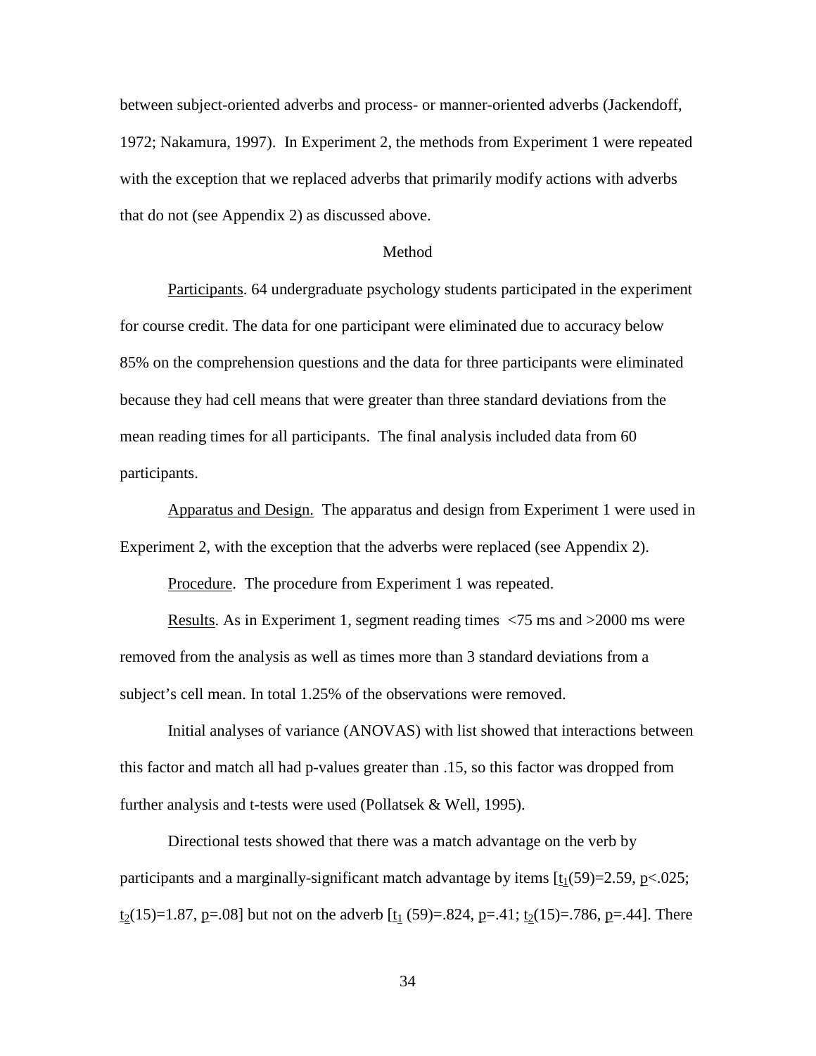between subject-oriented adverbs and process- or manner-oriented adverbs (Jackendoff, 1972; Nakamura, 1997). In Experiment 2, the methods from Experiment 1 were repeated with the exception that we replaced adverbs that primarily modify actions with adverbs that do not (see Appendix 2) as discussed above.

## Method

Participants. 64 undergraduate psychology students participated in the experiment for course credit. The data for one participant were eliminated due to accuracy below 85% on the comprehension questions and the data for three participants were eliminated because they had cell means that were greater than three standard deviations from the mean reading times for all participants. The final analysis included data from 60 participants.

Apparatus and Design. The apparatus and design from Experiment 1 were used in Experiment 2, with the exception that the adverbs were replaced (see Appendix 2).

Procedure. The procedure from Experiment 1 was repeated.

Results. As in Experiment 1, segment reading times <75 ms and >2000 ms were removed from the analysis as well as times more than 3 standard deviations from a subject's cell mean. In total 1.25% of the observations were removed.

Initial analyses of variance (ANOVAS) with list showed that interactions between this factor and match all had p-values greater than .15, so this factor was dropped from further analysis and t-tests were used (Pollatsek & Well, 1995).

Directional tests showed that there was a match advantage on the verb by participants and a marginally-significant match advantage by items [$t_1(59)=2.59$, $p<.025$; $t_2(15)=1.87$, $p=.08$] but not on the adverb [$t_1$ $(59)=.824$, $p=.41$; $t_2(15)=.786$, $p=.44$]. There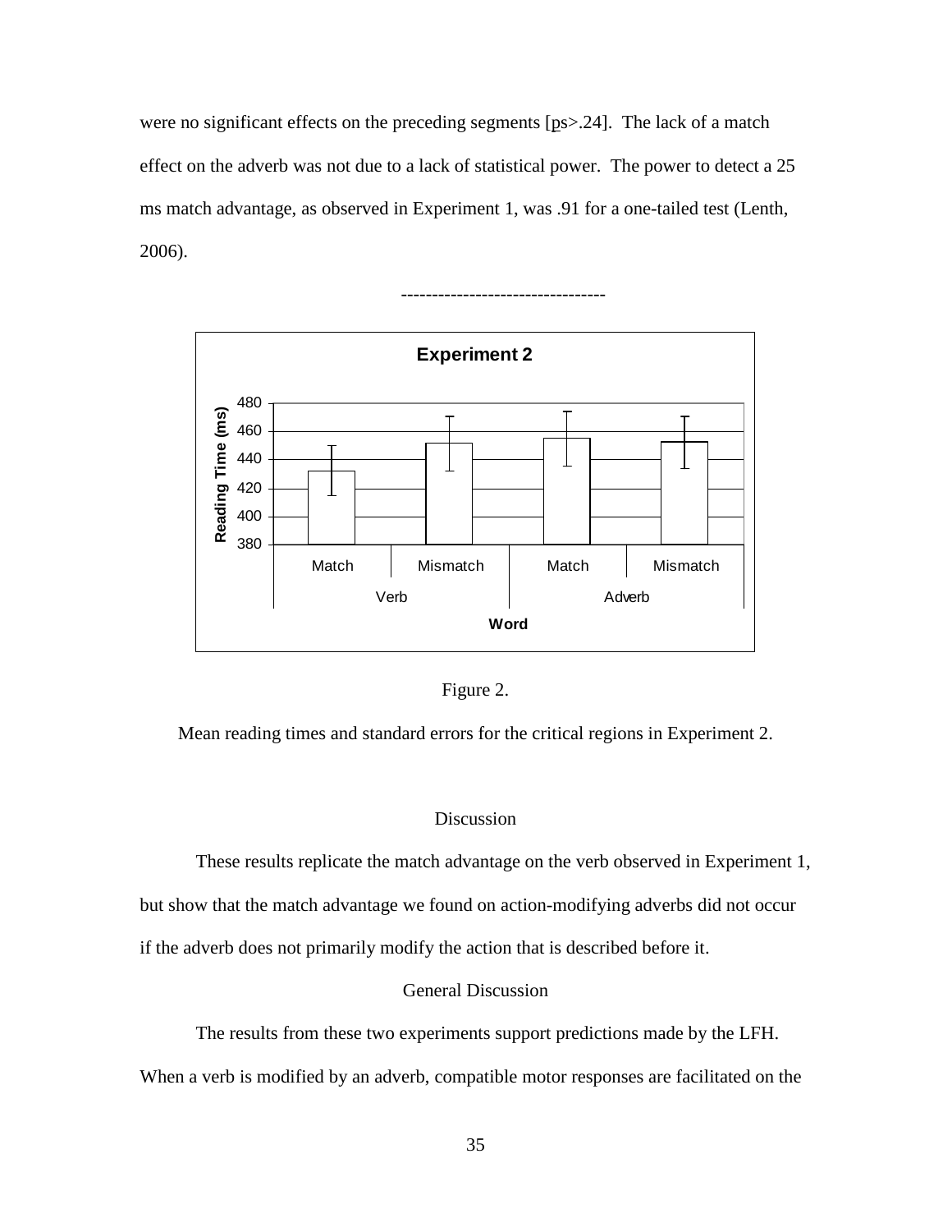were no significant effects on the preceding segments [ps>.24]. The lack of a match effect on the adverb was not due to a lack of statistical power. The power to detect a 25 ms match advantage, as observed in Experiment 1, was .91 for a one-tailed test (Lenth, 2006).

---------------------------------

Figure 2.

Mean reading times and standard errors for the critical regions in Experiment 2.

## Discussion

These results replicate the match advantage on the verb observed in Experiment 1, but show that the match advantage we found on action-modifying adverbs did not occur if the adverb does not primarily modify the action that is described before it.

## General Discussion

The results from these two experiments support predictions made by the LFH. When a verb is modified by an adverb, compatible motor responses are facilitated on the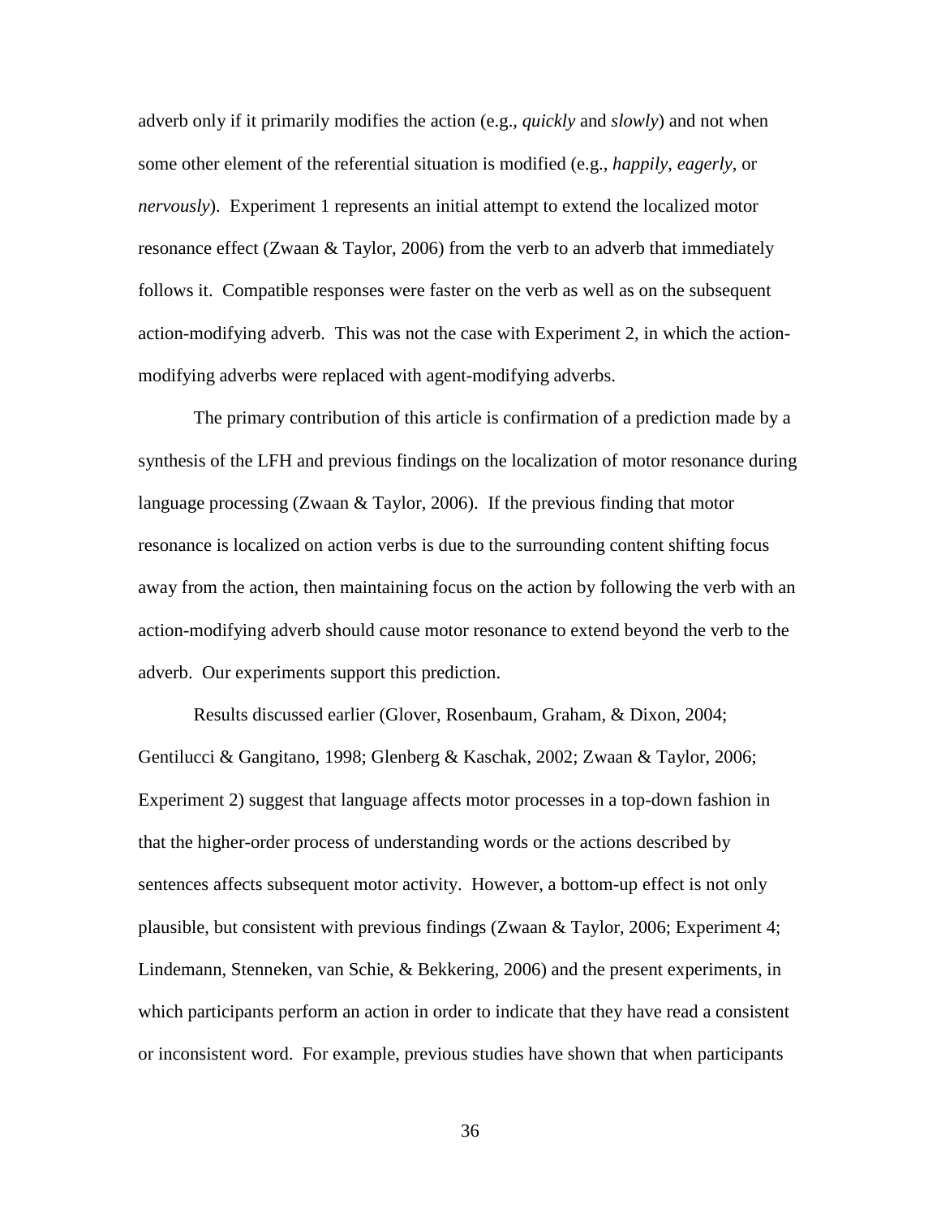adverb only if it primarily modifies the action (e.g., *quickly* and *slowly*) and not when some other element of the referential situation is modified (e.g., *happily*, *eagerly*, or *nervously*). Experiment 1 represents an initial attempt to extend the localized motor resonance effect (Zwaan & Taylor, 2006) from the verb to an adverb that immediately follows it. Compatible responses were faster on the verb as well as on the subsequent action-modifying adverb. This was not the case with Experiment 2, in which the action-modifying adverbs were replaced with agent-modifying adverbs.

The primary contribution of this article is confirmation of a prediction made by a synthesis of the LFH and previous findings on the localization of motor resonance during language processing (Zwaan & Taylor, 2006). If the previous finding that motor resonance is localized on action verbs is due to the surrounding content shifting focus away from the action, then maintaining focus on the action by following the verb with an action-modifying adverb should cause motor resonance to extend beyond the verb to the adverb. Our experiments support this prediction.

Results discussed earlier (Glover, Rosenbaum, Graham, & Dixon, 2004; Gentilucci & Gangitano, 1998; Glenberg & Kaschak, 2002; Zwaan & Taylor, 2006; Experiment 2) suggest that language affects motor processes in a top-down fashion in that the higher-order process of understanding words or the actions described by sentences affects subsequent motor activity. However, a bottom-up effect is not only plausible, but consistent with previous findings (Zwaan & Taylor, 2006; Experiment 4; Lindemann, Stenneken, van Schie, & Bekkering, 2006) and the present experiments, in which participants perform an action in order to indicate that they have read a consistent or inconsistent word. For example, previous studies have shown that when participants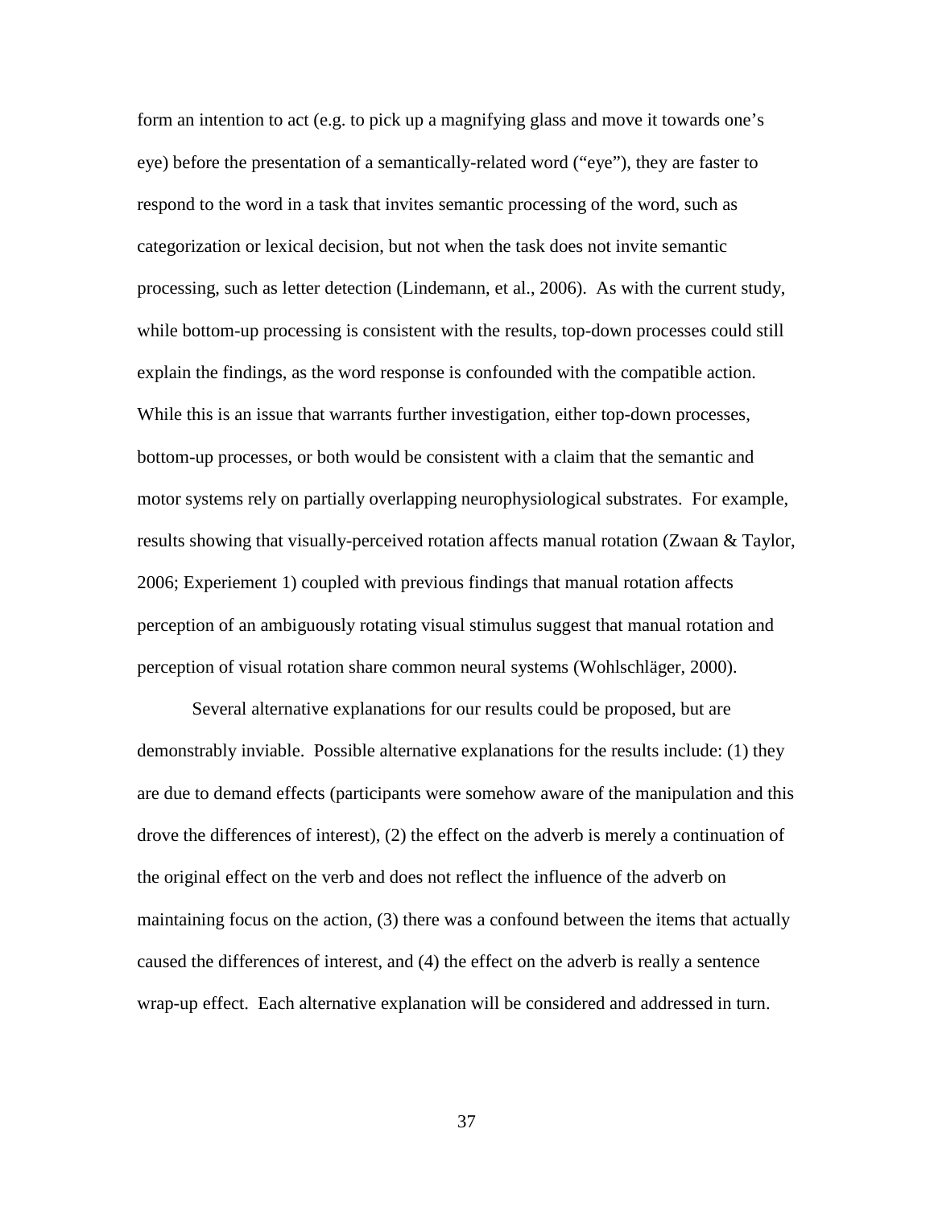form an intention to act (e.g. to pick up a magnifying glass and move it towards one's eye) before the presentation of a semantically-related word ("eye"), they are faster to respond to the word in a task that invites semantic processing of the word, such as categorization or lexical decision, but not when the task does not invite semantic processing, such as letter detection (Lindemann, et al., 2006). As with the current study, while bottom-up processing is consistent with the results, top-down processes could still explain the findings, as the word response is confounded with the compatible action. While this is an issue that warrants further investigation, either top-down processes, bottom-up processes, or both would be consistent with a claim that the semantic and motor systems rely on partially overlapping neurophysiological substrates. For example, results showing that visually-perceived rotation affects manual rotation (Zwaan & Taylor, 2006; Experiement 1) coupled with previous findings that manual rotation affects perception of an ambiguously rotating visual stimulus suggest that manual rotation and perception of visual rotation share common neural systems (Wohlschläger, 2000).

Several alternative explanations for our results could be proposed, but are demonstrably inviable. Possible alternative explanations for the results include: (1) they are due to demand effects (participants were somehow aware of the manipulation and this drove the differences of interest), (2) the effect on the adverb is merely a continuation of the original effect on the verb and does not reflect the influence of the adverb on maintaining focus on the action, (3) there was a confound between the items that actually caused the differences of interest, and (4) the effect on the adverb is really a sentence wrap-up effect. Each alternative explanation will be considered and addressed in turn.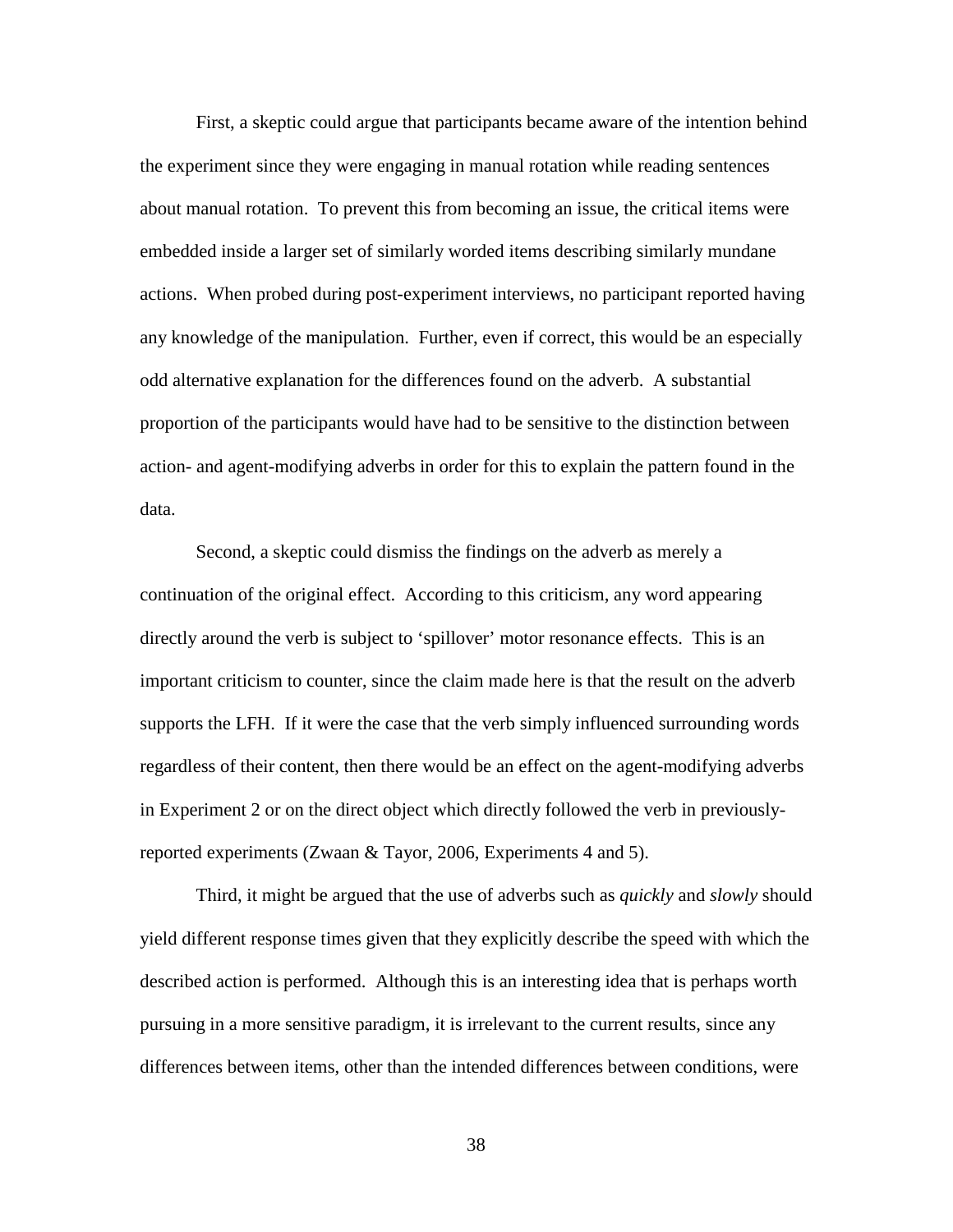First, a skeptic could argue that participants became aware of the intention behind the experiment since they were engaging in manual rotation while reading sentences about manual rotation. To prevent this from becoming an issue, the critical items were embedded inside a larger set of similarly worded items describing similarly mundane actions. When probed during post-experiment interviews, no participant reported having any knowledge of the manipulation. Further, even if correct, this would be an especially odd alternative explanation for the differences found on the adverb. A substantial proportion of the participants would have had to be sensitive to the distinction between action- and agent-modifying adverbs in order for this to explain the pattern found in the data.

Second, a skeptic could dismiss the findings on the adverb as merely a continuation of the original effect. According to this criticism, any word appearing directly around the verb is subject to 'spillover' motor resonance effects. This is an important criticism to counter, since the claim made here is that the result on the adverb supports the LFH. If it were the case that the verb simply influenced surrounding words regardless of their content, then there would be an effect on the agent-modifying adverbs in Experiment 2 or on the direct object which directly followed the verb in previously-reported experiments (Zwaan & Tayor, 2006, Experiments 4 and 5).

Third, it might be argued that the use of adverbs such as *quickly* and *slowly* should yield different response times given that they explicitly describe the speed with which the described action is performed. Although this is an interesting idea that is perhaps worth pursuing in a more sensitive paradigm, it is irrelevant to the current results, since any differences between items, other than the intended differences between conditions, were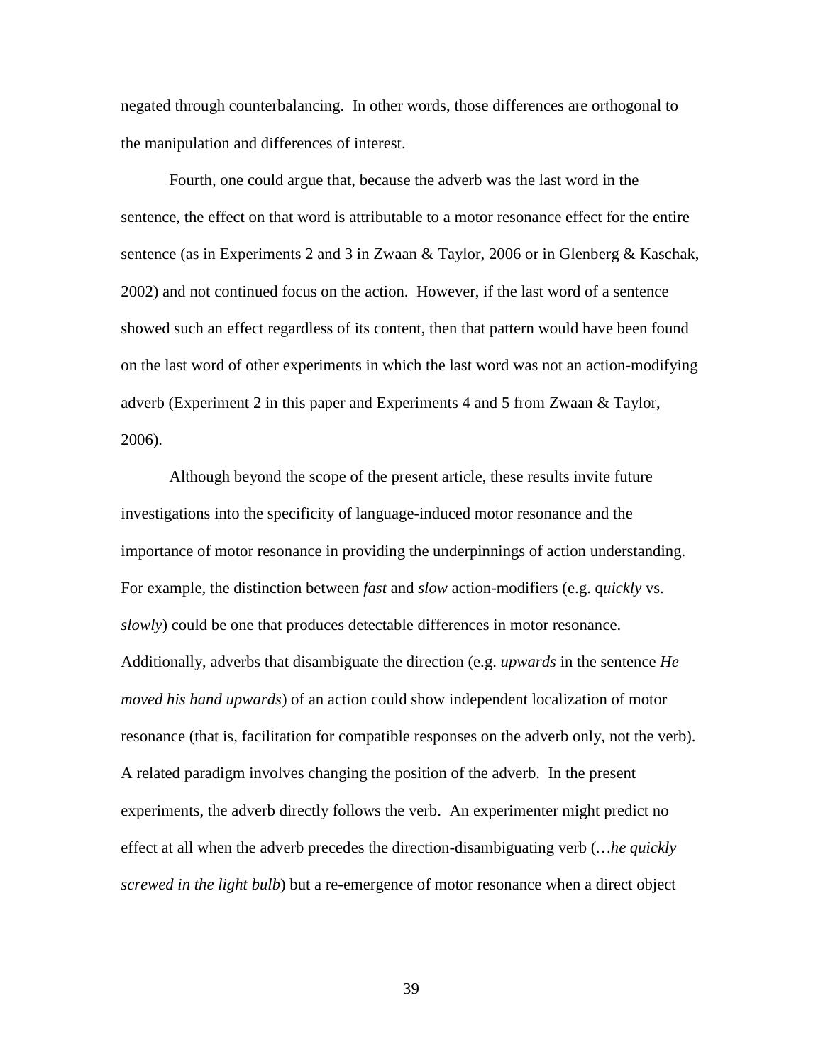negated through counterbalancing. In other words, those differences are orthogonal to the manipulation and differences of interest.

Fourth, one could argue that, because the adverb was the last word in the sentence, the effect on that word is attributable to a motor resonance effect for the entire sentence (as in Experiments 2 and 3 in Zwaan & Taylor, 2006 or in Glenberg & Kaschak, 2002) and not continued focus on the action. However, if the last word of a sentence showed such an effect regardless of its content, then that pattern would have been found on the last word of other experiments in which the last word was not an action-modifying adverb (Experiment 2 in this paper and Experiments 4 and 5 from Zwaan & Taylor, 2006).

Although beyond the scope of the present article, these results invite future investigations into the specificity of language-induced motor resonance and the importance of motor resonance in providing the underpinnings of action understanding. For example, the distinction between *fast* and *slow* action-modifiers (e.g. q*uickly* vs. *slowly*) could be one that produces detectable differences in motor resonance. Additionally, adverbs that disambiguate the direction (e.g. *upwards* in the sentence *He moved his hand upwards*) of an action could show independent localization of motor resonance (that is, facilitation for compatible responses on the adverb only, not the verb). A related paradigm involves changing the position of the adverb. In the present experiments, the adverb directly follows the verb. An experimenter might predict no effect at all when the adverb precedes the direction-disambiguating verb (…*he quickly screwed in the light bulb*) but a re-emergence of motor resonance when a direct object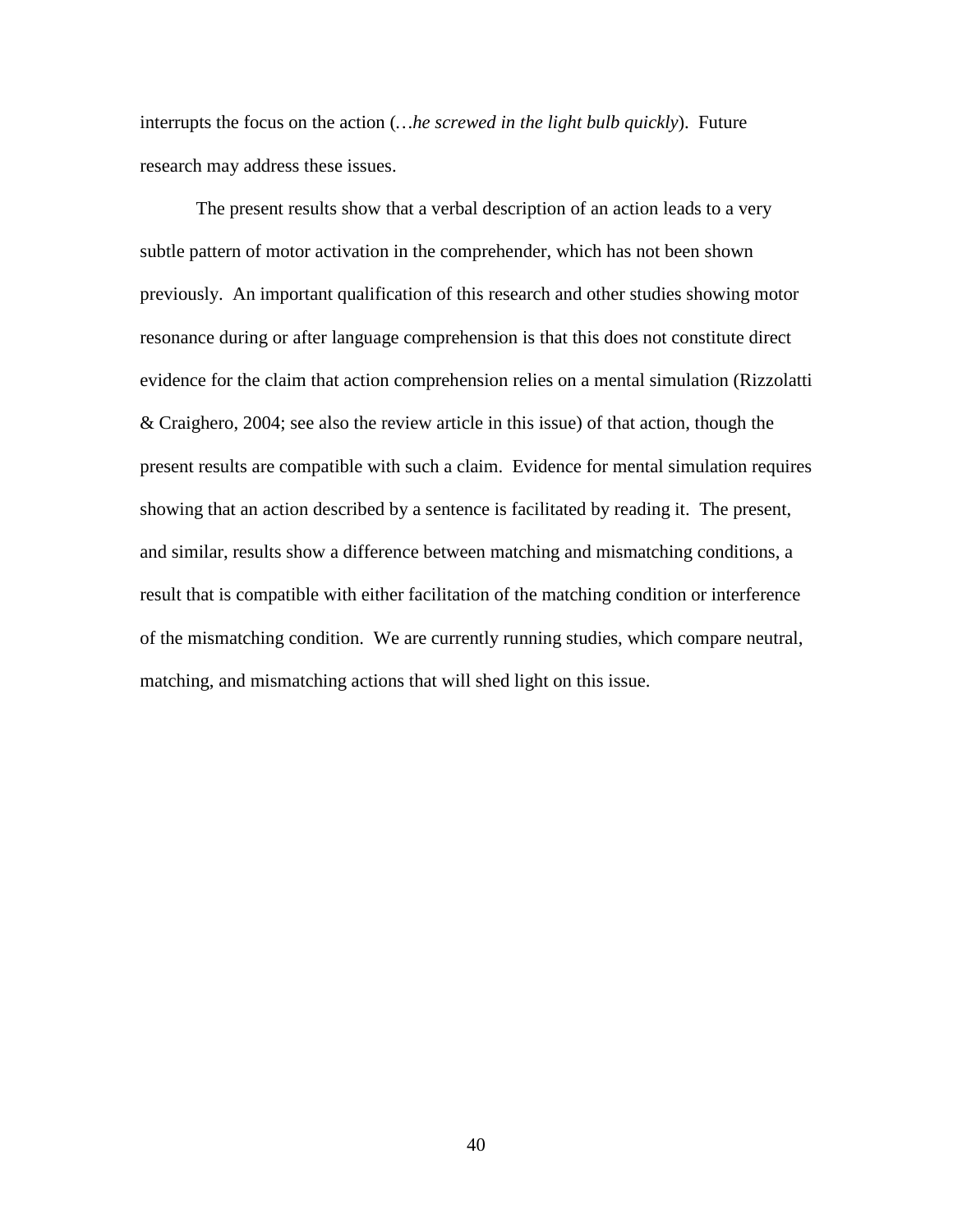interrupts the focus on the action (*…he screwed in the light bulb quickly*). Future research may address these issues.

The present results show that a verbal description of an action leads to a very subtle pattern of motor activation in the comprehender, which has not been shown previously. An important qualification of this research and other studies showing motor resonance during or after language comprehension is that this does not constitute direct evidence for the claim that action comprehension relies on a mental simulation (Rizzolatti & Craighero, 2004; see also the review article in this issue) of that action, though the present results are compatible with such a claim. Evidence for mental simulation requires showing that an action described by a sentence is facilitated by reading it. The present, and similar, results show a difference between matching and mismatching conditions, a result that is compatible with either facilitation of the matching condition or interference of the mismatching condition. We are currently running studies, which compare neutral, matching, and mismatching actions that will shed light on this issue.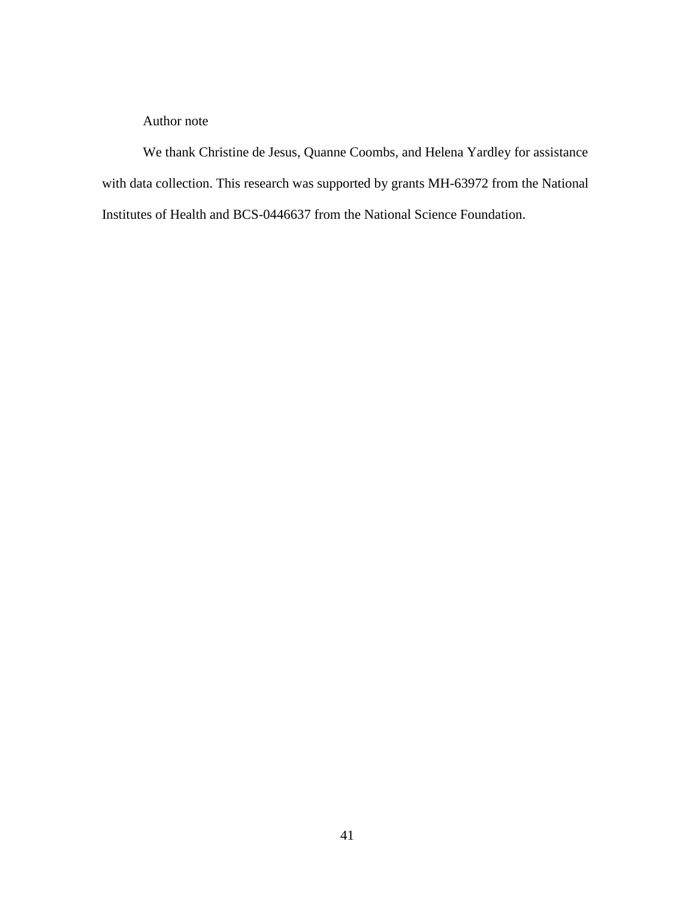Author note

We thank Christine de Jesus, Quanne Coombs, and Helena Yardley for assistance with data collection. This research was supported by grants MH-63972 from the National Institutes of Health and BCS-0446637 from the National Science Foundation.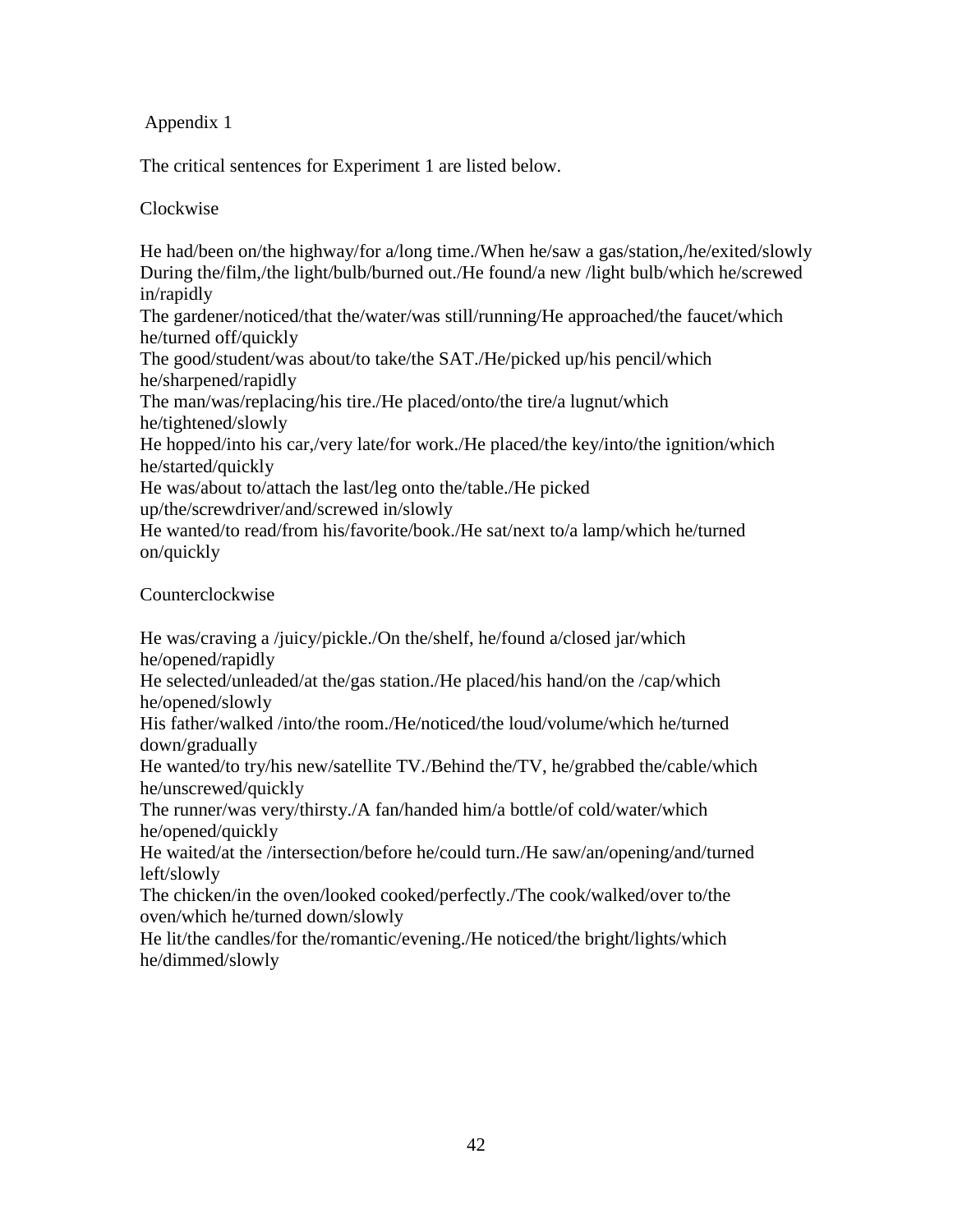Appendix 1

The critical sentences for Experiment 1 are listed below.

Clockwise

He had/been on/the highway/for a/long time./When he/saw a gas/station,/he/exited/slowly
During the/film,/the light/bulb/burned out./He found/a new /light bulb/which he/screwed in/rapidly
The gardener/noticed/that the/water/was still/running/He approached/the faucet/which he/turned off/quickly
The good/student/was about/to take/the SAT./He/picked up/his pencil/which he/sharpened/rapidly
The man/was/replacing/his tire./He placed/onto/the tire/a lugnut/which he/tightened/slowly
He hopped/into his car,/very late/for work./He placed/the key/into/the ignition/which he/started/quickly
He was/about to/attach the last/leg onto the/table./He picked up/the/screwdriver/and/screwed in/slowly
He wanted/to read/from his/favorite/book./He sat/next to/a lamp/which he/turned on/quickly

Counterclockwise

He was/craving a /juicy/pickle./On the/shelf, he/found a/closed jar/which he/opened/rapidly
He selected/unleaded/at the/gas station./He placed/his hand/on the /cap/which he/opened/slowly
His father/walked /into/the room./He/noticed/the loud/volume/which he/turned down/gradually
He wanted/to try/his new/satellite TV./Behind the/TV, he/grabbed the/cable/which he/unscrewed/quickly
The runner/was very/thirsty./A fan/handed him/a bottle/of cold/water/which he/opened/quickly
He waited/at the /intersection/before he/could turn./He saw/an/opening/and/turned left/slowly
The chicken/in the oven/looked cooked/perfectly./The cook/walked/over to/the oven/which he/turned down/slowly
He lit/the candles/for the/romantic/evening./He noticed/the bright/lights/which he/dimmed/slowly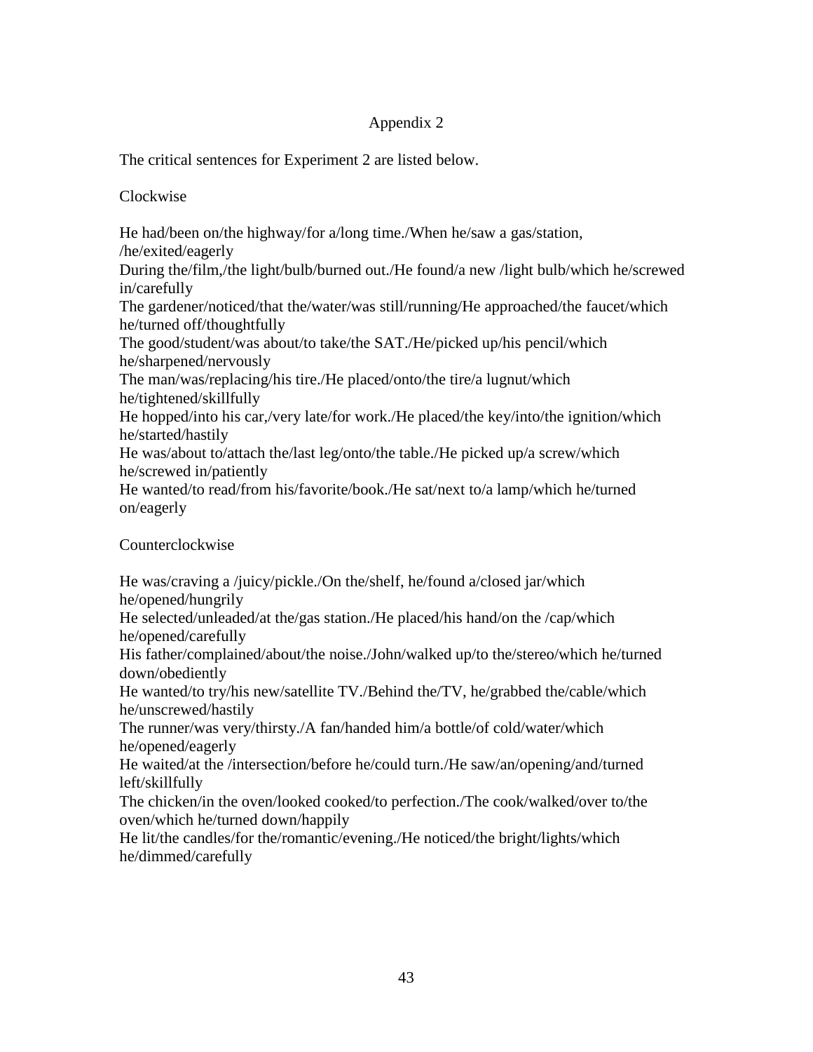Appendix 2

The critical sentences for Experiment 2 are listed below.

Clockwise

He had/been on/the highway/for a/long time./When he/saw a gas/station, /he/exited/eagerly

During the/film,/the light/bulb/burned out./He found/a new /light bulb/which he/screwed in/carefully

The gardener/noticed/that the/water/was still/running/He approached/the faucet/which he/turned off/thoughtfully

The good/student/was about/to take/the SAT./He/picked up/his pencil/which he/sharpened/nervously

The man/was/replacing/his tire./He placed/onto/the tire/a lugnut/which he/tightened/skillfully

He hopped/into his car,/very late/for work./He placed/the key/into/the ignition/which he/started/hastily

He was/about to/attach the/last leg/onto/the table./He picked up/a screw/which he/screwed in/patiently

He wanted/to read/from his/favorite/book./He sat/next to/a lamp/which he/turned on/eagerly

Counterclockwise

He was/craving a /juicy/pickle./On the/shelf, he/found a/closed jar/which he/opened/hungrily

He selected/unleaded/at the/gas station./He placed/his hand/on the /cap/which he/opened/carefully

His father/complained/about/the noise./John/walked up/to the/stereo/which he/turned down/obediently

He wanted/to try/his new/satellite TV./Behind the/TV, he/grabbed the/cable/which he/unscrewed/hastily

The runner/was very/thirsty./A fan/handed him/a bottle/of cold/water/which he/opened/eagerly

He waited/at the /intersection/before he/could turn./He saw/an/opening/and/turned left/skillfully

The chicken/in the oven/looked cooked/to perfection./The cook/walked/over to/the oven/which he/turned down/happily

He lit/the candles/for the/romantic/evening./He noticed/the bright/lights/which he/dimmed/carefully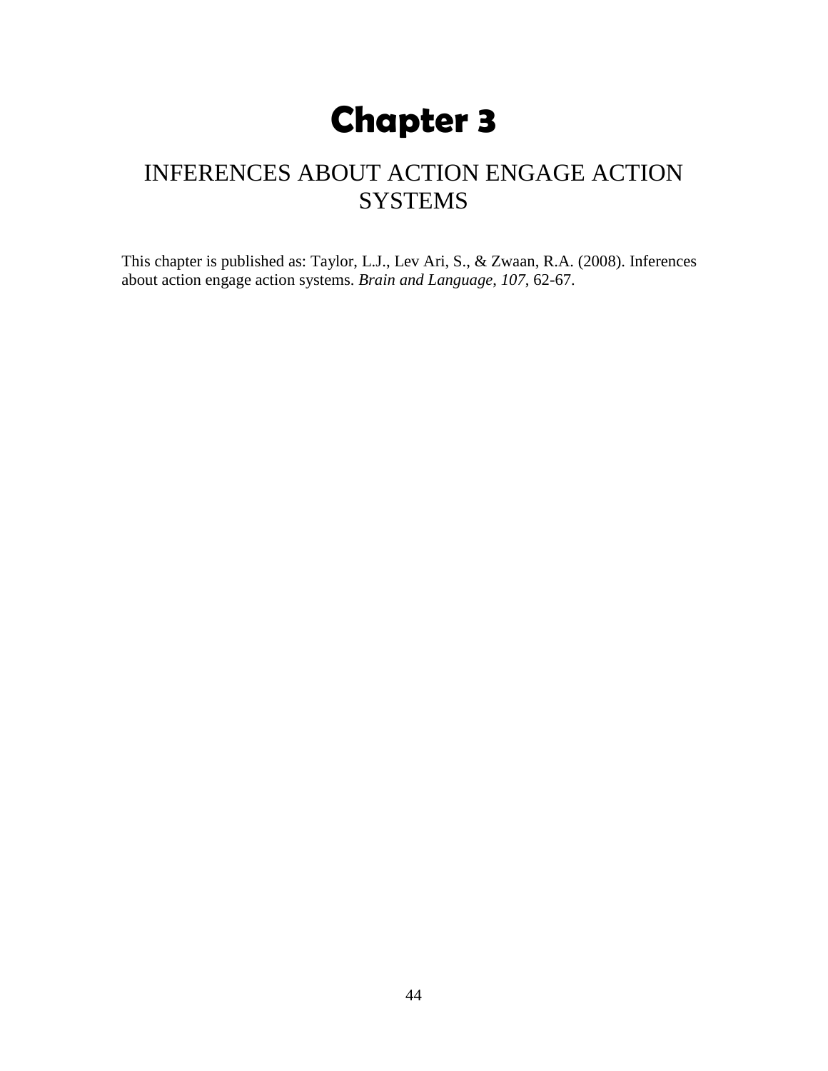# Chapter 3

## INFERENCES ABOUT ACTION ENGAGE ACTION SYSTEMS

This chapter is published as: Taylor, L.J., Lev Ari, S., & Zwaan, R.A. (2008). Inferences about action engage action systems. *Brain and Language*, *107*, 62-67.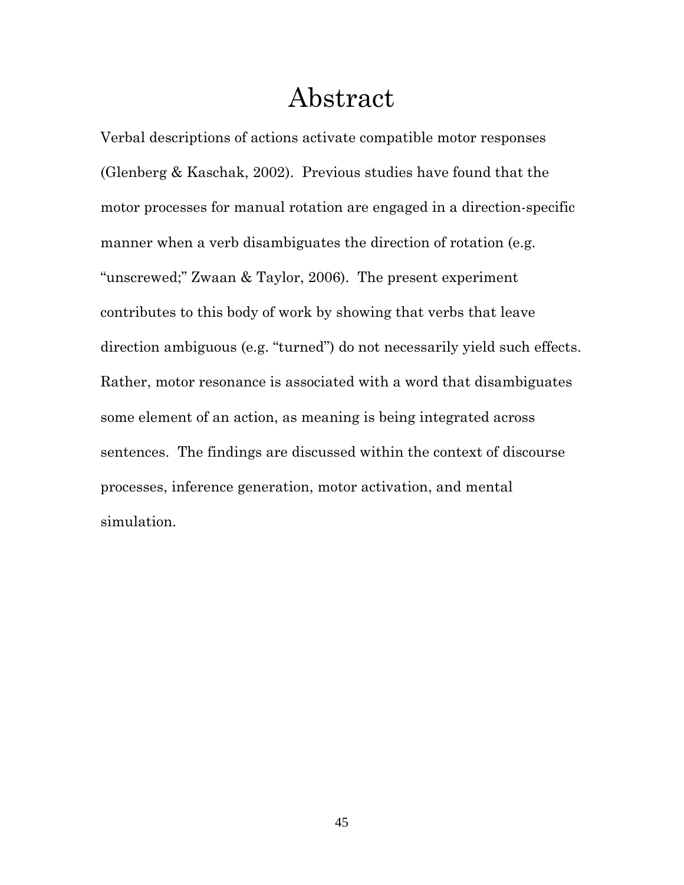# Abstract

Verbal descriptions of actions activate compatible motor responses (Glenberg & Kaschak, 2002). Previous studies have found that the motor processes for manual rotation are engaged in a direction-specific manner when a verb disambiguates the direction of rotation (e.g. "unscrewed;" Zwaan & Taylor, 2006). The present experiment contributes to this body of work by showing that verbs that leave direction ambiguous (e.g. "turned") do not necessarily yield such effects. Rather, motor resonance is associated with a word that disambiguates some element of an action, as meaning is being integrated across sentences. The findings are discussed within the context of discourse processes, inference generation, motor activation, and mental simulation.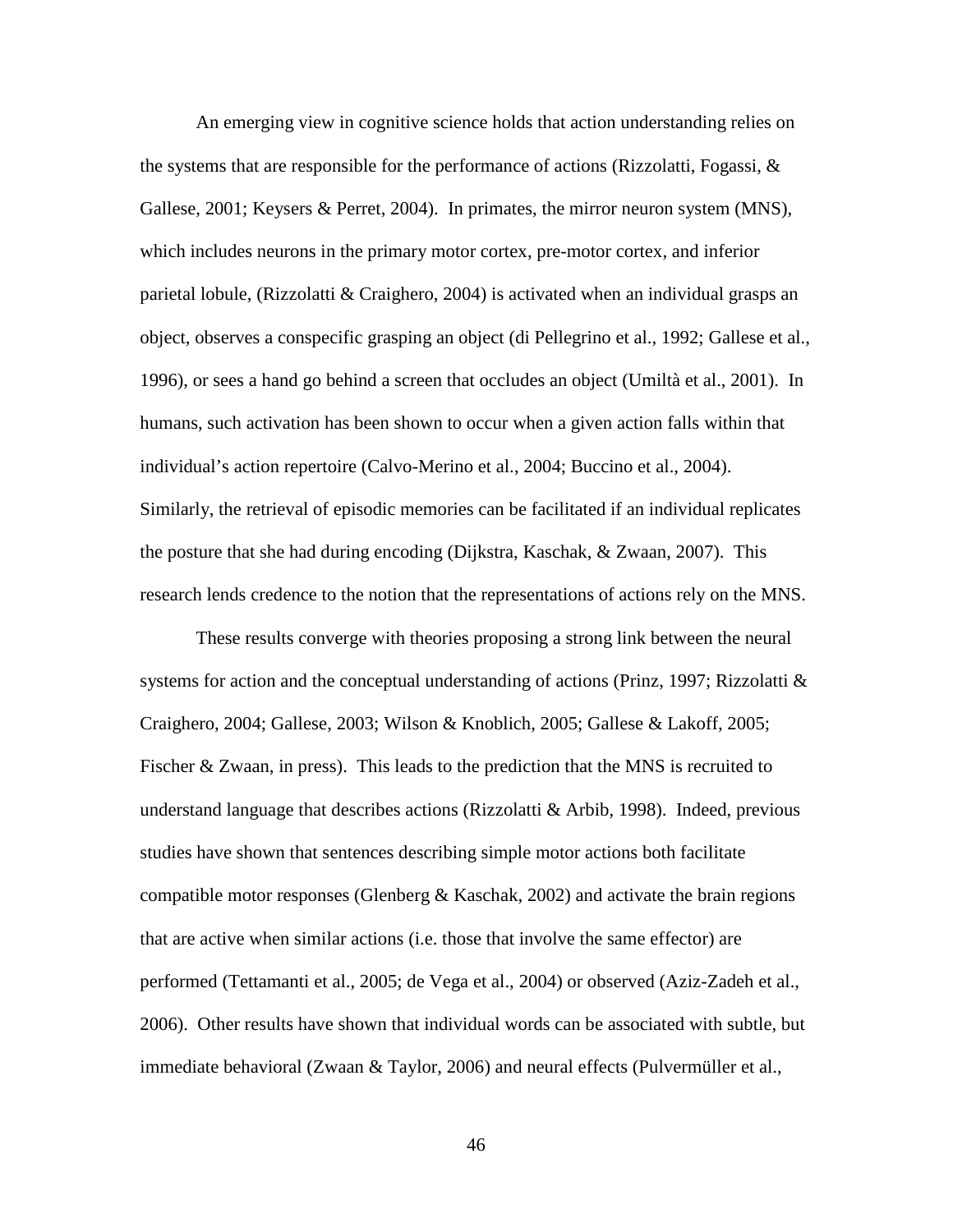An emerging view in cognitive science holds that action understanding relies on the systems that are responsible for the performance of actions (Rizzolatti, Fogassi, & Gallese, 2001; Keysers & Perret, 2004). In primates, the mirror neuron system (MNS), which includes neurons in the primary motor cortex, pre-motor cortex, and inferior parietal lobule, (Rizzolatti & Craighero, 2004) is activated when an individual grasps an object, observes a conspecific grasping an object (di Pellegrino et al., 1992; Gallese et al., 1996), or sees a hand go behind a screen that occludes an object (Umiltà et al., 2001). In humans, such activation has been shown to occur when a given action falls within that individual's action repertoire (Calvo-Merino et al., 2004; Buccino et al., 2004). Similarly, the retrieval of episodic memories can be facilitated if an individual replicates the posture that she had during encoding (Dijkstra, Kaschak, & Zwaan, 2007). This research lends credence to the notion that the representations of actions rely on the MNS.

These results converge with theories proposing a strong link between the neural systems for action and the conceptual understanding of actions (Prinz, 1997; Rizzolatti & Craighero, 2004; Gallese, 2003; Wilson & Knoblich, 2005; Gallese & Lakoff, 2005; Fischer & Zwaan, in press). This leads to the prediction that the MNS is recruited to understand language that describes actions (Rizzolatti & Arbib, 1998). Indeed, previous studies have shown that sentences describing simple motor actions both facilitate compatible motor responses (Glenberg & Kaschak, 2002) and activate the brain regions that are active when similar actions (i.e. those that involve the same effector) are performed (Tettamanti et al., 2005; de Vega et al., 2004) or observed (Aziz-Zadeh et al., 2006). Other results have shown that individual words can be associated with subtle, but immediate behavioral (Zwaan & Taylor, 2006) and neural effects (Pulvermüller et al.,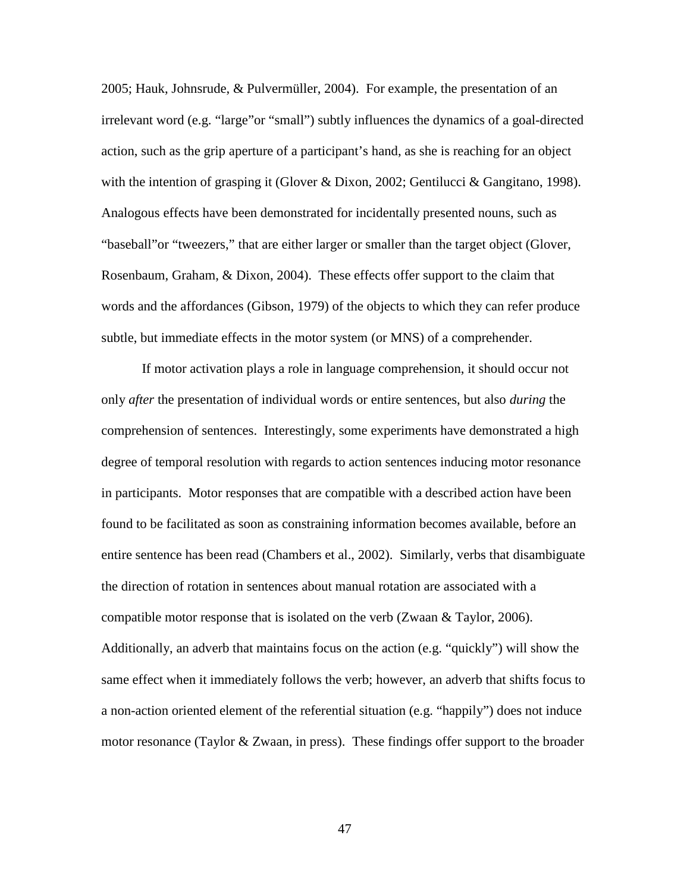2005; Hauk, Johnsrude, & Pulvermüller, 2004). For example, the presentation of an irrelevant word (e.g. "large"or "small") subtly influences the dynamics of a goal-directed action, such as the grip aperture of a participant's hand, as she is reaching for an object with the intention of grasping it (Glover & Dixon, 2002; Gentilucci & Gangitano, 1998). Analogous effects have been demonstrated for incidentally presented nouns, such as "baseball"or "tweezers," that are either larger or smaller than the target object (Glover, Rosenbaum, Graham, & Dixon, 2004). These effects offer support to the claim that words and the affordances (Gibson, 1979) of the objects to which they can refer produce subtle, but immediate effects in the motor system (or MNS) of a comprehender.

If motor activation plays a role in language comprehension, it should occur not only *after* the presentation of individual words or entire sentences, but also *during* the comprehension of sentences. Interestingly, some experiments have demonstrated a high degree of temporal resolution with regards to action sentences inducing motor resonance in participants. Motor responses that are compatible with a described action have been found to be facilitated as soon as constraining information becomes available, before an entire sentence has been read (Chambers et al., 2002). Similarly, verbs that disambiguate the direction of rotation in sentences about manual rotation are associated with a compatible motor response that is isolated on the verb (Zwaan & Taylor, 2006). Additionally, an adverb that maintains focus on the action (e.g. "quickly") will show the same effect when it immediately follows the verb; however, an adverb that shifts focus to a non-action oriented element of the referential situation (e.g. "happily") does not induce motor resonance (Taylor & Zwaan, in press). These findings offer support to the broader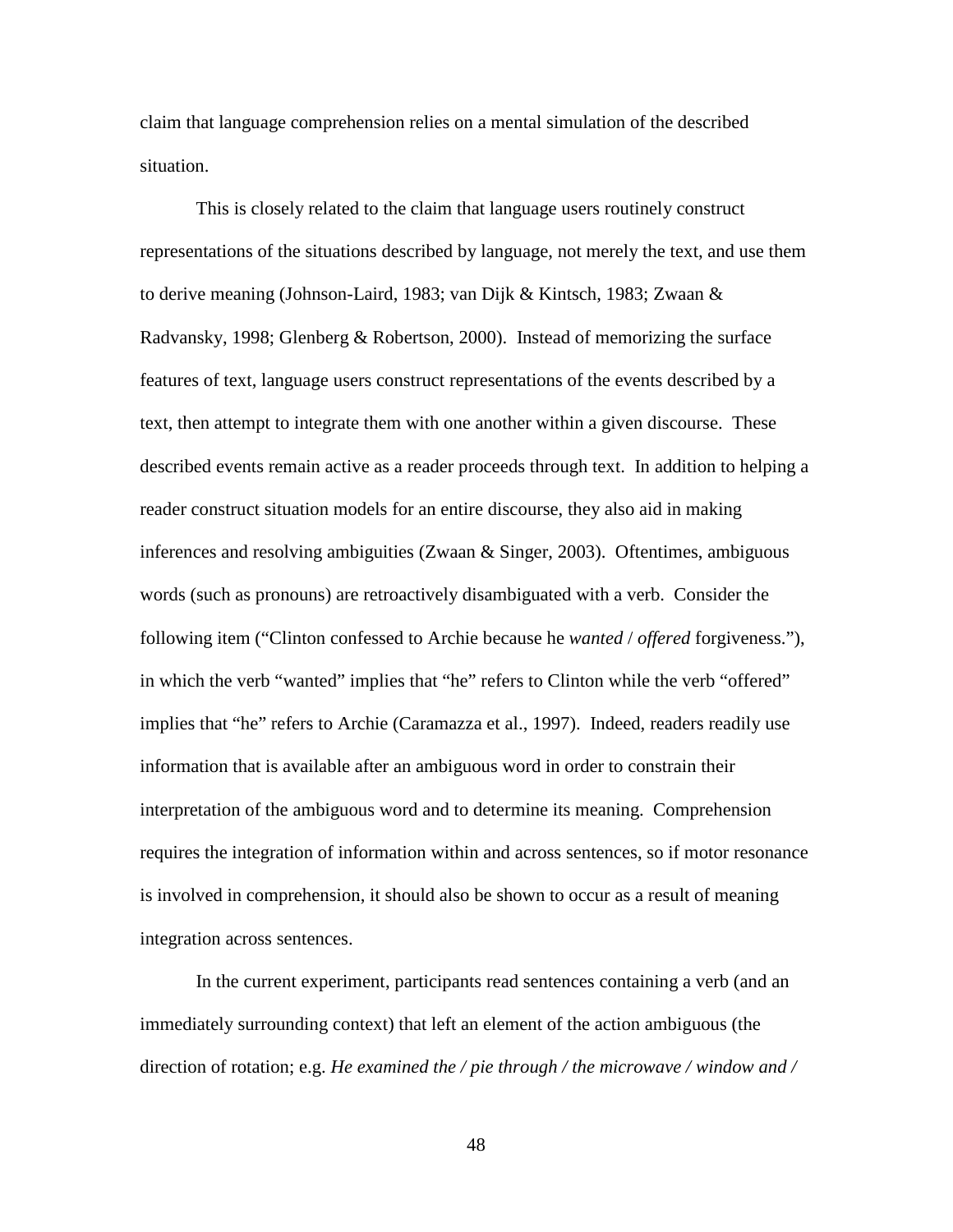claim that language comprehension relies on a mental simulation of the described situation.

This is closely related to the claim that language users routinely construct representations of the situations described by language, not merely the text, and use them to derive meaning (Johnson-Laird, 1983; van Dijk & Kintsch, 1983; Zwaan & Radvansky, 1998; Glenberg & Robertson, 2000). Instead of memorizing the surface features of text, language users construct representations of the events described by a text, then attempt to integrate them with one another within a given discourse. These described events remain active as a reader proceeds through text. In addition to helping a reader construct situation models for an entire discourse, they also aid in making inferences and resolving ambiguities (Zwaan & Singer, 2003). Oftentimes, ambiguous words (such as pronouns) are retroactively disambiguated with a verb. Consider the following item ("Clinton confessed to Archie because he *wanted* / *offered* forgiveness."), in which the verb "wanted" implies that "he" refers to Clinton while the verb "offered" implies that "he" refers to Archie (Caramazza et al., 1997). Indeed, readers readily use information that is available after an ambiguous word in order to constrain their interpretation of the ambiguous word and to determine its meaning. Comprehension requires the integration of information within and across sentences, so if motor resonance is involved in comprehension, it should also be shown to occur as a result of meaning integration across sentences.

In the current experiment, participants read sentences containing a verb (and an immediately surrounding context) that left an element of the action ambiguous (the direction of rotation; e.g. *He examined the / pie through / the microwave / window and /*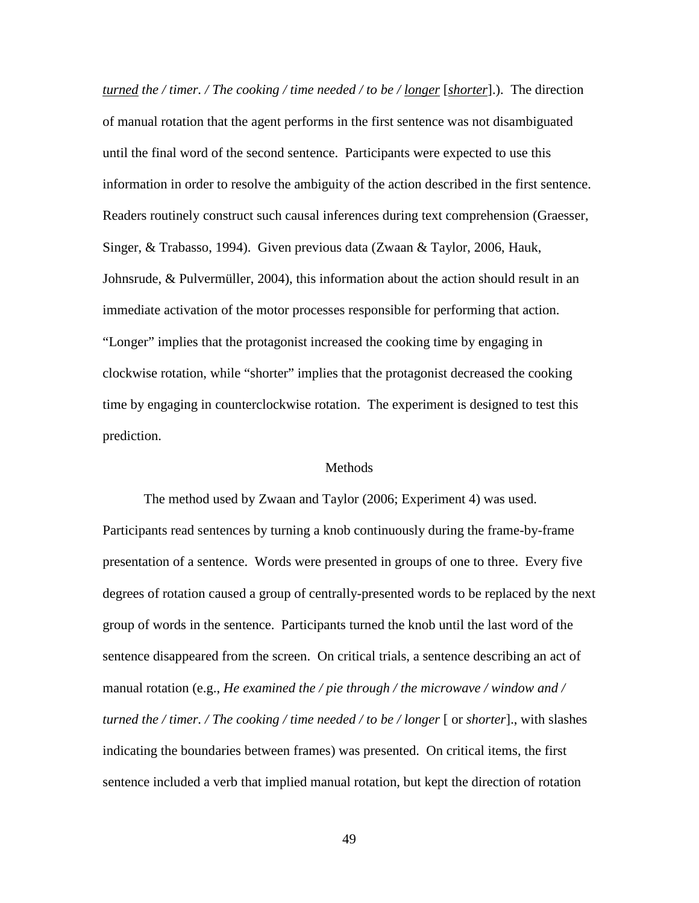<u>turned</u> *the / timer. / The cooking / time needed / to be /* <u>*longer*</u> [<u>*shorter*</u>].). The direction of manual rotation that the agent performs in the first sentence was not disambiguated until the final word of the second sentence. Participants were expected to use this information in order to resolve the ambiguity of the action described in the first sentence. Readers routinely construct such causal inferences during text comprehension (Graesser, Singer, & Trabasso, 1994). Given previous data (Zwaan & Taylor, 2006, Hauk, Johnsrude, & Pulvermüller, 2004), this information about the action should result in an immediate activation of the motor processes responsible for performing that action. "Longer" implies that the protagonist increased the cooking time by engaging in clockwise rotation, while "shorter" implies that the protagonist decreased the cooking time by engaging in counterclockwise rotation. The experiment is designed to test this prediction.

## Methods

The method used by Zwaan and Taylor (2006; Experiment 4) was used. Participants read sentences by turning a knob continuously during the frame-by-frame presentation of a sentence. Words were presented in groups of one to three. Every five degrees of rotation caused a group of centrally-presented words to be replaced by the next group of words in the sentence. Participants turned the knob until the last word of the sentence disappeared from the screen. On critical trials, a sentence describing an act of manual rotation (e.g., *He examined the / pie through / the microwave / window and / turned the / timer. / The cooking / time needed / to be / longer* [ or *shorter*]., with slashes indicating the boundaries between frames) was presented. On critical items, the first sentence included a verb that implied manual rotation, but kept the direction of rotation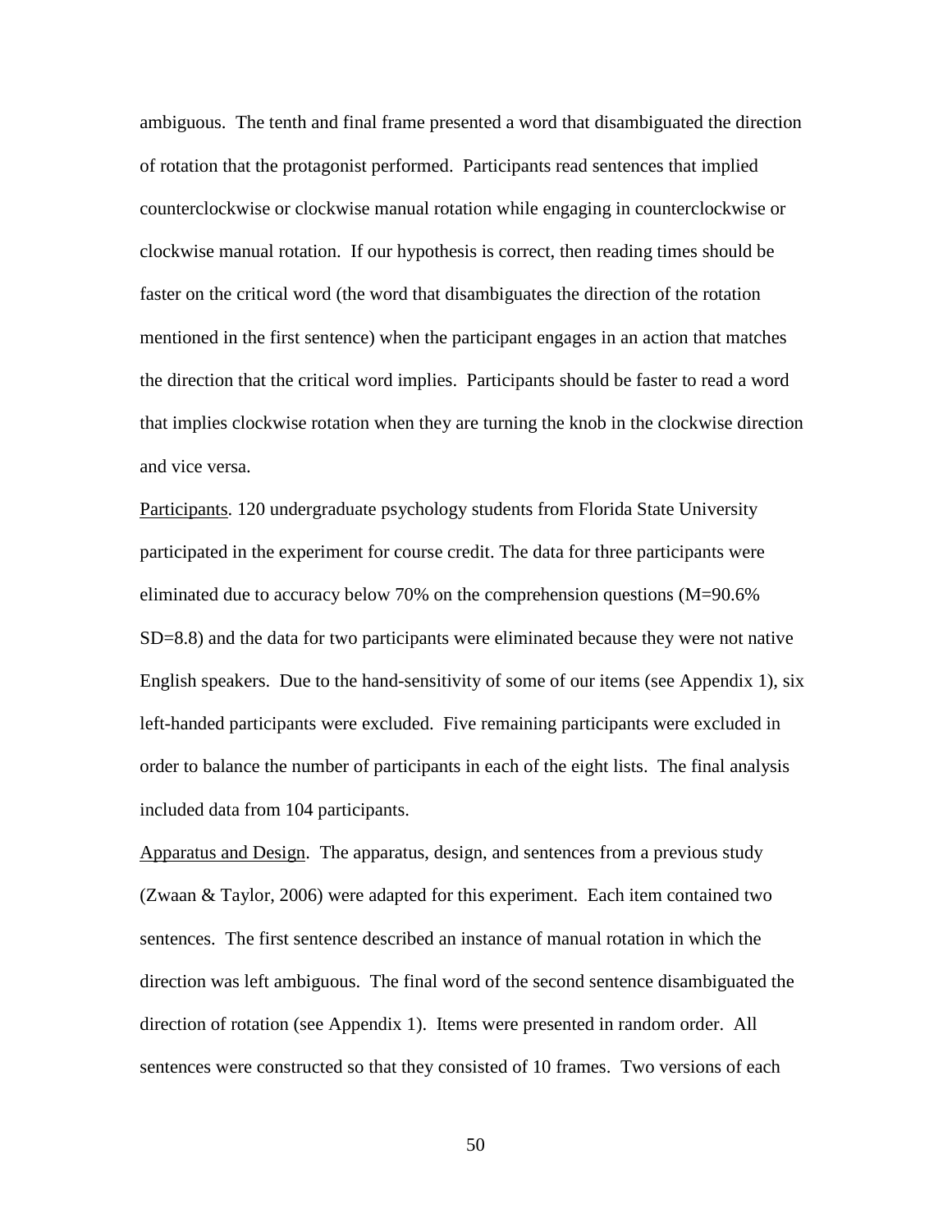ambiguous. The tenth and final frame presented a word that disambiguated the direction of rotation that the protagonist performed. Participants read sentences that implied counterclockwise or clockwise manual rotation while engaging in counterclockwise or clockwise manual rotation. If our hypothesis is correct, then reading times should be faster on the critical word (the word that disambiguates the direction of the rotation mentioned in the first sentence) when the participant engages in an action that matches the direction that the critical word implies. Participants should be faster to read a word that implies clockwise rotation when they are turning the knob in the clockwise direction and vice versa.

<u>Participants</u>. 120 undergraduate psychology students from Florida State University participated in the experiment for course credit. The data for three participants were eliminated due to accuracy below 70% on the comprehension questions (M=90.6% SD=8.8) and the data for two participants were eliminated because they were not native English speakers. Due to the hand-sensitivity of some of our items (see Appendix 1), six left-handed participants were excluded. Five remaining participants were excluded in order to balance the number of participants in each of the eight lists. The final analysis included data from 104 participants.

<u>Apparatus and Design</u>. The apparatus, design, and sentences from a previous study (Zwaan & Taylor, 2006) were adapted for this experiment. Each item contained two sentences. The first sentence described an instance of manual rotation in which the direction was left ambiguous. The final word of the second sentence disambiguated the direction of rotation (see Appendix 1). Items were presented in random order. All sentences were constructed so that they consisted of 10 frames. Two versions of each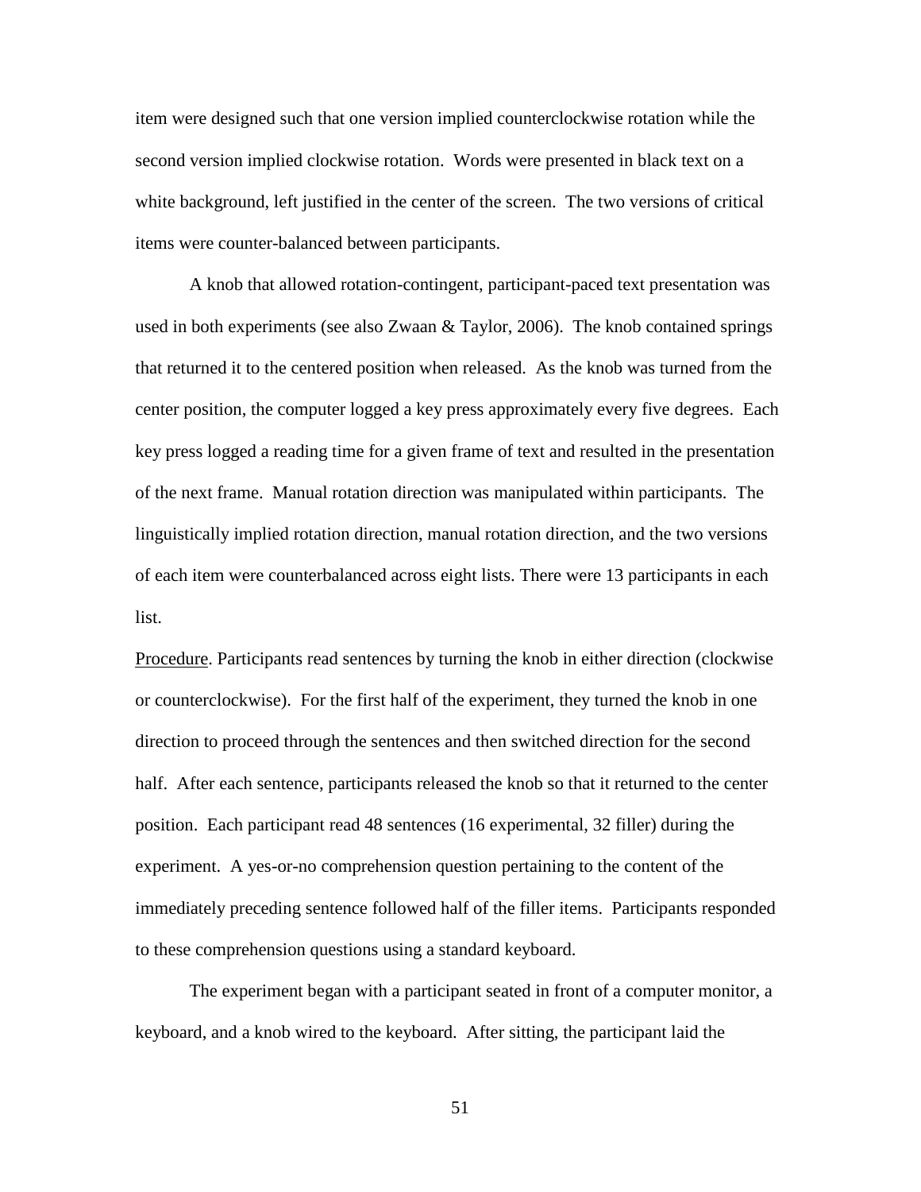item were designed such that one version implied counterclockwise rotation while the second version implied clockwise rotation. Words were presented in black text on a white background, left justified in the center of the screen. The two versions of critical items were counter-balanced between participants.

A knob that allowed rotation-contingent, participant-paced text presentation was used in both experiments (see also Zwaan & Taylor, 2006). The knob contained springs that returned it to the centered position when released. As the knob was turned from the center position, the computer logged a key press approximately every five degrees. Each key press logged a reading time for a given frame of text and resulted in the presentation of the next frame. Manual rotation direction was manipulated within participants. The linguistically implied rotation direction, manual rotation direction, and the two versions of each item were counterbalanced across eight lists. There were 13 participants in each list.

<u>Procedure</u>. Participants read sentences by turning the knob in either direction (clockwise or counterclockwise). For the first half of the experiment, they turned the knob in one direction to proceed through the sentences and then switched direction for the second half. After each sentence, participants released the knob so that it returned to the center position. Each participant read 48 sentences (16 experimental, 32 filler) during the experiment. A yes-or-no comprehension question pertaining to the content of the immediately preceding sentence followed half of the filler items. Participants responded to these comprehension questions using a standard keyboard.

The experiment began with a participant seated in front of a computer monitor, a keyboard, and a knob wired to the keyboard. After sitting, the participant laid the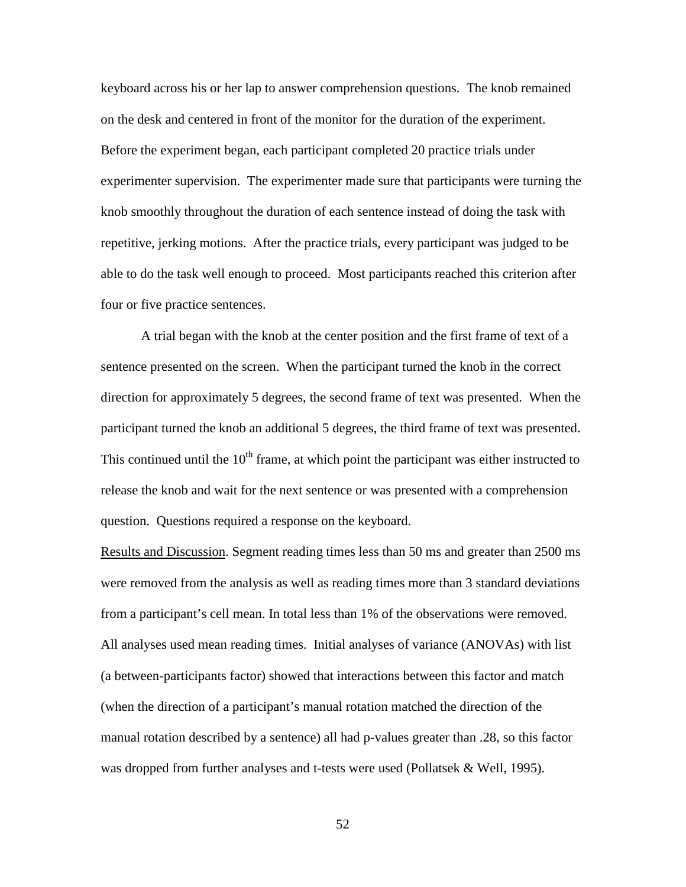keyboard across his or her lap to answer comprehension questions. The knob remained on the desk and centered in front of the monitor for the duration of the experiment. Before the experiment began, each participant completed 20 practice trials under experimenter supervision. The experimenter made sure that participants were turning the knob smoothly throughout the duration of each sentence instead of doing the task with repetitive, jerking motions. After the practice trials, every participant was judged to be able to do the task well enough to proceed. Most participants reached this criterion after four or five practice sentences.

A trial began with the knob at the center position and the first frame of text of a sentence presented on the screen. When the participant turned the knob in the correct direction for approximately 5 degrees, the second frame of text was presented. When the participant turned the knob an additional 5 degrees, the third frame of text was presented. This continued until the $10^{th}$ frame, at which point the participant was either instructed to release the knob and wait for the next sentence or was presented with a comprehension question. Questions required a response on the keyboard.

Results and Discussion. Segment reading times less than 50 ms and greater than 2500 ms were removed from the analysis as well as reading times more than 3 standard deviations from a participant's cell mean. In total less than 1% of the observations were removed. All analyses used mean reading times. Initial analyses of variance (ANOVAs) with list (a between-participants factor) showed that interactions between this factor and match (when the direction of a participant's manual rotation matched the direction of the manual rotation described by a sentence) all had p-values greater than .28, so this factor was dropped from further analyses and t-tests were used (Pollatsek & Well, 1995).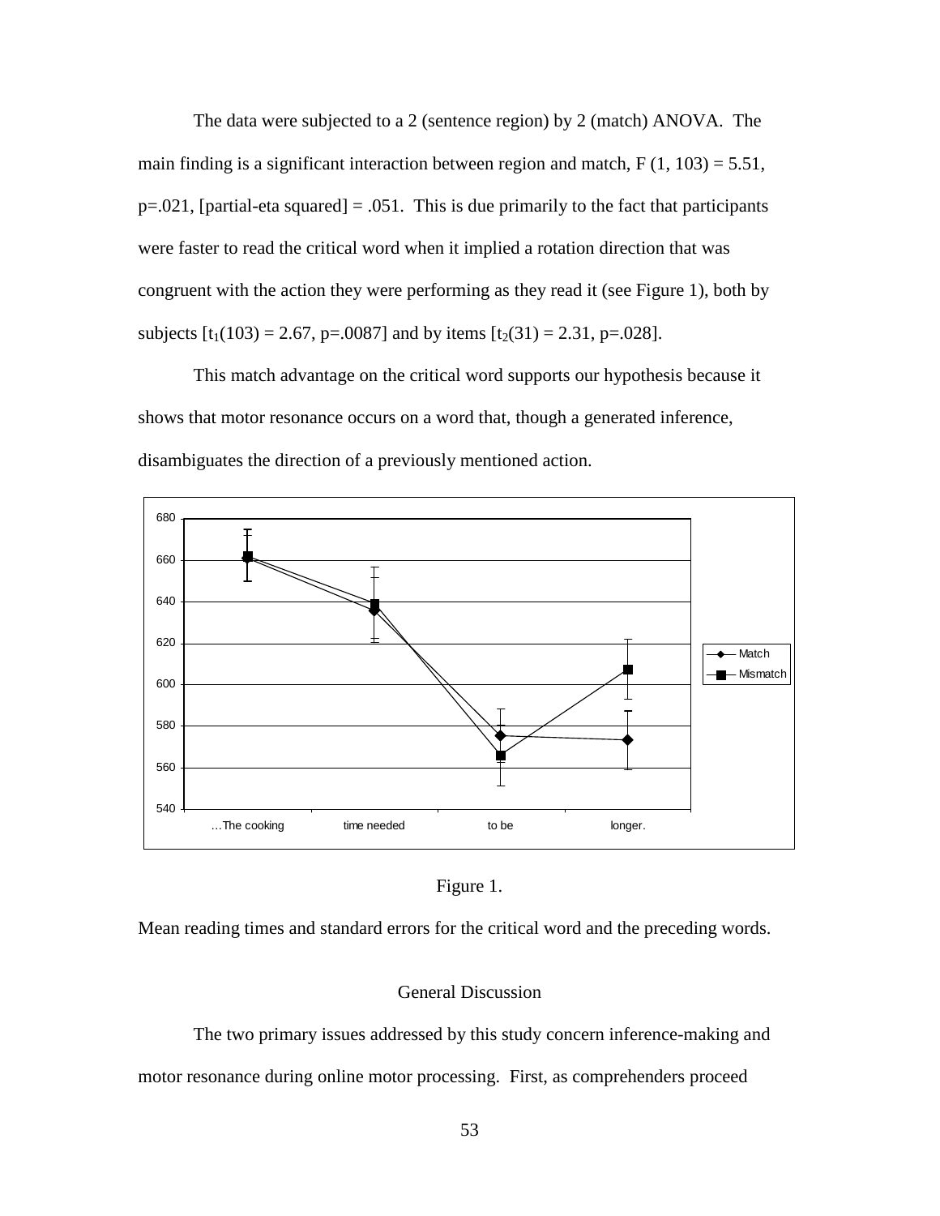The data were subjected to a 2 (sentence region) by 2 (match) ANOVA. The main finding is a significant interaction between region and match, $F(1, 103) = 5.51$, $p=.021$, [partial-eta squared] = .051. This is due primarily to the fact that participants were faster to read the critical word when it implied a rotation direction that was congruent with the action they were performing as they read it (see Figure 1), both by subjects [$t_1(103) = 2.67$, $p=.0087$] and by items [$t_2(31) = 2.31$, $p=.028$].

This match advantage on the critical word supports our hypothesis because it shows that motor resonance occurs on a word that, though a generated inference, disambiguates the direction of a previously mentioned action.

Figure 1.

Mean reading times and standard errors for the critical word and the preceding words.

## General Discussion

The two primary issues addressed by this study concern inference-making and motor resonance during online motor processing. First, as comprehenders proceed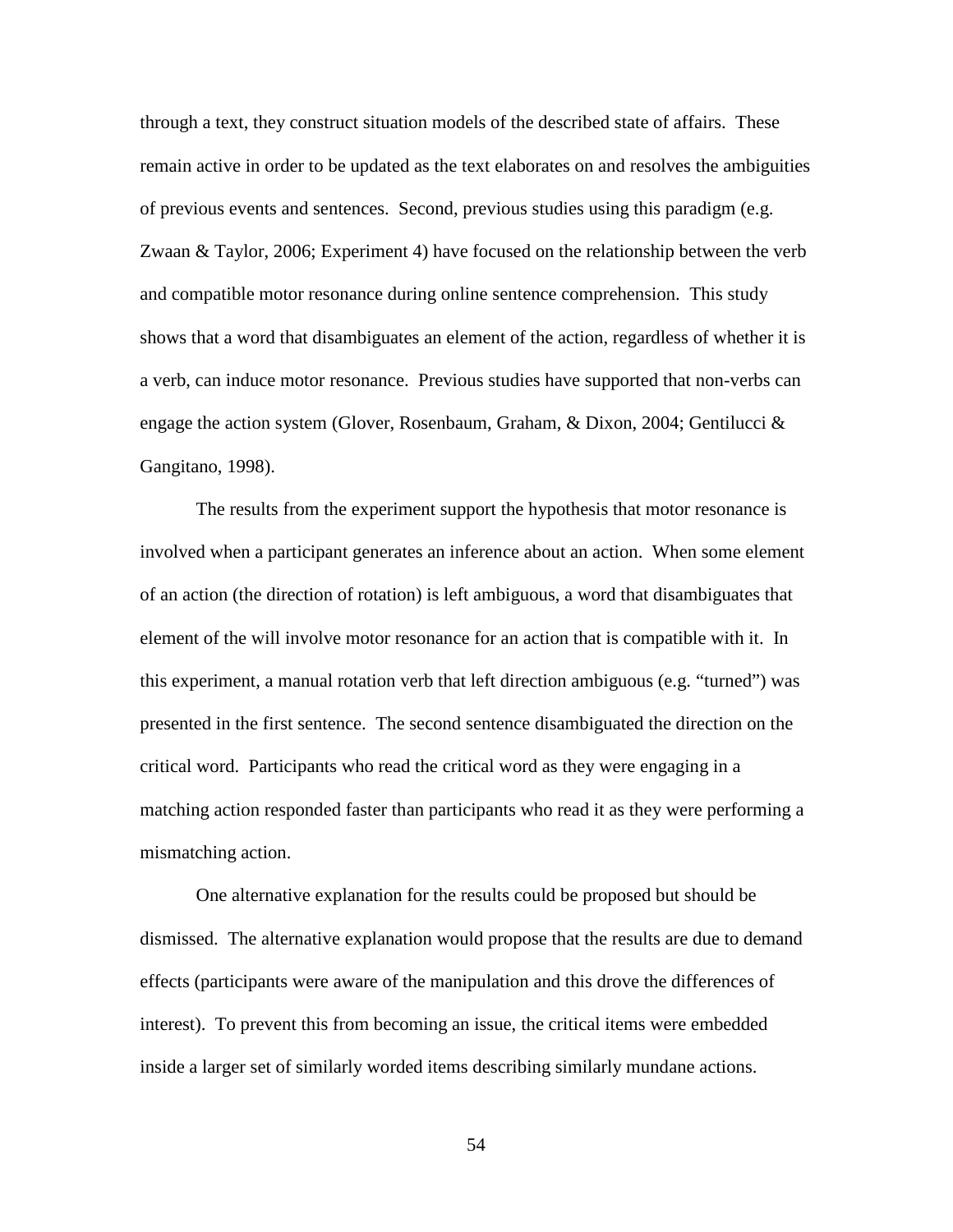through a text, they construct situation models of the described state of affairs. These remain active in order to be updated as the text elaborates on and resolves the ambiguities of previous events and sentences. Second, previous studies using this paradigm (e.g. Zwaan & Taylor, 2006; Experiment 4) have focused on the relationship between the verb and compatible motor resonance during online sentence comprehension. This study shows that a word that disambiguates an element of the action, regardless of whether it is a verb, can induce motor resonance. Previous studies have supported that non-verbs can engage the action system (Glover, Rosenbaum, Graham, & Dixon, 2004; Gentilucci & Gangitano, 1998).

The results from the experiment support the hypothesis that motor resonance is involved when a participant generates an inference about an action. When some element of an action (the direction of rotation) is left ambiguous, a word that disambiguates that element of the will involve motor resonance for an action that is compatible with it. In this experiment, a manual rotation verb that left direction ambiguous (e.g. "turned") was presented in the first sentence. The second sentence disambiguated the direction on the critical word. Participants who read the critical word as they were engaging in a matching action responded faster than participants who read it as they were performing a mismatching action.

One alternative explanation for the results could be proposed but should be dismissed. The alternative explanation would propose that the results are due to demand effects (participants were aware of the manipulation and this drove the differences of interest). To prevent this from becoming an issue, the critical items were embedded inside a larger set of similarly worded items describing similarly mundane actions.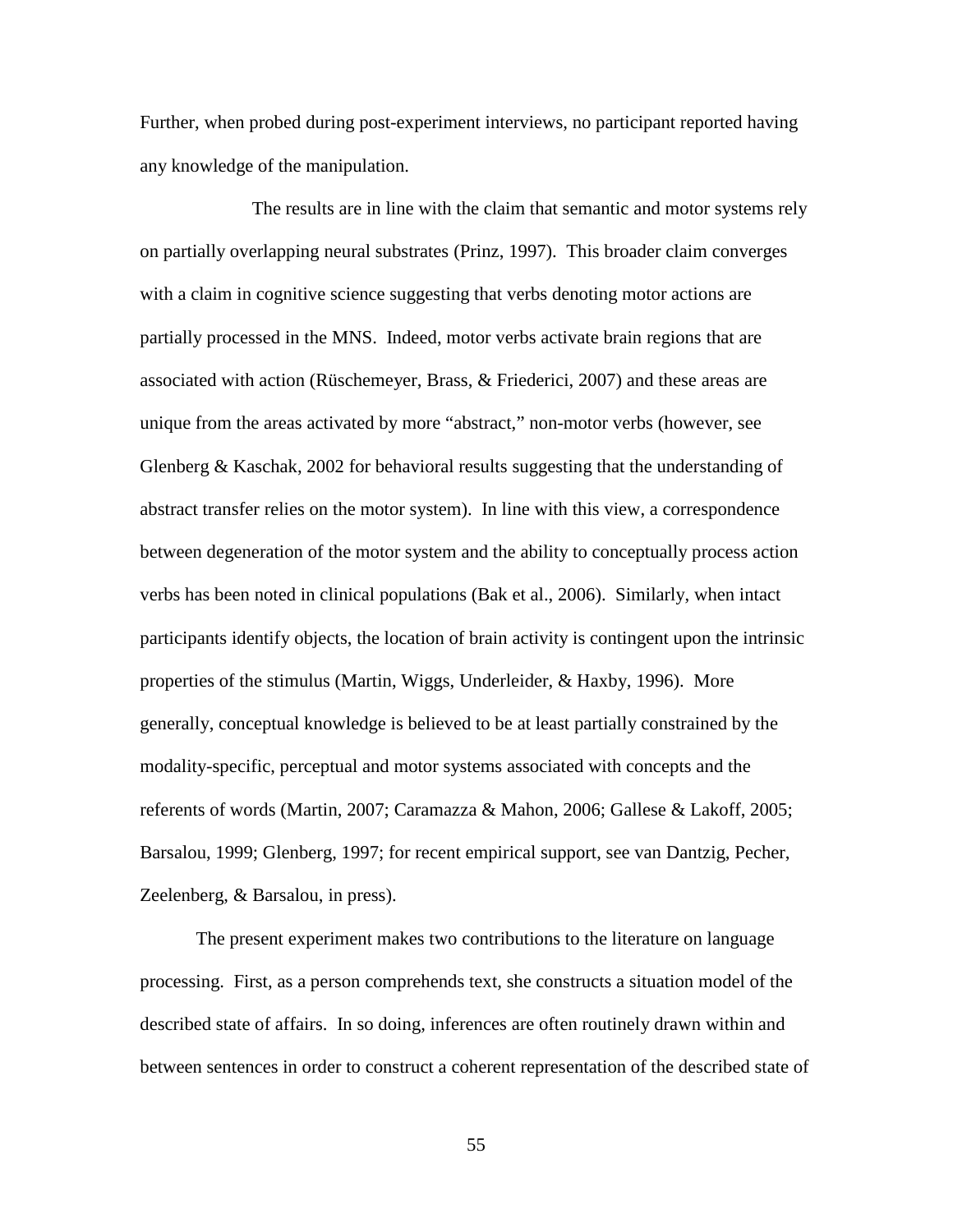Further, when probed during post-experiment interviews, no participant reported having any knowledge of the manipulation.

The results are in line with the claim that semantic and motor systems rely on partially overlapping neural substrates (Prinz, 1997). This broader claim converges with a claim in cognitive science suggesting that verbs denoting motor actions are partially processed in the MNS. Indeed, motor verbs activate brain regions that are associated with action (Rüschemeyer, Brass, & Friederici, 2007) and these areas are unique from the areas activated by more "abstract," non-motor verbs (however, see Glenberg & Kaschak, 2002 for behavioral results suggesting that the understanding of abstract transfer relies on the motor system). In line with this view, a correspondence between degeneration of the motor system and the ability to conceptually process action verbs has been noted in clinical populations (Bak et al., 2006). Similarly, when intact participants identify objects, the location of brain activity is contingent upon the intrinsic properties of the stimulus (Martin, Wiggs, Underleider, & Haxby, 1996). More generally, conceptual knowledge is believed to be at least partially constrained by the modality-specific, perceptual and motor systems associated with concepts and the referents of words (Martin, 2007; Caramazza & Mahon, 2006; Gallese & Lakoff, 2005; Barsalou, 1999; Glenberg, 1997; for recent empirical support, see van Dantzig, Pecher, Zeelenberg, & Barsalou, in press).

The present experiment makes two contributions to the literature on language processing. First, as a person comprehends text, she constructs a situation model of the described state of affairs. In so doing, inferences are often routinely drawn within and between sentences in order to construct a coherent representation of the described state of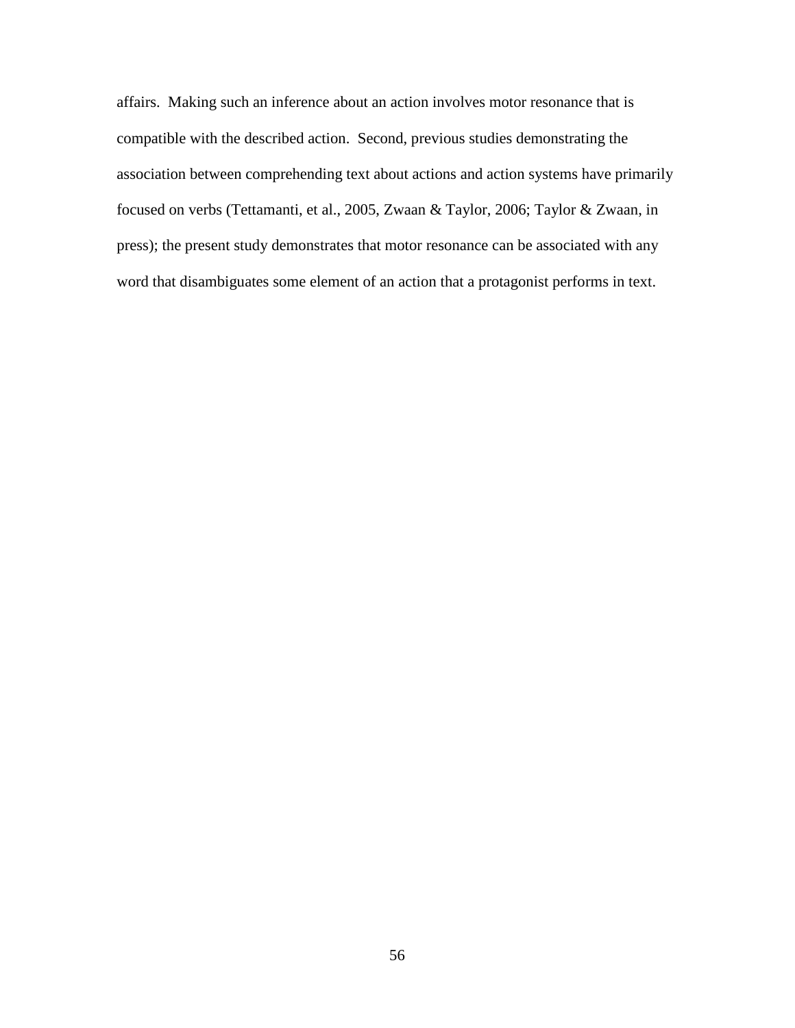affairs.  Making such an inference about an action involves motor resonance that is compatible with the described action.  Second, previous studies demonstrating the association between comprehending text about actions and action systems have primarily focused on verbs (Tettamanti, et al., 2005, Zwaan & Taylor, 2006; Taylor & Zwaan, in press); the present study demonstrates that motor resonance can be associated with any word that disambiguates some element of an action that a protagonist performs in text.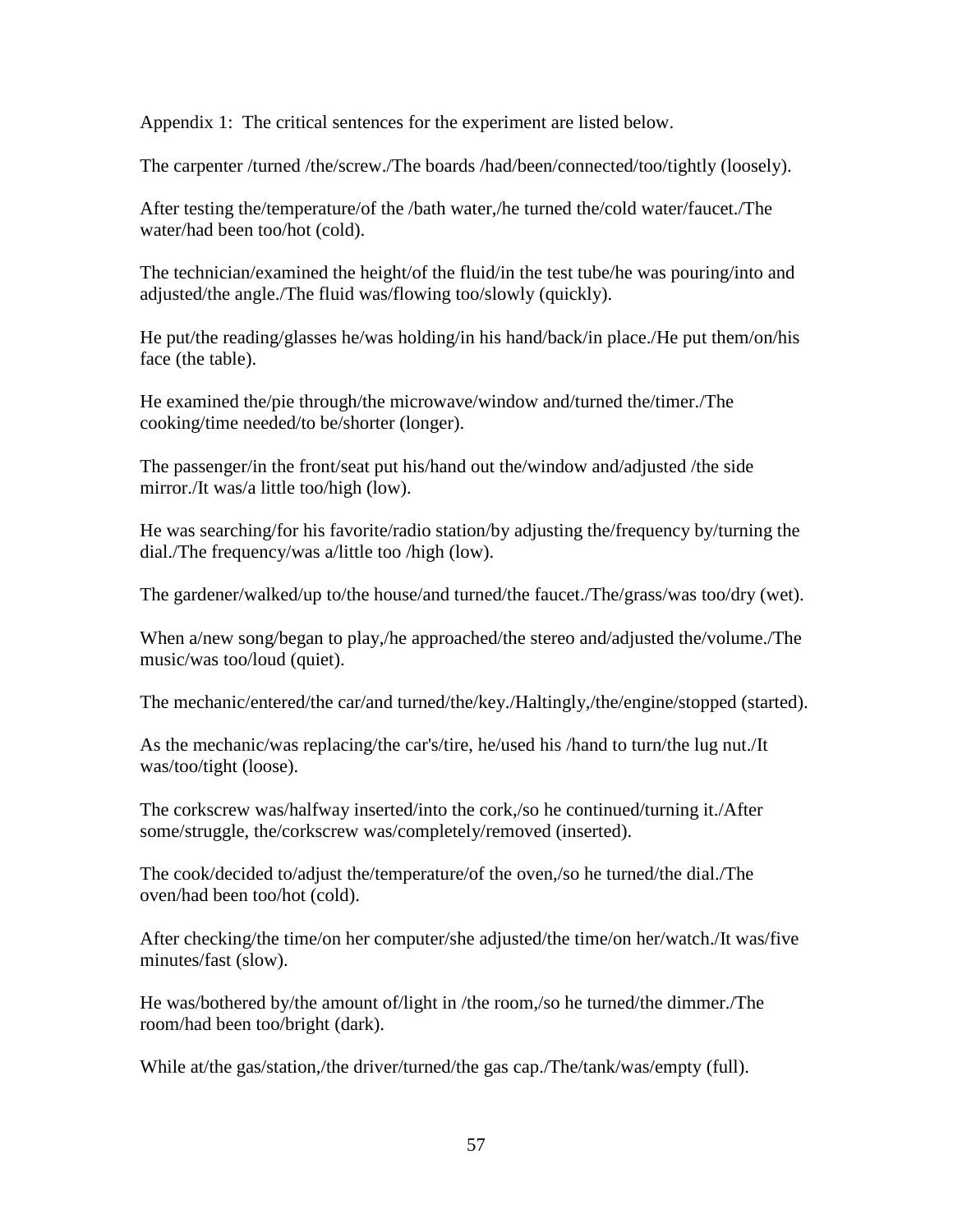Appendix 1: The critical sentences for the experiment are listed below.

The carpenter /turned /the/screw./The boards /had/been/connected/too/tightly (loosely).

After testing the/temperature/of the /bath water,/he turned the/cold water/faucet./The water/had been too/hot (cold).

The technician/examined the height/of the fluid/in the test tube/he was pouring/into and adjusted/the angle./The fluid was/flowing too/slowly (quickly).

He put/the reading/glasses he/was holding/in his hand/back/in place./He put them/on/his face (the table).

He examined the/pie through/the microwave/window and/turned the/timer./The cooking/time needed/to be/shorter (longer).

The passenger/in the front/seat put his/hand out the/window and/adjusted /the side mirror./It was/a little too/high (low).

He was searching/for his favorite/radio station/by adjusting the/frequency by/turning the dial./The frequency/was a/little too /high (low).

The gardener/walked/up to/the house/and turned/the faucet./The/grass/was too/dry (wet).

When a/new song/began to play,/he approached/the stereo and/adjusted the/volume./The music/was too/loud (quiet).

The mechanic/entered/the car/and turned/the/key./Haltingly,/the/engine/stopped (started).

As the mechanic/was replacing/the car's/tire, he/used his /hand to turn/the lug nut./It was/too/tight (loose).

The corkscrew was/halfway inserted/into the cork,/so he continued/turning it./After some/struggle, the/corkscrew was/completely/removed (inserted).

The cook/decided to/adjust the/temperature/of the oven,/so he turned/the dial./The oven/had been too/hot (cold).

After checking/the time/on her computer/she adjusted/the time/on her/watch./It was/five minutes/fast (slow).

He was/bothered by/the amount of/light in /the room,/so he turned/the dimmer./The room/had been too/bright (dark).

While at/the gas/station,/the driver/turned/the gas cap./The/tank/was/empty (full).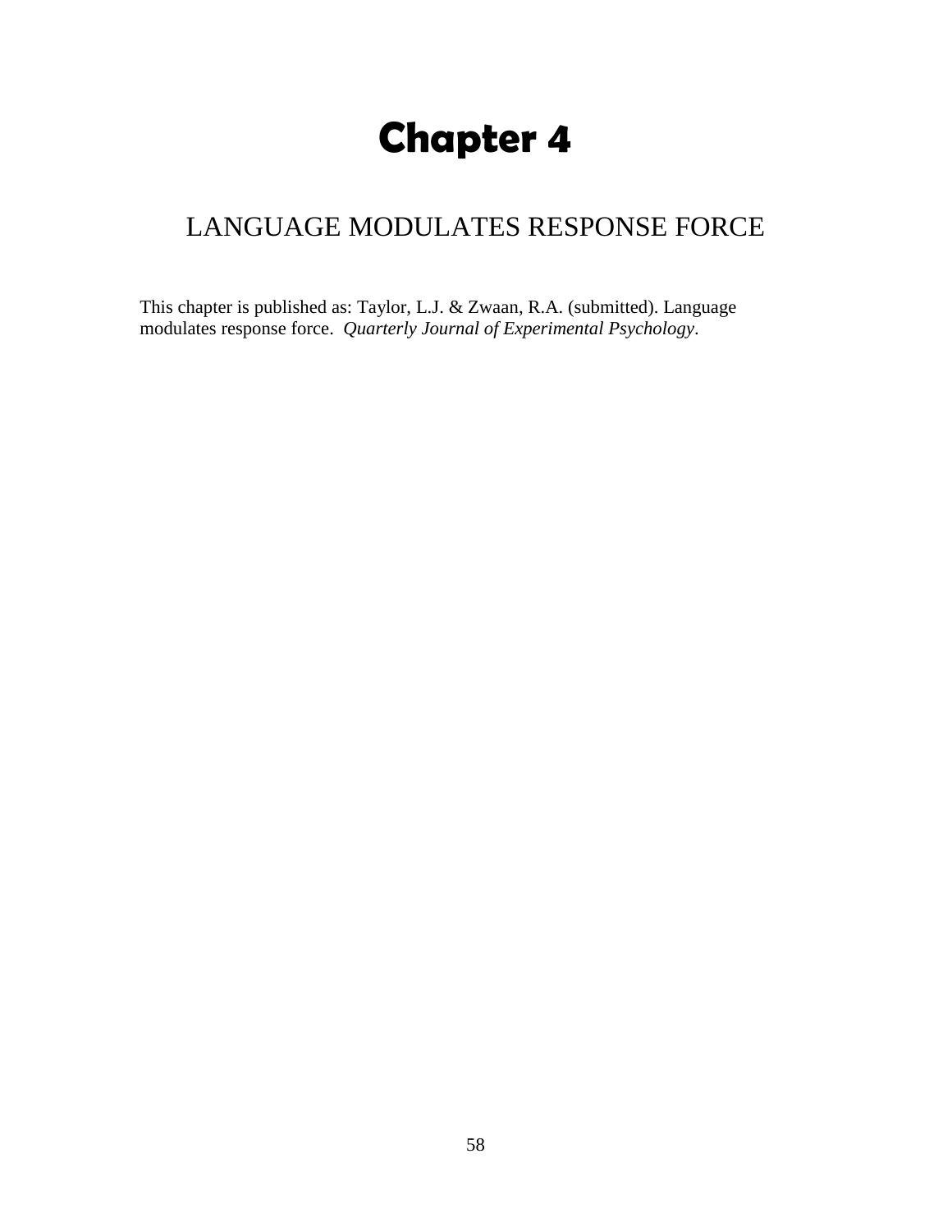# Chapter 4

## LANGUAGE MODULATES RESPONSE FORCE

This chapter is published as: Taylor, L.J. & Zwaan, R.A. (submitted). Language modulates response force. *Quarterly Journal of Experimental Psychology*.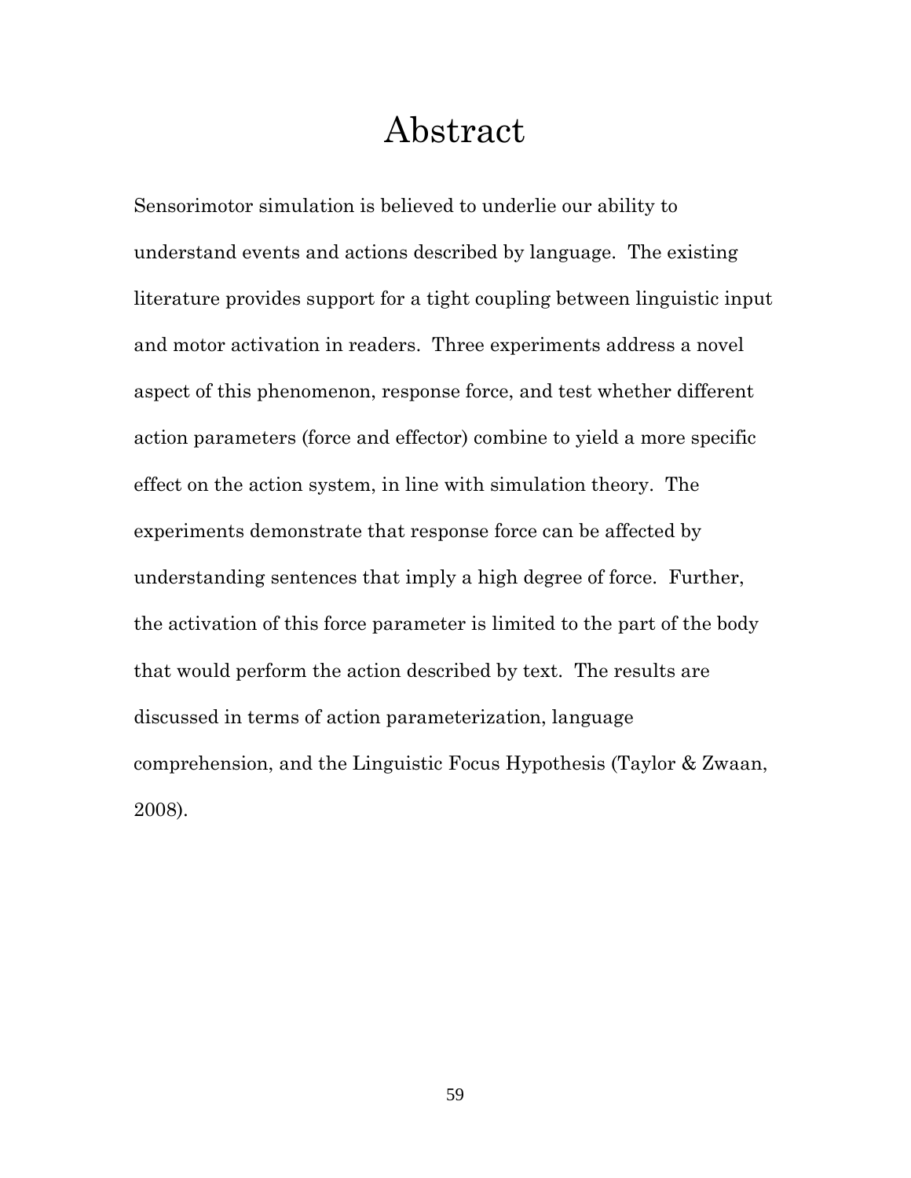# Abstract

Sensorimotor simulation is believed to underlie our ability to understand events and actions described by language. The existing literature provides support for a tight coupling between linguistic input and motor activation in readers. Three experiments address a novel aspect of this phenomenon, response force, and test whether different action parameters (force and effector) combine to yield a more specific effect on the action system, in line with simulation theory. The experiments demonstrate that response force can be affected by understanding sentences that imply a high degree of force. Further, the activation of this force parameter is limited to the part of the body that would perform the action described by text. The results are discussed in terms of action parameterization, language comprehension, and the Linguistic Focus Hypothesis (Taylor & Zwaan, 2008).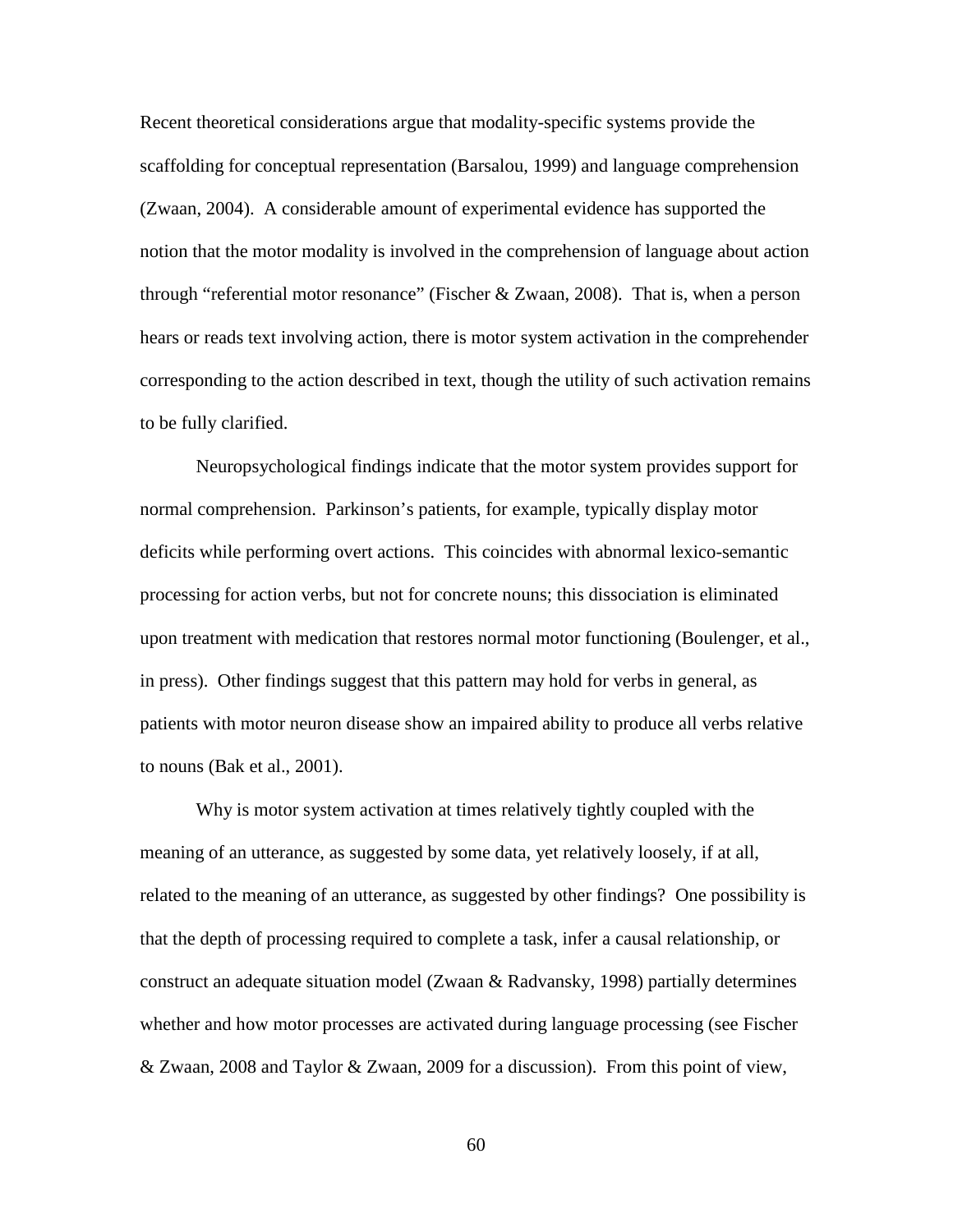Recent theoretical considerations argue that modality-specific systems provide the scaffolding for conceptual representation (Barsalou, 1999) and language comprehension (Zwaan, 2004). A considerable amount of experimental evidence has supported the notion that the motor modality is involved in the comprehension of language about action through "referential motor resonance" (Fischer & Zwaan, 2008). That is, when a person hears or reads text involving action, there is motor system activation in the comprehender corresponding to the action described in text, though the utility of such activation remains to be fully clarified.

Neuropsychological findings indicate that the motor system provides support for normal comprehension. Parkinson's patients, for example, typically display motor deficits while performing overt actions. This coincides with abnormal lexico-semantic processing for action verbs, but not for concrete nouns; this dissociation is eliminated upon treatment with medication that restores normal motor functioning (Boulenger, et al., in press). Other findings suggest that this pattern may hold for verbs in general, as patients with motor neuron disease show an impaired ability to produce all verbs relative to nouns (Bak et al., 2001).

Why is motor system activation at times relatively tightly coupled with the meaning of an utterance, as suggested by some data, yet relatively loosely, if at all, related to the meaning of an utterance, as suggested by other findings? One possibility is that the depth of processing required to complete a task, infer a causal relationship, or construct an adequate situation model (Zwaan & Radvansky, 1998) partially determines whether and how motor processes are activated during language processing (see Fischer & Zwaan, 2008 and Taylor & Zwaan, 2009 for a discussion). From this point of view,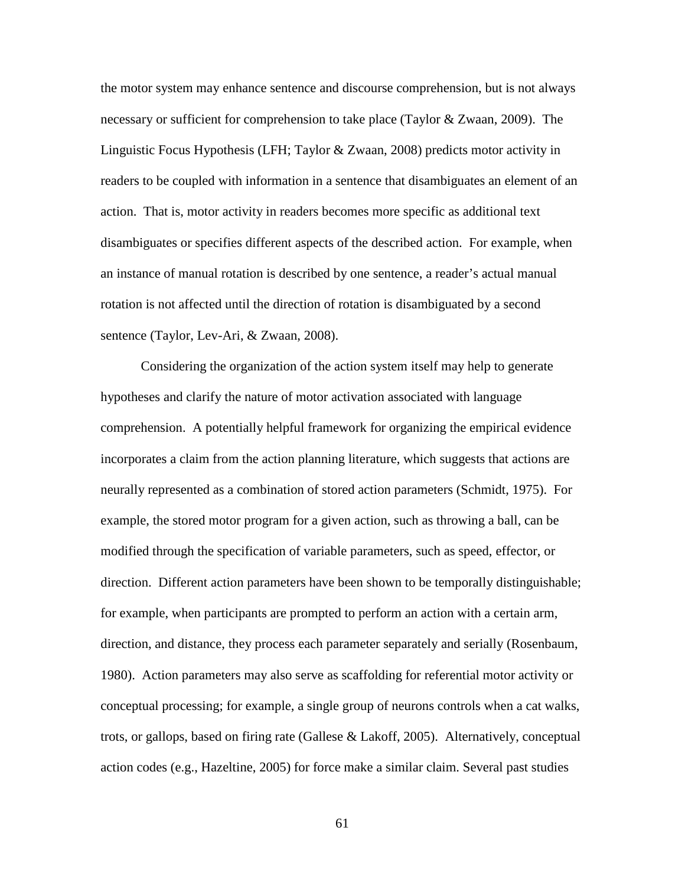the motor system may enhance sentence and discourse comprehension, but is not always necessary or sufficient for comprehension to take place (Taylor & Zwaan, 2009). The Linguistic Focus Hypothesis (LFH; Taylor & Zwaan, 2008) predicts motor activity in readers to be coupled with information in a sentence that disambiguates an element of an action. That is, motor activity in readers becomes more specific as additional text disambiguates or specifies different aspects of the described action. For example, when an instance of manual rotation is described by one sentence, a reader's actual manual rotation is not affected until the direction of rotation is disambiguated by a second sentence (Taylor, Lev-Ari, & Zwaan, 2008).

Considering the organization of the action system itself may help to generate hypotheses and clarify the nature of motor activation associated with language comprehension. A potentially helpful framework for organizing the empirical evidence incorporates a claim from the action planning literature, which suggests that actions are neurally represented as a combination of stored action parameters (Schmidt, 1975). For example, the stored motor program for a given action, such as throwing a ball, can be modified through the specification of variable parameters, such as speed, effector, or direction. Different action parameters have been shown to be temporally distinguishable; for example, when participants are prompted to perform an action with a certain arm, direction, and distance, they process each parameter separately and serially (Rosenbaum, 1980). Action parameters may also serve as scaffolding for referential motor activity or conceptual processing; for example, a single group of neurons controls when a cat walks, trots, or gallops, based on firing rate (Gallese & Lakoff, 2005). Alternatively, conceptual action codes (e.g., Hazeltine, 2005) for force make a similar claim. Several past studies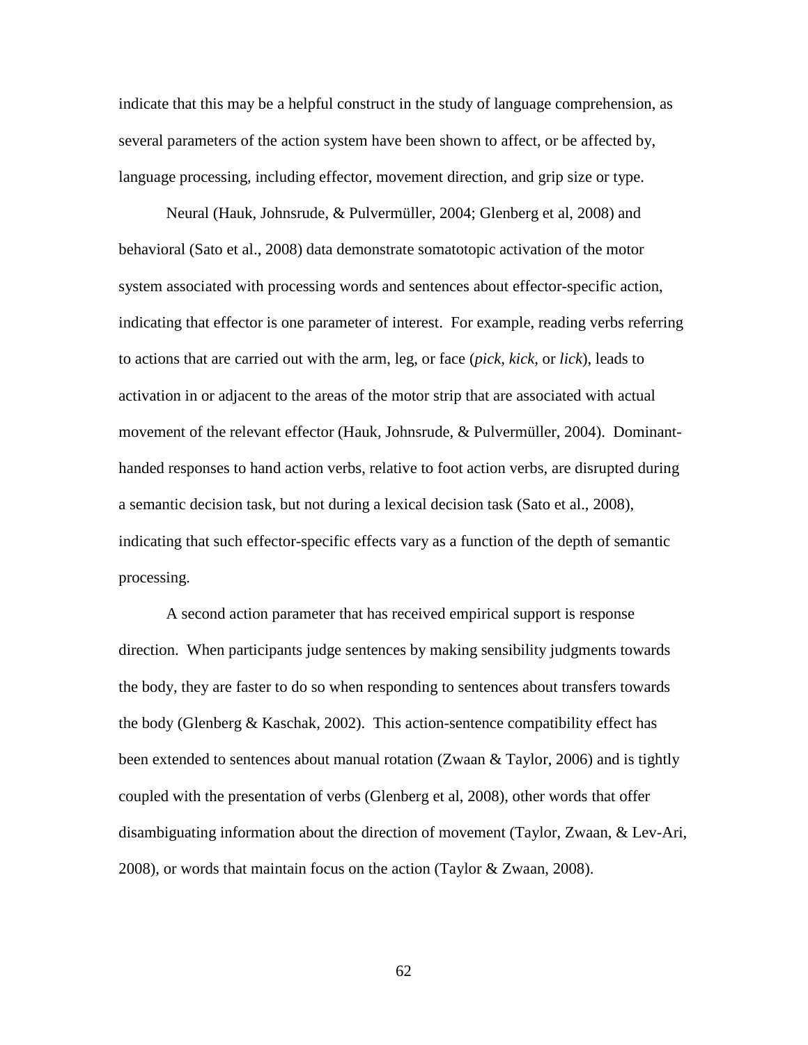indicate that this may be a helpful construct in the study of language comprehension, as several parameters of the action system have been shown to affect, or be affected by, language processing, including effector, movement direction, and grip size or type.

Neural (Hauk, Johnsrude, & Pulvermüller, 2004; Glenberg et al, 2008) and behavioral (Sato et al., 2008) data demonstrate somatotopic activation of the motor system associated with processing words and sentences about effector-specific action, indicating that effector is one parameter of interest. For example, reading verbs referring to actions that are carried out with the arm, leg, or face (*pick*, *kick*, or *lick*), leads to activation in or adjacent to the areas of the motor strip that are associated with actual movement of the relevant effector (Hauk, Johnsrude, & Pulvermüller, 2004). Dominant-handed responses to hand action verbs, relative to foot action verbs, are disrupted during a semantic decision task, but not during a lexical decision task (Sato et al., 2008), indicating that such effector-specific effects vary as a function of the depth of semantic processing.

A second action parameter that has received empirical support is response direction. When participants judge sentences by making sensibility judgments towards the body, they are faster to do so when responding to sentences about transfers towards the body (Glenberg & Kaschak, 2002). This action-sentence compatibility effect has been extended to sentences about manual rotation (Zwaan & Taylor, 2006) and is tightly coupled with the presentation of verbs (Glenberg et al, 2008), other words that offer disambiguating information about the direction of movement (Taylor, Zwaan, & Lev-Ari, 2008), or words that maintain focus on the action (Taylor & Zwaan, 2008).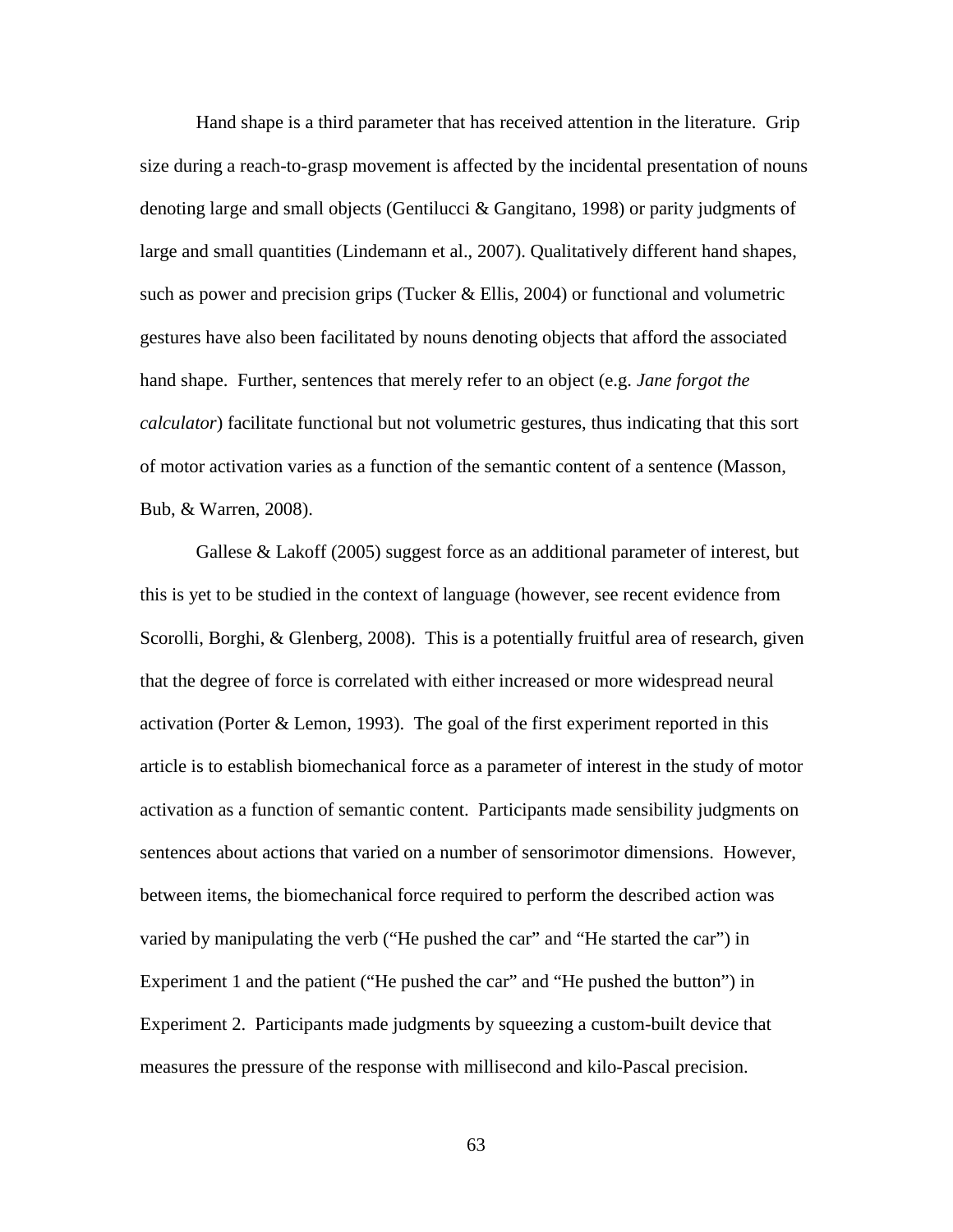Hand shape is a third parameter that has received attention in the literature. Grip size during a reach-to-grasp movement is affected by the incidental presentation of nouns denoting large and small objects (Gentilucci & Gangitano, 1998) or parity judgments of large and small quantities (Lindemann et al., 2007). Qualitatively different hand shapes, such as power and precision grips (Tucker & Ellis, 2004) or functional and volumetric gestures have also been facilitated by nouns denoting objects that afford the associated hand shape. Further, sentences that merely refer to an object (e.g. *Jane forgot the calculator*) facilitate functional but not volumetric gestures, thus indicating that this sort of motor activation varies as a function of the semantic content of a sentence (Masson, Bub, & Warren, 2008).

Gallese & Lakoff (2005) suggest force as an additional parameter of interest, but this is yet to be studied in the context of language (however, see recent evidence from Scorolli, Borghi, & Glenberg, 2008). This is a potentially fruitful area of research, given that the degree of force is correlated with either increased or more widespread neural activation (Porter & Lemon, 1993). The goal of the first experiment reported in this article is to establish biomechanical force as a parameter of interest in the study of motor activation as a function of semantic content. Participants made sensibility judgments on sentences about actions that varied on a number of sensorimotor dimensions. However, between items, the biomechanical force required to perform the described action was varied by manipulating the verb ("He pushed the car" and "He started the car") in Experiment 1 and the patient ("He pushed the car" and "He pushed the button") in Experiment 2. Participants made judgments by squeezing a custom-built device that measures the pressure of the response with millisecond and kilo-Pascal precision.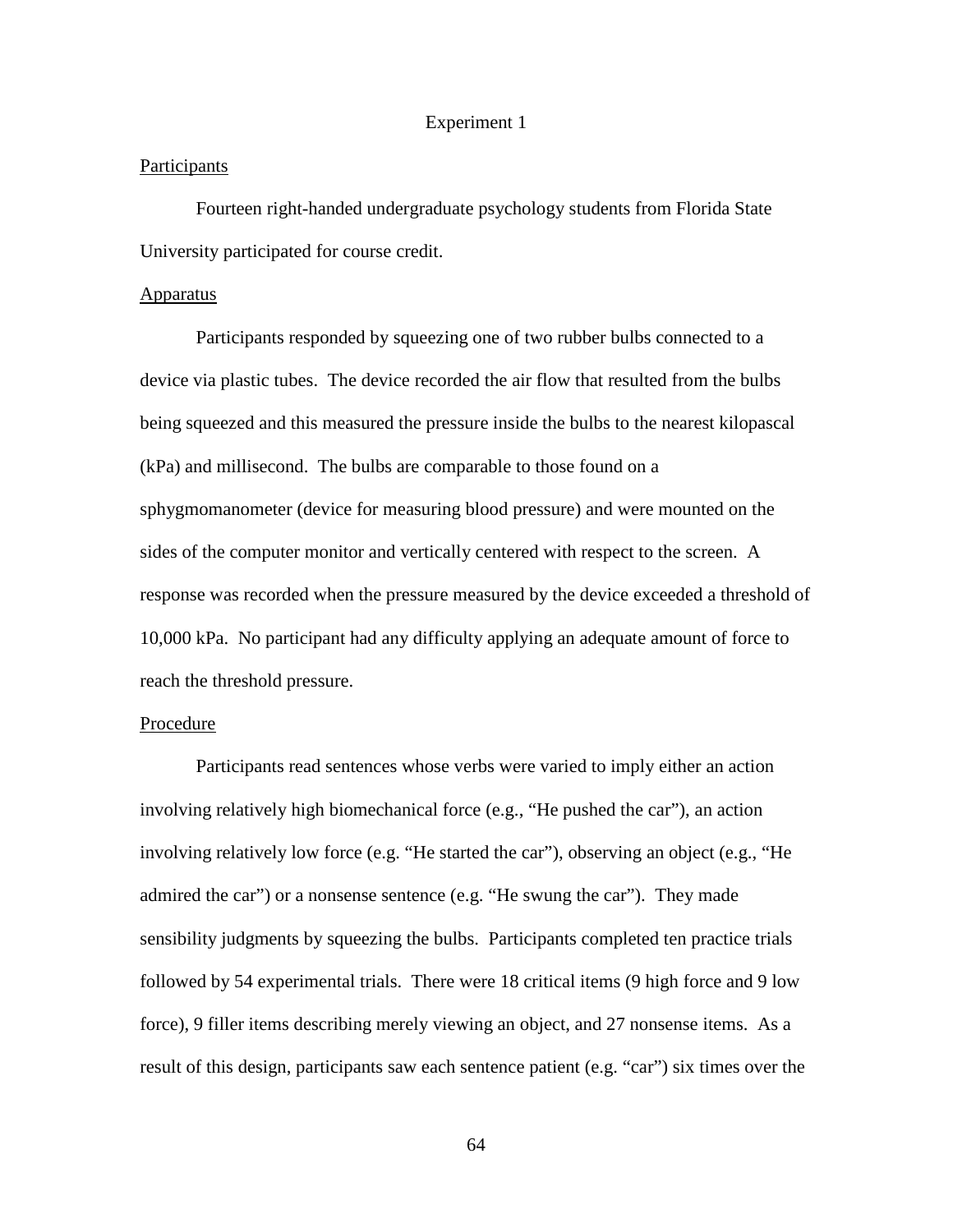# Experiment 1

## Participants

Fourteen right-handed undergraduate psychology students from Florida State University participated for course credit.

## Apparatus

Participants responded by squeezing one of two rubber bulbs connected to a device via plastic tubes. The device recorded the air flow that resulted from the bulbs being squeezed and this measured the pressure inside the bulbs to the nearest kilopascal (kPa) and millisecond. The bulbs are comparable to those found on a sphygmomanometer (device for measuring blood pressure) and were mounted on the sides of the computer monitor and vertically centered with respect to the screen. A response was recorded when the pressure measured by the device exceeded a threshold of 10,000 kPa. No participant had any difficulty applying an adequate amount of force to reach the threshold pressure.

## Procedure

Participants read sentences whose verbs were varied to imply either an action involving relatively high biomechanical force (e.g., "He pushed the car"), an action involving relatively low force (e.g. "He started the car"), observing an object (e.g., "He admired the car") or a nonsense sentence (e.g. "He swung the car"). They made sensibility judgments by squeezing the bulbs. Participants completed ten practice trials followed by 54 experimental trials. There were 18 critical items (9 high force and 9 low force), 9 filler items describing merely viewing an object, and 27 nonsense items. As a result of this design, participants saw each sentence patient (e.g. "car") six times over the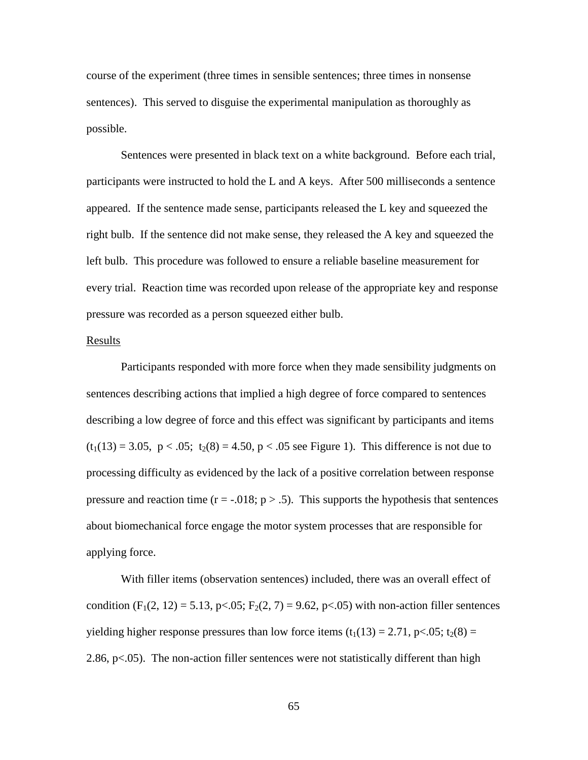course of the experiment (three times in sensible sentences; three times in nonsense sentences). This served to disguise the experimental manipulation as thoroughly as possible.

Sentences were presented in black text on a white background. Before each trial, participants were instructed to hold the L and A keys. After 500 milliseconds a sentence appeared. If the sentence made sense, participants released the L key and squeezed the right bulb. If the sentence did not make sense, they released the A key and squeezed the left bulb. This procedure was followed to ensure a reliable baseline measurement for every trial. Reaction time was recorded upon release of the appropriate key and response pressure was recorded as a person squeezed either bulb.

Results

Participants responded with more force when they made sensibility judgments on sentences describing actions that implied a high degree of force compared to sentences describing a low degree of force and this effect was significant by participants and items ($t_1(13) = 3.05$, $p < .05$; $t_2(8) = 4.50$, $p < .05$ see Figure 1). This difference is not due to processing difficulty as evidenced by the lack of a positive correlation between response pressure and reaction time ($r = -.018$; $p > .5$). This supports the hypothesis that sentences about biomechanical force engage the motor system processes that are responsible for applying force.

With filler items (observation sentences) included, there was an overall effect of condition ($F_1(2, 12) = 5.13$, $p<.05$; $F_2(2, 7) = 9.62$, $p<.05$) with non-action filler sentences yielding higher response pressures than low force items ($t_1(13) = 2.71$, $p<.05$; $t_2(8) = 2.86$, $p<.05$). The non-action filler sentences were not statistically different than high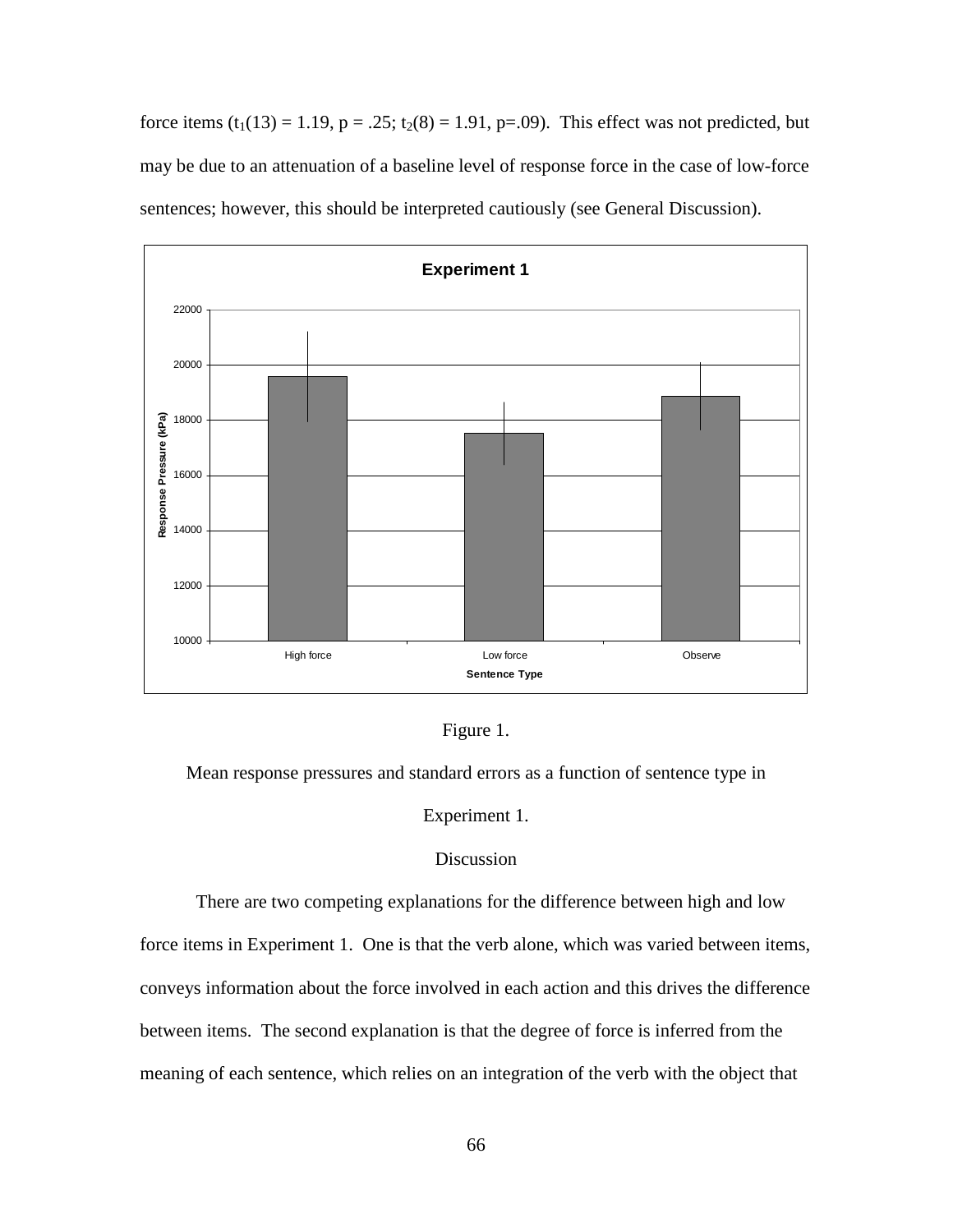force items ($t_1(13) = 1.19$, $p = .25$; $t_2(8) = 1.91$, $p=.09$). This effect was not predicted, but may be due to an attenuation of a baseline level of response force in the case of low-force sentences; however, this should be interpreted cautiously (see General Discussion).

Figure 1.

Mean response pressures and standard errors as a function of sentence type in Experiment 1.

## Discussion

There are two competing explanations for the difference between high and low force items in Experiment 1. One is that the verb alone, which was varied between items, conveys information about the force involved in each action and this drives the difference between items. The second explanation is that the degree of force is inferred from the meaning of each sentence, which relies on an integration of the verb with the object that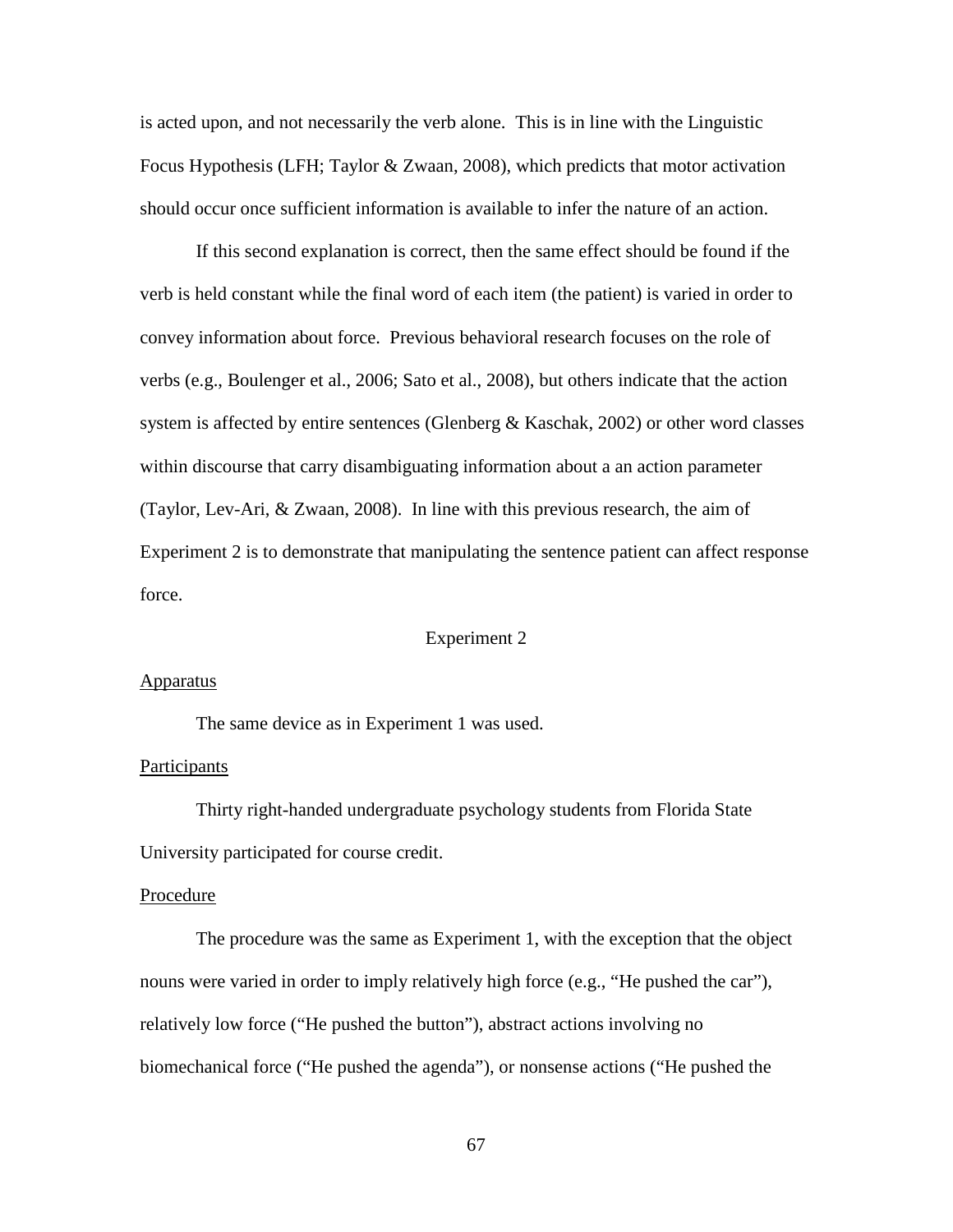is acted upon, and not necessarily the verb alone. This is in line with the Linguistic Focus Hypothesis (LFH; Taylor & Zwaan, 2008), which predicts that motor activation should occur once sufficient information is available to infer the nature of an action.

If this second explanation is correct, then the same effect should be found if the verb is held constant while the final word of each item (the patient) is varied in order to convey information about force. Previous behavioral research focuses on the role of verbs (e.g., Boulenger et al., 2006; Sato et al., 2008), but others indicate that the action system is affected by entire sentences (Glenberg & Kaschak, 2002) or other word classes within discourse that carry disambiguating information about a an action parameter (Taylor, Lev-Ari, & Zwaan, 2008). In line with this previous research, the aim of Experiment 2 is to demonstrate that manipulating the sentence patient can affect response force.

## Experiment 2

### Apparatus

The same device as in Experiment 1 was used.

### Participants

Thirty right-handed undergraduate psychology students from Florida State University participated for course credit.

### Procedure

The procedure was the same as Experiment 1, with the exception that the object nouns were varied in order to imply relatively high force (e.g., "He pushed the car"), relatively low force ("He pushed the button"), abstract actions involving no biomechanical force ("He pushed the agenda"), or nonsense actions ("He pushed the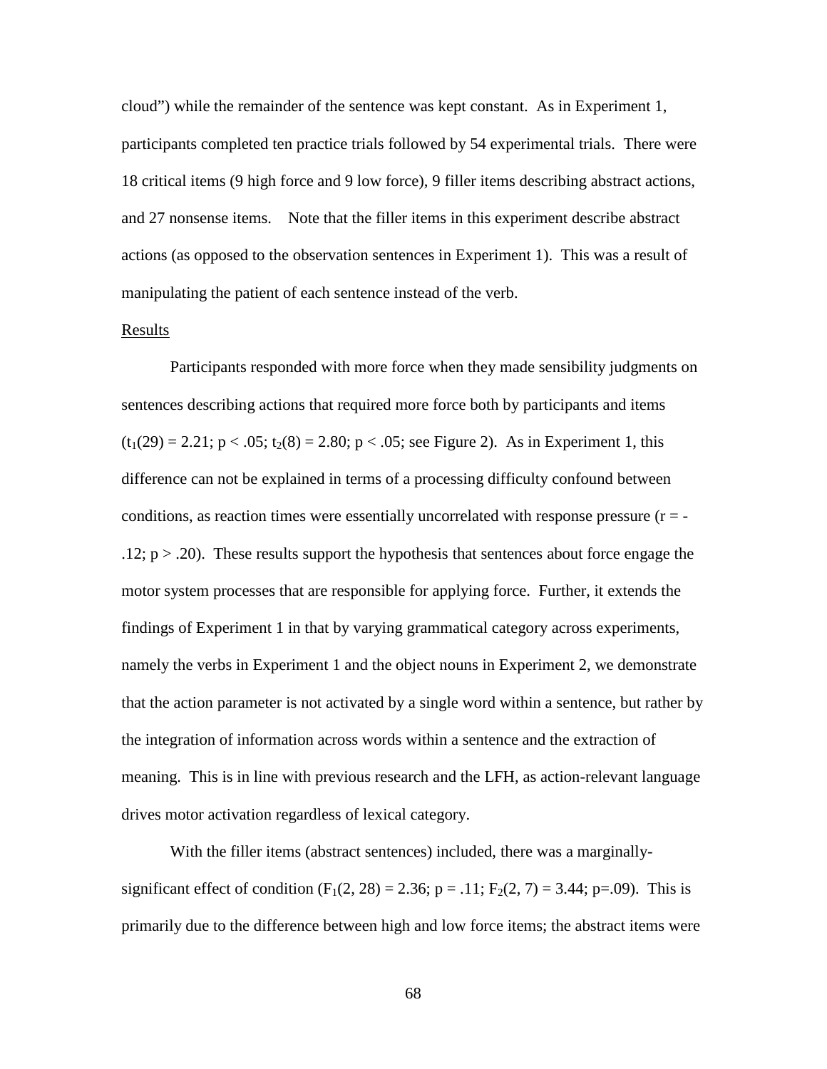cloud") while the remainder of the sentence was kept constant. As in Experiment 1, participants completed ten practice trials followed by 54 experimental trials. There were 18 critical items (9 high force and 9 low force), 9 filler items describing abstract actions, and 27 nonsense items. Note that the filler items in this experiment describe abstract actions (as opposed to the observation sentences in Experiment 1). This was a result of manipulating the patient of each sentence instead of the verb.

Results

Participants responded with more force when they made sensibility judgments on sentences describing actions that required more force both by participants and items ($t_1(29) = 2.21$; $p < .05$; $t_2(8) = 2.80$; $p < .05$; see Figure 2). As in Experiment 1, this difference can not be explained in terms of a processing difficulty confound between conditions, as reaction times were essentially uncorrelated with response pressure ($r = -.12$; $p > .20$). These results support the hypothesis that sentences about force engage the motor system processes that are responsible for applying force. Further, it extends the findings of Experiment 1 in that by varying grammatical category across experiments, namely the verbs in Experiment 1 and the object nouns in Experiment 2, we demonstrate that the action parameter is not activated by a single word within a sentence, but rather by the integration of information across words within a sentence and the extraction of meaning. This is in line with previous research and the LFH, as action-relevant language drives motor activation regardless of lexical category.

With the filler items (abstract sentences) included, there was a marginally-significant effect of condition ($F_1(2, 28) = 2.36$; $p = .11$; $F_2(2, 7) = 3.44$; $p=.09$). This is primarily due to the difference between high and low force items; the abstract items were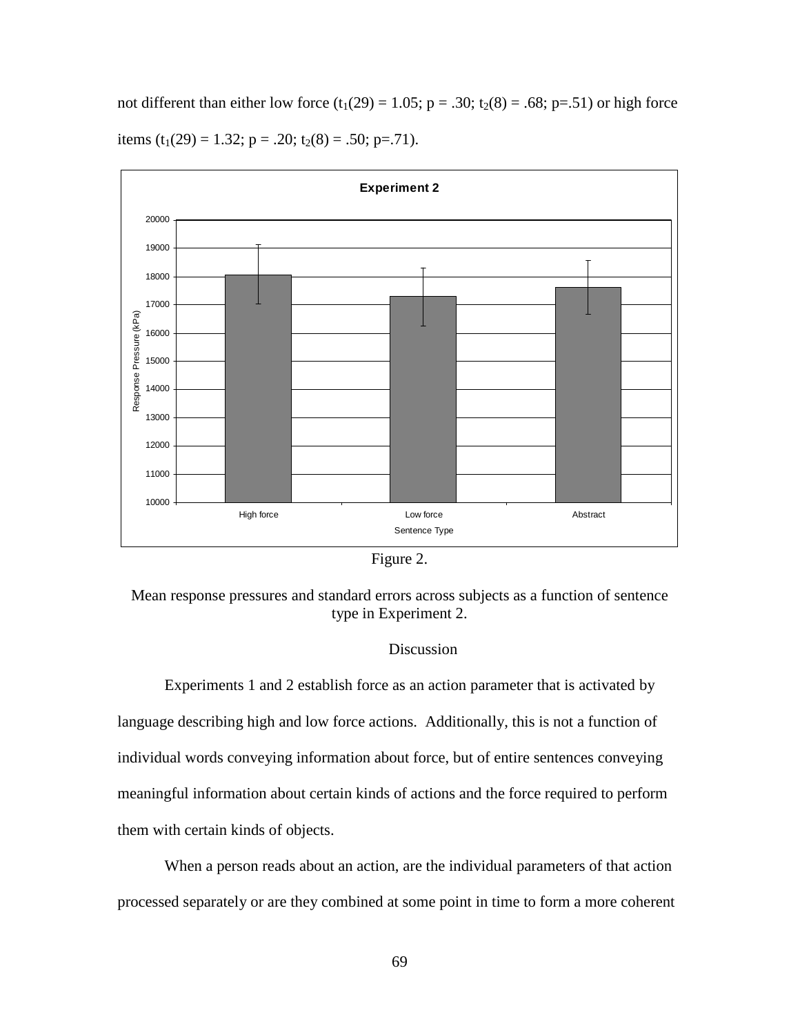not different than either low force ($t_1(29) = 1.05$; $p = .30$; $t_2(8) = .68$; $p=.51$) or high force items ($t_1(29) = 1.32$; $p = .20$; $t_2(8) = .50$; $p=.71$).

Figure 2.

Mean response pressures and standard errors across subjects as a function of sentence type in Experiment 2.

## Discussion

Experiments 1 and 2 establish force as an action parameter that is activated by language describing high and low force actions. Additionally, this is not a function of individual words conveying information about force, but of entire sentences conveying meaningful information about certain kinds of actions and the force required to perform them with certain kinds of objects.

When a person reads about an action, are the individual parameters of that action processed separately or are they combined at some point in time to form a more coherent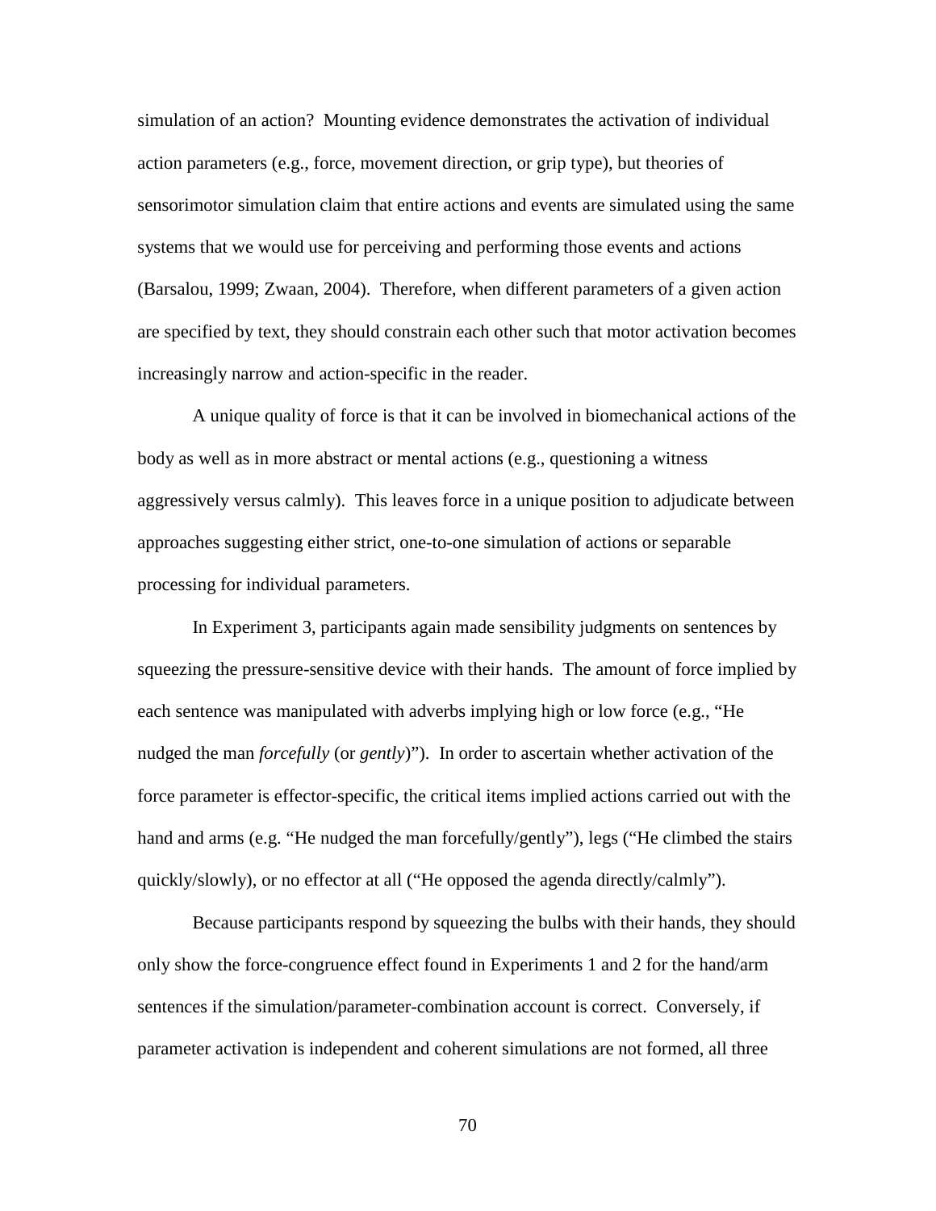simulation of an action? Mounting evidence demonstrates the activation of individual action parameters (e.g., force, movement direction, or grip type), but theories of sensorimotor simulation claim that entire actions and events are simulated using the same systems that we would use for perceiving and performing those events and actions (Barsalou, 1999; Zwaan, 2004). Therefore, when different parameters of a given action are specified by text, they should constrain each other such that motor activation becomes increasingly narrow and action-specific in the reader.

A unique quality of force is that it can be involved in biomechanical actions of the body as well as in more abstract or mental actions (e.g., questioning a witness aggressively versus calmly). This leaves force in a unique position to adjudicate between approaches suggesting either strict, one-to-one simulation of actions or separable processing for individual parameters.

In Experiment 3, participants again made sensibility judgments on sentences by squeezing the pressure-sensitive device with their hands. The amount of force implied by each sentence was manipulated with adverbs implying high or low force (e.g., "He nudged the man *forcefully* (or *gently*)"). In order to ascertain whether activation of the force parameter is effector-specific, the critical items implied actions carried out with the hand and arms (e.g. "He nudged the man forcefully/gently"), legs ("He climbed the stairs quickly/slowly), or no effector at all ("He opposed the agenda directly/calmly").

Because participants respond by squeezing the bulbs with their hands, they should only show the force-congruence effect found in Experiments 1 and 2 for the hand/arm sentences if the simulation/parameter-combination account is correct. Conversely, if parameter activation is independent and coherent simulations are not formed, all three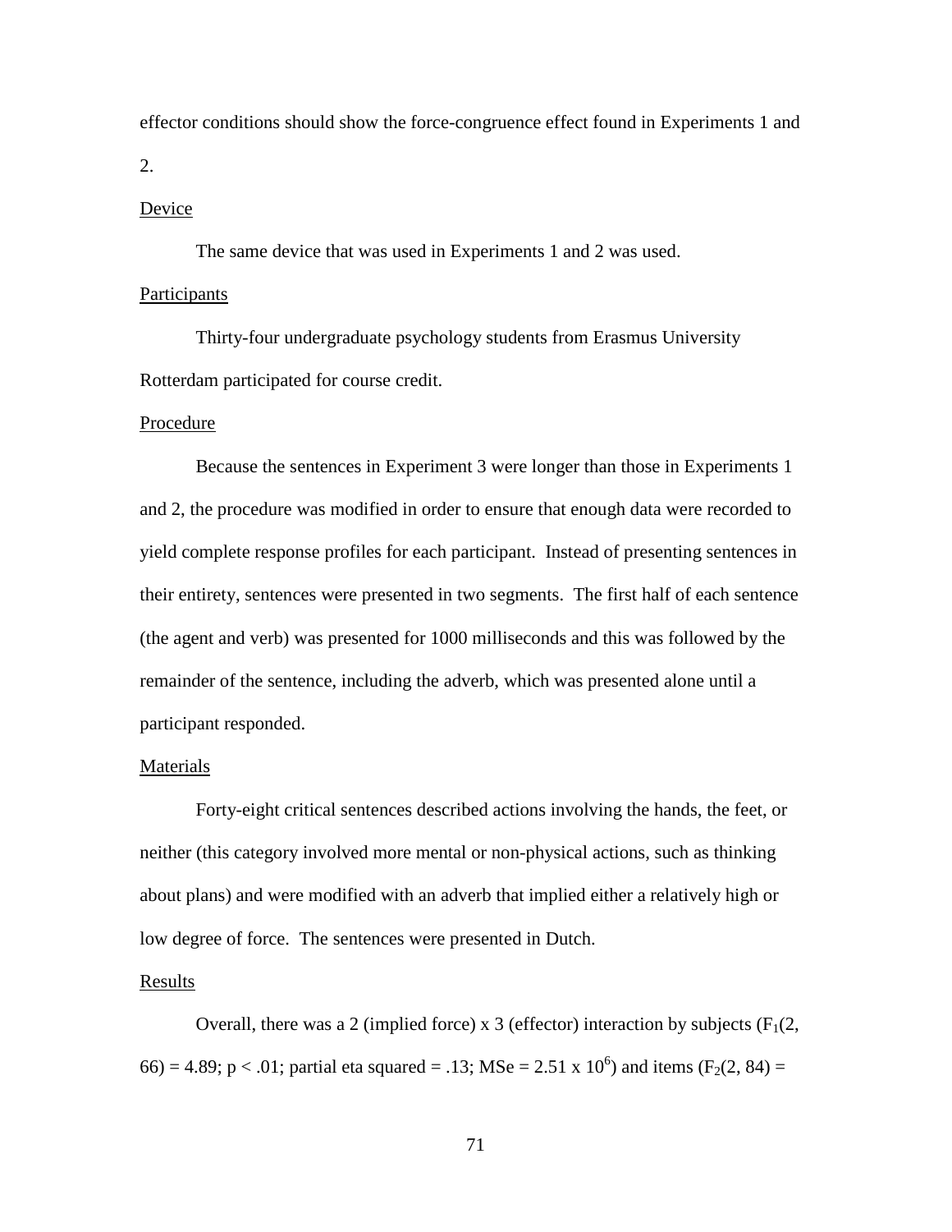effector conditions should show the force-congruence effect found in Experiments 1 and 2.

Device

The same device that was used in Experiments 1 and 2 was used.

Participants

Thirty-four undergraduate psychology students from Erasmus University Rotterdam participated for course credit.

Procedure

Because the sentences in Experiment 3 were longer than those in Experiments 1 and 2, the procedure was modified in order to ensure that enough data were recorded to yield complete response profiles for each participant. Instead of presenting sentences in their entirety, sentences were presented in two segments. The first half of each sentence (the agent and verb) was presented for 1000 milliseconds and this was followed by the remainder of the sentence, including the adverb, which was presented alone until a participant responded.

Materials

Forty-eight critical sentences described actions involving the hands, the feet, or neither (this category involved more mental or non-physical actions, such as thinking about plans) and were modified with an adverb that implied either a relatively high or low degree of force. The sentences were presented in Dutch.

Results

Overall, there was a 2 (implied force) x 3 (effector) interaction by subjects ($F_1(2, 66) = 4.89$; $p < .01$; partial eta squared = .13; MSe = $2.51 \times 10^6$) and items ($F_2(2, 84) =$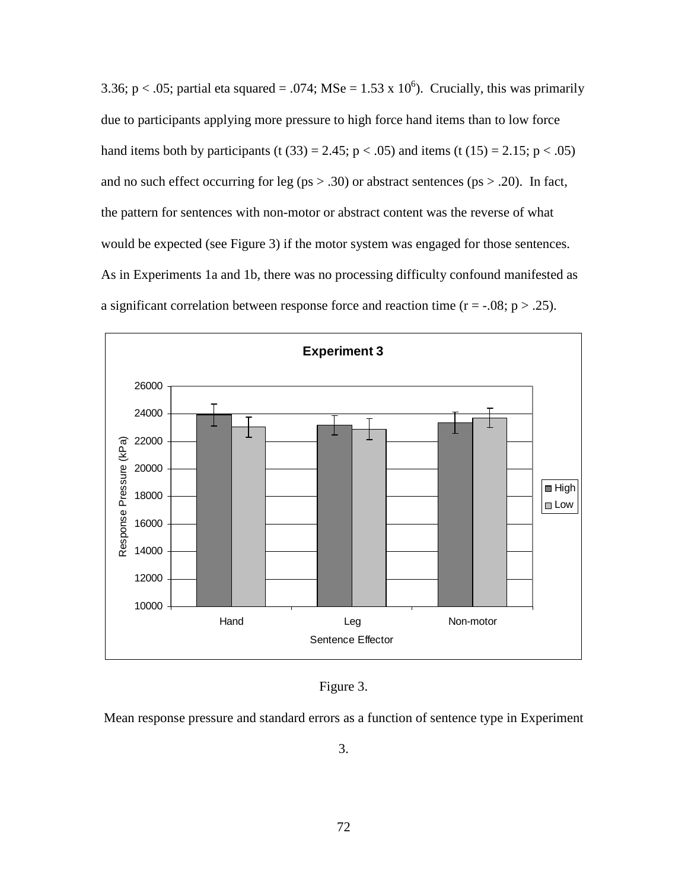3.36; $p < .05$; partial eta squared = .074; MSe = $1.53 \times 10^6$). Crucially, this was primarily due to participants applying more pressure to high force hand items than to low force hand items both by participants ($t(33) = 2.45$; $p < .05$) and items ($t(15) = 2.15$; $p < .05$) and no such effect occurring for leg (ps > .30) or abstract sentences (ps > .20). In fact, the pattern for sentences with non-motor or abstract content was the reverse of what would be expected (see Figure 3) if the motor system was engaged for those sentences. As in Experiments 1a and 1b, there was no processing difficulty confound manifested as a significant correlation between response force and reaction time ($r = -.08$; $p > .25$).

Figure 3.

Mean response pressure and standard errors as a function of sentence type in Experiment 3.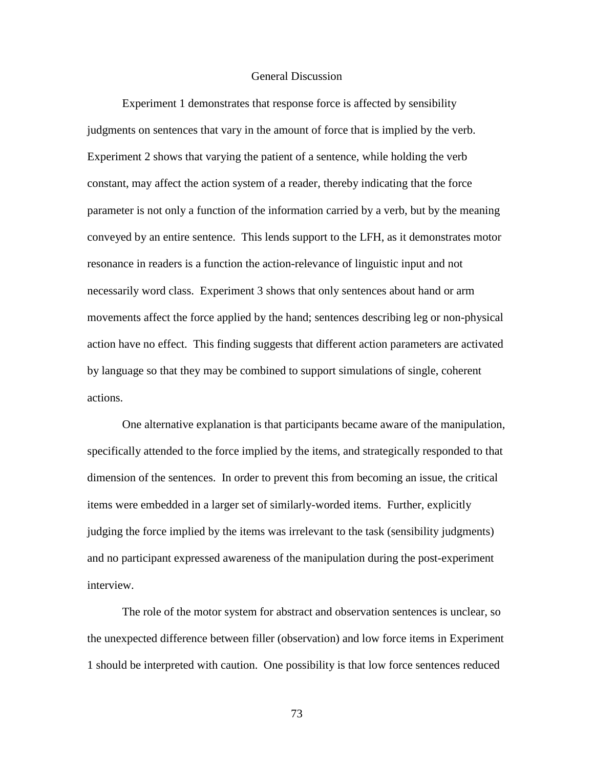## General Discussion

Experiment 1 demonstrates that response force is affected by sensibility judgments on sentences that vary in the amount of force that is implied by the verb. Experiment 2 shows that varying the patient of a sentence, while holding the verb constant, may affect the action system of a reader, thereby indicating that the force parameter is not only a function of the information carried by a verb, but by the meaning conveyed by an entire sentence. This lends support to the LFH, as it demonstrates motor resonance in readers is a function the action-relevance of linguistic input and not necessarily word class. Experiment 3 shows that only sentences about hand or arm movements affect the force applied by the hand; sentences describing leg or non-physical action have no effect. This finding suggests that different action parameters are activated by language so that they may be combined to support simulations of single, coherent actions.

One alternative explanation is that participants became aware of the manipulation, specifically attended to the force implied by the items, and strategically responded to that dimension of the sentences. In order to prevent this from becoming an issue, the critical items were embedded in a larger set of similarly-worded items. Further, explicitly judging the force implied by the items was irrelevant to the task (sensibility judgments) and no participant expressed awareness of the manipulation during the post-experiment interview.

The role of the motor system for abstract and observation sentences is unclear, so the unexpected difference between filler (observation) and low force items in Experiment 1 should be interpreted with caution. One possibility is that low force sentences reduced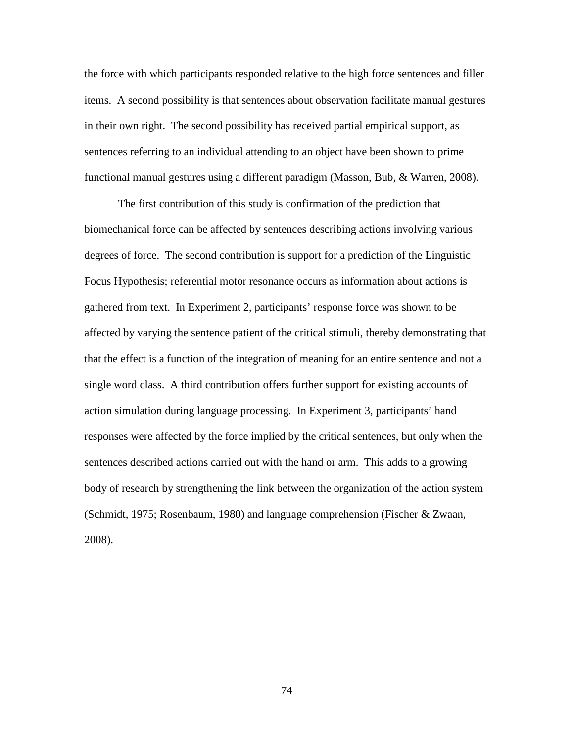the force with which participants responded relative to the high force sentences and filler items. A second possibility is that sentences about observation facilitate manual gestures in their own right. The second possibility has received partial empirical support, as sentences referring to an individual attending to an object have been shown to prime functional manual gestures using a different paradigm (Masson, Bub, & Warren, 2008).

The first contribution of this study is confirmation of the prediction that biomechanical force can be affected by sentences describing actions involving various degrees of force. The second contribution is support for a prediction of the Linguistic Focus Hypothesis; referential motor resonance occurs as information about actions is gathered from text. In Experiment 2, participants' response force was shown to be affected by varying the sentence patient of the critical stimuli, thereby demonstrating that that the effect is a function of the integration of meaning for an entire sentence and not a single word class. A third contribution offers further support for existing accounts of action simulation during language processing. In Experiment 3, participants' hand responses were affected by the force implied by the critical sentences, but only when the sentences described actions carried out with the hand or arm. This adds to a growing body of research by strengthening the link between the organization of the action system (Schmidt, 1975; Rosenbaum, 1980) and language comprehension (Fischer & Zwaan, 2008).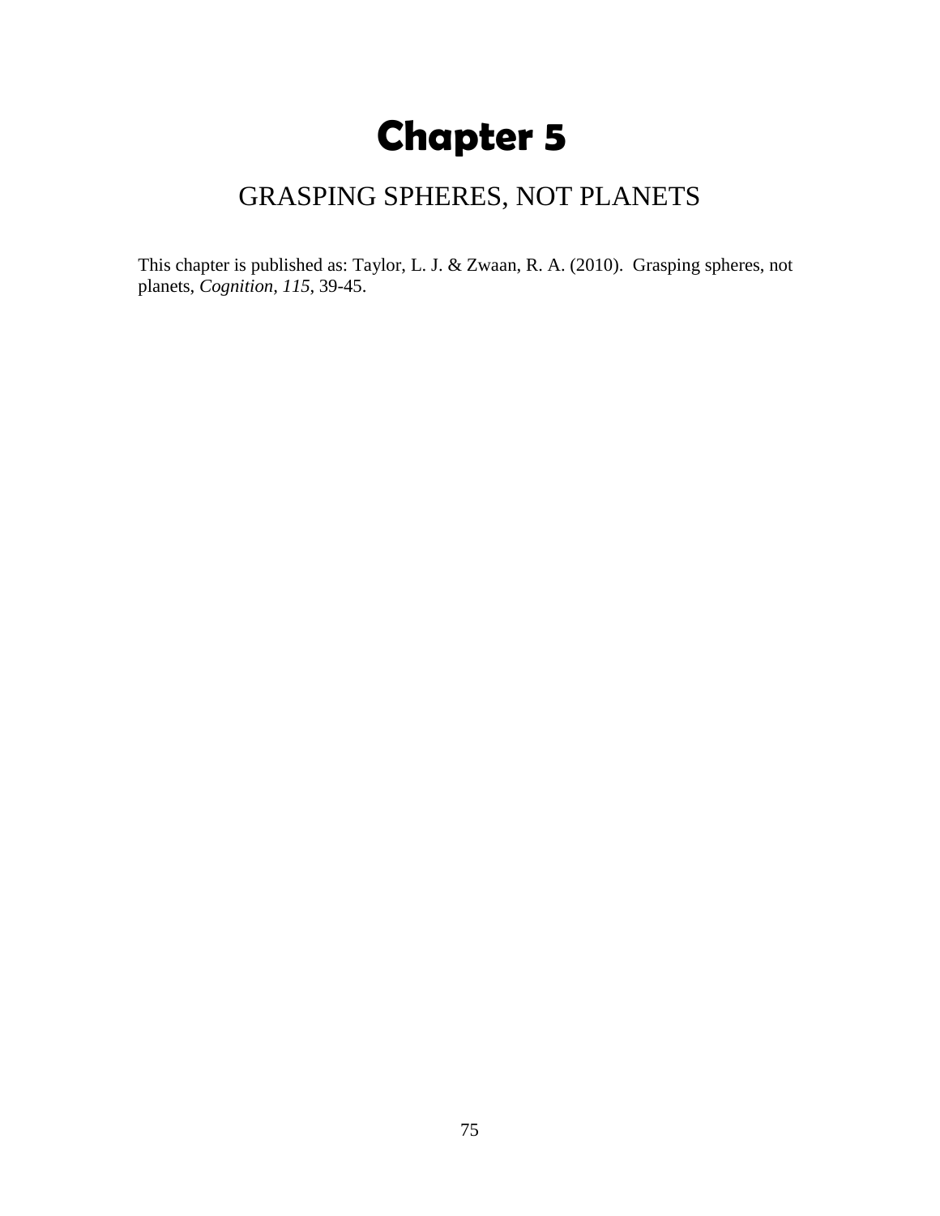# Chapter 5

## GRASPING SPHERES, NOT PLANETS

This chapter is published as: Taylor, L. J. & Zwaan, R. A. (2010). Grasping spheres, not planets, *Cognition, 115*, 39-45.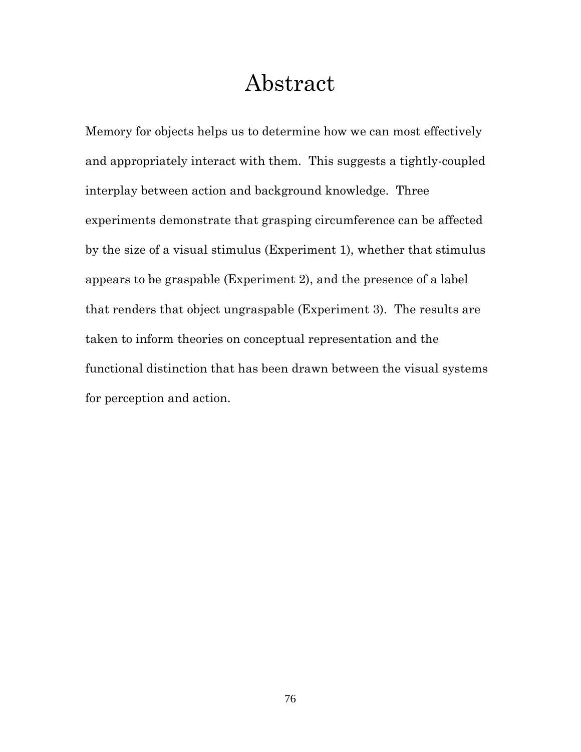# Abstract

Memory for objects helps us to determine how we can most effectively and appropriately interact with them. This suggests a tightly-coupled interplay between action and background knowledge. Three experiments demonstrate that grasping circumference can be affected by the size of a visual stimulus (Experiment 1), whether that stimulus appears to be graspable (Experiment 2), and the presence of a label that renders that object ungraspable (Experiment 3). The results are taken to inform theories on conceptual representation and the functional distinction that has been drawn between the visual systems for perception and action.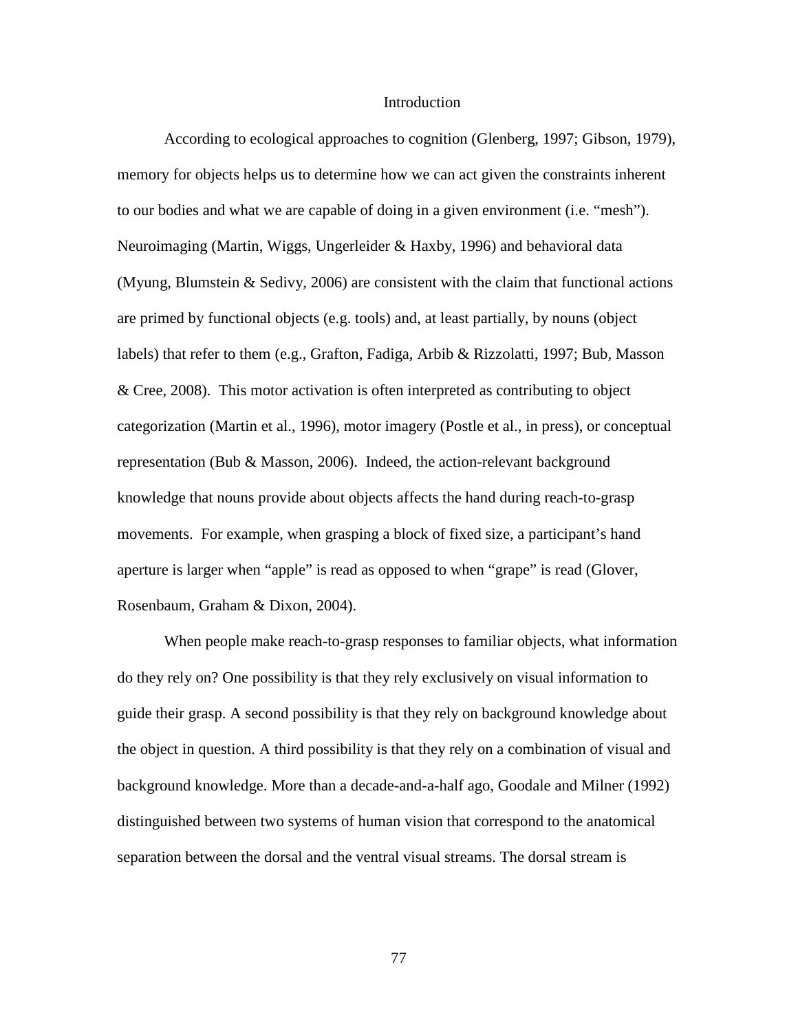## Introduction

According to ecological approaches to cognition (Glenberg, 1997; Gibson, 1979), memory for objects helps us to determine how we can act given the constraints inherent to our bodies and what we are capable of doing in a given environment (i.e. "mesh"). Neuroimaging (Martin, Wiggs, Ungerleider & Haxby, 1996) and behavioral data (Myung, Blumstein & Sedivy, 2006) are consistent with the claim that functional actions are primed by functional objects (e.g. tools) and, at least partially, by nouns (object labels) that refer to them (e.g., Grafton, Fadiga, Arbib & Rizzolatti, 1997; Bub, Masson & Cree, 2008). This motor activation is often interpreted as contributing to object categorization (Martin et al., 1996), motor imagery (Postle et al., in press), or conceptual representation (Bub & Masson, 2006). Indeed, the action-relevant background knowledge that nouns provide about objects affects the hand during reach-to-grasp movements. For example, when grasping a block of fixed size, a participant's hand aperture is larger when "apple" is read as opposed to when "grape" is read (Glover, Rosenbaum, Graham & Dixon, 2004).

When people make reach-to-grasp responses to familiar objects, what information do they rely on? One possibility is that they rely exclusively on visual information to guide their grasp. A second possibility is that they rely on background knowledge about the object in question. A third possibility is that they rely on a combination of visual and background knowledge. More than a decade-and-a-half ago, Goodale and Milner (1992) distinguished between two systems of human vision that correspond to the anatomical separation between the dorsal and the ventral visual streams. The dorsal stream is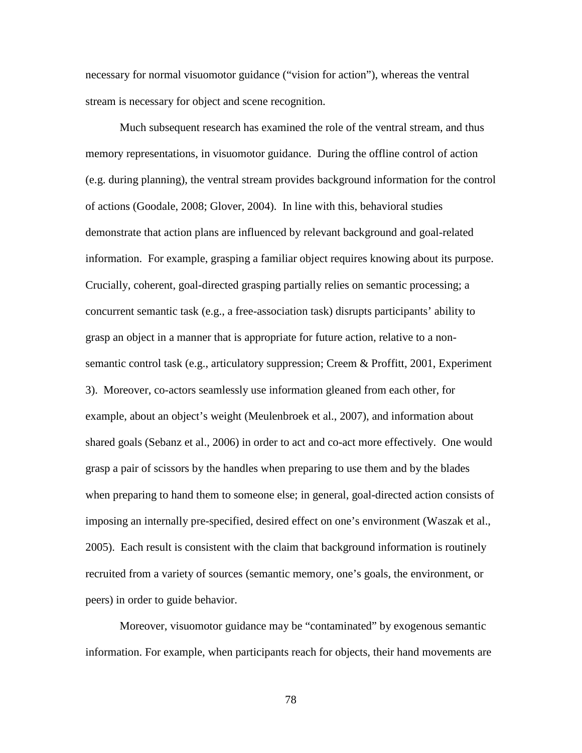necessary for normal visuomotor guidance ("vision for action"), whereas the ventral stream is necessary for object and scene recognition.

Much subsequent research has examined the role of the ventral stream, and thus memory representations, in visuomotor guidance. During the offline control of action (e.g. during planning), the ventral stream provides background information for the control of actions (Goodale, 2008; Glover, 2004). In line with this, behavioral studies demonstrate that action plans are influenced by relevant background and goal-related information. For example, grasping a familiar object requires knowing about its purpose. Crucially, coherent, goal-directed grasping partially relies on semantic processing; a concurrent semantic task (e.g., a free-association task) disrupts participants' ability to grasp an object in a manner that is appropriate for future action, relative to a non-semantic control task (e.g., articulatory suppression; Creem & Proffitt, 2001, Experiment 3). Moreover, co-actors seamlessly use information gleaned from each other, for example, about an object's weight (Meulenbroek et al., 2007), and information about shared goals (Sebanz et al., 2006) in order to act and co-act more effectively. One would grasp a pair of scissors by the handles when preparing to use them and by the blades when preparing to hand them to someone else; in general, goal-directed action consists of imposing an internally pre-specified, desired effect on one's environment (Waszak et al., 2005). Each result is consistent with the claim that background information is routinely recruited from a variety of sources (semantic memory, one's goals, the environment, or peers) in order to guide behavior.

Moreover, visuomotor guidance may be "contaminated" by exogenous semantic information. For example, when participants reach for objects, their hand movements are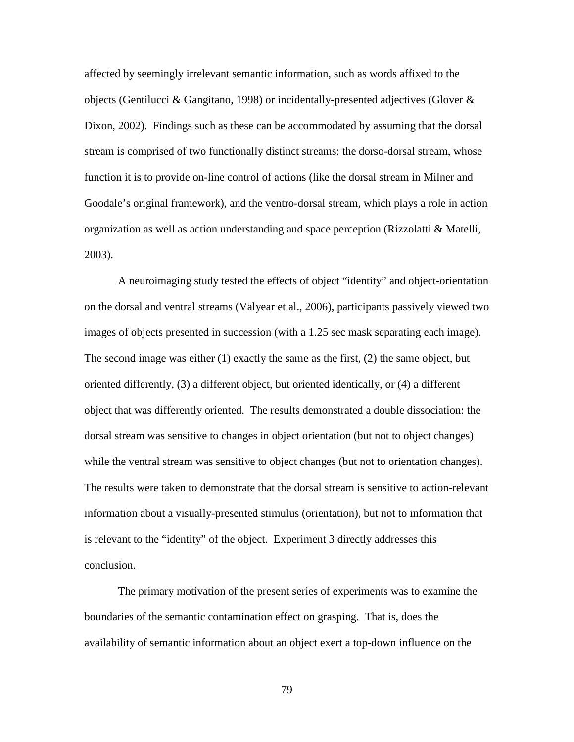affected by seemingly irrelevant semantic information, such as words affixed to the objects (Gentilucci & Gangitano, 1998) or incidentally-presented adjectives (Glover & Dixon, 2002). Findings such as these can be accommodated by assuming that the dorsal stream is comprised of two functionally distinct streams: the dorso-dorsal stream, whose function it is to provide on-line control of actions (like the dorsal stream in Milner and Goodale's original framework), and the ventro-dorsal stream, which plays a role in action organization as well as action understanding and space perception (Rizzolatti & Matelli, 2003).

A neuroimaging study tested the effects of object "identity" and object-orientation on the dorsal and ventral streams (Valyear et al., 2006), participants passively viewed two images of objects presented in succession (with a 1.25 sec mask separating each image). The second image was either (1) exactly the same as the first, (2) the same object, but oriented differently, (3) a different object, but oriented identically, or (4) a different object that was differently oriented. The results demonstrated a double dissociation: the dorsal stream was sensitive to changes in object orientation (but not to object changes) while the ventral stream was sensitive to object changes (but not to orientation changes). The results were taken to demonstrate that the dorsal stream is sensitive to action-relevant information about a visually-presented stimulus (orientation), but not to information that is relevant to the "identity" of the object. Experiment 3 directly addresses this conclusion.

The primary motivation of the present series of experiments was to examine the boundaries of the semantic contamination effect on grasping. That is, does the availability of semantic information about an object exert a top-down influence on the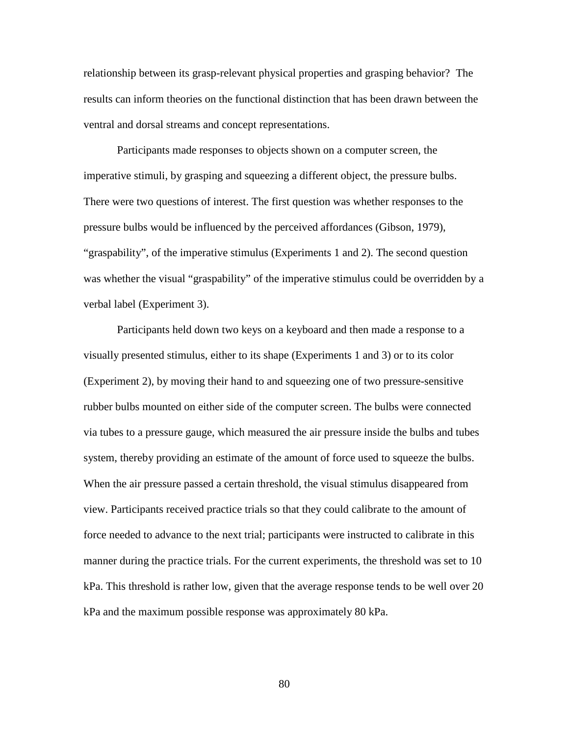relationship between its grasp-relevant physical properties and grasping behavior? The results can inform theories on the functional distinction that has been drawn between the ventral and dorsal streams and concept representations.

Participants made responses to objects shown on a computer screen, the imperative stimuli, by grasping and squeezing a different object, the pressure bulbs. There were two questions of interest. The first question was whether responses to the pressure bulbs would be influenced by the perceived affordances (Gibson, 1979), "graspability", of the imperative stimulus (Experiments 1 and 2). The second question was whether the visual "graspability" of the imperative stimulus could be overridden by a verbal label (Experiment 3).

Participants held down two keys on a keyboard and then made a response to a visually presented stimulus, either to its shape (Experiments 1 and 3) or to its color (Experiment 2), by moving their hand to and squeezing one of two pressure-sensitive rubber bulbs mounted on either side of the computer screen. The bulbs were connected via tubes to a pressure gauge, which measured the air pressure inside the bulbs and tubes system, thereby providing an estimate of the amount of force used to squeeze the bulbs. When the air pressure passed a certain threshold, the visual stimulus disappeared from view. Participants received practice trials so that they could calibrate to the amount of force needed to advance to the next trial; participants were instructed to calibrate in this manner during the practice trials. For the current experiments, the threshold was set to 10 kPa. This threshold is rather low, given that the average response tends to be well over 20 kPa and the maximum possible response was approximately 80 kPa.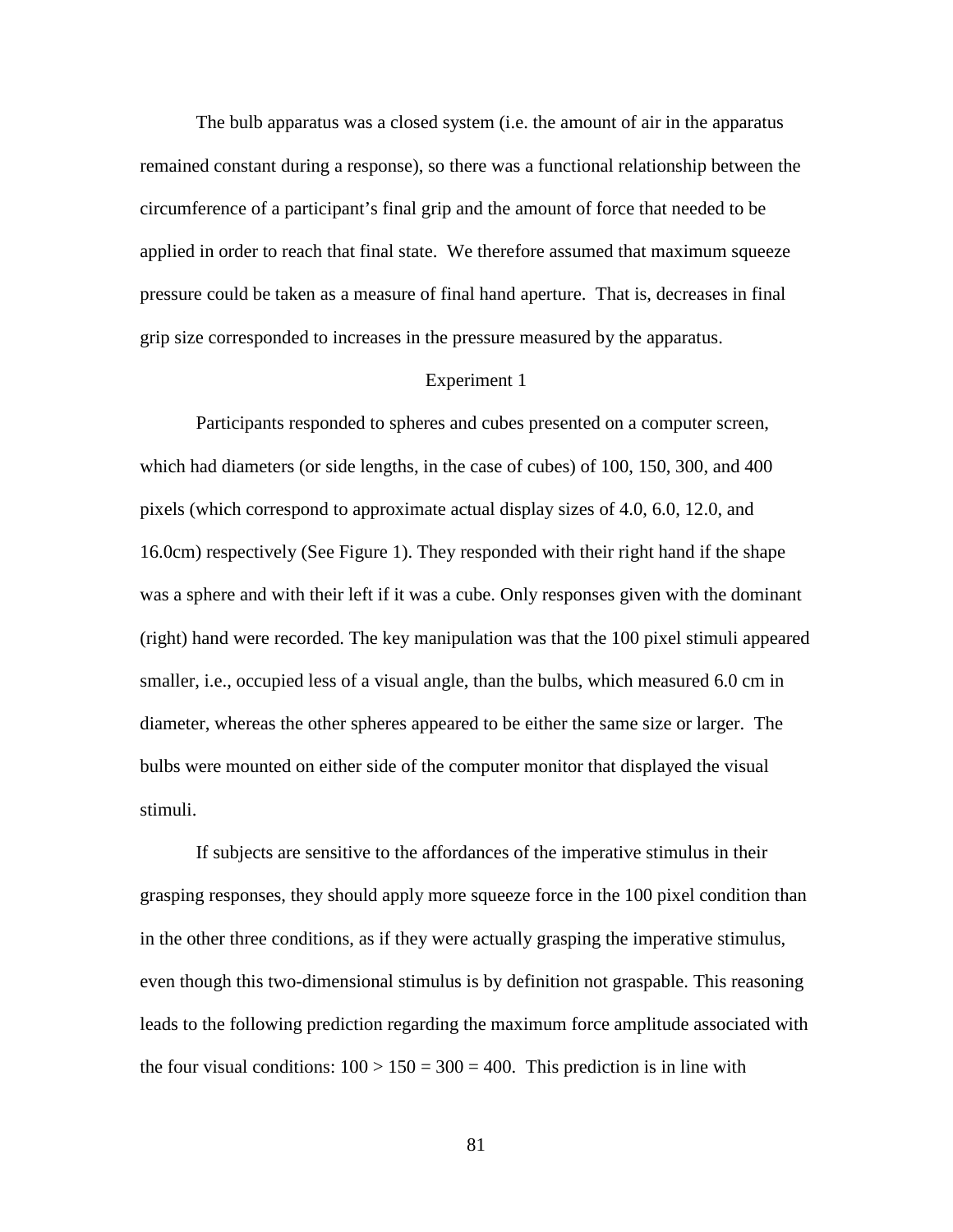The bulb apparatus was a closed system (i.e. the amount of air in the apparatus remained constant during a response), so there was a functional relationship between the circumference of a participant's final grip and the amount of force that needed to be applied in order to reach that final state. We therefore assumed that maximum squeeze pressure could be taken as a measure of final hand aperture. That is, decreases in final grip size corresponded to increases in the pressure measured by the apparatus.

## Experiment 1

Participants responded to spheres and cubes presented on a computer screen, which had diameters (or side lengths, in the case of cubes) of 100, 150, 300, and 400 pixels (which correspond to approximate actual display sizes of 4.0, 6.0, 12.0, and 16.0cm) respectively (See Figure 1). They responded with their right hand if the shape was a sphere and with their left if it was a cube. Only responses given with the dominant (right) hand were recorded. The key manipulation was that the 100 pixel stimuli appeared smaller, i.e., occupied less of a visual angle, than the bulbs, which measured 6.0 cm in diameter, whereas the other spheres appeared to be either the same size or larger. The bulbs were mounted on either side of the computer monitor that displayed the visual stimuli.

If subjects are sensitive to the affordances of the imperative stimulus in their grasping responses, they should apply more squeeze force in the 100 pixel condition than in the other three conditions, as if they were actually grasping the imperative stimulus, even though this two-dimensional stimulus is by definition not graspable. This reasoning leads to the following prediction regarding the maximum force amplitude associated with the four visual conditions: $100 > 150 = 300 = 400$. This prediction is in line with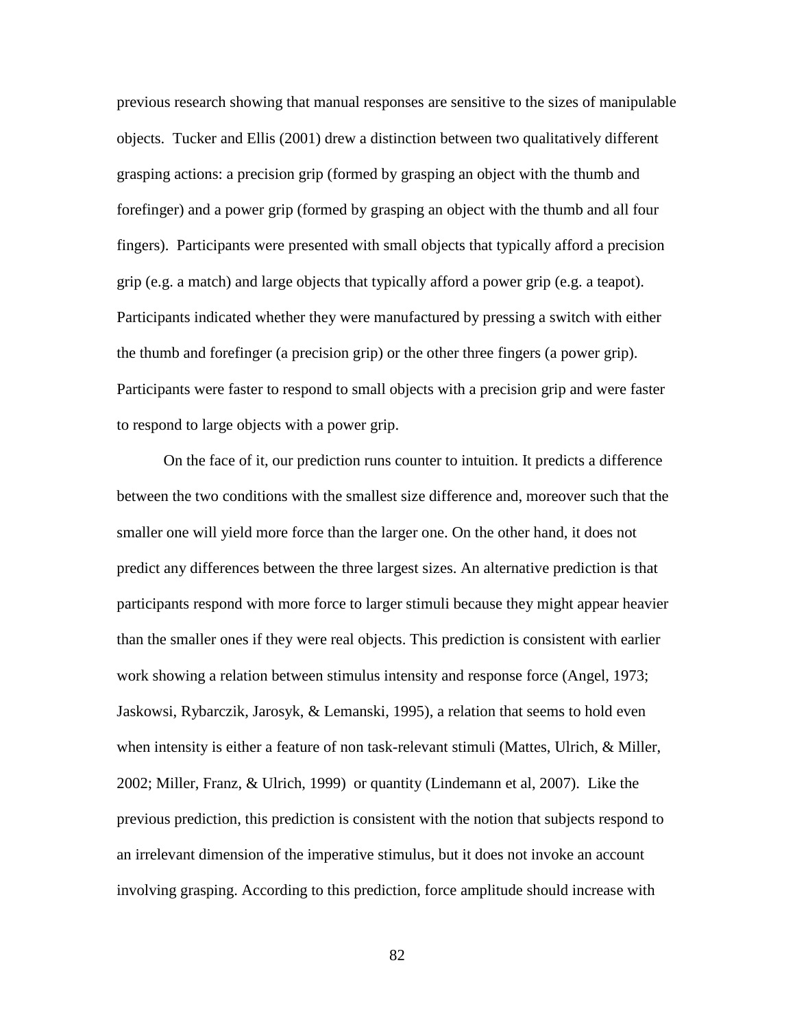previous research showing that manual responses are sensitive to the sizes of manipulable objects. Tucker and Ellis (2001) drew a distinction between two qualitatively different grasping actions: a precision grip (formed by grasping an object with the thumb and forefinger) and a power grip (formed by grasping an object with the thumb and all four fingers). Participants were presented with small objects that typically afford a precision grip (e.g. a match) and large objects that typically afford a power grip (e.g. a teapot). Participants indicated whether they were manufactured by pressing a switch with either the thumb and forefinger (a precision grip) or the other three fingers (a power grip). Participants were faster to respond to small objects with a precision grip and were faster to respond to large objects with a power grip.

On the face of it, our prediction runs counter to intuition. It predicts a difference between the two conditions with the smallest size difference and, moreover such that the smaller one will yield more force than the larger one. On the other hand, it does not predict any differences between the three largest sizes. An alternative prediction is that participants respond with more force to larger stimuli because they might appear heavier than the smaller ones if they were real objects. This prediction is consistent with earlier work showing a relation between stimulus intensity and response force (Angel, 1973; Jaskowsi, Rybarczik, Jarosyk, & Lemanski, 1995), a relation that seems to hold even when intensity is either a feature of non task-relevant stimuli (Mattes, Ulrich, & Miller, 2002; Miller, Franz, & Ulrich, 1999) or quantity (Lindemann et al, 2007). Like the previous prediction, this prediction is consistent with the notion that subjects respond to an irrelevant dimension of the imperative stimulus, but it does not invoke an account involving grasping. According to this prediction, force amplitude should increase with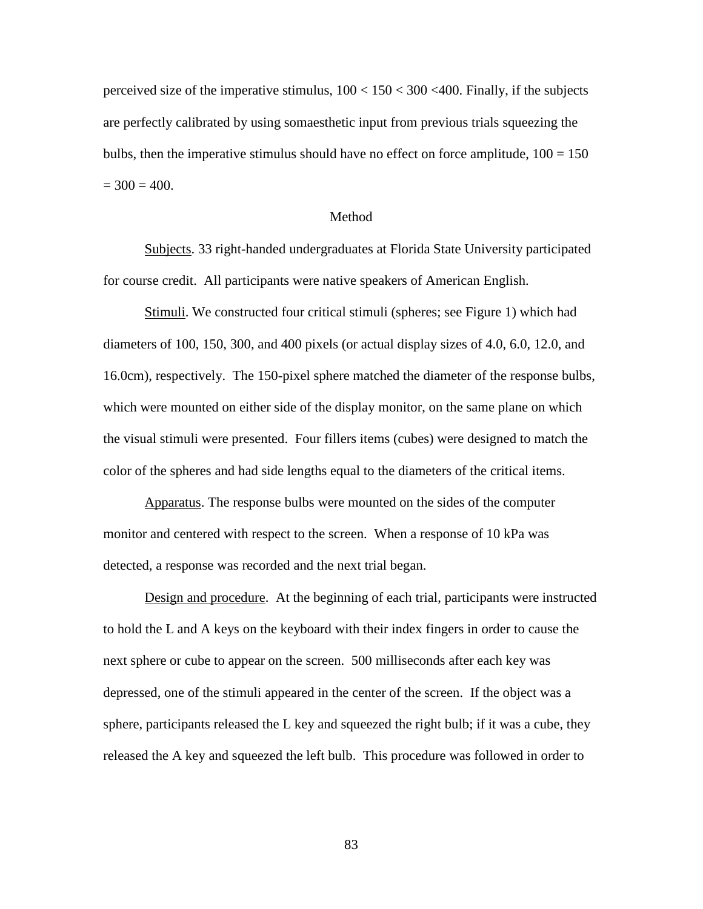perceived size of the imperative stimulus, $100 < 150 < 300 < 400$. Finally, if the subjects are perfectly calibrated by using somaesthetic input from previous trials squeezing the bulbs, then the imperative stimulus should have no effect on force amplitude, $100 = 150 = 300 = 400$.

## Method

Subjects. 33 right-handed undergraduates at Florida State University participated for course credit. All participants were native speakers of American English.

Stimuli. We constructed four critical stimuli (spheres; see Figure 1) which had diameters of 100, 150, 300, and 400 pixels (or actual display sizes of 4.0, 6.0, 12.0, and 16.0cm), respectively. The 150-pixel sphere matched the diameter of the response bulbs, which were mounted on either side of the display monitor, on the same plane on which the visual stimuli were presented. Four fillers items (cubes) were designed to match the color of the spheres and had side lengths equal to the diameters of the critical items.

Apparatus. The response bulbs were mounted on the sides of the computer monitor and centered with respect to the screen. When a response of 10 kPa was detected, a response was recorded and the next trial began.

Design and procedure. At the beginning of each trial, participants were instructed to hold the L and A keys on the keyboard with their index fingers in order to cause the next sphere or cube to appear on the screen. 500 milliseconds after each key was depressed, one of the stimuli appeared in the center of the screen. If the object was a sphere, participants released the L key and squeezed the right bulb; if it was a cube, they released the A key and squeezed the left bulb. This procedure was followed in order to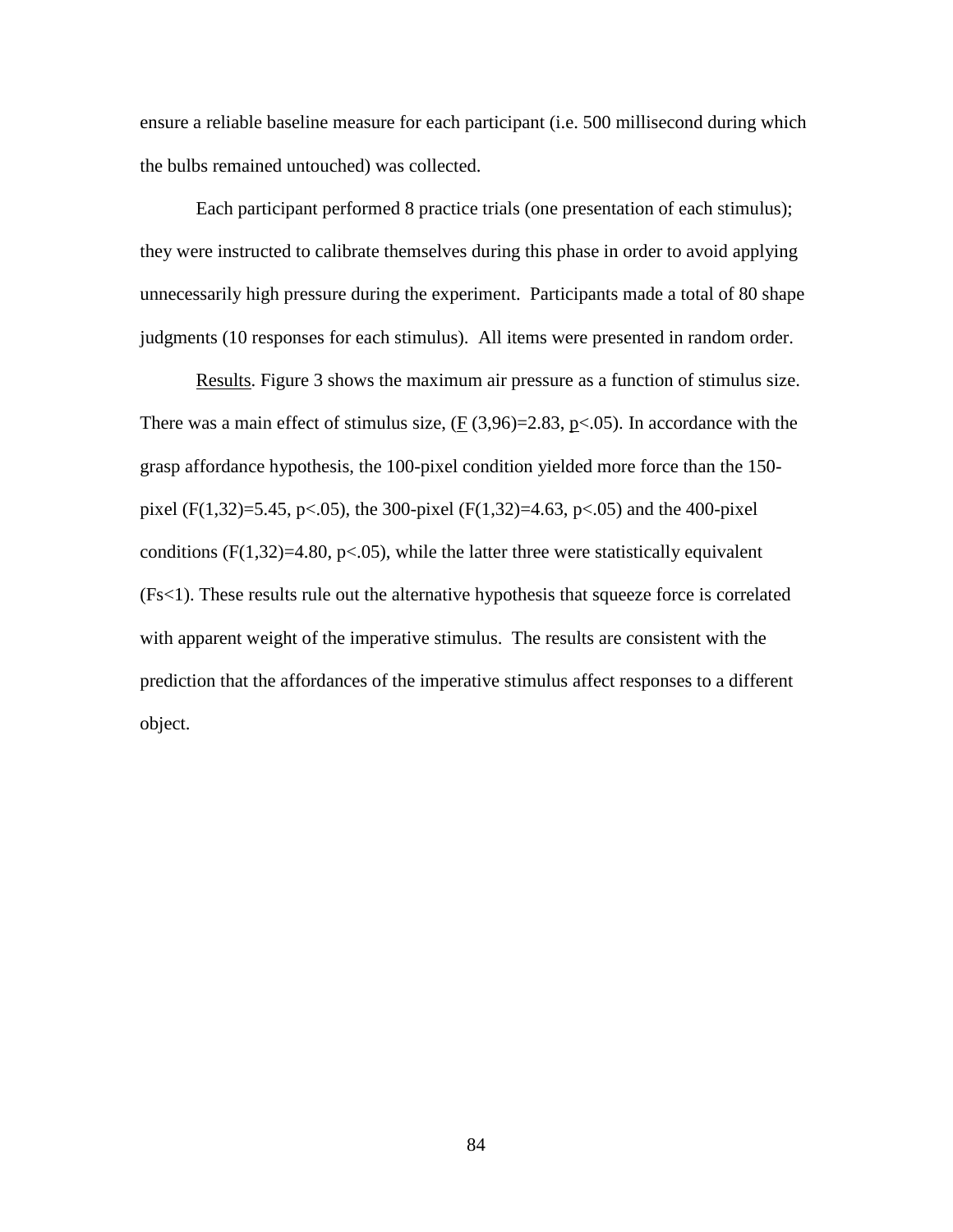ensure a reliable baseline measure for each participant (i.e. 500 millisecond during which the bulbs remained untouched) was collected.

Each participant performed 8 practice trials (one presentation of each stimulus); they were instructed to calibrate themselves during this phase in order to avoid applying unnecessarily high pressure during the experiment. Participants made a total of 80 shape judgments (10 responses for each stimulus). All items were presented in random order.

<u>Results</u>. Figure 3 shows the maximum air pressure as a function of stimulus size. There was a main effect of stimulus size, ($\underline{F}$ $(3,96)=2.83$, $\underline{p}<.05$). In accordance with the grasp affordance hypothesis, the 100-pixel condition yielded more force than the 150-pixel ($F(1,32)=5.45$, $p<.05$), the 300-pixel ($F(1,32)=4.63$, $p<.05$) and the 400-pixel conditions ($F(1,32)=4.80$, $p<.05$), while the latter three were statistically equivalent ($Fs<1$). These results rule out the alternative hypothesis that squeeze force is correlated with apparent weight of the imperative stimulus. The results are consistent with the prediction that the affordances of the imperative stimulus affect responses to a different object.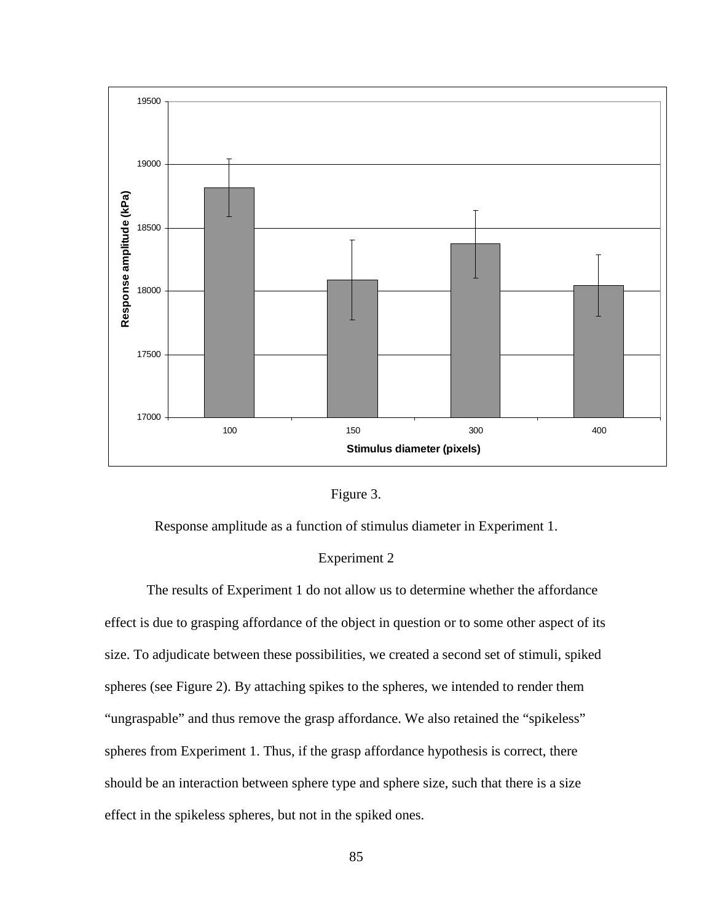Figure 3.

Response amplitude as a function of stimulus diameter in Experiment 1.

## Experiment 2

The results of Experiment 1 do not allow us to determine whether the affordance effect is due to grasping affordance of the object in question or to some other aspect of its size. To adjudicate between these possibilities, we created a second set of stimuli, spiked spheres (see Figure 2). By attaching spikes to the spheres, we intended to render them "ungraspable" and thus remove the grasp affordance. We also retained the "spikeless" spheres from Experiment 1. Thus, if the grasp affordance hypothesis is correct, there should be an interaction between sphere type and sphere size, such that there is a size effect in the spikeless spheres, but not in the spiked ones.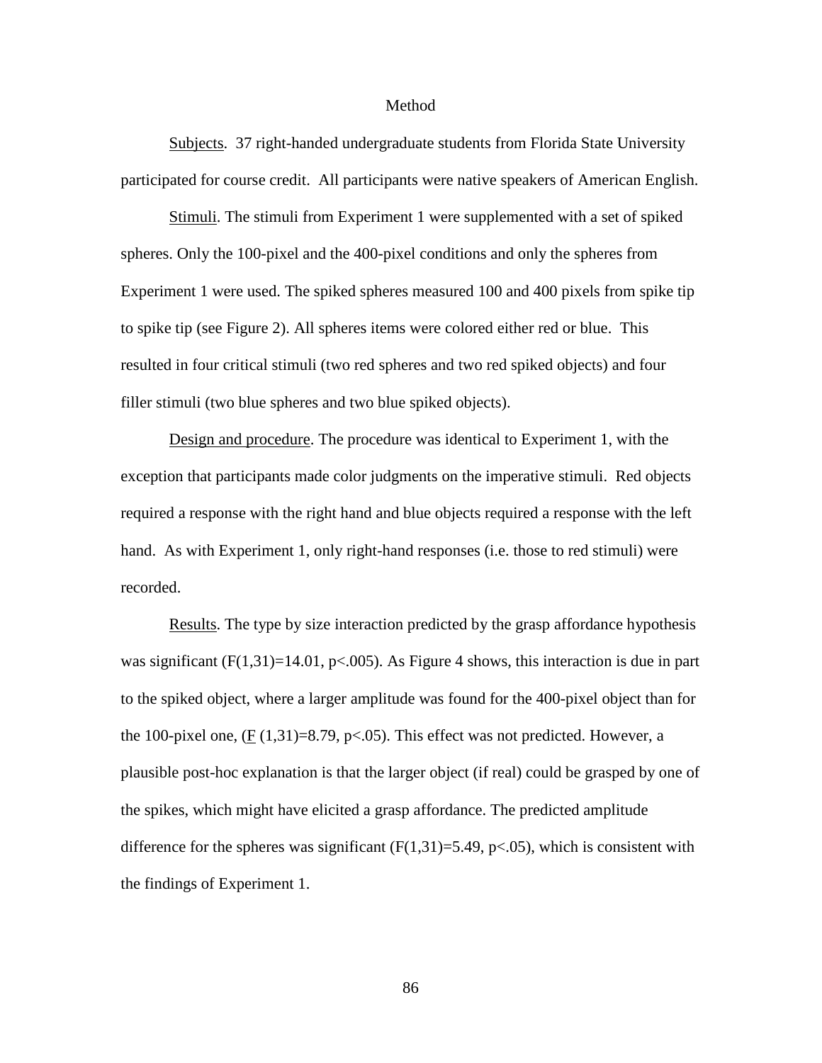## Method

Subjects. 37 right-handed undergraduate students from Florida State University participated for course credit. All participants were native speakers of American English.

Stimuli. The stimuli from Experiment 1 were supplemented with a set of spiked spheres. Only the 100-pixel and the 400-pixel conditions and only the spheres from Experiment 1 were used. The spiked spheres measured 100 and 400 pixels from spike tip to spike tip (see Figure 2). All spheres items were colored either red or blue. This resulted in four critical stimuli (two red spheres and two red spiked objects) and four filler stimuli (two blue spheres and two blue spiked objects).

Design and procedure. The procedure was identical to Experiment 1, with the exception that participants made color judgments on the imperative stimuli. Red objects required a response with the right hand and blue objects required a response with the left hand. As with Experiment 1, only right-hand responses (i.e. those to red stimuli) were recorded.

Results. The type by size interaction predicted by the grasp affordance hypothesis was significant ($F(1,31)=14.01$, $p<.005$). As Figure 4 shows, this interaction is due in part to the spiked object, where a larger amplitude was found for the 400-pixel object than for the 100-pixel one, ($F$ $(1,31)=8.79$, $p<.05$). This effect was not predicted. However, a plausible post-hoc explanation is that the larger object (if real) could be grasped by one of the spikes, which might have elicited a grasp affordance. The predicted amplitude difference for the spheres was significant ($F(1,31)=5.49$, $p<.05$), which is consistent with the findings of Experiment 1.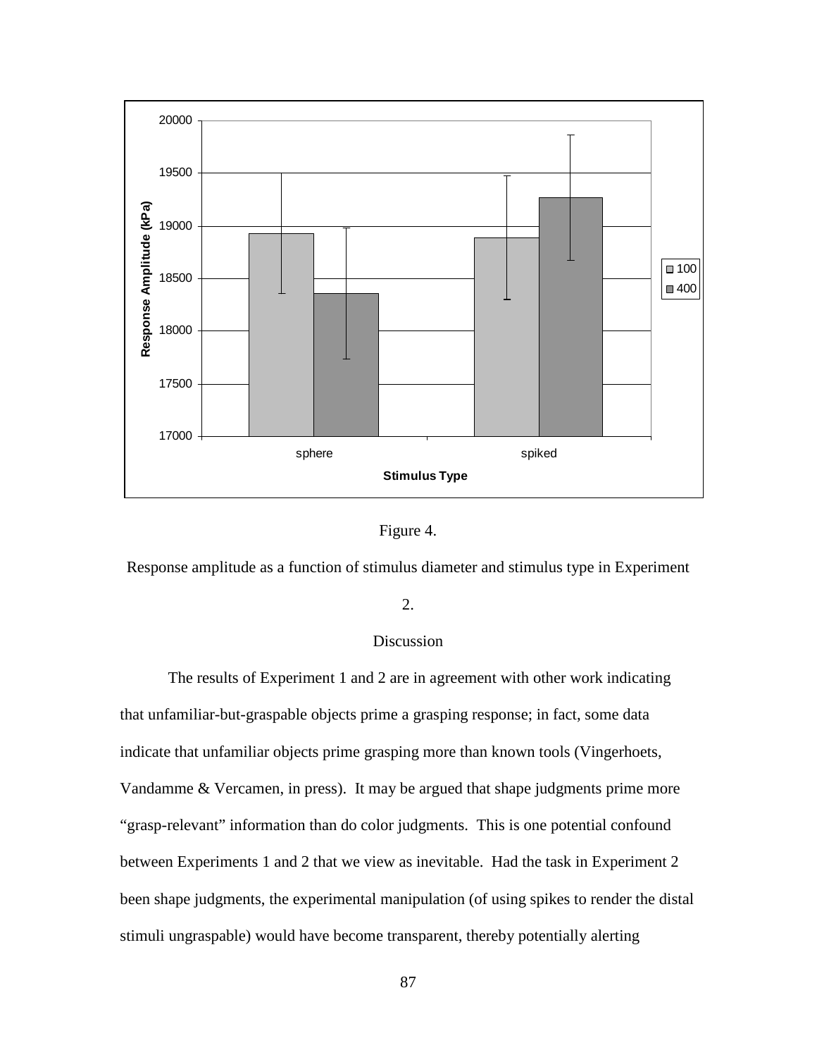Figure 4.

Response amplitude as a function of stimulus diameter and stimulus type in Experiment 2.

## Discussion

The results of Experiment 1 and 2 are in agreement with other work indicating that unfamiliar-but-graspable objects prime a grasping response; in fact, some data indicate that unfamiliar objects prime grasping more than known tools (Vingerhoets, Vandamme & Vercamen, in press). It may be argued that shape judgments prime more "grasp-relevant" information than do color judgments. This is one potential confound between Experiments 1 and 2 that we view as inevitable. Had the task in Experiment 2 been shape judgments, the experimental manipulation (of using spikes to render the distal stimuli ungraspable) would have become transparent, thereby potentially alerting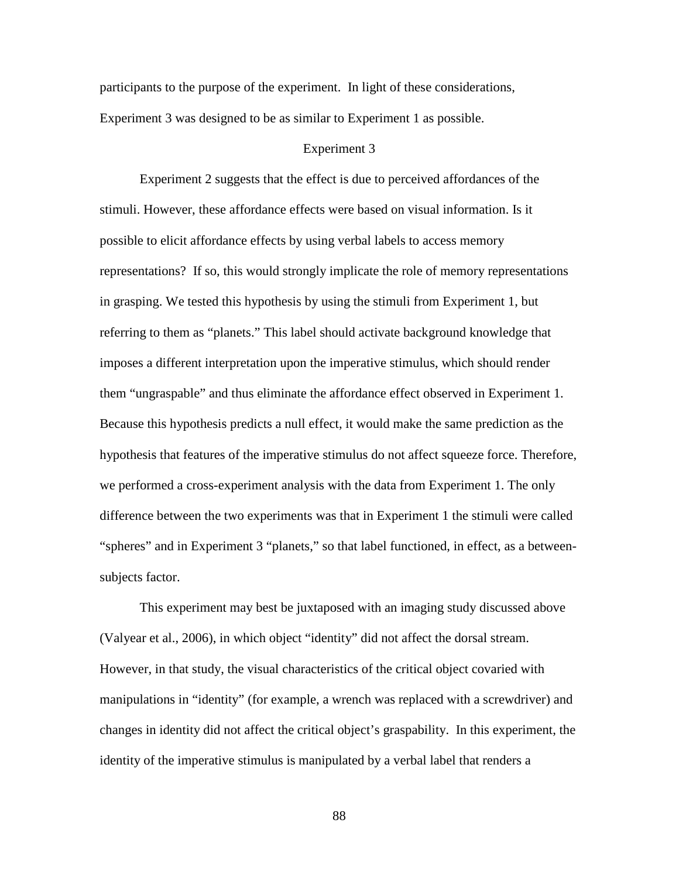participants to the purpose of the experiment. In light of these considerations, Experiment 3 was designed to be as similar to Experiment 1 as possible.

## Experiment 3

Experiment 2 suggests that the effect is due to perceived affordances of the stimuli. However, these affordance effects were based on visual information. Is it possible to elicit affordance effects by using verbal labels to access memory representations? If so, this would strongly implicate the role of memory representations in grasping. We tested this hypothesis by using the stimuli from Experiment 1, but referring to them as "planets." This label should activate background knowledge that imposes a different interpretation upon the imperative stimulus, which should render them "ungraspable" and thus eliminate the affordance effect observed in Experiment 1. Because this hypothesis predicts a null effect, it would make the same prediction as the hypothesis that features of the imperative stimulus do not affect squeeze force. Therefore, we performed a cross-experiment analysis with the data from Experiment 1. The only difference between the two experiments was that in Experiment 1 the stimuli were called "spheres" and in Experiment 3 "planets," so that label functioned, in effect, as a between-subjects factor.

This experiment may best be juxtaposed with an imaging study discussed above (Valyear et al., 2006), in which object "identity" did not affect the dorsal stream. However, in that study, the visual characteristics of the critical object covaried with manipulations in "identity" (for example, a wrench was replaced with a screwdriver) and changes in identity did not affect the critical object's graspability. In this experiment, the identity of the imperative stimulus is manipulated by a verbal label that renders a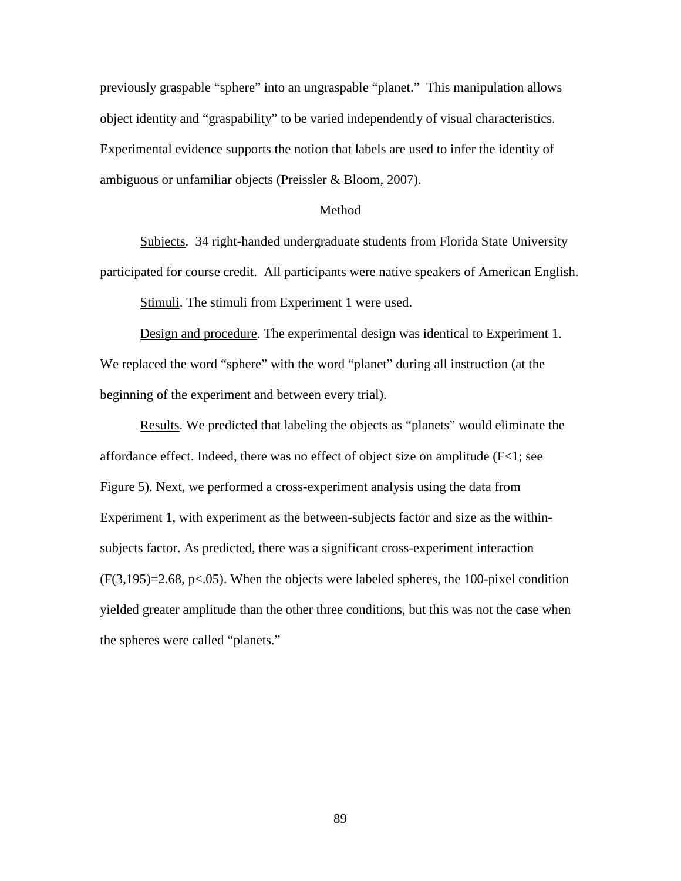previously graspable "sphere" into an ungraspable "planet." This manipulation allows object identity and "graspability" to be varied independently of visual characteristics. Experimental evidence supports the notion that labels are used to infer the identity of ambiguous or unfamiliar objects (Preissler & Bloom, 2007).

## Method

Subjects. 34 right-handed undergraduate students from Florida State University participated for course credit. All participants were native speakers of American English.

Stimuli. The stimuli from Experiment 1 were used.

Design and procedure. The experimental design was identical to Experiment 1. We replaced the word "sphere" with the word "planet" during all instruction (at the beginning of the experiment and between every trial).

Results. We predicted that labeling the objects as "planets" would eliminate the affordance effect. Indeed, there was no effect of object size on amplitude ($F<1$; see Figure 5). Next, we performed a cross-experiment analysis using the data from Experiment 1, with experiment as the between-subjects factor and size as the within-subjects factor. As predicted, there was a significant cross-experiment interaction ($F(3,195)=2.68$, $p<.05$). When the objects were labeled spheres, the 100-pixel condition yielded greater amplitude than the other three conditions, but this was not the case when the spheres were called "planets."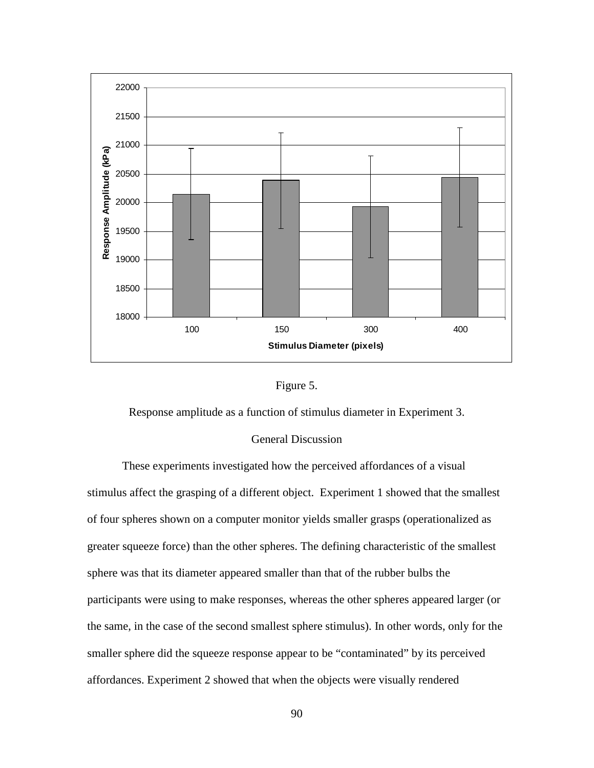Figure 5.

Response amplitude as a function of stimulus diameter in Experiment 3.

## General Discussion

These experiments investigated how the perceived affordances of a visual stimulus affect the grasping of a different object. Experiment 1 showed that the smallest of four spheres shown on a computer monitor yields smaller grasps (operationalized as greater squeeze force) than the other spheres. The defining characteristic of the smallest sphere was that its diameter appeared smaller than that of the rubber bulbs the participants were using to make responses, whereas the other spheres appeared larger (or the same, in the case of the second smallest sphere stimulus). In other words, only for the smaller sphere did the squeeze response appear to be "contaminated" by its perceived affordances. Experiment 2 showed that when the objects were visually rendered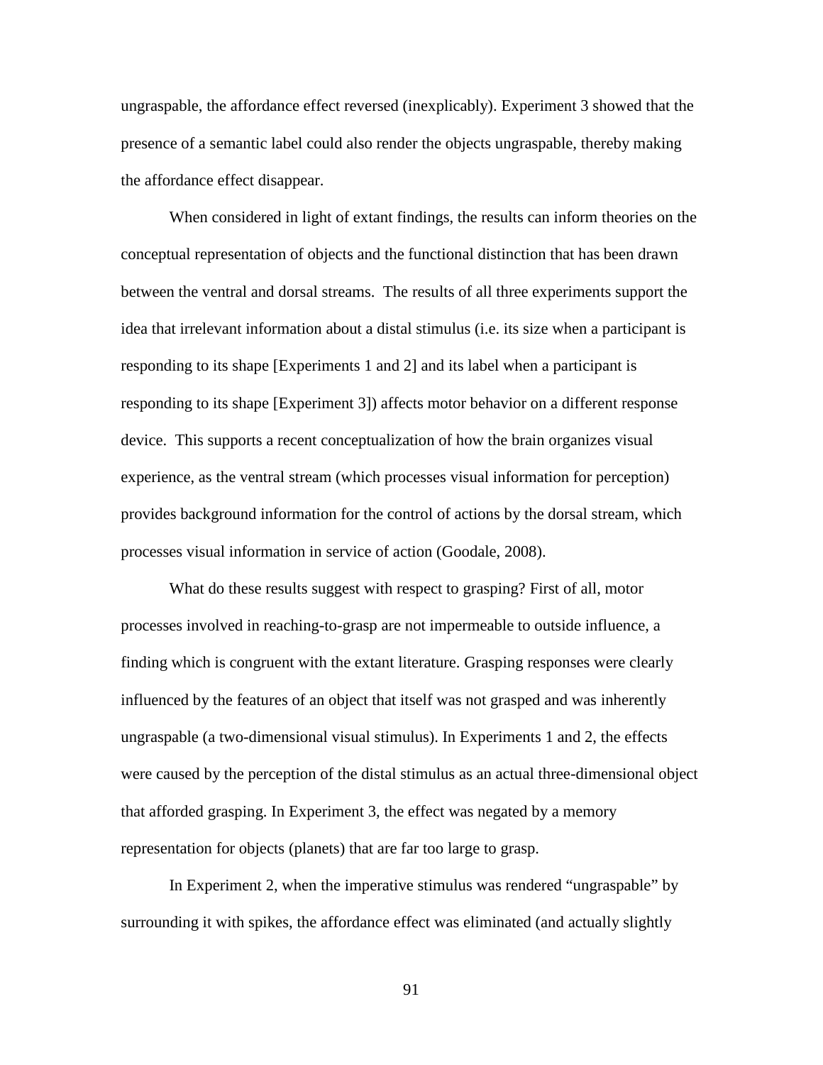ungraspable, the affordance effect reversed (inexplicably). Experiment 3 showed that the presence of a semantic label could also render the objects ungraspable, thereby making the affordance effect disappear.

When considered in light of extant findings, the results can inform theories on the conceptual representation of objects and the functional distinction that has been drawn between the ventral and dorsal streams. The results of all three experiments support the idea that irrelevant information about a distal stimulus (i.e. its size when a participant is responding to its shape [Experiments 1 and 2] and its label when a participant is responding to its shape [Experiment 3]) affects motor behavior on a different response device. This supports a recent conceptualization of how the brain organizes visual experience, as the ventral stream (which processes visual information for perception) provides background information for the control of actions by the dorsal stream, which processes visual information in service of action (Goodale, 2008).

What do these results suggest with respect to grasping? First of all, motor processes involved in reaching-to-grasp are not impermeable to outside influence, a finding which is congruent with the extant literature. Grasping responses were clearly influenced by the features of an object that itself was not grasped and was inherently ungraspable (a two-dimensional visual stimulus). In Experiments 1 and 2, the effects were caused by the perception of the distal stimulus as an actual three-dimensional object that afforded grasping. In Experiment 3, the effect was negated by a memory representation for objects (planets) that are far too large to grasp.

In Experiment 2, when the imperative stimulus was rendered "ungraspable" by surrounding it with spikes, the affordance effect was eliminated (and actually slightly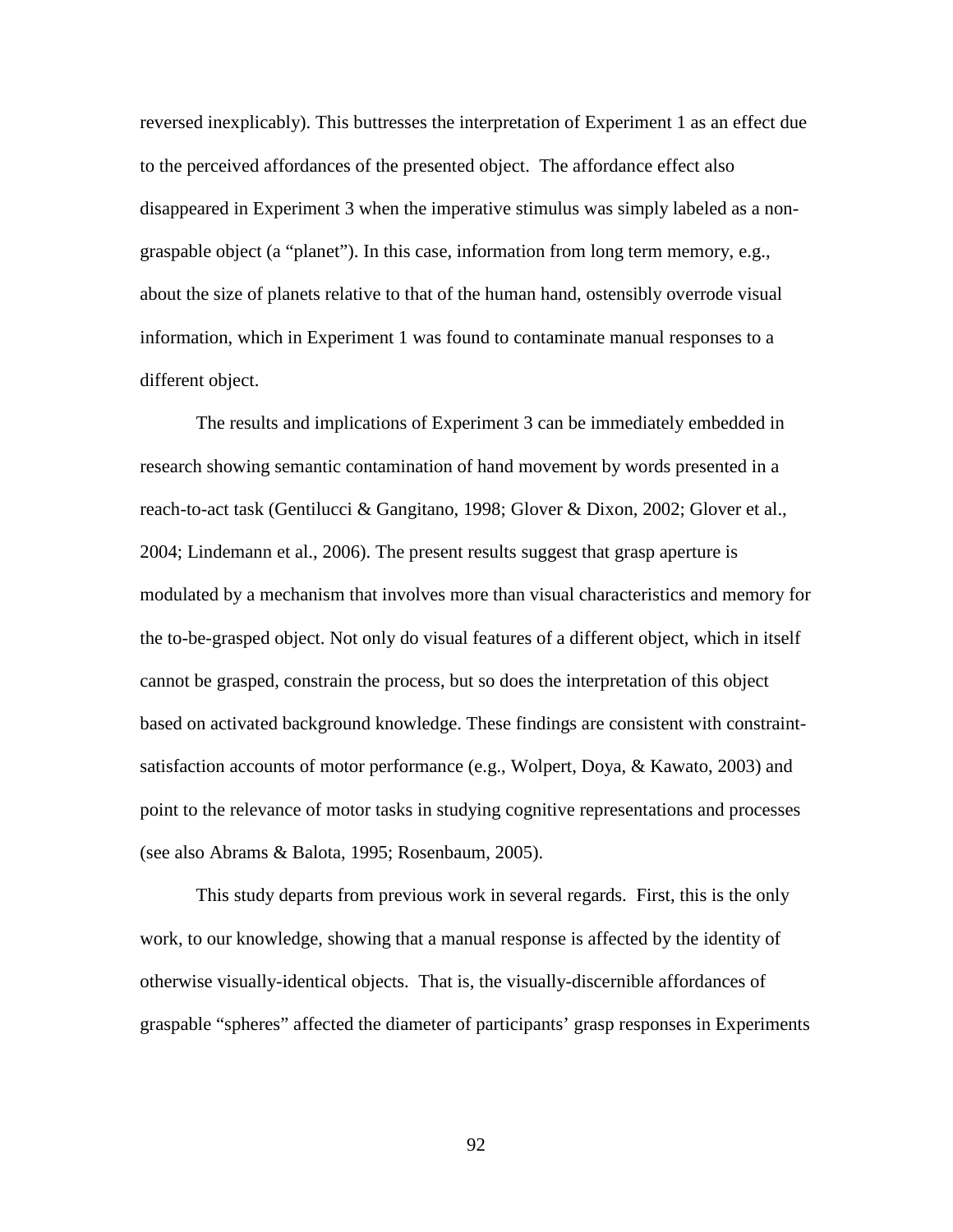reversed inexplicably). This buttresses the interpretation of Experiment 1 as an effect due to the perceived affordances of the presented object. The affordance effect also disappeared in Experiment 3 when the imperative stimulus was simply labeled as a non-graspable object (a "planet"). In this case, information from long term memory, e.g., about the size of planets relative to that of the human hand, ostensibly overrode visual information, which in Experiment 1 was found to contaminate manual responses to a different object.

The results and implications of Experiment 3 can be immediately embedded in research showing semantic contamination of hand movement by words presented in a reach-to-act task (Gentilucci & Gangitano, 1998; Glover & Dixon, 2002; Glover et al., 2004; Lindemann et al., 2006). The present results suggest that grasp aperture is modulated by a mechanism that involves more than visual characteristics and memory for the to-be-grasped object. Not only do visual features of a different object, which in itself cannot be grasped, constrain the process, but so does the interpretation of this object based on activated background knowledge. These findings are consistent with constraint-satisfaction accounts of motor performance (e.g., Wolpert, Doya, & Kawato, 2003) and point to the relevance of motor tasks in studying cognitive representations and processes (see also Abrams & Balota, 1995; Rosenbaum, 2005).

This study departs from previous work in several regards. First, this is the only work, to our knowledge, showing that a manual response is affected by the identity of otherwise visually-identical objects. That is, the visually-discernible affordances of graspable "spheres" affected the diameter of participants' grasp responses in Experiments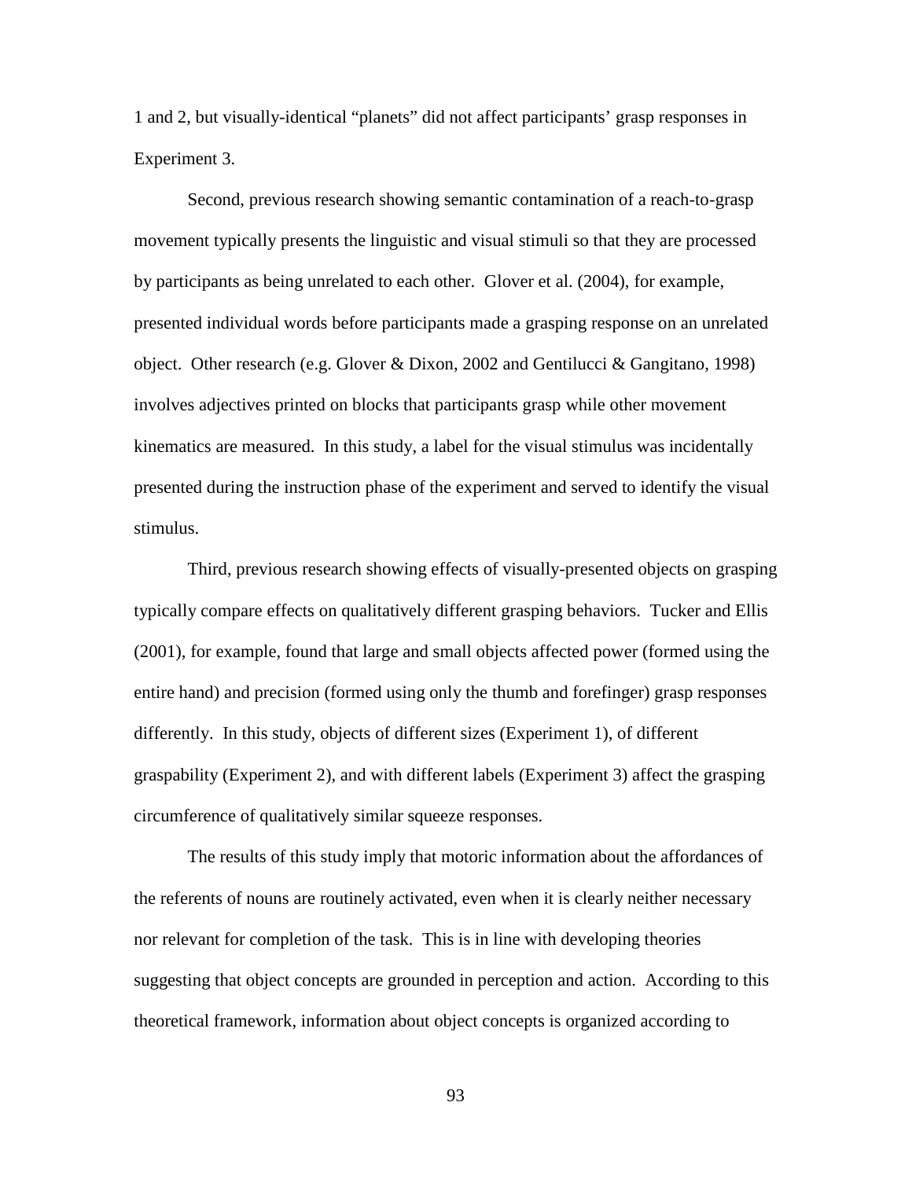1 and 2, but visually-identical "planets" did not affect participants' grasp responses in Experiment 3.

Second, previous research showing semantic contamination of a reach-to-grasp movement typically presents the linguistic and visual stimuli so that they are processed by participants as being unrelated to each other. Glover et al. (2004), for example, presented individual words before participants made a grasping response on an unrelated object. Other research (e.g. Glover & Dixon, 2002 and Gentilucci & Gangitano, 1998) involves adjectives printed on blocks that participants grasp while other movement kinematics are measured. In this study, a label for the visual stimulus was incidentally presented during the instruction phase of the experiment and served to identify the visual stimulus.

Third, previous research showing effects of visually-presented objects on grasping typically compare effects on qualitatively different grasping behaviors. Tucker and Ellis (2001), for example, found that large and small objects affected power (formed using the entire hand) and precision (formed using only the thumb and forefinger) grasp responses differently. In this study, objects of different sizes (Experiment 1), of different graspability (Experiment 2), and with different labels (Experiment 3) affect the grasping circumference of qualitatively similar squeeze responses.

The results of this study imply that motoric information about the affordances of the referents of nouns are routinely activated, even when it is clearly neither necessary nor relevant for completion of the task. This is in line with developing theories suggesting that object concepts are grounded in perception and action. According to this theoretical framework, information about object concepts is organized according to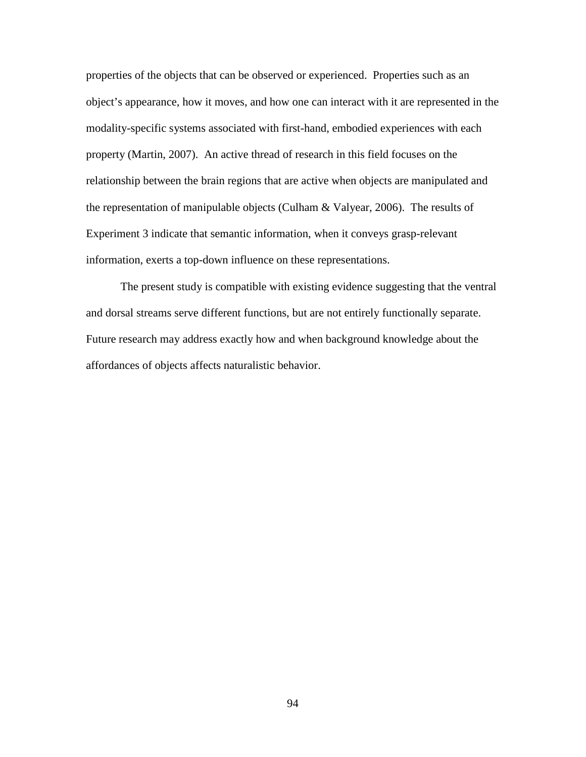properties of the objects that can be observed or experienced. Properties such as an object's appearance, how it moves, and how one can interact with it are represented in the modality-specific systems associated with first-hand, embodied experiences with each property (Martin, 2007). An active thread of research in this field focuses on the relationship between the brain regions that are active when objects are manipulated and the representation of manipulable objects (Culham & Valyear, 2006). The results of Experiment 3 indicate that semantic information, when it conveys grasp-relevant information, exerts a top-down influence on these representations.

The present study is compatible with existing evidence suggesting that the ventral and dorsal streams serve different functions, but are not entirely functionally separate. Future research may address exactly how and when background knowledge about the affordances of objects affects naturalistic behavior.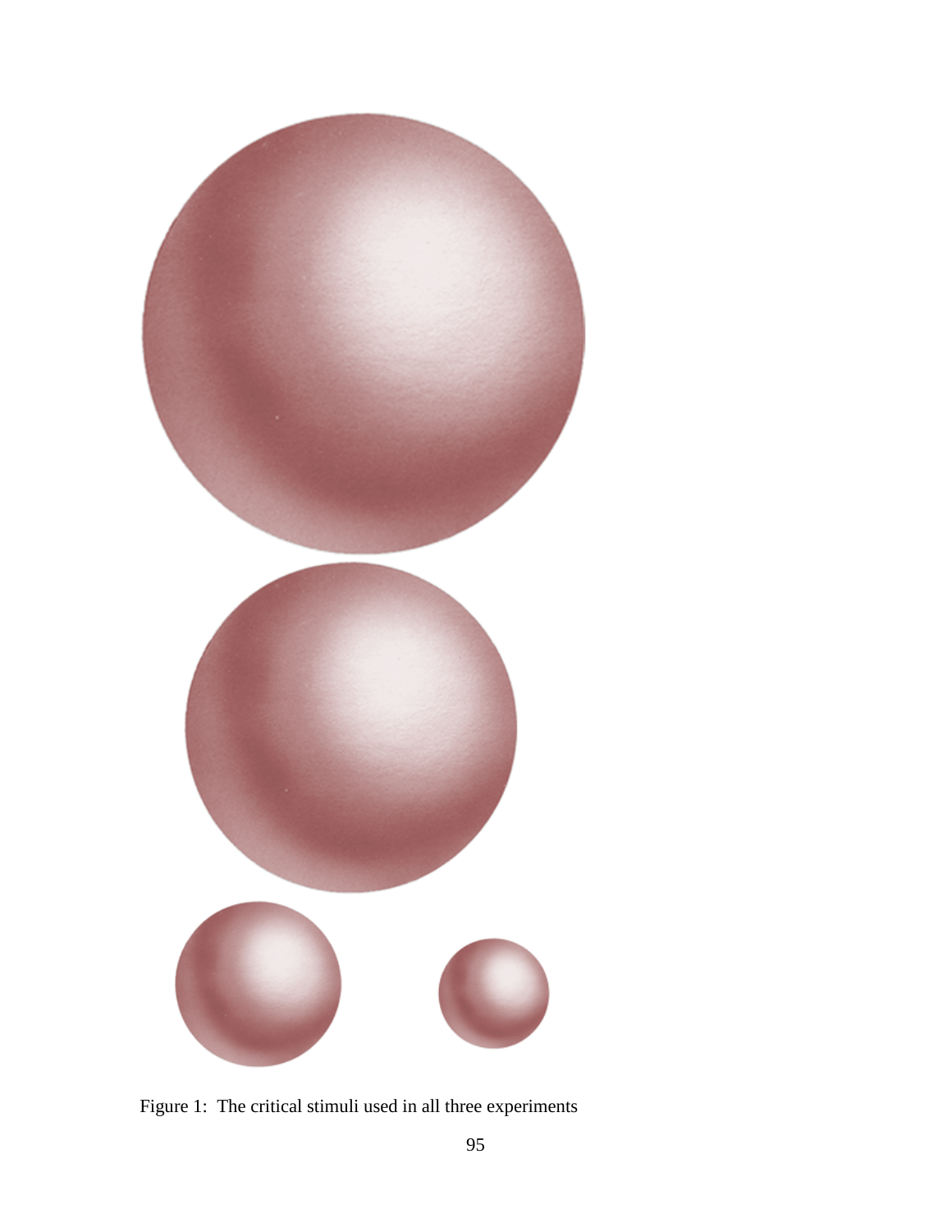Figure 1: The critical stimuli used in all three experiments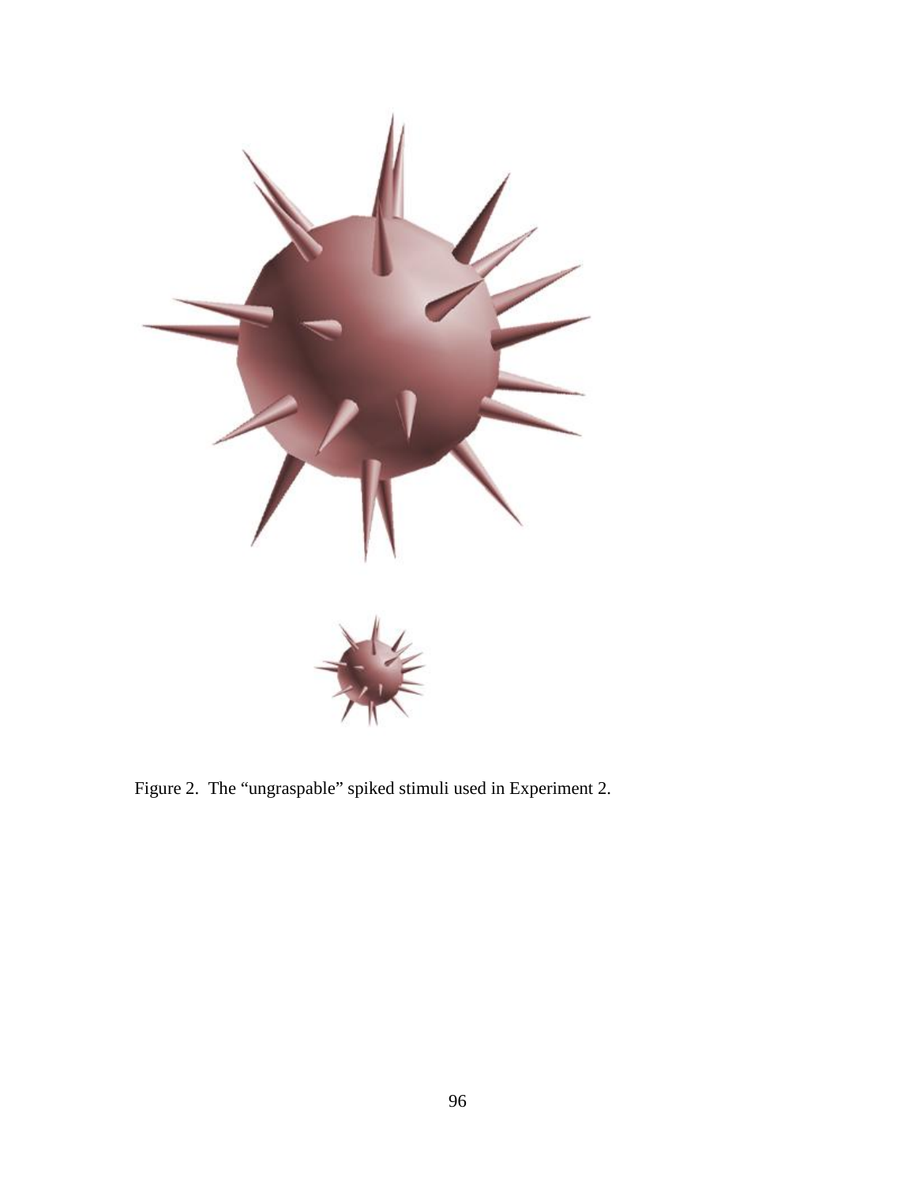Figure 2.  The “ungraspable” spiked stimuli used in Experiment 2.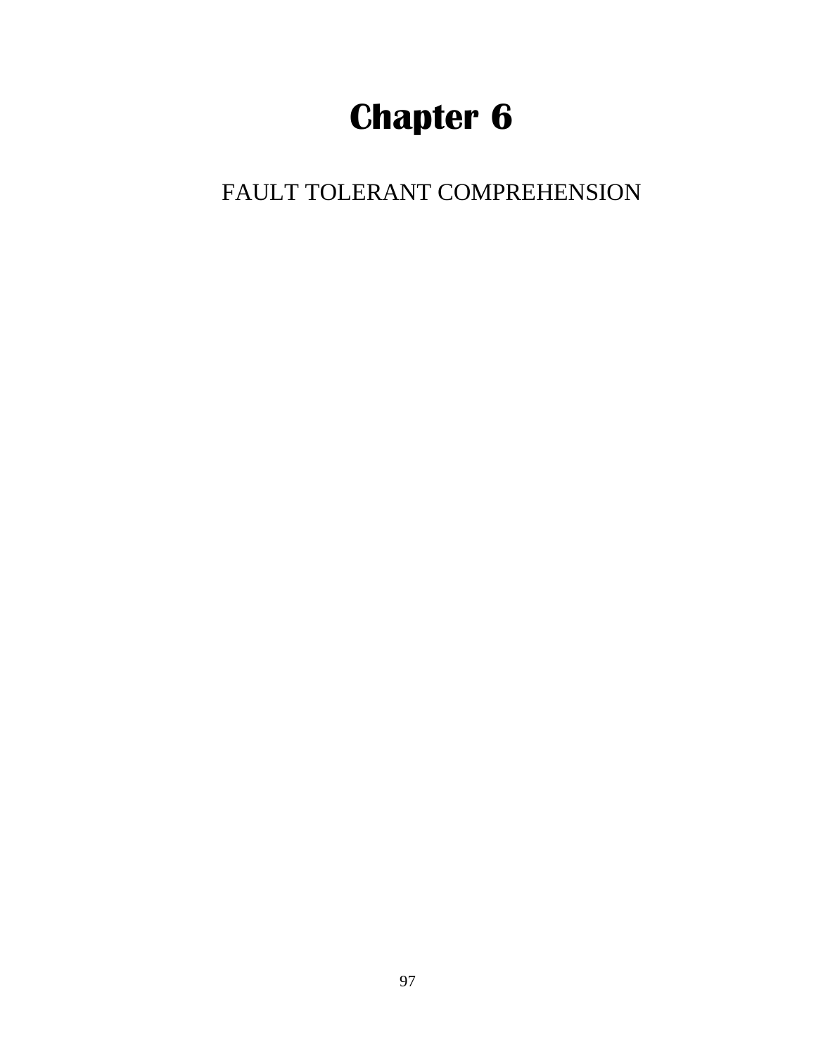# Chapter 6

FAULT TOLERANT COMPREHENSION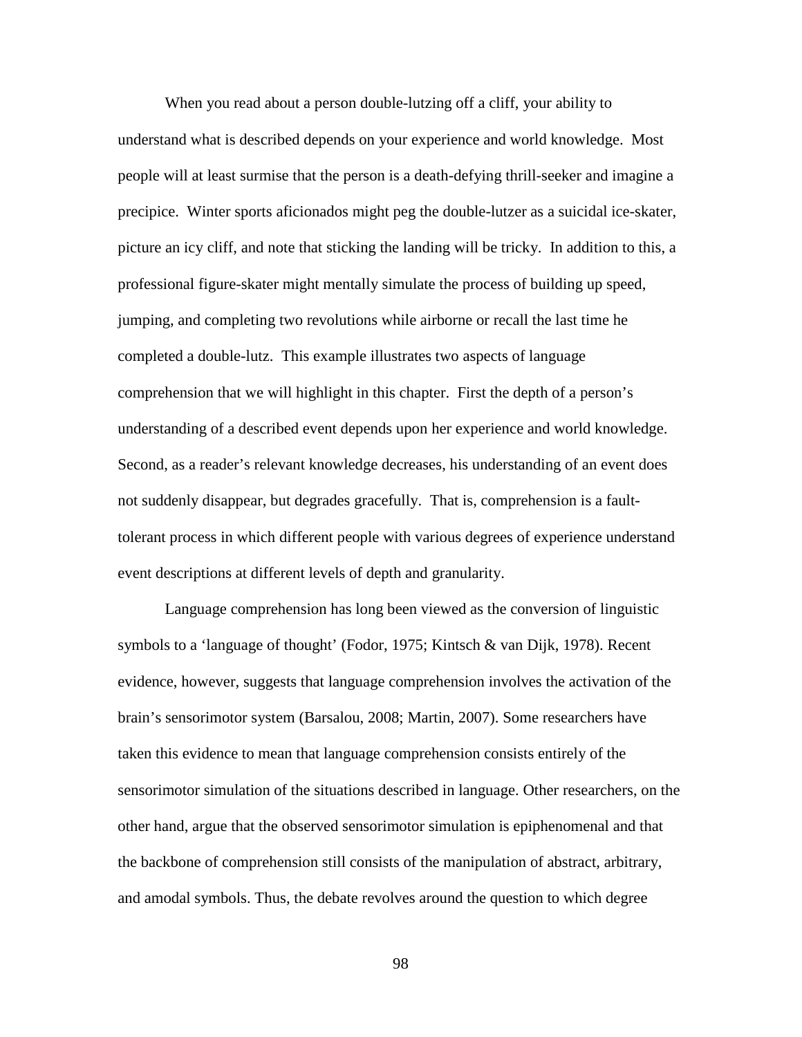When you read about a person double-lutzing off a cliff, your ability to understand what is described depends on your experience and world knowledge. Most people will at least surmise that the person is a death-defying thrill-seeker and imagine a precipice. Winter sports aficionados might peg the double-lutzer as a suicidal ice-skater, picture an icy cliff, and note that sticking the landing will be tricky. In addition to this, a professional figure-skater might mentally simulate the process of building up speed, jumping, and completing two revolutions while airborne or recall the last time he completed a double-lutz. This example illustrates two aspects of language comprehension that we will highlight in this chapter. First the depth of a person's understanding of a described event depends upon her experience and world knowledge. Second, as a reader's relevant knowledge decreases, his understanding of an event does not suddenly disappear, but degrades gracefully. That is, comprehension is a fault-tolerant process in which different people with various degrees of experience understand event descriptions at different levels of depth and granularity.

Language comprehension has long been viewed as the conversion of linguistic symbols to a 'language of thought' (Fodor, 1975; Kintsch & van Dijk, 1978). Recent evidence, however, suggests that language comprehension involves the activation of the brain's sensorimotor system (Barsalou, 2008; Martin, 2007). Some researchers have taken this evidence to mean that language comprehension consists entirely of the sensorimotor simulation of the situations described in language. Other researchers, on the other hand, argue that the observed sensorimotor simulation is epiphenomenal and that the backbone of comprehension still consists of the manipulation of abstract, arbitrary, and amodal symbols. Thus, the debate revolves around the question to which degree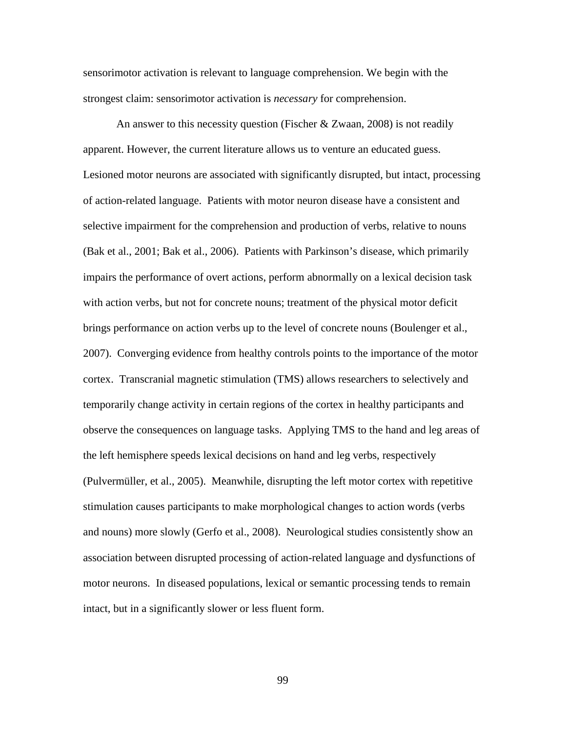sensorimotor activation is relevant to language comprehension. We begin with the strongest claim: sensorimotor activation is *necessary* for comprehension.

An answer to this necessity question (Fischer & Zwaan, 2008) is not readily apparent. However, the current literature allows us to venture an educated guess. Lesioned motor neurons are associated with significantly disrupted, but intact, processing of action-related language. Patients with motor neuron disease have a consistent and selective impairment for the comprehension and production of verbs, relative to nouns (Bak et al., 2001; Bak et al., 2006). Patients with Parkinson's disease, which primarily impairs the performance of overt actions, perform abnormally on a lexical decision task with action verbs, but not for concrete nouns; treatment of the physical motor deficit brings performance on action verbs up to the level of concrete nouns (Boulenger et al., 2007). Converging evidence from healthy controls points to the importance of the motor cortex. Transcranial magnetic stimulation (TMS) allows researchers to selectively and temporarily change activity in certain regions of the cortex in healthy participants and observe the consequences on language tasks. Applying TMS to the hand and leg areas of the left hemisphere speeds lexical decisions on hand and leg verbs, respectively (Pulvermüller, et al., 2005). Meanwhile, disrupting the left motor cortex with repetitive stimulation causes participants to make morphological changes to action words (verbs and nouns) more slowly (Gerfo et al., 2008). Neurological studies consistently show an association between disrupted processing of action-related language and dysfunctions of motor neurons. In diseased populations, lexical or semantic processing tends to remain intact, but in a significantly slower or less fluent form.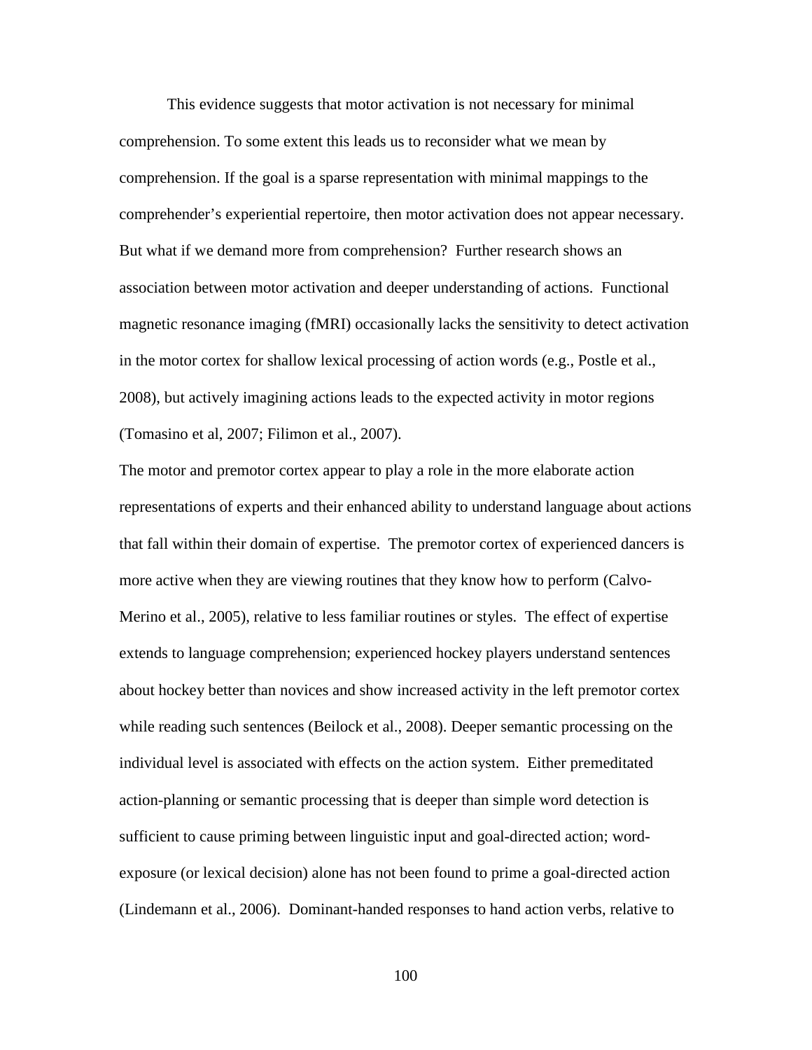This evidence suggests that motor activation is not necessary for minimal comprehension. To some extent this leads us to reconsider what we mean by comprehension. If the goal is a sparse representation with minimal mappings to the comprehender's experiential repertoire, then motor activation does not appear necessary. But what if we demand more from comprehension? Further research shows an association between motor activation and deeper understanding of actions. Functional magnetic resonance imaging (fMRI) occasionally lacks the sensitivity to detect activation in the motor cortex for shallow lexical processing of action words (e.g., Postle et al., 2008), but actively imagining actions leads to the expected activity in motor regions (Tomasino et al, 2007; Filimon et al., 2007).

The motor and premotor cortex appear to play a role in the more elaborate action representations of experts and their enhanced ability to understand language about actions that fall within their domain of expertise. The premotor cortex of experienced dancers is more active when they are viewing routines that they know how to perform (Calvo-Merino et al., 2005), relative to less familiar routines or styles. The effect of expertise extends to language comprehension; experienced hockey players understand sentences about hockey better than novices and show increased activity in the left premotor cortex while reading such sentences (Beilock et al., 2008). Deeper semantic processing on the individual level is associated with effects on the action system. Either premeditated action-planning or semantic processing that is deeper than simple word detection is sufficient to cause priming between linguistic input and goal-directed action; word-exposure (or lexical decision) alone has not been found to prime a goal-directed action (Lindemann et al., 2006). Dominant-handed responses to hand action verbs, relative to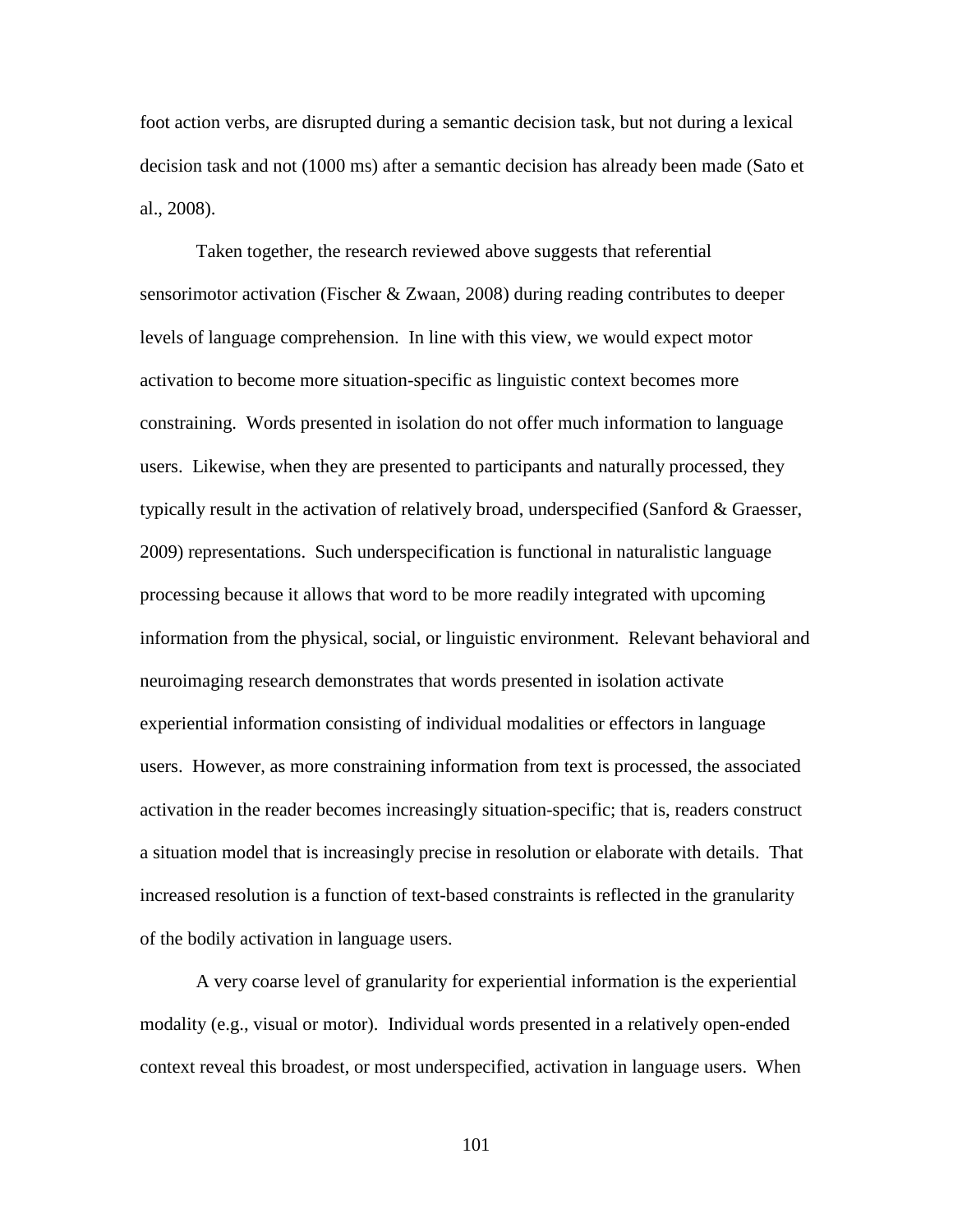foot action verbs, are disrupted during a semantic decision task, but not during a lexical decision task and not (1000 ms) after a semantic decision has already been made (Sato et al., 2008).

Taken together, the research reviewed above suggests that referential sensorimotor activation (Fischer & Zwaan, 2008) during reading contributes to deeper levels of language comprehension. In line with this view, we would expect motor activation to become more situation-specific as linguistic context becomes more constraining. Words presented in isolation do not offer much information to language users. Likewise, when they are presented to participants and naturally processed, they typically result in the activation of relatively broad, underspecified (Sanford & Graesser, 2009) representations. Such underspecification is functional in naturalistic language processing because it allows that word to be more readily integrated with upcoming information from the physical, social, or linguistic environment. Relevant behavioral and neuroimaging research demonstrates that words presented in isolation activate experiential information consisting of individual modalities or effectors in language users. However, as more constraining information from text is processed, the associated activation in the reader becomes increasingly situation-specific; that is, readers construct a situation model that is increasingly precise in resolution or elaborate with details. That increased resolution is a function of text-based constraints is reflected in the granularity of the bodily activation in language users.

A very coarse level of granularity for experiential information is the experiential modality (e.g., visual or motor). Individual words presented in a relatively open-ended context reveal this broadest, or most underspecified, activation in language users. When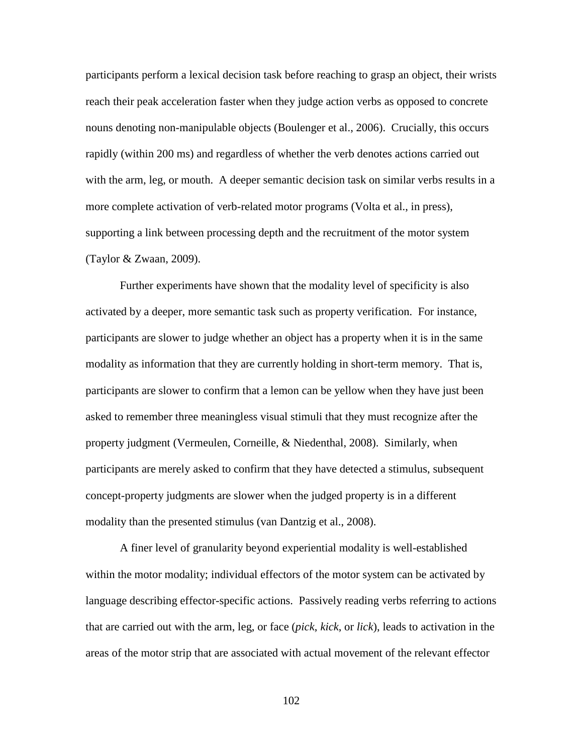participants perform a lexical decision task before reaching to grasp an object, their wrists reach their peak acceleration faster when they judge action verbs as opposed to concrete nouns denoting non-manipulable objects (Boulenger et al., 2006). Crucially, this occurs rapidly (within 200 ms) and regardless of whether the verb denotes actions carried out with the arm, leg, or mouth. A deeper semantic decision task on similar verbs results in a more complete activation of verb-related motor programs (Volta et al., in press), supporting a link between processing depth and the recruitment of the motor system (Taylor & Zwaan, 2009).

Further experiments have shown that the modality level of specificity is also activated by a deeper, more semantic task such as property verification. For instance, participants are slower to judge whether an object has a property when it is in the same modality as information that they are currently holding in short-term memory. That is, participants are slower to confirm that a lemon can be yellow when they have just been asked to remember three meaningless visual stimuli that they must recognize after the property judgment (Vermeulen, Corneille, & Niedenthal, 2008). Similarly, when participants are merely asked to confirm that they have detected a stimulus, subsequent concept-property judgments are slower when the judged property is in a different modality than the presented stimulus (van Dantzig et al., 2008).

A finer level of granularity beyond experiential modality is well-established within the motor modality; individual effectors of the motor system can be activated by language describing effector-specific actions. Passively reading verbs referring to actions that are carried out with the arm, leg, or face (*pick*, *kick*, or *lick*), leads to activation in the areas of the motor strip that are associated with actual movement of the relevant effector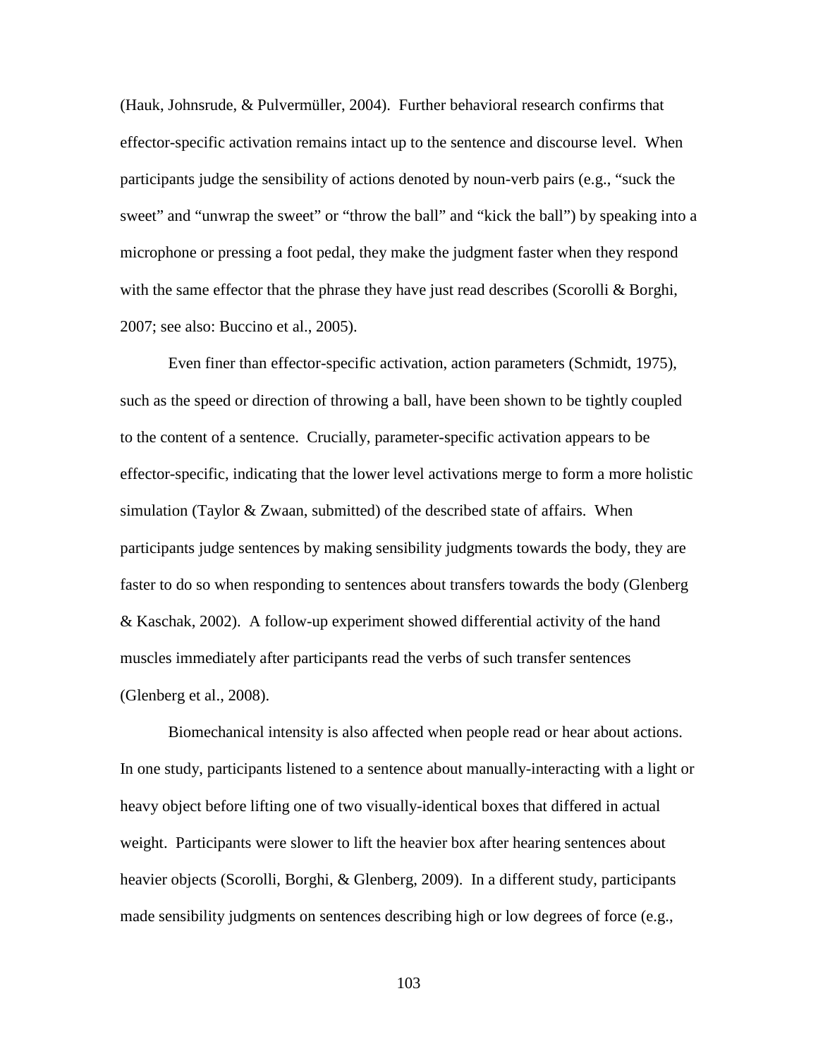(Hauk, Johnsrude, & Pulvermüller, 2004). Further behavioral research confirms that effector-specific activation remains intact up to the sentence and discourse level. When participants judge the sensibility of actions denoted by noun-verb pairs (e.g., "suck the sweet" and "unwrap the sweet" or "throw the ball" and "kick the ball") by speaking into a microphone or pressing a foot pedal, they make the judgment faster when they respond with the same effector that the phrase they have just read describes (Scorolli & Borghi, 2007; see also: Buccino et al., 2005).

Even finer than effector-specific activation, action parameters (Schmidt, 1975), such as the speed or direction of throwing a ball, have been shown to be tightly coupled to the content of a sentence. Crucially, parameter-specific activation appears to be effector-specific, indicating that the lower level activations merge to form a more holistic simulation (Taylor & Zwaan, submitted) of the described state of affairs. When participants judge sentences by making sensibility judgments towards the body, they are faster to do so when responding to sentences about transfers towards the body (Glenberg & Kaschak, 2002). A follow-up experiment showed differential activity of the hand muscles immediately after participants read the verbs of such transfer sentences (Glenberg et al., 2008).

Biomechanical intensity is also affected when people read or hear about actions. In one study, participants listened to a sentence about manually-interacting with a light or heavy object before lifting one of two visually-identical boxes that differed in actual weight. Participants were slower to lift the heavier box after hearing sentences about heavier objects (Scorolli, Borghi, & Glenberg, 2009). In a different study, participants made sensibility judgments on sentences describing high or low degrees of force (e.g.,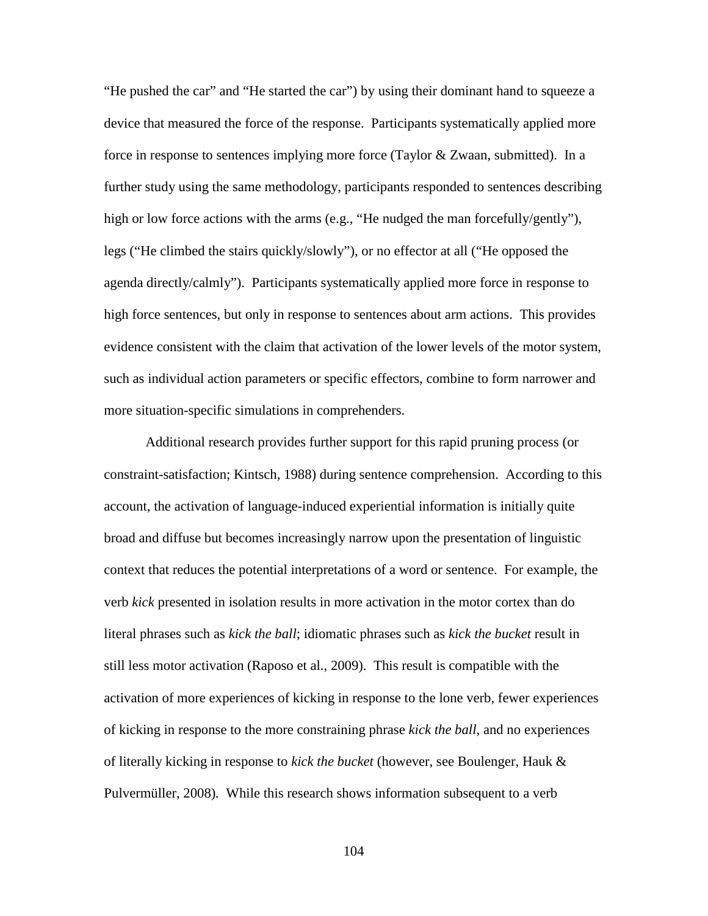"He pushed the car" and "He started the car") by using their dominant hand to squeeze a device that measured the force of the response. Participants systematically applied more force in response to sentences implying more force (Taylor & Zwaan, submitted). In a further study using the same methodology, participants responded to sentences describing high or low force actions with the arms (e.g., "He nudged the man forcefully/gently"), legs ("He climbed the stairs quickly/slowly"), or no effector at all ("He opposed the agenda directly/calmly"). Participants systematically applied more force in response to high force sentences, but only in response to sentences about arm actions. This provides evidence consistent with the claim that activation of the lower levels of the motor system, such as individual action parameters or specific effectors, combine to form narrower and more situation-specific simulations in comprehenders.

Additional research provides further support for this rapid pruning process (or constraint-satisfaction; Kintsch, 1988) during sentence comprehension. According to this account, the activation of language-induced experiential information is initially quite broad and diffuse but becomes increasingly narrow upon the presentation of linguistic context that reduces the potential interpretations of a word or sentence. For example, the verb *kick* presented in isolation results in more activation in the motor cortex than do literal phrases such as *kick the ball*; idiomatic phrases such as *kick the bucket* result in still less motor activation (Raposo et al., 2009). This result is compatible with the activation of more experiences of kicking in response to the lone verb, fewer experiences of kicking in response to the more constraining phrase *kick the ball*, and no experiences of literally kicking in response to *kick the bucket* (however, see Boulenger, Hauk & Pulvermüller, 2008). While this research shows information subsequent to a verb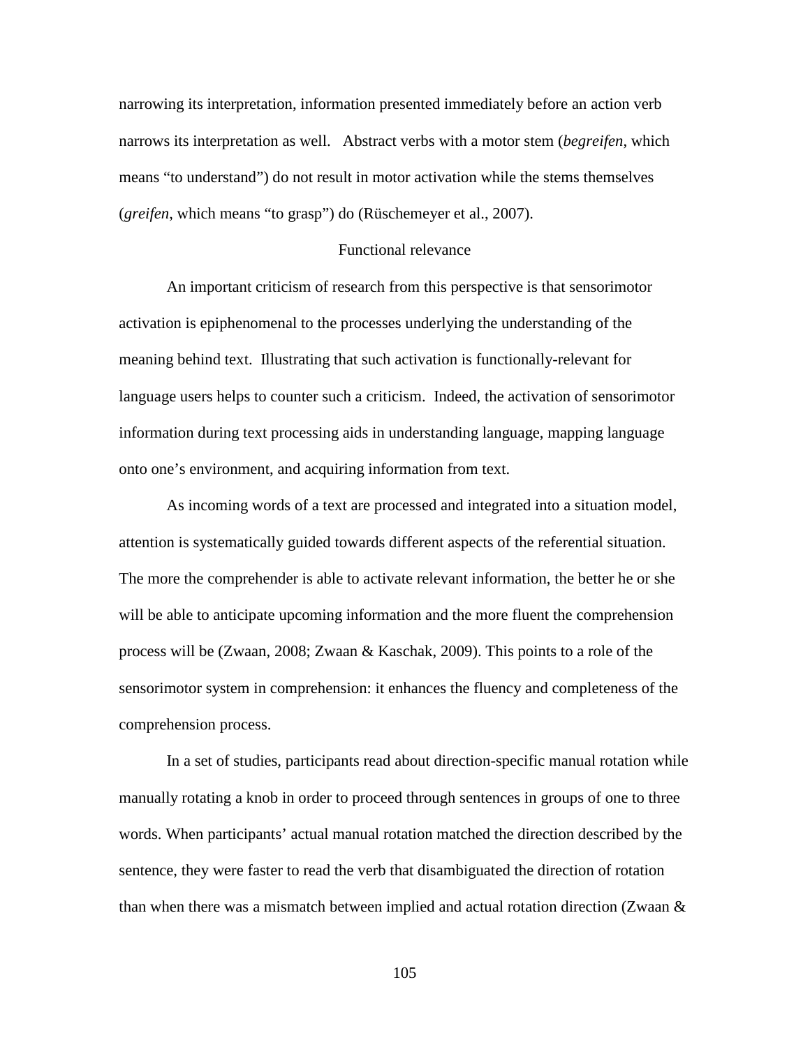narrowing its interpretation, information presented immediately before an action verb narrows its interpretation as well. Abstract verbs with a motor stem (*begreifen*, which means "to understand") do not result in motor activation while the stems themselves (*greifen*, which means "to grasp") do (Rüschemeyer et al., 2007).

## Functional relevance

An important criticism of research from this perspective is that sensorimotor activation is epiphenomenal to the processes underlying the understanding of the meaning behind text. Illustrating that such activation is functionally-relevant for language users helps to counter such a criticism. Indeed, the activation of sensorimotor information during text processing aids in understanding language, mapping language onto one's environment, and acquiring information from text.

As incoming words of a text are processed and integrated into a situation model, attention is systematically guided towards different aspects of the referential situation. The more the comprehender is able to activate relevant information, the better he or she will be able to anticipate upcoming information and the more fluent the comprehension process will be (Zwaan, 2008; Zwaan & Kaschak, 2009). This points to a role of the sensorimotor system in comprehension: it enhances the fluency and completeness of the comprehension process.

In a set of studies, participants read about direction-specific manual rotation while manually rotating a knob in order to proceed through sentences in groups of one to three words. When participants' actual manual rotation matched the direction described by the sentence, they were faster to read the verb that disambiguated the direction of rotation than when there was a mismatch between implied and actual rotation direction (Zwaan &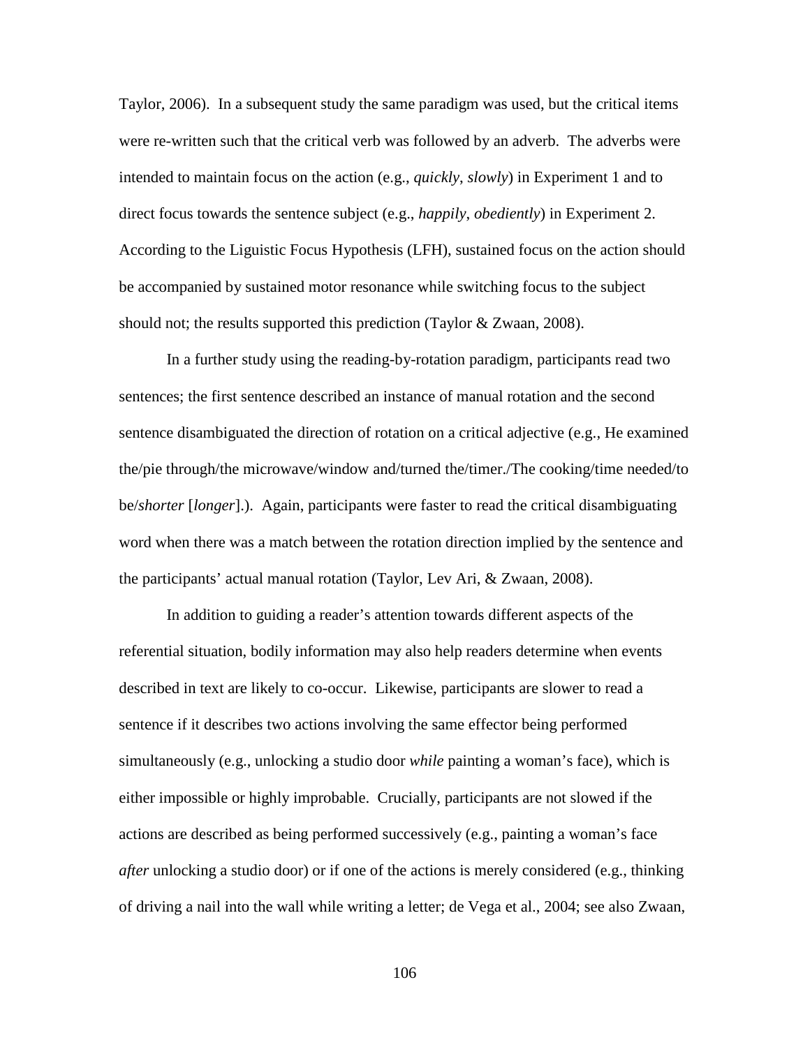Taylor, 2006). In a subsequent study the same paradigm was used, but the critical items were re-written such that the critical verb was followed by an adverb. The adverbs were intended to maintain focus on the action (e.g., *quickly*, *slowly*) in Experiment 1 and to direct focus towards the sentence subject (e.g., *happily*, *obediently*) in Experiment 2. According to the Liguistic Focus Hypothesis (LFH), sustained focus on the action should be accompanied by sustained motor resonance while switching focus to the subject should not; the results supported this prediction (Taylor & Zwaan, 2008).

In a further study using the reading-by-rotation paradigm, participants read two sentences; the first sentence described an instance of manual rotation and the second sentence disambiguated the direction of rotation on a critical adjective (e.g., He examined the/pie through/the microwave/window and/turned the/timer./The cooking/time needed/to be/*shorter* [*longer*].). Again, participants were faster to read the critical disambiguating word when there was a match between the rotation direction implied by the sentence and the participants' actual manual rotation (Taylor, Lev Ari, & Zwaan, 2008).

In addition to guiding a reader's attention towards different aspects of the referential situation, bodily information may also help readers determine when events described in text are likely to co-occur. Likewise, participants are slower to read a sentence if it describes two actions involving the same effector being performed simultaneously (e.g., unlocking a studio door *while* painting a woman's face), which is either impossible or highly improbable. Crucially, participants are not slowed if the actions are described as being performed successively (e.g., painting a woman's face *after* unlocking a studio door) or if one of the actions is merely considered (e.g., thinking of driving a nail into the wall while writing a letter; de Vega et al., 2004; see also Zwaan,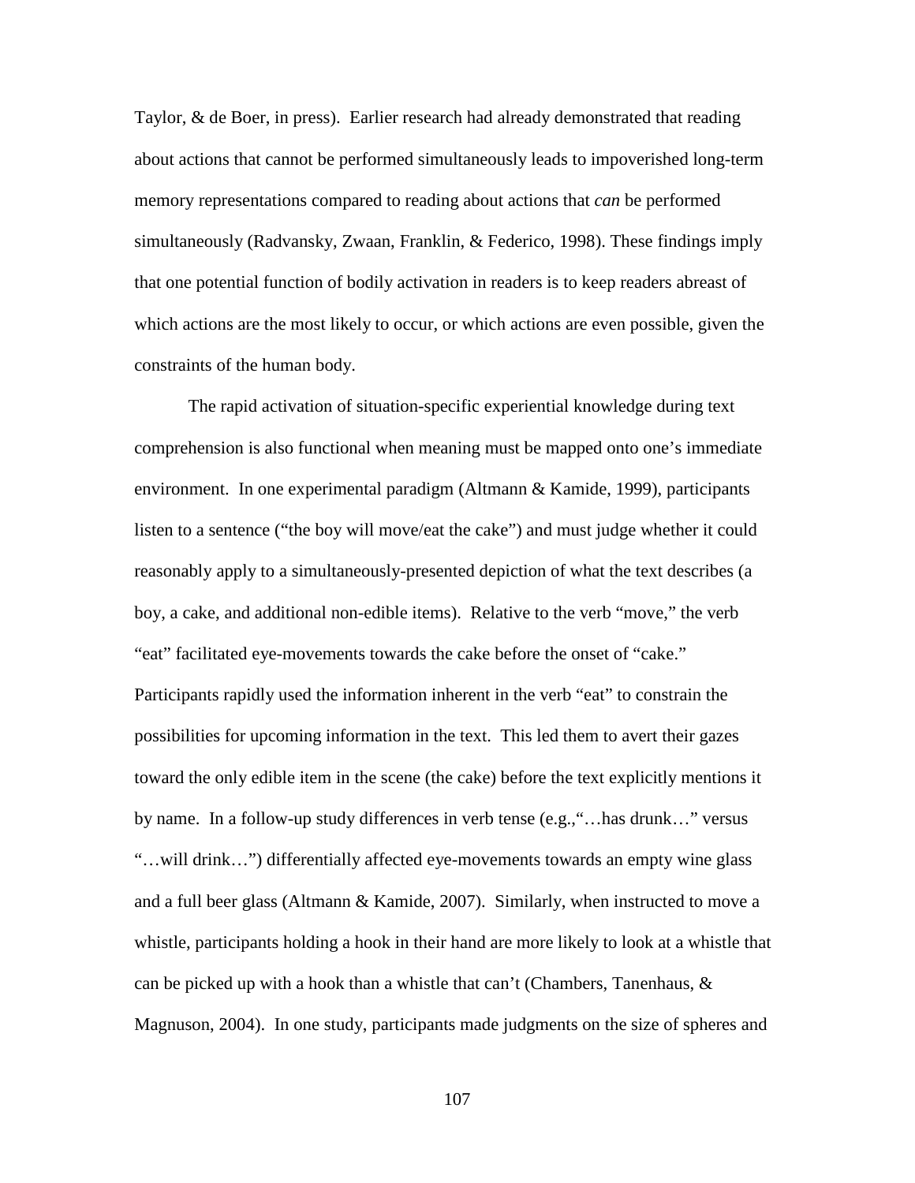Taylor, & de Boer, in press). Earlier research had already demonstrated that reading about actions that cannot be performed simultaneously leads to impoverished long-term memory representations compared to reading about actions that *can* be performed simultaneously (Radvansky, Zwaan, Franklin, & Federico, 1998). These findings imply that one potential function of bodily activation in readers is to keep readers abreast of which actions are the most likely to occur, or which actions are even possible, given the constraints of the human body.

The rapid activation of situation-specific experiential knowledge during text comprehension is also functional when meaning must be mapped onto one's immediate environment. In one experimental paradigm (Altmann & Kamide, 1999), participants listen to a sentence ("the boy will move/eat the cake") and must judge whether it could reasonably apply to a simultaneously-presented depiction of what the text describes (a boy, a cake, and additional non-edible items). Relative to the verb "move," the verb "eat" facilitated eye-movements towards the cake before the onset of "cake." Participants rapidly used the information inherent in the verb "eat" to constrain the possibilities for upcoming information in the text. This led them to avert their gazes toward the only edible item in the scene (the cake) before the text explicitly mentions it by name. In a follow-up study differences in verb tense (e.g.,"…has drunk…" versus "…will drink…") differentially affected eye-movements towards an empty wine glass and a full beer glass (Altmann & Kamide, 2007). Similarly, when instructed to move a whistle, participants holding a hook in their hand are more likely to look at a whistle that can be picked up with a hook than a whistle that can't (Chambers, Tanenhaus, & Magnuson, 2004). In one study, participants made judgments on the size of spheres and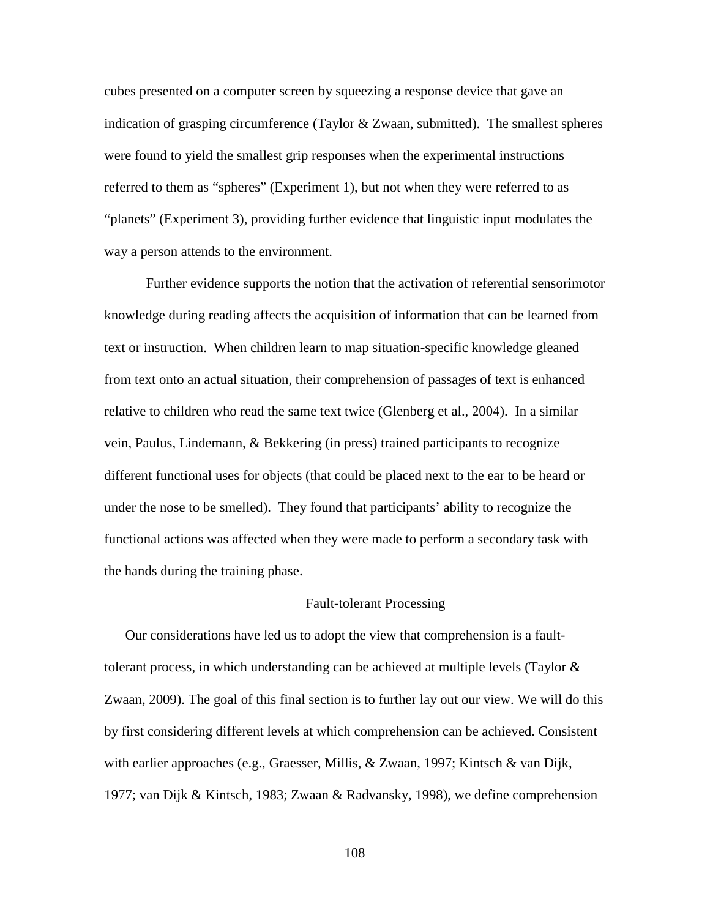cubes presented on a computer screen by squeezing a response device that gave an indication of grasping circumference (Taylor & Zwaan, submitted). The smallest spheres were found to yield the smallest grip responses when the experimental instructions referred to them as "spheres" (Experiment 1), but not when they were referred to as "planets" (Experiment 3), providing further evidence that linguistic input modulates the way a person attends to the environment.

Further evidence supports the notion that the activation of referential sensorimotor knowledge during reading affects the acquisition of information that can be learned from text or instruction. When children learn to map situation-specific knowledge gleaned from text onto an actual situation, their comprehension of passages of text is enhanced relative to children who read the same text twice (Glenberg et al., 2004). In a similar vein, Paulus, Lindemann, & Bekkering (in press) trained participants to recognize different functional uses for objects (that could be placed next to the ear to be heard or under the nose to be smelled). They found that participants' ability to recognize the functional actions was affected when they were made to perform a secondary task with the hands during the training phase.

## Fault-tolerant Processing

Our considerations have led us to adopt the view that comprehension is a fault-tolerant process, in which understanding can be achieved at multiple levels (Taylor & Zwaan, 2009). The goal of this final section is to further lay out our view. We will do this by first considering different levels at which comprehension can be achieved. Consistent with earlier approaches (e.g., Graesser, Millis, & Zwaan, 1997; Kintsch & van Dijk, 1977; van Dijk & Kintsch, 1983; Zwaan & Radvansky, 1998), we define comprehension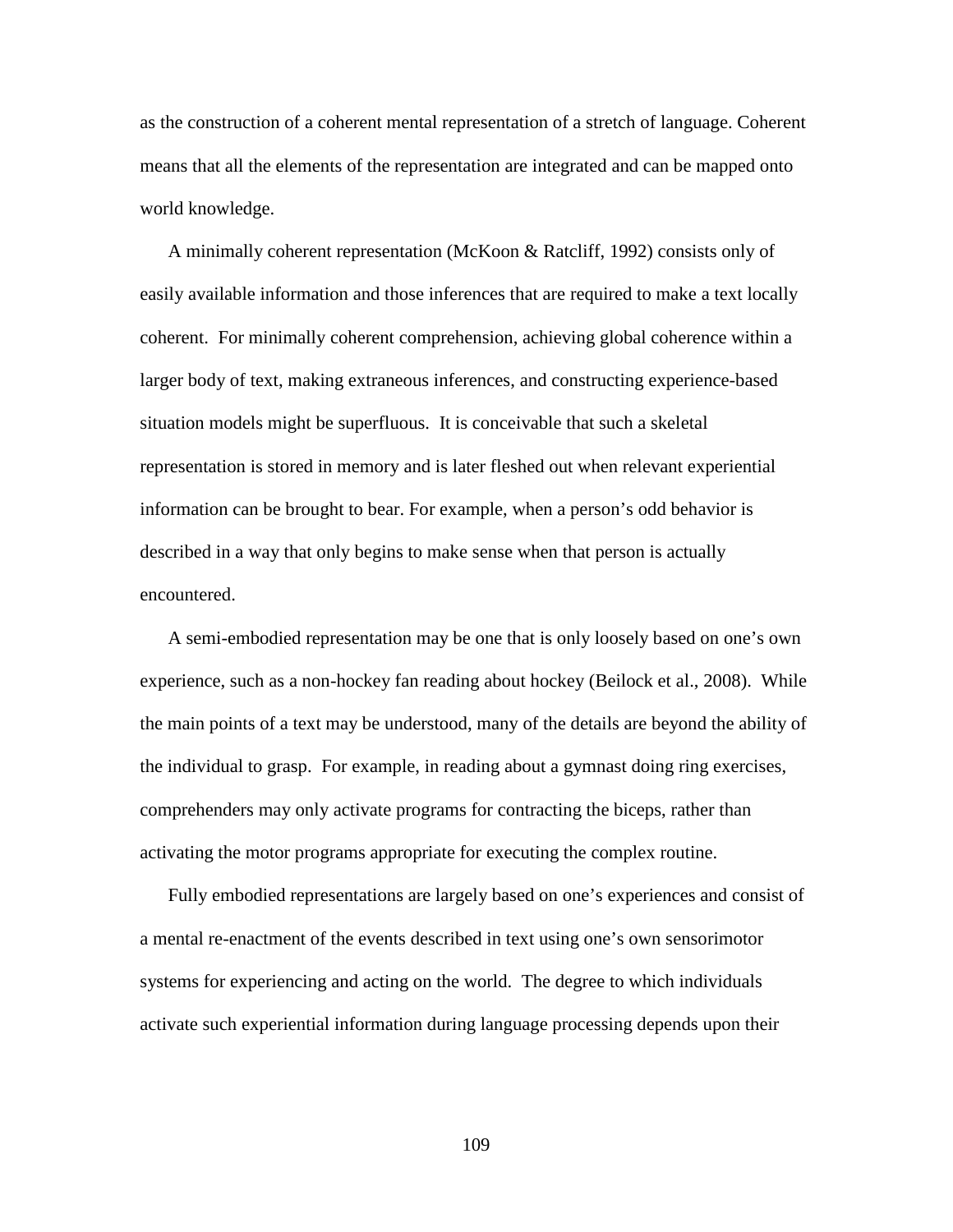as the construction of a coherent mental representation of a stretch of language. Coherent means that all the elements of the representation are integrated and can be mapped onto world knowledge.

A minimally coherent representation (McKoon & Ratcliff, 1992) consists only of easily available information and those inferences that are required to make a text locally coherent. For minimally coherent comprehension, achieving global coherence within a larger body of text, making extraneous inferences, and constructing experience-based situation models might be superfluous. It is conceivable that such a skeletal representation is stored in memory and is later fleshed out when relevant experiential information can be brought to bear. For example, when a person's odd behavior is described in a way that only begins to make sense when that person is actually encountered.

A semi-embodied representation may be one that is only loosely based on one's own experience, such as a non-hockey fan reading about hockey (Beilock et al., 2008). While the main points of a text may be understood, many of the details are beyond the ability of the individual to grasp. For example, in reading about a gymnast doing ring exercises, comprehenders may only activate programs for contracting the biceps, rather than activating the motor programs appropriate for executing the complex routine.

Fully embodied representations are largely based on one's experiences and consist of a mental re-enactment of the events described in text using one's own sensorimotor systems for experiencing and acting on the world. The degree to which individuals activate such experiential information during language processing depends upon their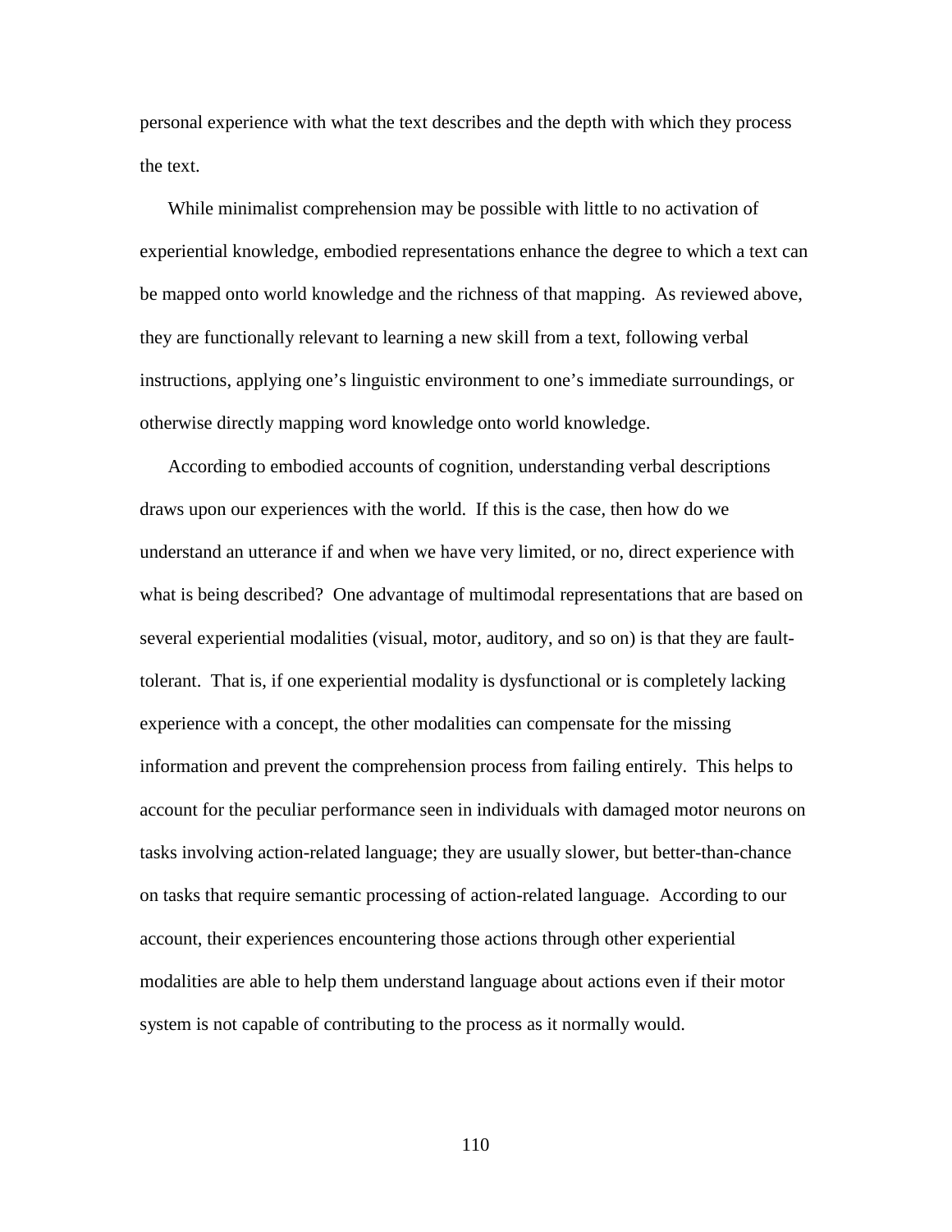personal experience with what the text describes and the depth with which they process the text.

While minimalist comprehension may be possible with little to no activation of experiential knowledge, embodied representations enhance the degree to which a text can be mapped onto world knowledge and the richness of that mapping. As reviewed above, they are functionally relevant to learning a new skill from a text, following verbal instructions, applying one's linguistic environment to one's immediate surroundings, or otherwise directly mapping word knowledge onto world knowledge.

According to embodied accounts of cognition, understanding verbal descriptions draws upon our experiences with the world. If this is the case, then how do we understand an utterance if and when we have very limited, or no, direct experience with what is being described? One advantage of multimodal representations that are based on several experiential modalities (visual, motor, auditory, and so on) is that they are fault-tolerant. That is, if one experiential modality is dysfunctional or is completely lacking experience with a concept, the other modalities can compensate for the missing information and prevent the comprehension process from failing entirely. This helps to account for the peculiar performance seen in individuals with damaged motor neurons on tasks involving action-related language; they are usually slower, but better-than-chance on tasks that require semantic processing of action-related language. According to our account, their experiences encountering those actions through other experiential modalities are able to help them understand language about actions even if their motor system is not capable of contributing to the process as it normally would.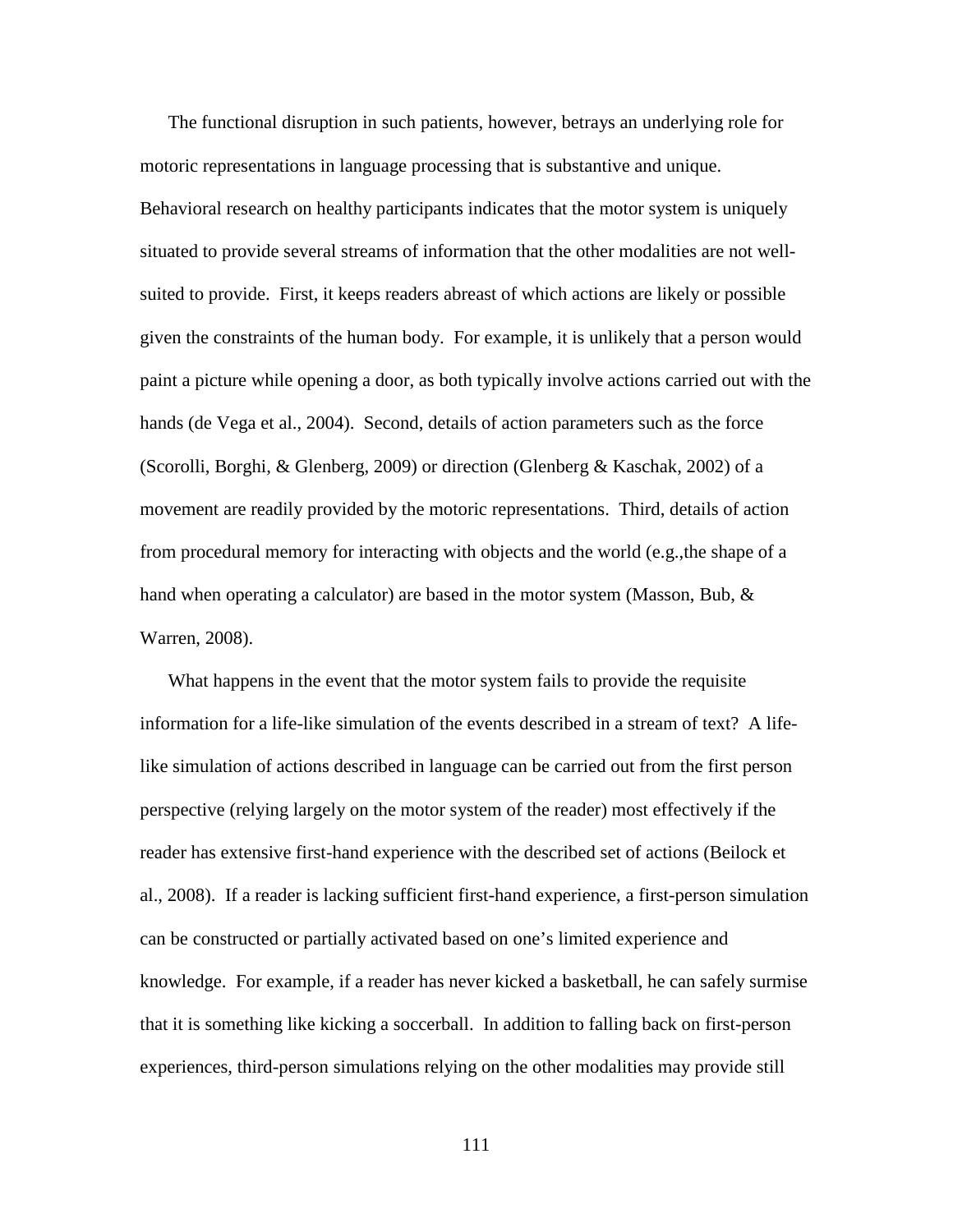The functional disruption in such patients, however, betrays an underlying role for motoric representations in language processing that is substantive and unique. Behavioral research on healthy participants indicates that the motor system is uniquely situated to provide several streams of information that the other modalities are not well-suited to provide. First, it keeps readers abreast of which actions are likely or possible given the constraints of the human body. For example, it is unlikely that a person would paint a picture while opening a door, as both typically involve actions carried out with the hands (de Vega et al., 2004). Second, details of action parameters such as the force (Scorolli, Borghi, & Glenberg, 2009) or direction (Glenberg & Kaschak, 2002) of a movement are readily provided by the motoric representations. Third, details of action from procedural memory for interacting with objects and the world (e.g.,the shape of a hand when operating a calculator) are based in the motor system (Masson, Bub, & Warren, 2008).

What happens in the event that the motor system fails to provide the requisite information for a life-like simulation of the events described in a stream of text? A life-like simulation of actions described in language can be carried out from the first person perspective (relying largely on the motor system of the reader) most effectively if the reader has extensive first-hand experience with the described set of actions (Beilock et al., 2008). If a reader is lacking sufficient first-hand experience, a first-person simulation can be constructed or partially activated based on one's limited experience and knowledge. For example, if a reader has never kicked a basketball, he can safely surmise that it is something like kicking a soccerball. In addition to falling back on first-person experiences, third-person simulations relying on the other modalities may provide still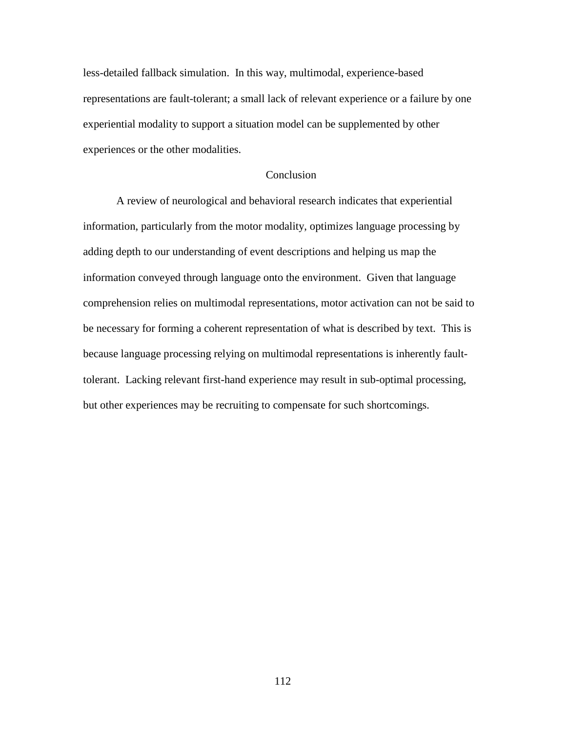less-detailed fallback simulation. In this way, multimodal, experience-based representations are fault-tolerant; a small lack of relevant experience or a failure by one experiential modality to support a situation model can be supplemented by other experiences or the other modalities.

## Conclusion

A review of neurological and behavioral research indicates that experiential information, particularly from the motor modality, optimizes language processing by adding depth to our understanding of event descriptions and helping us map the information conveyed through language onto the environment. Given that language comprehension relies on multimodal representations, motor activation can not be said to be necessary for forming a coherent representation of what is described by text. This is because language processing relying on multimodal representations is inherently fault-tolerant. Lacking relevant first-hand experience may result in sub-optimal processing, but other experiences may be recruiting to compensate for such shortcomings.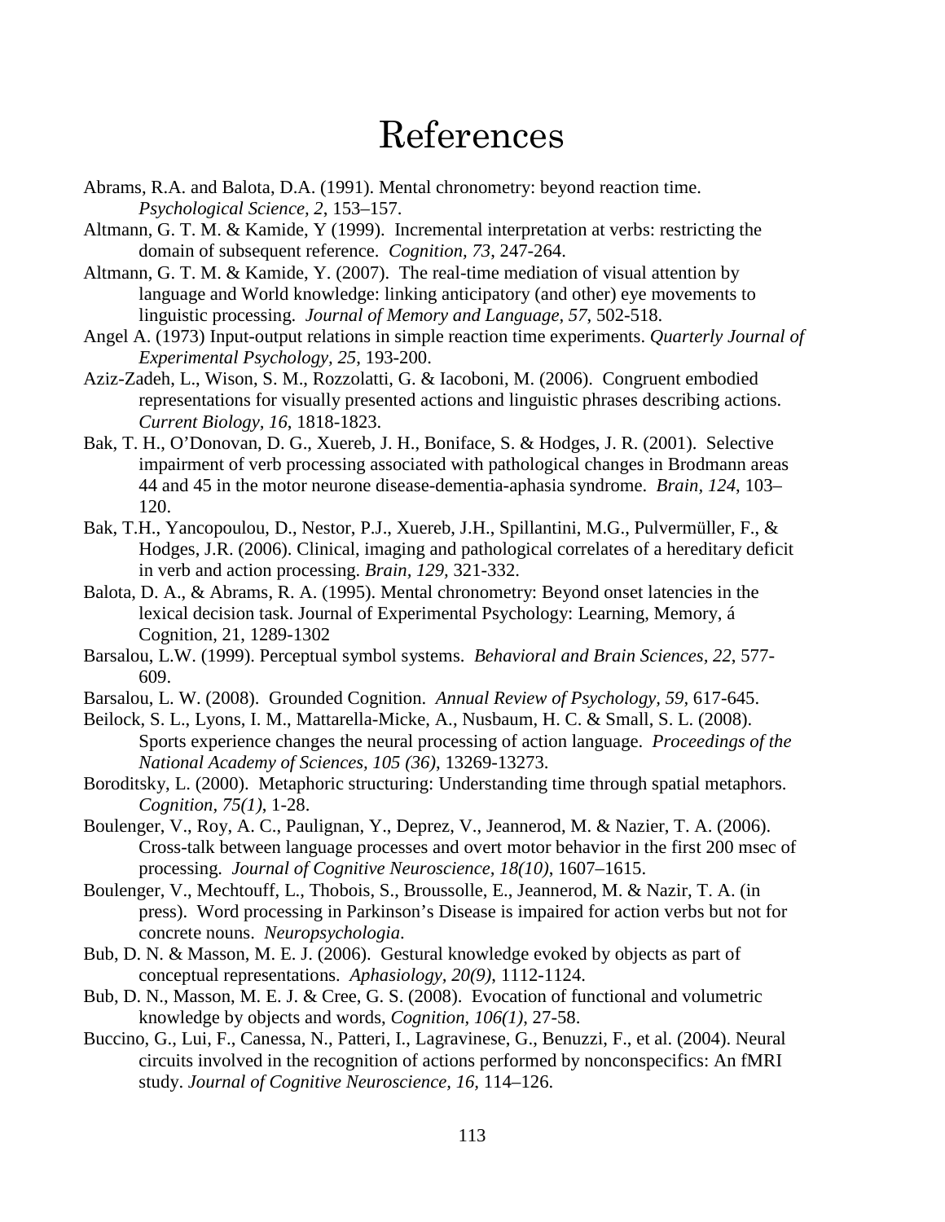# References

Abrams, R.A. and Balota, D.A. (1991). Mental chronometry: beyond reaction time. *Psychological Science, 2*, 153–157.

Altmann, G. T. M. & Kamide, Y (1999). Incremental interpretation at verbs: restricting the domain of subsequent reference. *Cognition, 73*, 247-264.

Altmann, G. T. M. & Kamide, Y. (2007). The real-time mediation of visual attention by language and World knowledge: linking anticipatory (and other) eye movements to linguistic processing. *Journal of Memory and Language, 57*, 502-518.

Angel A. (1973) Input-output relations in simple reaction time experiments. *Quarterly Journal of Experimental Psychology, 25*, 193-200.

Aziz-Zadeh, L., Wison, S. M., Rozzolatti, G. & Iacoboni, M. (2006). Congruent embodied representations for visually presented actions and linguistic phrases describing actions. *Current Biology, 16*, 1818-1823.

Bak, T. H., O'Donovan, D. G., Xuereb, J. H., Boniface, S. & Hodges, J. R. (2001). Selective impairment of verb processing associated with pathological changes in Brodmann areas 44 and 45 in the motor neurone disease-dementia-aphasia syndrome. *Brain, 124*, 103–120.

Bak, T.H., Yancopoulou, D., Nestor, P.J., Xuereb, J.H., Spillantini, M.G., Pulvermüller, F., & Hodges, J.R. (2006). Clinical, imaging and pathological correlates of a hereditary deficit in verb and action processing. *Brain, 129*, 321-332.

Balota, D. A., & Abrams, R. A. (1995). Mental chronometry: Beyond onset latencies in the lexical decision task. Journal of Experimental Psychology: Learning, Memory, á Cognition, 21, 1289-1302

Barsalou, L.W. (1999). Perceptual symbol systems. *Behavioral and Brain Sciences, 22*, 577-609.

Barsalou, L. W. (2008). Grounded Cognition. *Annual Review of Psychology, 59*, 617-645.

Beilock, S. L., Lyons, I. M., Mattarella-Micke, A., Nusbaum, H. C. & Small, S. L. (2008). Sports experience changes the neural processing of action language. *Proceedings of the National Academy of Sciences, 105 (36)*, 13269-13273.

Boroditsky, L. (2000). Metaphoric structuring: Understanding time through spatial metaphors. *Cognition, 75(1)*, 1-28.

Boulenger, V., Roy, A. C., Paulignan, Y., Deprez, V., Jeannerod, M. & Nazier, T. A. (2006). Cross-talk between language processes and overt motor behavior in the first 200 msec of processing. *Journal of Cognitive Neuroscience, 18(10)*, 1607–1615.

Boulenger, V., Mechtouff, L., Thobois, S., Broussolle, E., Jeannerod, M. & Nazir, T. A. (in press). Word processing in Parkinson's Disease is impaired for action verbs but not for concrete nouns. *Neuropsychologia*.

Bub, D. N. & Masson, M. E. J. (2006). Gestural knowledge evoked by objects as part of conceptual representations. *Aphasiology, 20(9)*, 1112-1124.

Bub, D. N., Masson, M. E. J. & Cree, G. S. (2008). Evocation of functional and volumetric knowledge by objects and words, *Cognition, 106(1)*, 27-58.

Buccino, G., Lui, F., Canessa, N., Patteri, I., Lagravinese, G., Benuzzi, F., et al. (2004). Neural circuits involved in the recognition of actions performed by nonconspecifics: An fMRI study. *Journal of Cognitive Neuroscience, 16*, 114–126.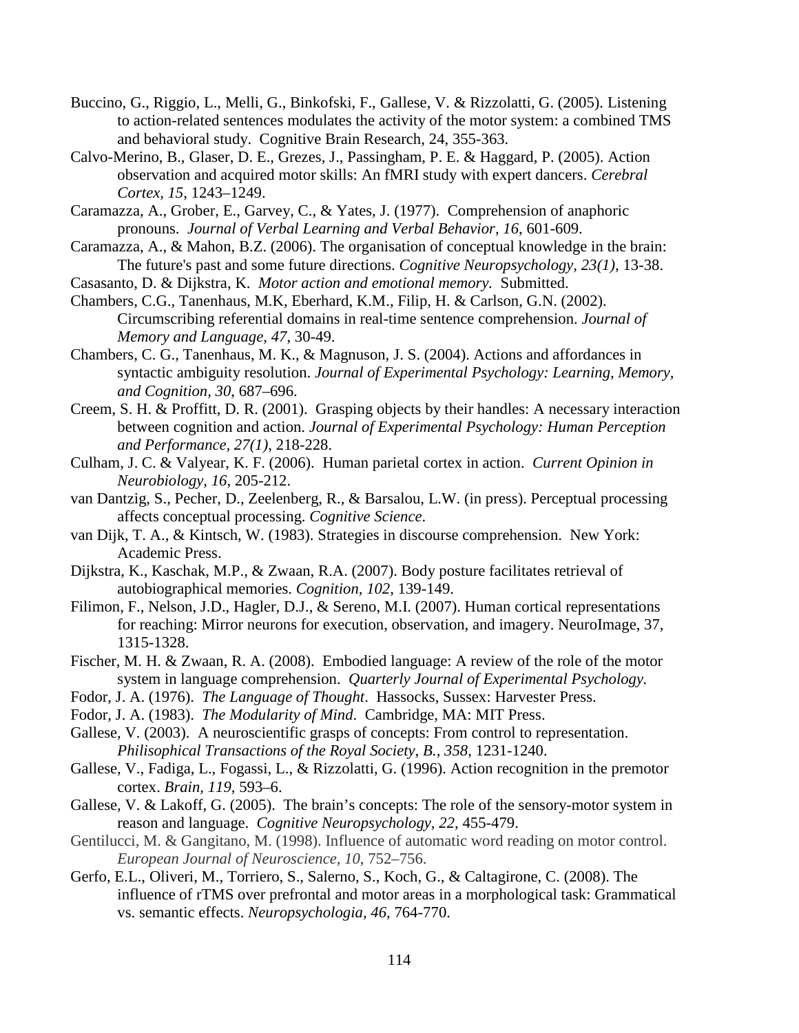Buccino, G., Riggio, L., Melli, G., Binkofski, F., Gallese, V. & Rizzolatti, G. (2005). Listening to action-related sentences modulates the activity of the motor system: a combined TMS and behavioral study. Cognitive Brain Research, 24, 355-363.

Calvo-Merino, B., Glaser, D. E., Grezes, J., Passingham, P. E. & Haggard, P. (2005). Action observation and acquired motor skills: An fMRI study with expert dancers. *Cerebral Cortex, 15*, 1243–1249.

Caramazza, A., Grober, E., Garvey, C., & Yates, J. (1977). Comprehension of anaphoric pronouns. *Journal of Verbal Learning and Verbal Behavior, 16*, 601-609.

Caramazza, A., & Mahon, B.Z. (2006). The organisation of conceptual knowledge in the brain: The future's past and some future directions. *Cognitive Neuropsychology, 23(1)*, 13-38.

Casasanto, D. & Dijkstra, K. *Motor action and emotional memory.* Submitted.

Chambers, C.G., Tanenhaus, M.K, Eberhard, K.M., Filip, H. & Carlson, G.N. (2002). Circumscribing referential domains in real-time sentence comprehension. *Journal of Memory and Language, 47*, 30-49.

Chambers, C. G., Tanenhaus, M. K., & Magnuson, J. S. (2004). Actions and affordances in syntactic ambiguity resolution. *Journal of Experimental Psychology: Learning, Memory, and Cognition, 30*, 687–696.

Creem, S. H. & Proffitt, D. R. (2001). Grasping objects by their handles: A necessary interaction between cognition and action. *Journal of Experimental Psychology: Human Perception and Performance, 27(1)*, 218-228.

Culham, J. C. & Valyear, K. F. (2006). Human parietal cortex in action. *Current Opinion in Neurobiology, 16*, 205-212.

van Dantzig, S., Pecher, D., Zeelenberg, R., & Barsalou, L.W. (in press). Perceptual processing affects conceptual processing. *Cognitive Science*.

van Dijk, T. A., & Kintsch, W. (1983). Strategies in discourse comprehension. New York: Academic Press.

Dijkstra, K., Kaschak, M.P., & Zwaan, R.A. (2007). Body posture facilitates retrieval of autobiographical memories. *Cognition, 102*, 139-149.

Filimon, F., Nelson, J.D., Hagler, D.J., & Sereno, M.I. (2007). Human cortical representations for reaching: Mirror neurons for execution, observation, and imagery. NeuroImage, 37, 1315-1328.

Fischer, M. H. & Zwaan, R. A. (2008). Embodied language: A review of the role of the motor system in language comprehension. *Quarterly Journal of Experimental Psychology.*

Fodor, J. A. (1976). *The Language of Thought*. Hassocks, Sussex: Harvester Press.

Fodor, J. A. (1983). *The Modularity of Mind*. Cambridge, MA: MIT Press.

Gallese, V. (2003). A neuroscientific grasps of concepts: From control to representation. *Philisophical Transactions of the Royal Society, B., 358*, 1231-1240.

Gallese, V., Fadiga, L., Fogassi, L., & Rizzolatti, G. (1996). Action recognition in the premotor cortex. *Brain, 119*, 593–6.

Gallese, V. & Lakoff, G. (2005). The brain's concepts: The role of the sensory-motor system in reason and language. *Cognitive Neuropsychology, 22*, 455-479.

Gentilucci, M. & Gangitano, M. (1998). Influence of automatic word reading on motor control. *European Journal of Neuroscience, 10*, 752–756.

Gerfo, E.L., Oliveri, M., Torriero, S., Salerno, S., Koch, G., & Caltagirone, C. (2008). The influence of rTMS over prefrontal and motor areas in a morphological task: Grammatical vs. semantic effects. *Neuropsychologia, 46*, 764-770.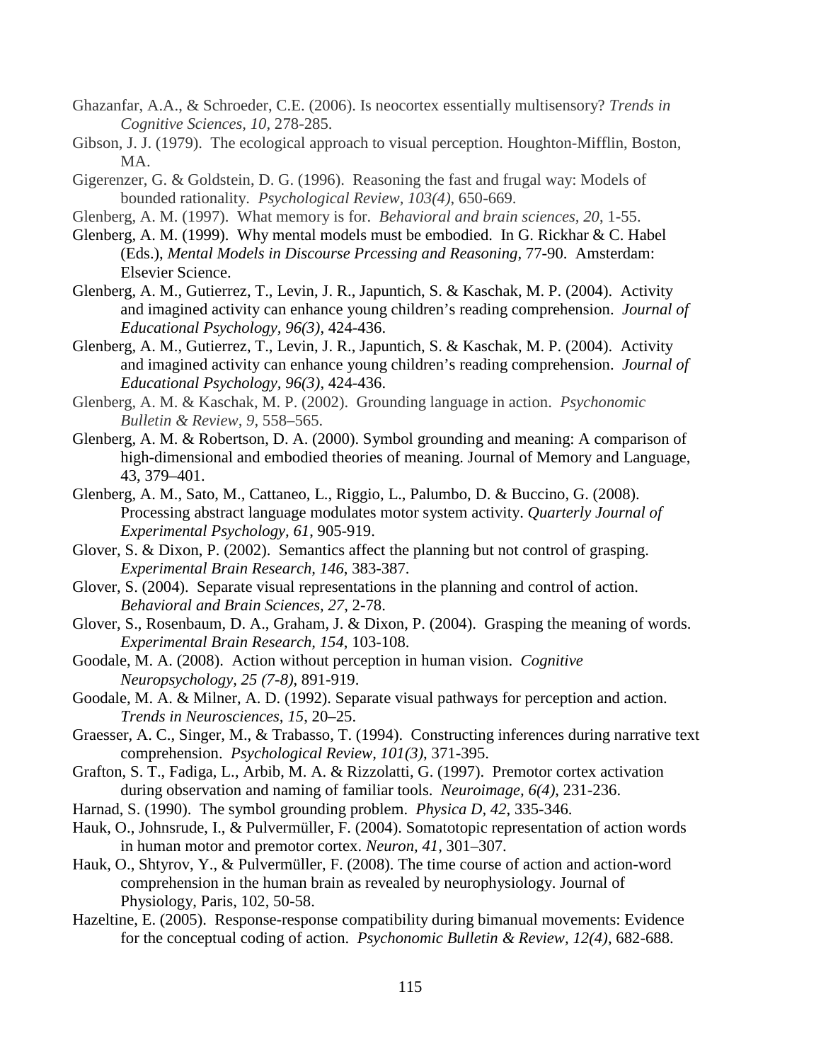Ghazanfar, A.A., & Schroeder, C.E. (2006). Is neocortex essentially multisensory? *Trends in Cognitive Sciences, 10*, 278-285.

Gibson, J. J. (1979). The ecological approach to visual perception. Houghton-Mifflin, Boston, MA.

Gigerenzer, G. & Goldstein, D. G. (1996). Reasoning the fast and frugal way: Models of bounded rationality. *Psychological Review, 103(4)*, 650-669.

Glenberg, A. M. (1997). What memory is for. *Behavioral and brain sciences, 20*, 1-55.

Glenberg, A. M. (1999). Why mental models must be embodied. In G. Rickhar & C. Habel (Eds.), *Mental Models in Discourse Prcessing and Reasoning*, 77-90. Amsterdam: Elsevier Science.

Glenberg, A. M., Gutierrez, T., Levin, J. R., Japuntich, S. & Kaschak, M. P. (2004). Activity and imagined activity can enhance young children's reading comprehension. *Journal of Educational Psychology, 96(3)*, 424-436.

Glenberg, A. M., Gutierrez, T., Levin, J. R., Japuntich, S. & Kaschak, M. P. (2004). Activity and imagined activity can enhance young children's reading comprehension. *Journal of Educational Psychology, 96(3)*, 424-436.

Glenberg, A. M. & Kaschak, M. P. (2002). Grounding language in action. *Psychonomic Bulletin & Review, 9*, 558–565.

Glenberg, A. M. & Robertson, D. A. (2000). Symbol grounding and meaning: A comparison of high-dimensional and embodied theories of meaning. Journal of Memory and Language, 43, 379–401.

Glenberg, A. M., Sato, M., Cattaneo, L., Riggio, L., Palumbo, D. & Buccino, G. (2008). Processing abstract language modulates motor system activity. *Quarterly Journal of Experimental Psychology, 61*, 905-919.

Glover, S. & Dixon, P. (2002). Semantics affect the planning but not control of grasping. *Experimental Brain Research, 146*, 383-387.

Glover, S. (2004). Separate visual representations in the planning and control of action. *Behavioral and Brain Sciences, 27*, 2-78.

Glover, S., Rosenbaum, D. A., Graham, J. & Dixon, P. (2004). Grasping the meaning of words. *Experimental Brain Research, 154*, 103-108.

Goodale, M. A. (2008). Action without perception in human vision. *Cognitive Neuropsychology, 25 (7-8)*, 891-919.

Goodale, M. A. & Milner, A. D. (1992). Separate visual pathways for perception and action. *Trends in Neurosciences*, *15*, 20–25.

Graesser, A. C., Singer, M., & Trabasso, T. (1994). Constructing inferences during narrative text comprehension. *Psychological Review, 101(3)*, 371-395.

Grafton, S. T., Fadiga, L., Arbib, M. A. & Rizzolatti, G. (1997). Premotor cortex activation during observation and naming of familiar tools. *Neuroimage, 6(4)*, 231-236.

Harnad, S. (1990). The symbol grounding problem. *Physica D, 42*, 335-346.

Hauk, O., Johnsrude, I., & Pulvermüller, F. (2004). Somatotopic representation of action words in human motor and premotor cortex. *Neuron, 41*, 301–307.

Hauk, O., Shtyrov, Y., & Pulvermüller, F. (2008). The time course of action and action-word comprehension in the human brain as revealed by neurophysiology. Journal of Physiology, Paris, 102, 50-58.

Hazeltine, E. (2005). Response-response compatibility during bimanual movements: Evidence for the conceptual coding of action. *Psychonomic Bulletin & Review, 12(4)*, 682-688.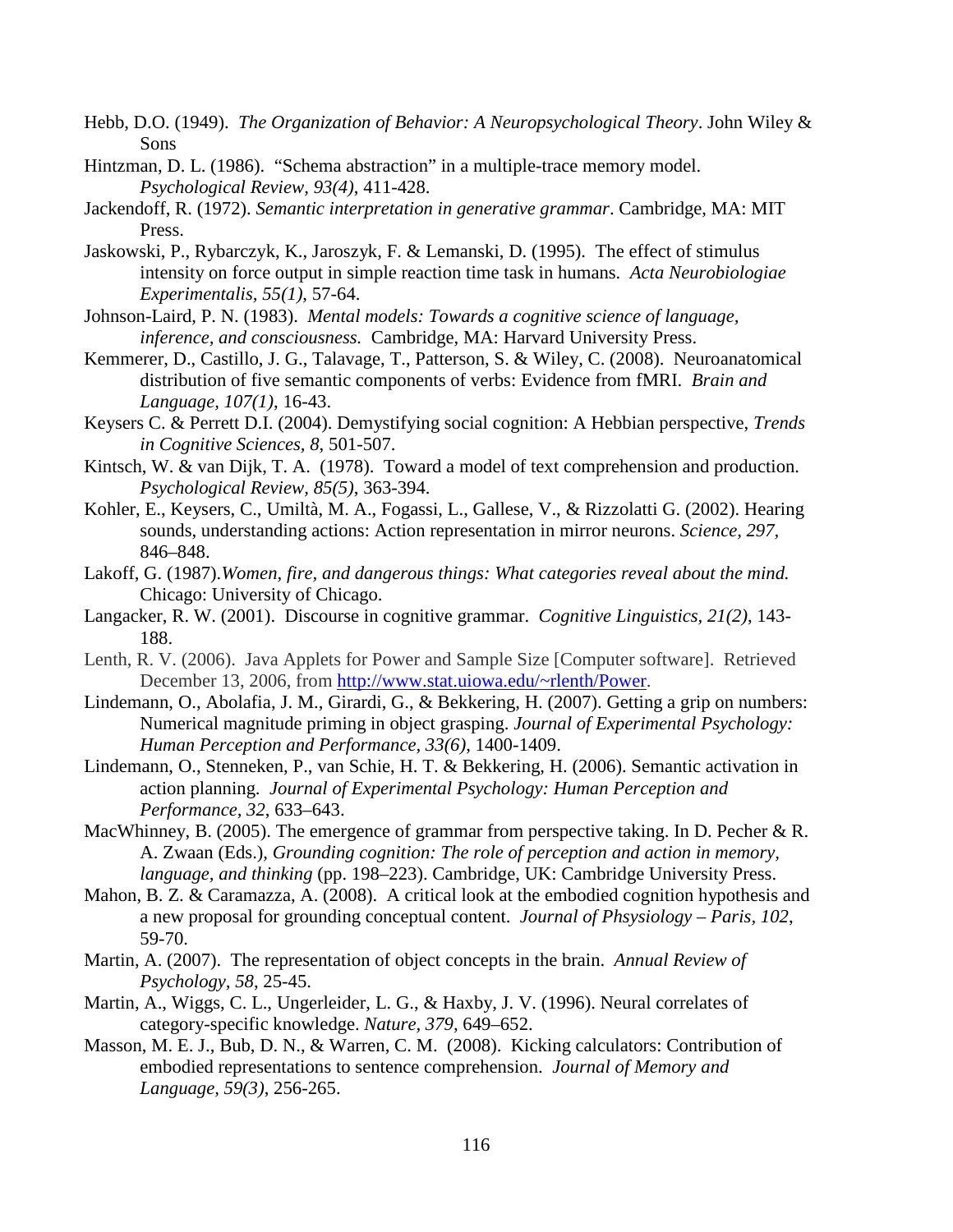Hebb, D.O. (1949). *The Organization of Behavior: A Neuropsychological Theory*. John Wiley & Sons

Hintzman, D. L. (1986). "Schema abstraction" in a multiple-trace memory model. *Psychological Review, 93(4)*, 411-428.

Jackendoff, R. (1972). *Semantic interpretation in generative grammar*. Cambridge, MA: MIT Press.

Jaskowski, P., Rybarczyk, K., Jaroszyk, F. & Lemanski, D. (1995). The effect of stimulus intensity on force output in simple reaction time task in humans. *Acta Neurobiologiae Experimentalis, 55(1)*, 57-64.

Johnson-Laird, P. N. (1983). *Mental models: Towards a cognitive science of language, inference, and consciousness.* Cambridge, MA: Harvard University Press.

Kemmerer, D., Castillo, J. G., Talavage, T., Patterson, S. & Wiley, C. (2008). Neuroanatomical distribution of five semantic components of verbs: Evidence from fMRI. *Brain and Language, 107(1)*, 16-43.

Keysers C. & Perrett D.I. (2004). Demystifying social cognition: A Hebbian perspective, *Trends in Cognitive Sciences, 8*, 501-507.

Kintsch, W. & van Dijk, T. A. (1978). Toward a model of text comprehension and production. *Psychological Review, 85(5)*, 363-394.

Kohler, E., Keysers, C., Umiltà, M. A., Fogassi, L., Gallese, V., & Rizzolatti G. (2002). Hearing sounds, understanding actions: Action representation in mirror neurons. *Science, 297*, 846–848.

Lakoff, G. (1987).*Women, fire, and dangerous things: What categories reveal about the mind.* Chicago: University of Chicago.

Langacker, R. W. (2001). Discourse in cognitive grammar. *Cognitive Linguistics, 21(2)*, 143-188.

Lenth, R. V. (2006). Java Applets for Power and Sample Size [Computer software]. Retrieved December 13, 2006, from http://www.stat.uiowa.edu/~rlenth/Power.

Lindemann, O., Abolafia, J. M., Girardi, G., & Bekkering, H. (2007). Getting a grip on numbers: Numerical magnitude priming in object grasping. *Journal of Experimental Psychology: Human Perception and Performance, 33(6)*, 1400-1409.

Lindemann, O., Stenneken, P., van Schie, H. T. & Bekkering, H. (2006). Semantic activation in action planning. *Journal of Experimental Psychology: Human Perception and Performance, 32*, 633–643.

MacWhinney, B. (2005). The emergence of grammar from perspective taking. In D. Pecher & R. A. Zwaan (Eds.), *Grounding cognition: The role of perception and action in memory, language, and thinking* (pp. 198–223). Cambridge, UK: Cambridge University Press.

Mahon, B. Z. & Caramazza, A. (2008). A critical look at the embodied cognition hypothesis and a new proposal for grounding conceptual content. *Journal of Phsysiology – Paris, 102*, 59-70.

Martin, A. (2007). The representation of object concepts in the brain. *Annual Review of Psychology, 58*, 25-45.

Martin, A., Wiggs, C. L., Ungerleider, L. G., & Haxby, J. V. (1996). Neural correlates of category-specific knowledge. *Nature, 379*, 649–652.

Masson, M. E. J., Bub, D. N., & Warren, C. M. (2008). Kicking calculators: Contribution of embodied representations to sentence comprehension. *Journal of Memory and Language, 59(3)*, 256-265.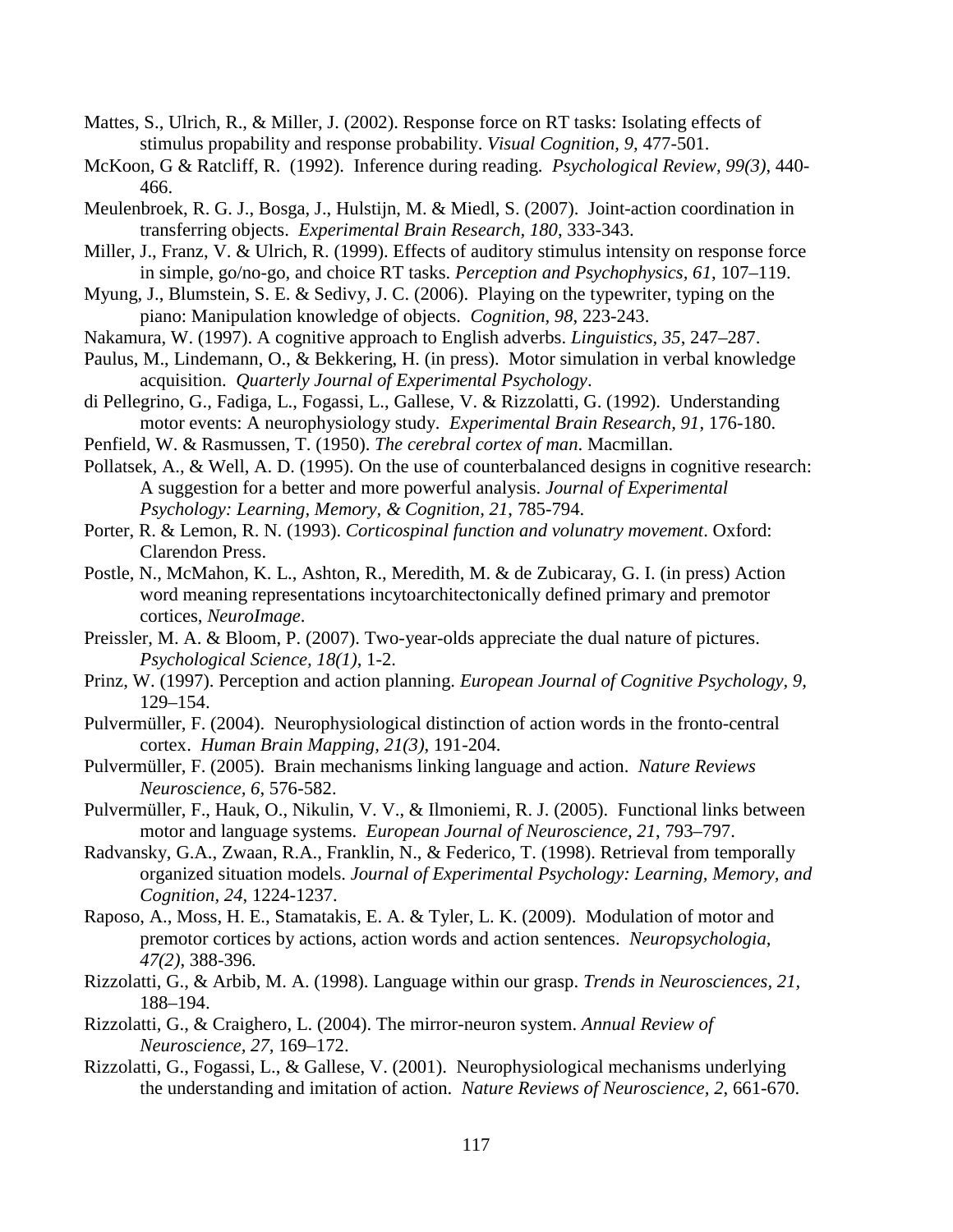Mattes, S., Ulrich, R., & Miller, J. (2002). Response force on RT tasks: Isolating effects of stimulus propability and response probability. *Visual Cognition, 9*, 477-501.

McKoon, G & Ratcliff, R. (1992). Inference during reading. *Psychological Review, 99(3)*, 440-466.

Meulenbroek, R. G. J., Bosga, J., Hulstijn, M. & Miedl, S. (2007). Joint-action coordination in transferring objects. *Experimental Brain Research, 180*, 333-343.

Miller, J., Franz, V. & Ulrich, R. (1999). Effects of auditory stimulus intensity on response force in simple, go/no-go, and choice RT tasks. *Perception and Psychophysics, 61*, 107–119.

Myung, J., Blumstein, S. E. & Sedivy, J. C. (2006). Playing on the typewriter, typing on the piano: Manipulation knowledge of objects. *Cognition, 98*, 223-243.

Nakamura, W. (1997). A cognitive approach to English adverbs. *Linguistics, 35*, 247–287.

Paulus, M., Lindemann, O., & Bekkering, H. (in press). Motor simulation in verbal knowledge acquisition. *Quarterly Journal of Experimental Psychology*.

di Pellegrino, G., Fadiga, L., Fogassi, L., Gallese, V. & Rizzolatti, G. (1992). Understanding motor events: A neurophysiology study. *Experimental Brain Research, 91*, 176-180.

Penfield, W. & Rasmussen, T. (1950). *The cerebral cortex of man*. Macmillan.

Pollatsek, A., & Well, A. D. (1995). On the use of counterbalanced designs in cognitive research: A suggestion for a better and more powerful analysis. *Journal of Experimental Psychology: Learning, Memory, & Cognition, 21*, 785-794.

Porter, R. & Lemon, R. N. (1993). *Corticospinal function and volunatry movement*. Oxford: Clarendon Press.

Postle, N., McMahon, K. L., Ashton, R., Meredith, M. & de Zubicaray, G. I. (in press) Action word meaning representations incytoarchitectonically defined primary and premotor cortices, *NeuroImage*.

Preissler, M. A. & Bloom, P. (2007). Two-year-olds appreciate the dual nature of pictures. *Psychological Science, 18(1)*, 1-2.

Prinz, W. (1997). Perception and action planning. *European Journal of Cognitive Psychology, 9*, 129–154.

Pulvermüller, F. (2004). Neurophysiological distinction of action words in the fronto-central cortex. *Human Brain Mapping, 21(3)*, 191-204.

Pulvermüller, F. (2005). Brain mechanisms linking language and action. *Nature Reviews Neuroscience, 6*, 576-582.

Pulvermüller, F., Hauk, O., Nikulin, V. V., & Ilmoniemi, R. J. (2005). Functional links between motor and language systems. *European Journal of Neuroscience, 21*, 793–797.

Radvansky, G.A., Zwaan, R.A., Franklin, N., & Federico, T. (1998). Retrieval from temporally organized situation models. *Journal of Experimental Psychology: Learning, Memory, and Cognition, 24*, 1224-1237.

Raposo, A., Moss, H. E., Stamatakis, E. A. & Tyler, L. K. (2009). Modulation of motor and premotor cortices by actions, action words and action sentences. *Neuropsychologia, 47(2)*, 388-396.

Rizzolatti, G., & Arbib, M. A. (1998). Language within our grasp. *Trends in Neurosciences, 21*, 188–194.

Rizzolatti, G., & Craighero, L. (2004). The mirror-neuron system. *Annual Review of Neuroscience, 27*, 169–172.

Rizzolatti, G., Fogassi, L., & Gallese, V. (2001). Neurophysiological mechanisms underlying the understanding and imitation of action. *Nature Reviews of Neuroscience, 2*, 661-670.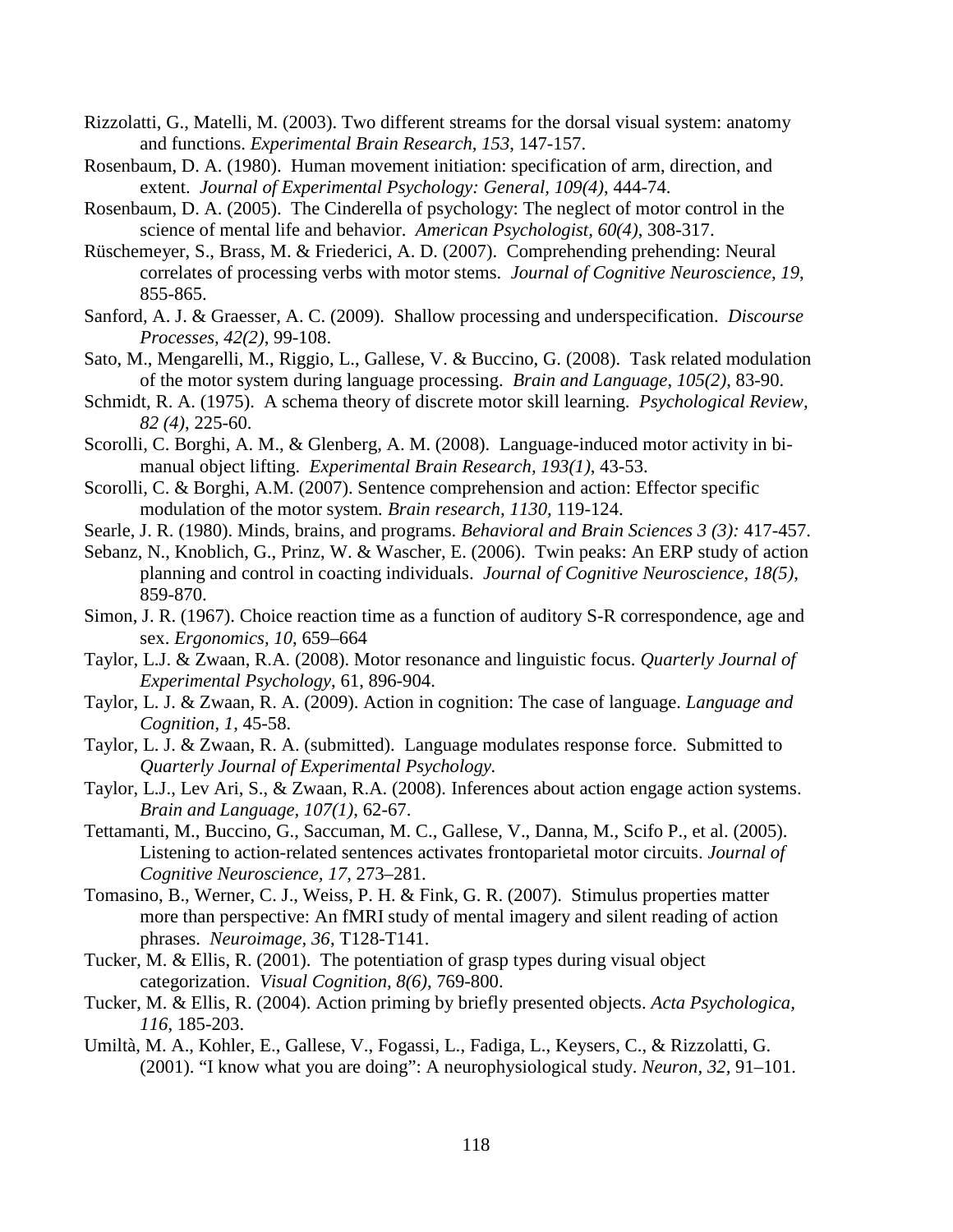Rizzolatti, G., Matelli, M. (2003). Two different streams for the dorsal visual system: anatomy and functions. *Experimental Brain Research, 153,* 147-157.

Rosenbaum, D. A. (1980). Human movement initiation: specification of arm, direction, and extent. *Journal of Experimental Psychology: General, 109(4)*, 444-74.

Rosenbaum, D. A. (2005). The Cinderella of psychology: The neglect of motor control in the science of mental life and behavior. *American Psychologist, 60(4)*, 308-317.

Rüschemeyer, S., Brass, M. & Friederici, A. D. (2007). Comprehending prehending: Neural correlates of processing verbs with motor stems. *Journal of Cognitive Neuroscience, 19*, 855-865.

Sanford, A. J. & Graesser, A. C. (2009). Shallow processing and underspecification. *Discourse Processes, 42(2)*, 99-108.

Sato, M., Mengarelli, M., Riggio, L., Gallese, V. & Buccino, G. (2008). Task related modulation of the motor system during language processing. *Brain and Language*, *105(2)*, 83-90.

Schmidt, R. A. (1975). A schema theory of discrete motor skill learning. *Psychological Review, 82 (4)*, 225-60.

Scorolli, C. Borghi, A. M., & Glenberg, A. M. (2008). Language-induced motor activity in bi-manual object lifting. *Experimental Brain Research, 193(1)*, 43-53.

Scorolli, C. & Borghi, A.M. (2007). Sentence comprehension and action: Effector specific modulation of the motor system. *Brain research, 1130,* 119-124.

Searle, J. R. (1980). Minds, brains, and programs. *Behavioral and Brain Sciences 3 (3):* 417-457.

Sebanz, N., Knoblich, G., Prinz, W. & Wascher, E. (2006). Twin peaks: An ERP study of action planning and control in coacting individuals. *Journal of Cognitive Neuroscience, 18(5)*, 859-870.

Simon, J. R. (1967). Choice reaction time as a function of auditory S-R correspondence, age and sex. *Ergonomics*, *10*, 659–664

Taylor, L.J. & Zwaan, R.A. (2008). Motor resonance and linguistic focus. *Quarterly Journal of Experimental Psychology*, 61, 896-904.

Taylor, L. J. & Zwaan, R. A. (2009). Action in cognition: The case of language. *Language and Cognition, 1,* 45-58.

Taylor, L. J. & Zwaan, R. A. (submitted). Language modulates response force. Submitted to *Quarterly Journal of Experimental Psychology.*

Taylor, L.J., Lev Ari, S., & Zwaan, R.A. (2008). Inferences about action engage action systems. *Brain and Language, 107(1)*, 62-67.

Tettamanti, M., Buccino, G., Saccuman, M. C., Gallese, V., Danna, M., Scifo P., et al. (2005). Listening to action-related sentences activates frontoparietal motor circuits. *Journal of Cognitive Neuroscience, 17*, 273–281.

Tomasino, B., Werner, C. J., Weiss, P. H. & Fink, G. R. (2007). Stimulus properties matter more than perspective: An fMRI study of mental imagery and silent reading of action phrases. *Neuroimage*, *36*, T128-T141.

Tucker, M. & Ellis, R. (2001). The potentiation of grasp types during visual object categorization. *Visual Cognition, 8(6)*, 769-800.

Tucker, M. & Ellis, R. (2004). Action priming by briefly presented objects. *Acta Psychologica, 116*, 185-203.

Umiltà, M. A., Kohler, E., Gallese, V., Fogassi, L., Fadiga, L., Keysers, C., & Rizzolatti, G. (2001). "I know what you are doing": A neurophysiological study. *Neuron, 32,* 91–101.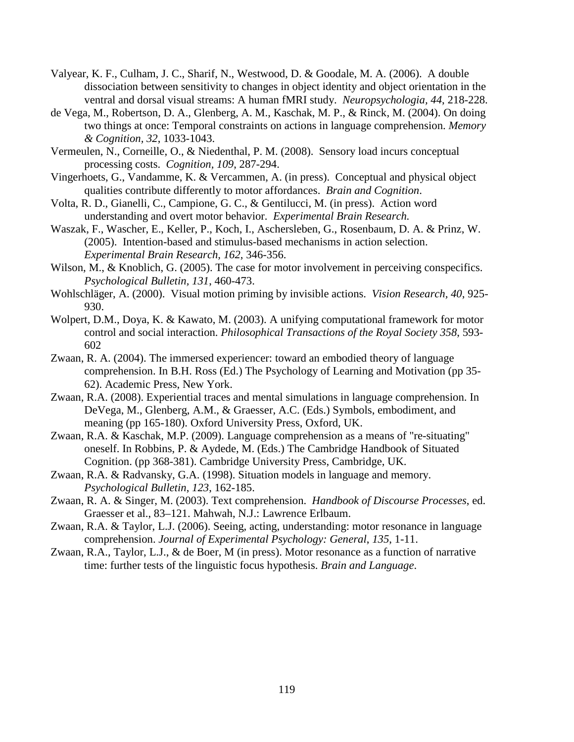Valyear, K. F., Culham, J. C., Sharif, N., Westwood, D. & Goodale, M. A. (2006). A double dissociation between sensitivity to changes in object identity and object orientation in the ventral and dorsal visual streams: A human fMRI study. *Neuropsychologia, 44*, 218-228.

de Vega, M., Robertson, D. A., Glenberg, A. M., Kaschak, M. P., & Rinck, M. (2004). On doing two things at once: Temporal constraints on actions in language comprehension. *Memory & Cognition*, *32*, 1033-1043.

Vermeulen, N., Corneille, O., & Niedenthal, P. M. (2008). Sensory load incurs conceptual processing costs. *Cognition, 109*, 287-294.

Vingerhoets, G., Vandamme, K. & Vercammen, A. (in press). Conceptual and physical object qualities contribute differently to motor affordances. *Brain and Cognition*.

Volta, R. D., Gianelli, C., Campione, G. C., & Gentilucci, M. (in press). Action word understanding and overt motor behavior. *Experimental Brain Research.*

Waszak, F., Wascher, E., Keller, P., Koch, I., Aschersleben, G., Rosenbaum, D. A. & Prinz, W. (2005). Intention-based and stimulus-based mechanisms in action selection. *Experimental Brain Research, 162*, 346-356.

Wilson, M., & Knoblich, G. (2005). The case for motor involvement in perceiving conspecifics. *Psychological Bulletin, 131*, 460-473.

Wohlschläger, A. (2000). Visual motion priming by invisible actions. *Vision Research, 40*, 925-930.

Wolpert, D.M., Doya, K. & Kawato, M. (2003). A unifying computational framework for motor control and social interaction. *Philosophical Transactions of the Royal Society 358*, 593-602

Zwaan, R. A. (2004). The immersed experiencer: toward an embodied theory of language comprehension. In B.H. Ross (Ed.) The Psychology of Learning and Motivation (pp 35-62). Academic Press, New York.

Zwaan, R.A. (2008). Experiential traces and mental simulations in language comprehension. In DeVega, M., Glenberg, A.M., & Graesser, A.C. (Eds.) Symbols, embodiment, and meaning (pp 165-180). Oxford University Press, Oxford, UK.

Zwaan, R.A. & Kaschak, M.P. (2009). Language comprehension as a means of "re-situating" oneself. In Robbins, P. & Aydede, M. (Eds.) The Cambridge Handbook of Situated Cognition. (pp 368-381). Cambridge University Press, Cambridge, UK.

Zwaan, R.A. & Radvansky, G.A. (1998). Situation models in language and memory. *Psychological Bulletin*, *123*, 162-185.

Zwaan, R. A. & Singer, M. (2003). Text comprehension. *Handbook of Discourse Processes*, ed. Graesser et al., 83–121. Mahwah, N.J.: Lawrence Erlbaum.

Zwaan, R.A. & Taylor, L.J. (2006). Seeing, acting, understanding: motor resonance in language comprehension. *Journal of Experimental Psychology: General*, *135*, 1-11.

Zwaan, R.A., Taylor, L.J., & de Boer, M (in press). Motor resonance as a function of narrative time: further tests of the linguistic focus hypothesis. *Brain and Language*.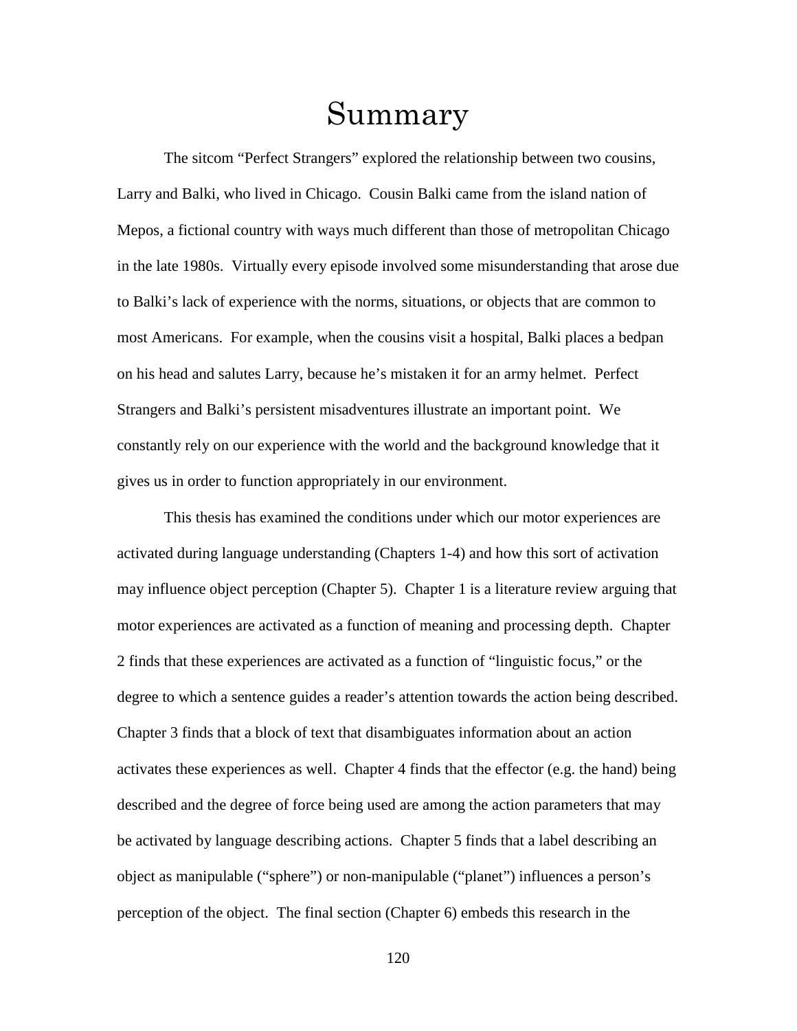# Summary

The sitcom "Perfect Strangers" explored the relationship between two cousins, Larry and Balki, who lived in Chicago. Cousin Balki came from the island nation of Mepos, a fictional country with ways much different than those of metropolitan Chicago in the late 1980s. Virtually every episode involved some misunderstanding that arose due to Balki's lack of experience with the norms, situations, or objects that are common to most Americans. For example, when the cousins visit a hospital, Balki places a bedpan on his head and salutes Larry, because he's mistaken it for an army helmet. Perfect Strangers and Balki's persistent misadventures illustrate an important point. We constantly rely on our experience with the world and the background knowledge that it gives us in order to function appropriately in our environment.

This thesis has examined the conditions under which our motor experiences are activated during language understanding (Chapters 1-4) and how this sort of activation may influence object perception (Chapter 5). Chapter 1 is a literature review arguing that motor experiences are activated as a function of meaning and processing depth. Chapter 2 finds that these experiences are activated as a function of "linguistic focus," or the degree to which a sentence guides a reader's attention towards the action being described. Chapter 3 finds that a block of text that disambiguates information about an action activates these experiences as well. Chapter 4 finds that the effector (e.g. the hand) being described and the degree of force being used are among the action parameters that may be activated by language describing actions. Chapter 5 finds that a label describing an object as manipulable ("sphere") or non-manipulable ("planet") influences a person's perception of the object. The final section (Chapter 6) embeds this research in the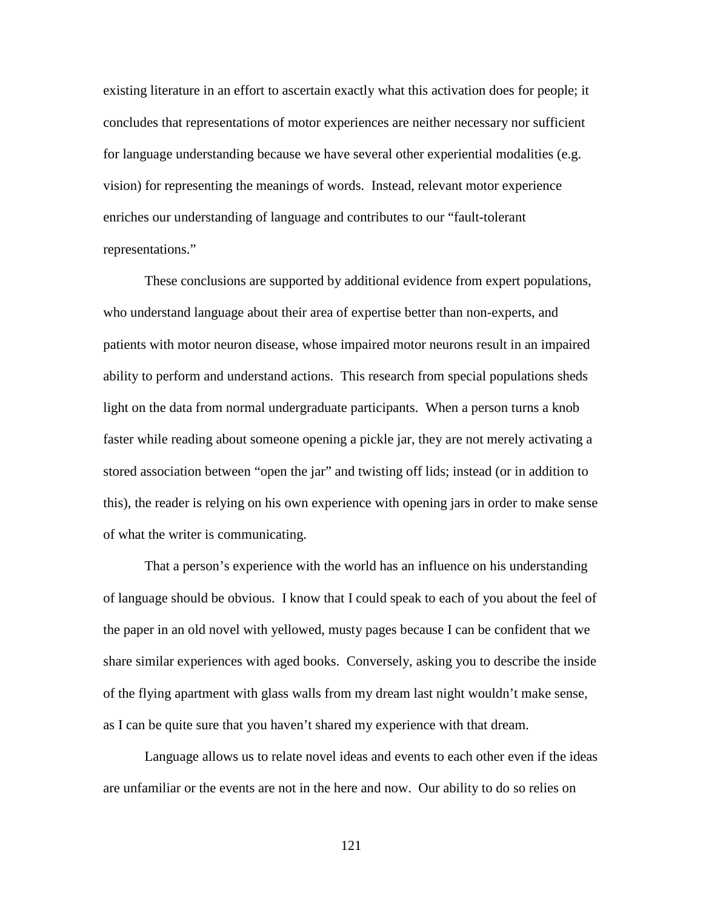existing literature in an effort to ascertain exactly what this activation does for people; it concludes that representations of motor experiences are neither necessary nor sufficient for language understanding because we have several other experiential modalities (e.g. vision) for representing the meanings of words. Instead, relevant motor experience enriches our understanding of language and contributes to our "fault-tolerant representations."

These conclusions are supported by additional evidence from expert populations, who understand language about their area of expertise better than non-experts, and patients with motor neuron disease, whose impaired motor neurons result in an impaired ability to perform and understand actions. This research from special populations sheds light on the data from normal undergraduate participants. When a person turns a knob faster while reading about someone opening a pickle jar, they are not merely activating a stored association between "open the jar" and twisting off lids; instead (or in addition to this), the reader is relying on his own experience with opening jars in order to make sense of what the writer is communicating.

That a person's experience with the world has an influence on his understanding of language should be obvious. I know that I could speak to each of you about the feel of the paper in an old novel with yellowed, musty pages because I can be confident that we share similar experiences with aged books. Conversely, asking you to describe the inside of the flying apartment with glass walls from my dream last night wouldn't make sense, as I can be quite sure that you haven't shared my experience with that dream.

Language allows us to relate novel ideas and events to each other even if the ideas are unfamiliar or the events are not in the here and now. Our ability to do so relies on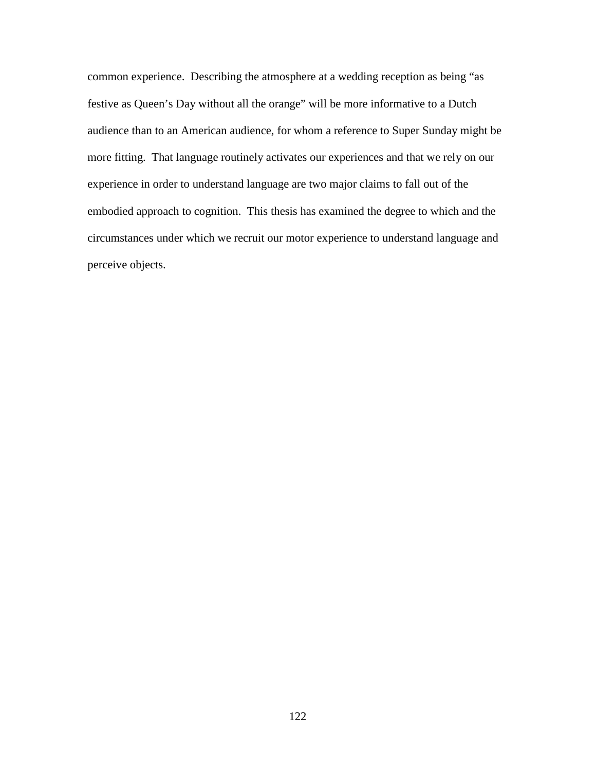common experience. Describing the atmosphere at a wedding reception as being "as festive as Queen's Day without all the orange" will be more informative to a Dutch audience than to an American audience, for whom a reference to Super Sunday might be more fitting. That language routinely activates our experiences and that we rely on our experience in order to understand language are two major claims to fall out of the embodied approach to cognition. This thesis has examined the degree to which and the circumstances under which we recruit our motor experience to understand language and perceive objects.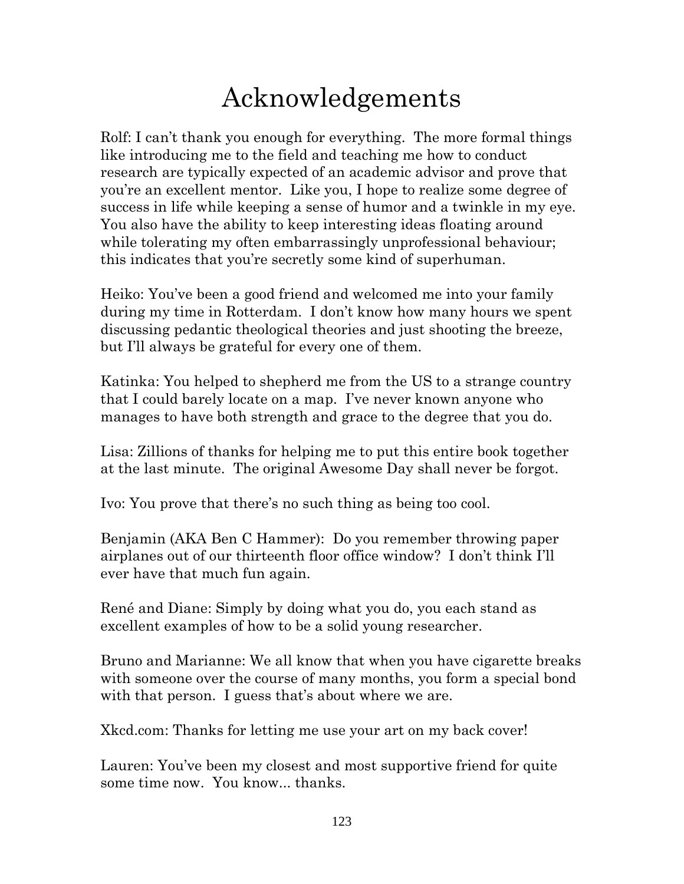# Acknowledgements

Rolf: I can't thank you enough for everything. The more formal things like introducing me to the field and teaching me how to conduct research are typically expected of an academic advisor and prove that you're an excellent mentor. Like you, I hope to realize some degree of success in life while keeping a sense of humor and a twinkle in my eye. You also have the ability to keep interesting ideas floating around while tolerating my often embarrassingly unprofessional behaviour; this indicates that you're secretly some kind of superhuman.

Heiko: You've been a good friend and welcomed me into your family during my time in Rotterdam. I don't know how many hours we spent discussing pedantic theological theories and just shooting the breeze, but I'll always be grateful for every one of them.

Katinka: You helped to shepherd me from the US to a strange country that I could barely locate on a map. I've never known anyone who manages to have both strength and grace to the degree that you do.

Lisa: Zillions of thanks for helping me to put this entire book together at the last minute. The original Awesome Day shall never be forgot.

Ivo: You prove that there's no such thing as being too cool.

Benjamin (AKA Ben C Hammer): Do you remember throwing paper airplanes out of our thirteenth floor office window? I don't think I'll ever have that much fun again.

René and Diane: Simply by doing what you do, you each stand as excellent examples of how to be a solid young researcher.

Bruno and Marianne: We all know that when you have cigarette breaks with someone over the course of many months, you form a special bond with that person. I guess that's about where we are.

Xkcd.com: Thanks for letting me use your art on my back cover!

Lauren: You've been my closest and most supportive friend for quite some time now. You know... thanks.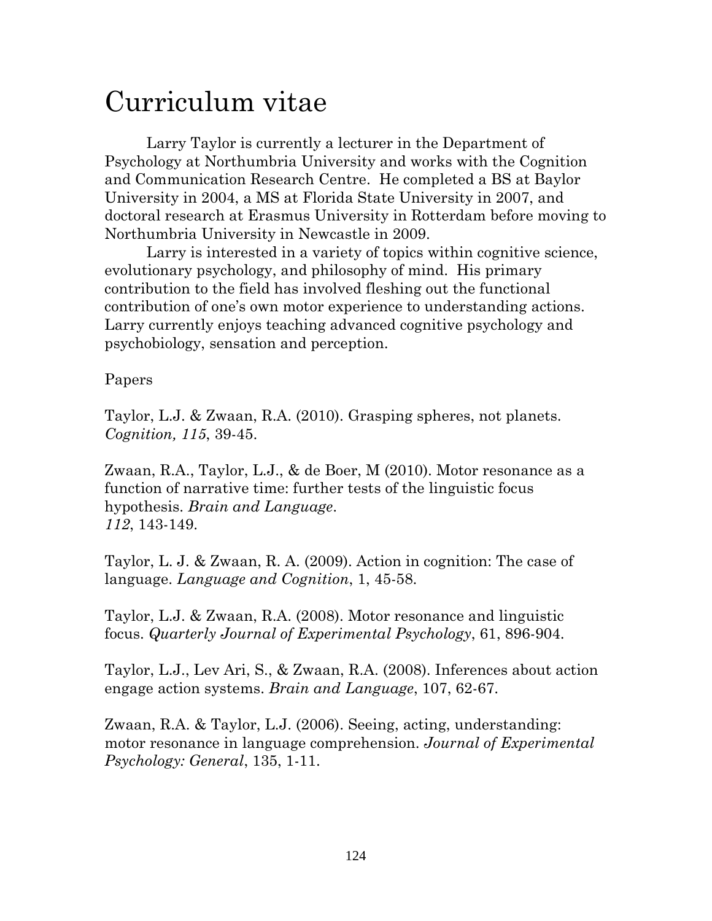# Curriculum vitae

Larry Taylor is currently a lecturer in the Department of Psychology at Northumbria University and works with the Cognition and Communication Research Centre. He completed a BS at Baylor University in 2004, a MS at Florida State University in 2007, and doctoral research at Erasmus University in Rotterdam before moving to Northumbria University in Newcastle in 2009.

Larry is interested in a variety of topics within cognitive science, evolutionary psychology, and philosophy of mind. His primary contribution to the field has involved fleshing out the functional contribution of one's own motor experience to understanding actions. Larry currently enjoys teaching advanced cognitive psychology and psychobiology, sensation and perception.

Papers

Taylor, L.J. & Zwaan, R.A. (2010). Grasping spheres, not planets. *Cognition, 115*, 39-45.

Zwaan, R.A., Taylor, L.J., & de Boer, M (2010). Motor resonance as a function of narrative time: further tests of the linguistic focus hypothesis. *Brain and Language*. *112*, 143-149.

Taylor, L. J. & Zwaan, R. A. (2009). Action in cognition: The case of language. *Language and Cognition*, 1, 45-58.

Taylor, L.J. & Zwaan, R.A. (2008). Motor resonance and linguistic focus. *Quarterly Journal of Experimental Psychology*, 61, 896-904.

Taylor, L.J., Lev Ari, S., & Zwaan, R.A. (2008). Inferences about action engage action systems. *Brain and Language*, 107, 62-67.

Zwaan, R.A. & Taylor, L.J. (2006). Seeing, acting, understanding: motor resonance in language comprehension. *Journal of Experimental Psychology: General*, 135, 1-11.